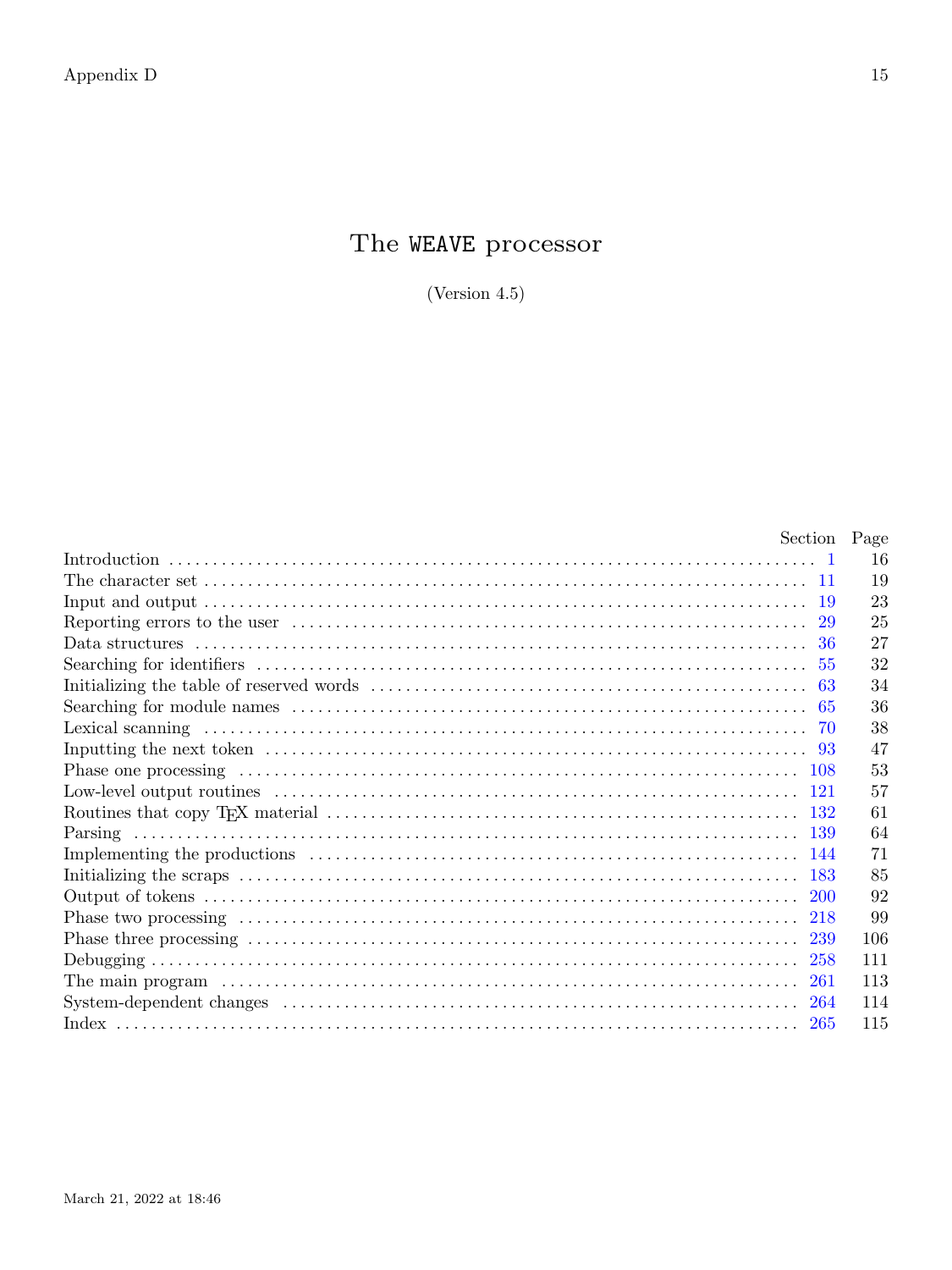# The WEAVE processor

(Version 4.5)

| | Section | Page |
|---|---|---|
| Introduction | 1 | 16 |
| The character set | 11 | 19 |
| Input and output | 19 | 23 |
| Reporting errors to the user | 29 | 25 |
| Data structures | 36 | 27 |
| Searching for identifiers | 55 | 32 |
| Initializing the table of reserved words | 63 | 34 |
| Searching for module names | 65 | 36 |
| Lexical scanning | 70 | 38 |
| Inputting the next token | 93 | 47 |
| Phase one processing | 108 | 53 |
| Low-level output routines | 121 | 57 |
| Routines that copy TEX material | 132 | 61 |
| Parsing | 139 | 64 |
| Implementing the productions | 144 | 71 |
| Initializing the scraps | 183 | 85 |
| Output of tokens | 200 | 92 |
| Phase two processing | 218 | 99 |
| Phase three processing | 239 | 106 |
| Debugging | 258 | 111 |
| The main program | 261 | 113 |
| System-dependent changes | 264 | 114 |
| Index | 265 | 115 |

March 21, 2022 at 18:46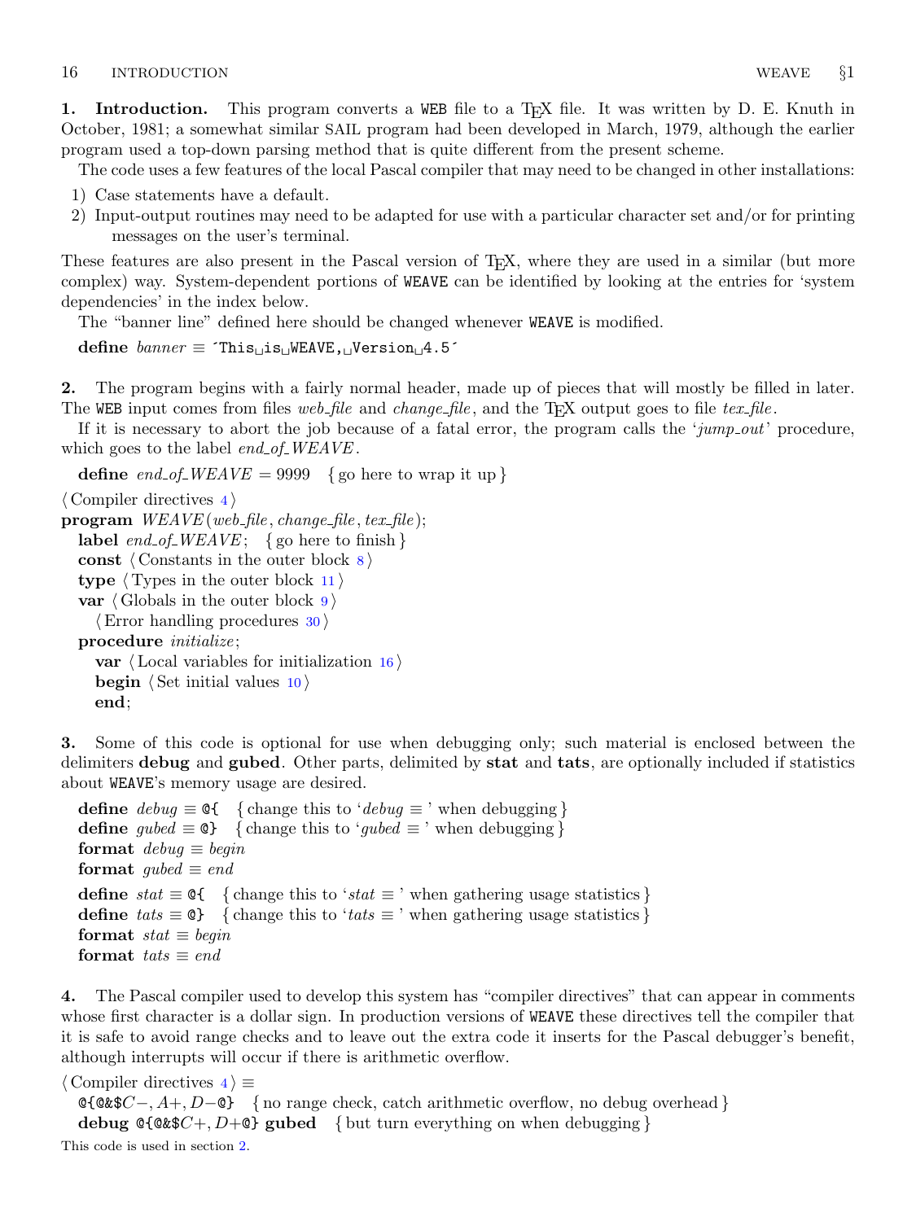**1. Introduction.** This program converts a WEB file to a TeX file. It was written by D. E. Knuth in October, 1981; a somewhat similar SAIL program had been developed in March, 1979, although the earlier program used a top-down parsing method that is quite different from the present scheme.

The code uses a few features of the local Pascal compiler that may need to be changed in other installations:

1) Case statements have a default.
2) Input-output routines may need to be adapted for use with a particular character set and/or for printing messages on the user's terminal.

These features are also present in the Pascal version of TeX, where they are used in a similar (but more complex) way. System-dependent portions of WEAVE can be identified by looking at the entries for 'system dependencies' in the index below.

The "banner line" defined here should be changed whenever WEAVE is modified.

**define** *banner* ≡ ´This␣is␣WEAVE,␣Version␣4.5´

**2.** The program begins with a fairly normal header, made up of pieces that will mostly be filled in later. The WEB input comes from files *web_file* and *change_file*, and the TeX output goes to file *tex_file*.

If it is necessary to abort the job because of a fatal error, the program calls the '*jump_out*' procedure, which goes to the label *end_of_WEAVE*.

**define** *end_of_WEAVE* = 9999 { go here to wrap it up }

```
⟨ Compiler directives 4 ⟩
program WEAVE(web_file, change_file, tex_file);
  label end_of_WEAVE; { go here to finish }
  const ⟨ Constants in the outer block 8 ⟩
  type ⟨ Types in the outer block 11 ⟩
  var ⟨ Globals in the outer block 9 ⟩
    ⟨ Error handling procedures 30 ⟩
  procedure initialize;
    var ⟨ Local variables for initialization 16 ⟩
    begin ⟨ Set initial values 10 ⟩
    end;
```

**3.** Some of this code is optional for use when debugging only; such material is enclosed between the delimiters **debug** and **gubed**. Other parts, delimited by **stat** and **tats**, are optionally included if statistics about WEAVE's memory usage are desired.

```
define debug ≡ @{ { change this to 'debug ≡ ' when debugging }
define gubed ≡ @} { change this to 'gubed ≡ ' when debugging }
format debug ≡ begin
format gubed ≡ end
define stat ≡ @{ { change this to 'stat ≡ ' when gathering usage statistics }
define tats ≡ @} { change this to 'tats ≡ ' when gathering usage statistics }
format stat ≡ begin
format tats ≡ end
```

**4.** The Pascal compiler used to develop this system has "compiler directives" that can appear in comments whose first character is a dollar sign. In production versions of WEAVE these directives tell the compiler that it is safe to avoid range checks and to leave out the extra code it inserts for the Pascal debugger's benefit, although interrupts will occur if there is arithmetic overflow.

```
⟨ Compiler directives 4 ⟩ ≡
  @{@&$C−, A+, D−@} { no range check, catch arithmetic overflow, no debug overhead }
  debug @{@&$C+, D+@} gubed { but turn everything on when debugging }
```

This code is used in section 2.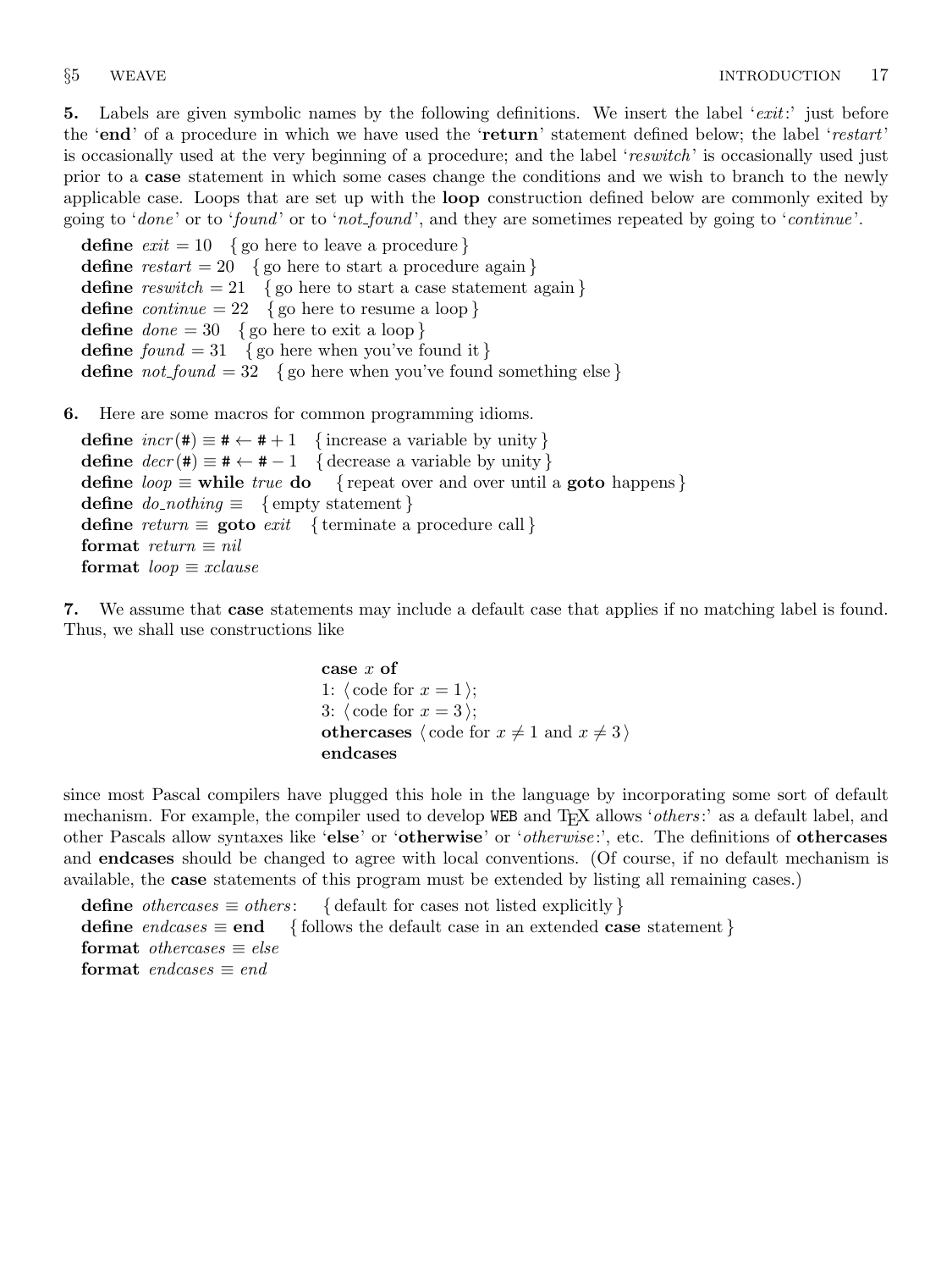**5.** Labels are given symbolic names by the following definitions. We insert the label '*exit*:' just before the '**end**' of a procedure in which we have used the '**return**' statement defined below; the label '*restart*' is occasionally used at the very beginning of a procedure; and the label '*reswitch*' is occasionally used just prior to a **case** statement in which some cases change the conditions and we wish to branch to the newly applicable case. Loops that are set up with the **loop** construction defined below are commonly exited by going to '*done*' or to '*found*' or to '*not_found*', and they are sometimes repeated by going to '*continue*'.

**define** *exit* $= 10$ { go here to leave a procedure }
**define** *restart* $= 20$ { go here to start a procedure again }
**define** *reswitch* $= 21$ { go here to start a case statement again }
**define** *continue* $= 22$ { go here to resume a loop }
**define** *done* $= 30$ { go here to exit a loop }
**define** *found* $= 31$ { go here when you've found it }
**define** *not_found* $= 32$ { go here when you've found something else }

**6.** Here are some macros for common programming idioms.

**define** *incr*(#) $\equiv$ # $\leftarrow$ # $+ 1$ { increase a variable by unity }
**define** *decr*(#) $\equiv$ # $\leftarrow$ # $- 1$ { decrease a variable by unity }
**define** *loop* $\equiv$ **while** *true* **do** { repeat over and over until a **goto** happens }
**define** *do_nothing* $\equiv$ { empty statement }
**define** *return* $\equiv$ **goto** *exit* { terminate a procedure call }
**format** *return* $\equiv$ *nil*
**format** *loop* $\equiv$ *xclause*

**7.** We assume that **case** statements may include a default case that applies if no matching label is found. Thus, we shall use constructions like

> **case** $x$ **of**
> 1: ⟨ code for $x = 1$ ⟩;
> 3: ⟨ code for $x = 3$ ⟩;
> **othercases** ⟨ code for $x \neq 1$ and $x \neq 3$ ⟩
> **endcases**

since most Pascal compilers have plugged this hole in the language by incorporating some sort of default mechanism. For example, the compiler used to develop WEB and TeX allows '*others*:' as a default label, and other Pascals allow syntaxes like '**else**' or '**otherwise**' or '*otherwise*:', etc. The definitions of **othercases** and **endcases** should be changed to agree with local conventions. (Of course, if no default mechanism is available, the **case** statements of this program must be extended by listing all remaining cases.)

**define** *othercases* $\equiv$ *others*: { default for cases not listed explicitly }
**define** *endcases* $\equiv$ **end** { follows the default case in an extended **case** statement }
**format** *othercases* $\equiv$ *else*
**format** *endcases* $\equiv$ *end*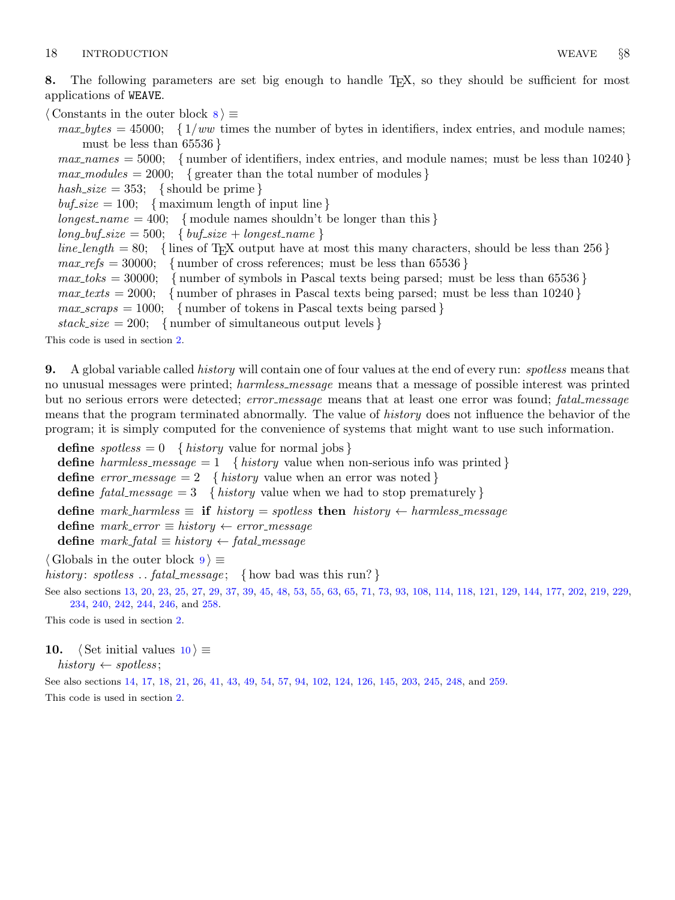**8.** The following parameters are set big enough to handle TEX, so they should be sufficient for most applications of WEAVE.

⟨ Constants in the outer block 8 ⟩ ≡

*max_bytes* = 45000; { $1/ww$ times the number of bytes in identifiers, index entries, and module names; must be less than 65536 }
*max_names* = 5000; { number of identifiers, index entries, and module names; must be less than 10240 }
*max_modules* = 2000; { greater than the total number of modules }
*hash_size* = 353; { should be prime }
*buf_size* = 100; { maximum length of input line }
*longest_name* = 400; { module names shouldn't be longer than this }
*long_buf_size* = 500; { *buf_size* + *longest_name* }
*line_length* = 80; { lines of TEX output have at most this many characters, should be less than 256 }
*max_refs* = 30000; { number of cross references; must be less than 65536 }
*max_toks* = 30000; { number of symbols in Pascal texts being parsed; must be less than 65536 }
*max_texts* = 2000; { number of phrases in Pascal texts being parsed; must be less than 10240 }
*max_scraps* = 1000; { number of tokens in Pascal texts being parsed }
*stack_size* = 200; { number of simultaneous output levels }

This code is used in section 2.

**9.** A global variable called *history* will contain one of four values at the end of every run: *spotless* means that no unusual messages were printed; *harmless_message* means that a message of possible interest was printed but no serious errors were detected; *error_message* means that at least one error was found; *fatal_message* means that the program terminated abnormally. The value of *history* does not influence the behavior of the program; it is simply computed for the convenience of systems that might want to use such information.

**define** *spotless* = 0 { *history* value for normal jobs }
**define** *harmless_message* = 1 { *history* value when non-serious info was printed }
**define** *error_message* = 2 { *history* value when an error was noted }
**define** *fatal_message* = 3 { *history* value when we had to stop prematurely }

**define** *mark_harmless* ≡ **if** *history* = *spotless* **then** *history* ← *harmless_message*
**define** *mark_error* ≡ *history* ← *error_message*
**define** *mark_fatal* ≡ *history* ← *fatal_message*

⟨ Globals in the outer block 9 ⟩ ≡
*history*: *spotless* .. *fatal_message*; { how bad was this run? }

See also sections 13, 20, 23, 25, 27, 29, 37, 39, 45, 48, 53, 55, 63, 65, 71, 73, 93, 108, 114, 118, 121, 129, 144, 177, 202, 219, 229, 234, 240, 242, 244, 246, and 258.

This code is used in section 2.

**10.** ⟨ Set initial values 10 ⟩ ≡
*history* ← *spotless*;

See also sections 14, 17, 18, 21, 26, 41, 43, 49, 54, 57, 94, 102, 124, 126, 145, 203, 245, 248, and 259.

This code is used in section 2.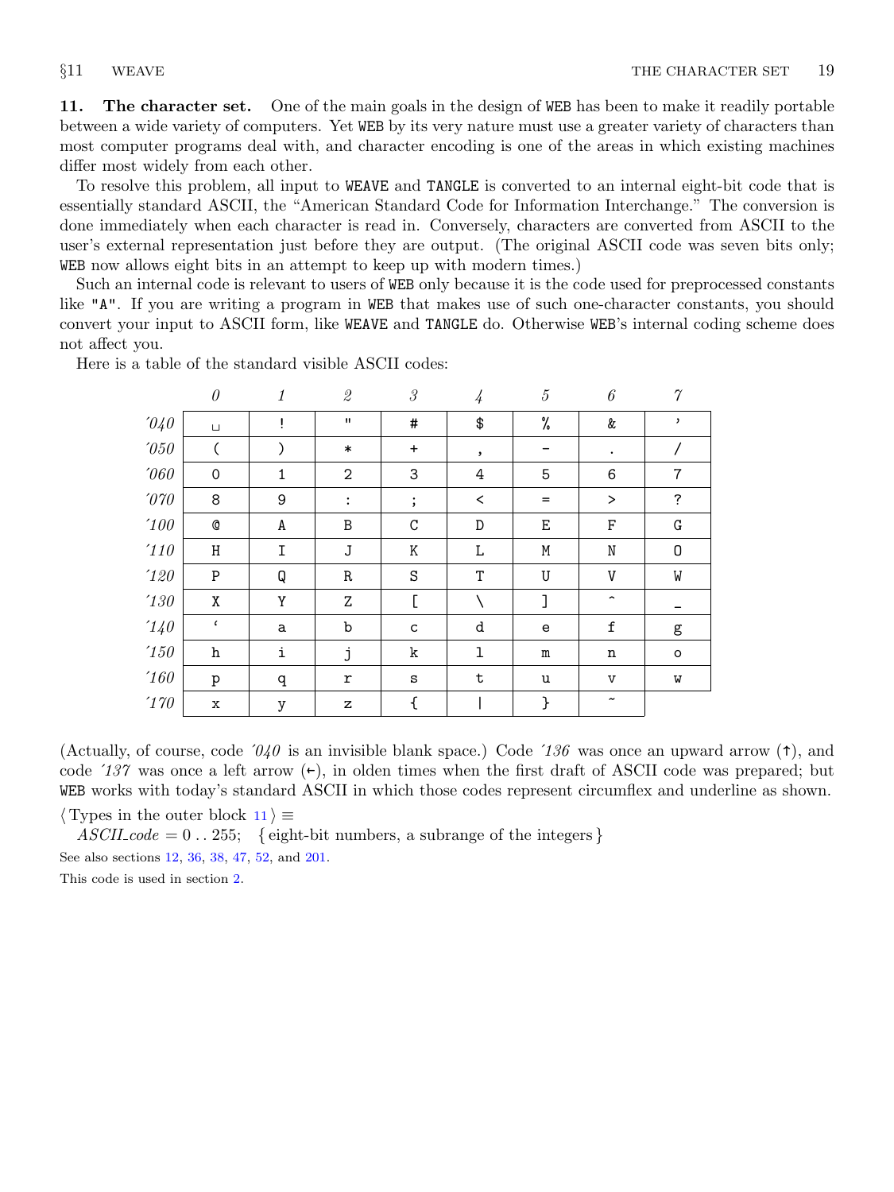**11. The character set.** One of the main goals in the design of WEB has been to make it readily portable between a wide variety of computers. Yet WEB by its very nature must use a greater variety of characters than most computer programs deal with, and character encoding is one of the areas in which existing machines differ most widely from each other.

To resolve this problem, all input to WEAVE and TANGLE is converted to an internal eight-bit code that is essentially standard ASCII, the "American Standard Code for Information Interchange." The conversion is done immediately when each character is read in. Conversely, characters are converted from ASCII to the user's external representation just before they are output. (The original ASCII code was seven bits only; WEB now allows eight bits in an attempt to keep up with modern times.)

Such an internal code is relevant to users of WEB only because it is the code used for preprocessed constants like "A". If you are writing a program in WEB that makes use of such one-character constants, you should convert your input to ASCII form, like WEAVE and TANGLE do. Otherwise WEB's internal coding scheme does not affect you.

Here is a table of the standard visible ASCII codes:

| | *0* | *1* | *2* | *3* | *4* | *5* | *6* | *7* |
|---|---|---|---|---|---|---|---|---|
| *´040* | ␣ | ! | " | # | $ | % | & | ' |
| *´050* | ( | ) | * | + | , | - | . | / |
| *´060* | 0 | 1 | 2 | 3 | 4 | 5 | 6 | 7 |
| *´070* | 8 | 9 | : | ; | < | = | > | ? |
| *´100* | @ | A | B | C | D | E | F | G |
| *´110* | H | I | J | K | L | M | N | O |
| *´120* | P | Q | R | S | T | U | V | W |
| *´130* | X | Y | Z | [ | \ | ] | ^ | _ |
| *´140* | ` | a | b | c | d | e | f | g |
| *´150* | h | i | j | k | l | m | n | o |
| *´160* | p | q | r | s | t | u | v | w |
| *´170* | x | y | z | { | \| | } | ~ | |

(Actually, of course, code *´040* is an invisible blank space.) Code *´136* was once an upward arrow (↑), and code *´137* was once a left arrow (←), in olden times when the first draft of ASCII code was prepared; but WEB works with today's standard ASCII in which those codes represent circumflex and underline as shown.

⟨ Types in the outer block 11 ⟩ ≡

$ASCII\_code = 0 \,..\, 255$; { eight-bit numbers, a subrange of the integers }

See also sections 12, 36, 38, 47, 52, and 201.

This code is used in section 2.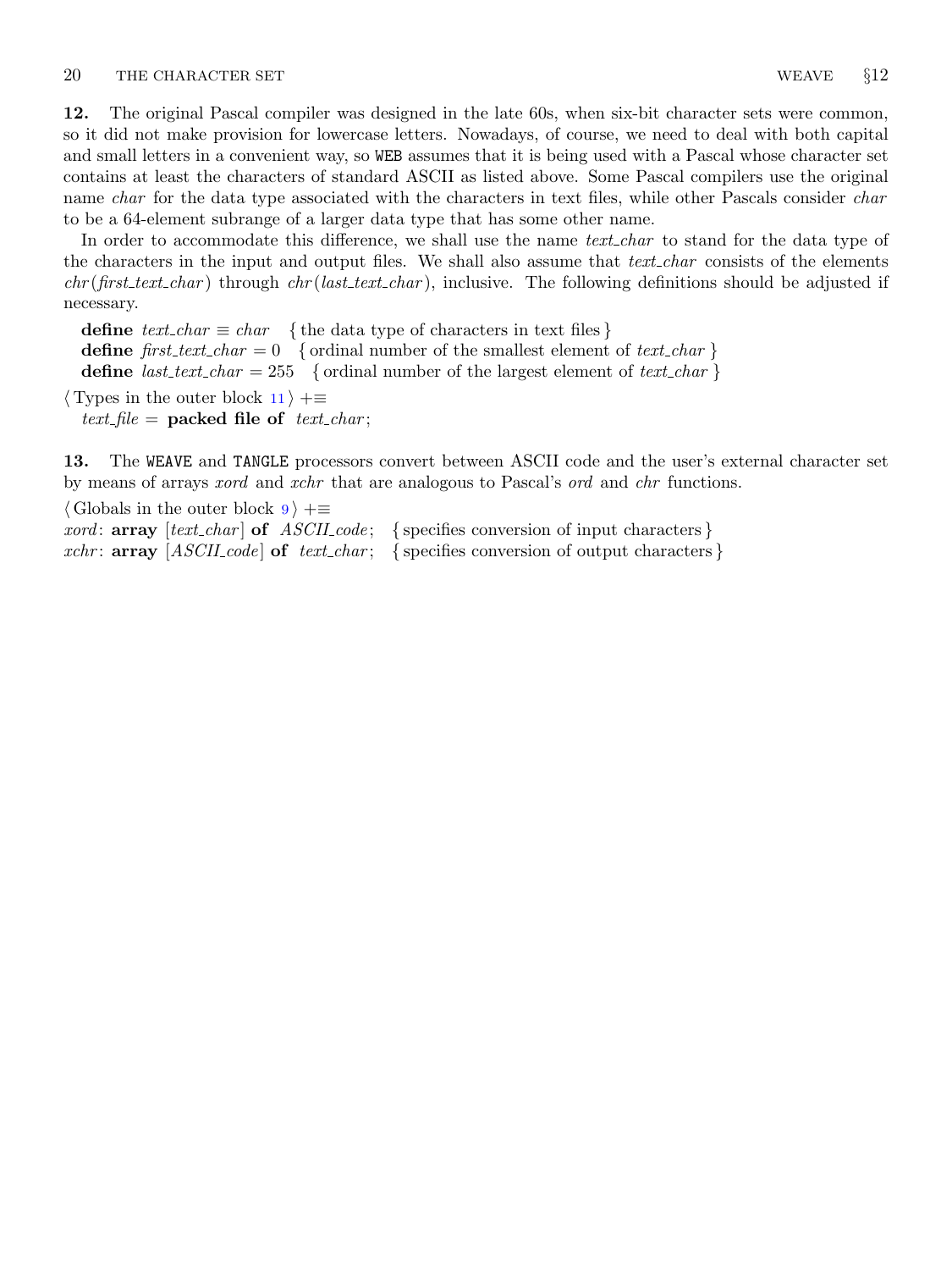**12.** The original Pascal compiler was designed in the late 60s, when six-bit character sets were common, so it did not make provision for lowercase letters. Nowadays, of course, we need to deal with both capital and small letters in a convenient way, so `WEB` assumes that it is being used with a Pascal whose character set contains at least the characters of standard ASCII as listed above. Some Pascal compilers use the original name *char* for the data type associated with the characters in text files, while other Pascals consider *char* to be a 64-element subrange of a larger data type that has some other name.

In order to accommodate this difference, we shall use the name *text_char* to stand for the data type of the characters in the input and output files. We shall also assume that *text_char* consists of the elements *chr*(*first_text_char*) through *chr*(*last_text_char*), inclusive. The following definitions should be adjusted if necessary.

**define** *text_char* ≡ *char* { the data type of characters in text files }
**define** *first_text_char* = 0 { ordinal number of the smallest element of *text_char* }
**define** *last_text_char* = 255 { ordinal number of the largest element of *text_char* }

⟨ Types in the outer block 11 ⟩ +≡
*text_file* = **packed file of** *text_char*;

**13.** The `WEAVE` and `TANGLE` processors convert between ASCII code and the user's external character set by means of arrays *xord* and *xchr* that are analogous to Pascal's *ord* and *chr* functions.

⟨ Globals in the outer block 9 ⟩ +≡
*xord*: **array** [*text_char*] **of** *ASCII_code*; { specifies conversion of input characters }
*xchr*: **array** [*ASCII_code*] **of** *text_char*; { specifies conversion of output characters }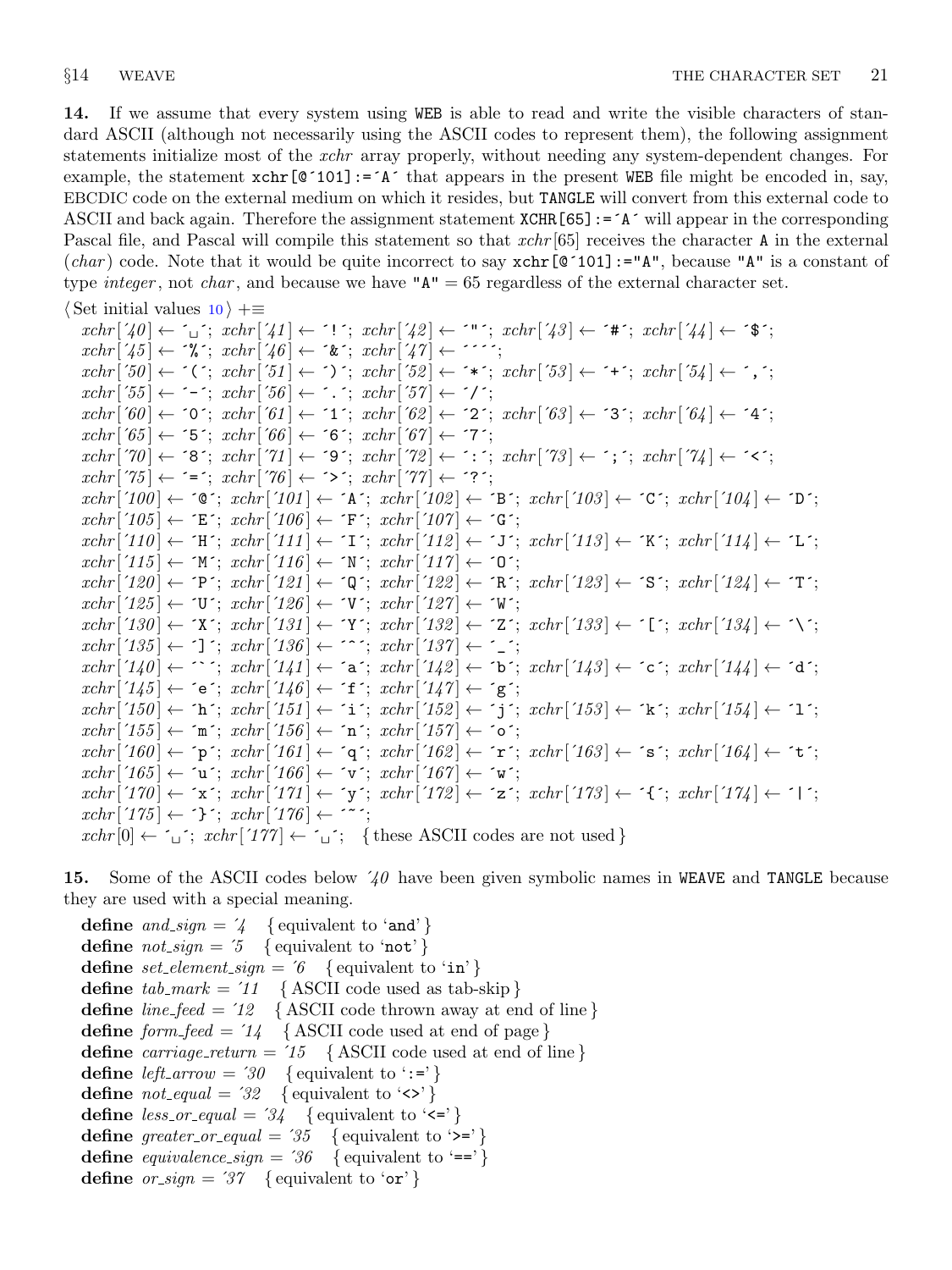**14.** If we assume that every system using WEB is able to read and write the visible characters of standard ASCII (although not necessarily using the ASCII codes to represent them), the following assignment statements initialize most of the *xchr* array properly, without needing any system-dependent changes. For example, the statement `xchr[@´101]:=´A´` that appears in the present WEB file might be encoded in, say, EBCDIC code on the external medium on which it resides, but TANGLE will convert from this external code to ASCII and back again. Therefore the assignment statement `XCHR[65]:=´A´` will appear in the corresponding Pascal file, and Pascal will compile this statement so that *xchr*[65] receives the character A in the external (*char*) code. Note that it would be quite incorrect to say `xchr[@´101]:="A"`, because `"A"` is a constant of type *integer*, not *char*, and because we have `"A"` = 65 regardless of the external character set.

⟨ Set initial values 10 ⟩ +≡

```
xchr[´40] ← ´␣´; xchr[´41] ← ´!´; xchr[´42] ← ´"´; xchr[´43] ← ´#´; xchr[´44] ← ´$´;
xchr[´45] ← ´%´; xchr[´46] ← ´&´; xchr[´47] ← ´´´´;
xchr[´50] ← ´(´; xchr[´51] ← ´)´; xchr[´52] ← ´*´; xchr[´53] ← ´+´; xchr[´54] ← ´,´;
xchr[´55] ← ´-´; xchr[´56] ← ´.´; xchr[´57] ← ´/´;
xchr[´60] ← ´0´; xchr[´61] ← ´1´; xchr[´62] ← ´2´; xchr[´63] ← ´3´; xchr[´64] ← ´4´;
xchr[´65] ← ´5´; xchr[´66] ← ´6´; xchr[´67] ← ´7´;
xchr[´70] ← ´8´; xchr[´71] ← ´9´; xchr[´72] ← ´:´; xchr[´73] ← ´;´; xchr[´74] ← ´<´;
xchr[´75] ← ´=´; xchr[´76] ← ´>´; xchr[´77] ← ´?´;
xchr[´100] ← ´@´; xchr[´101] ← ´A´; xchr[´102] ← ´B´; xchr[´103] ← ´C´; xchr[´104] ← ´D´;
xchr[´105] ← ´E´; xchr[´106] ← ´F´; xchr[´107] ← ´G´;
xchr[´110] ← ´H´; xchr[´111] ← ´I´; xchr[´112] ← ´J´; xchr[´113] ← ´K´; xchr[´114] ← ´L´;
xchr[´115] ← ´M´; xchr[´116] ← ´N´; xchr[´117] ← ´O´;
xchr[´120] ← ´P´; xchr[´121] ← ´Q´; xchr[´122] ← ´R´; xchr[´123] ← ´S´; xchr[´124] ← ´T´;
xchr[´125] ← ´U´; xchr[´126] ← ´V´; xchr[´127] ← ´W´;
xchr[´130] ← ´X´; xchr[´131] ← ´Y´; xchr[´132] ← ´Z´; xchr[´133] ← ´[´; xchr[´134] ← ´\´;
xchr[´135] ← ´]´; xchr[´136] ← ´^´; xchr[´137] ← ´_´;
xchr[´140] ← ´`´; xchr[´141] ← ´a´; xchr[´142] ← ´b´; xchr[´143] ← ´c´; xchr[´144] ← ´d´;
xchr[´145] ← ´e´; xchr[´146] ← ´f´; xchr[´147] ← ´g´;
xchr[´150] ← ´h´; xchr[´151] ← ´i´; xchr[´152] ← ´j´; xchr[´153] ← ´k´; xchr[´154] ← ´l´;
xchr[´155] ← ´m´; xchr[´156] ← ´n´; xchr[´157] ← ´o´;
xchr[´160] ← ´p´; xchr[´161] ← ´q´; xchr[´162] ← ´r´; xchr[´163] ← ´s´; xchr[´164] ← ´t´;
xchr[´165] ← ´u´; xchr[´166] ← ´v´; xchr[´167] ← ´w´;
xchr[´170] ← ´x´; xchr[´171] ← ´y´; xchr[´172] ← ´z´; xchr[´173] ← ´{´; xchr[´174] ← ´|´;
xchr[´175] ← ´}´; xchr[´176] ← ´~´;
xchr[0] ← ´␣´; xchr[´177] ← ´␣´;   { these ASCII codes are not used }
```

**15.** Some of the ASCII codes below ´40 have been given symbolic names in WEAVE and TANGLE because they are used with a special meaning.

```
define and_sign = ´4   { equivalent to 'and' }
define not_sign = ´5   { equivalent to 'not' }
define set_element_sign = ´6   { equivalent to 'in' }
define tab_mark = ´11   { ASCII code used as tab-skip }
define line_feed = ´12   { ASCII code thrown away at end of line }
define form_feed = ´14   { ASCII code used at end of page }
define carriage_return = ´15   { ASCII code used at end of line }
define left_arrow = ´30   { equivalent to ':=' }
define not_equal = ´32   { equivalent to '<>' }
define less_or_equal = ´34   { equivalent to '<=' }
define greater_or_equal = ´35   { equivalent to '>=' }
define equivalence_sign = ´36   { equivalent to '==' }
define or_sign = ´37   { equivalent to 'or' }
```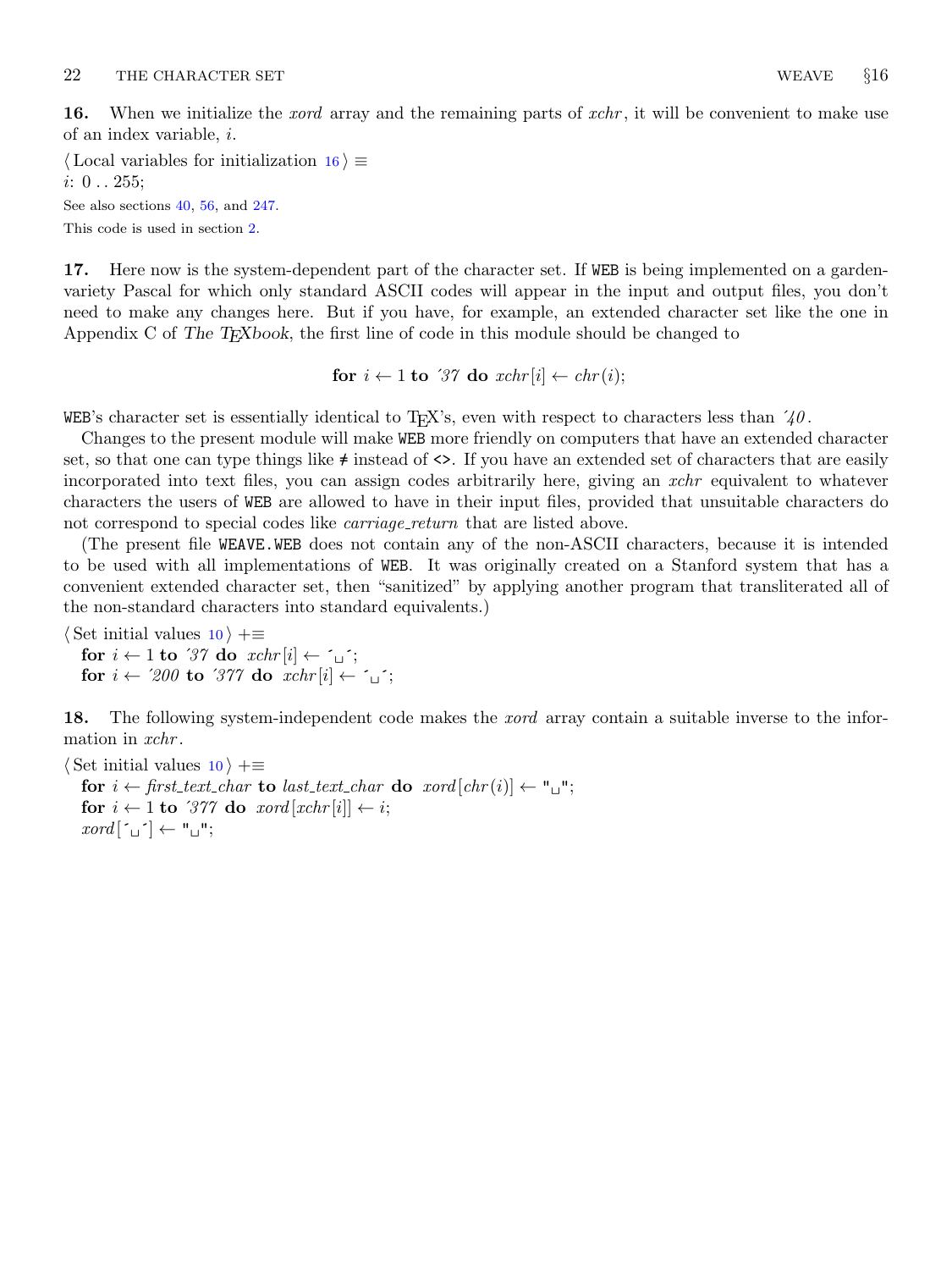**16.** When we initialize the *xord* array and the remaining parts of *xchr*, it will be convenient to make use of an index variable, *i*.

⟨ Local variables for initialization 16 ⟩ ≡
*i*: 0 . . 255;

See also sections 40, 56, and 247.

This code is used in section 2.

**17.** Here now is the system-dependent part of the character set. If `WEB` is being implemented on a garden-variety Pascal for which only standard ASCII codes will appear in the input and output files, you don't need to make any changes here. But if you have, for example, an extended character set like the one in Appendix C of *The TEXbook*, the first line of code in this module should be changed to

$$\textbf{for } i \leftarrow 1 \textbf{ to } '37 \textbf{ do } xchr[i] \leftarrow chr(i);$$

`WEB`'s character set is essentially identical to TEX's, even with respect to characters less than $'40$.

Changes to the present module will make `WEB` more friendly on computers that have an extended character set, so that one can type things like ≠ instead of `<>`. If you have an extended set of characters that are easily incorporated into text files, you can assign codes arbitrarily here, giving an *xchr* equivalent to whatever characters the users of `WEB` are allowed to have in their input files, provided that unsuitable characters do not correspond to special codes like *carriage_return* that are listed above.

(The present file `WEAVE.WEB` does not contain any of the non-ASCII characters, because it is intended to be used with all implementations of `WEB`. It was originally created on a Stanford system that has a convenient extended character set, then "sanitized" by applying another program that transliterated all of the non-standard characters into standard equivalents.)

⟨ Set initial values 10 ⟩ +≡
  **for** *i* ← 1 **to** ´*37* **do** *xchr*[*i*] ← ´␣´;
  **for** *i* ← ´*200* **to** ´*377* **do** *xchr*[*i*] ← ´␣´;

**18.** The following system-independent code makes the *xord* array contain a suitable inverse to the information in *xchr*.

⟨ Set initial values 10 ⟩ +≡
  **for** *i* ← *first_text_char* **to** *last_text_char* **do** *xord*[*chr*(*i*)] ← "␣";
  **for** *i* ← 1 **to** ´*377* **do** *xord*[*xchr*[*i*]] ← *i*;
  *xord*[´␣´] ← "␣";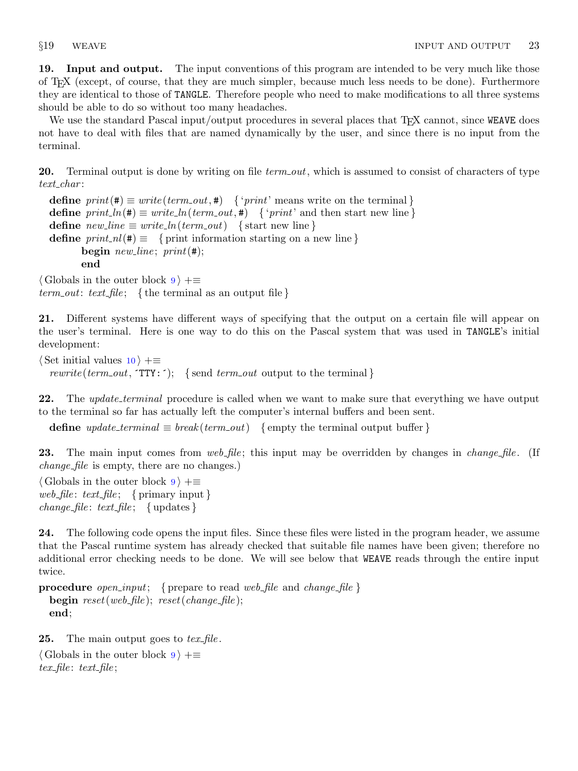**19. Input and output.** The input conventions of this program are intended to be very much like those of TEX (except, of course, that they are much simpler, because much less needs to be done). Furthermore they are identical to those of `TANGLE`. Therefore people who need to make modifications to all three systems should be able to do so without too many headaches.

We use the standard Pascal input/output procedures in several places that TEX cannot, since `WEAVE` does not have to deal with files that are named dynamically by the user, and since there is no input from the terminal.

**20.** Terminal output is done by writing on file *term_out*, which is assumed to consist of characters of type *text_char*:

```
define print(#) ≡ write(term_out, #)   { 'print' means write on the terminal }
define print_ln(#) ≡ write_ln(term_out, #)   { 'print' and then start new line }
define new_line ≡ write_ln(term_out)   { start new line }
define print_nl(#) ≡   { print information starting on a new line }
        begin new_line; print(#);
        end
```

⟨ Globals in the outer block 9 ⟩ +≡
*term_out*: *text_file*;   { the terminal as an output file }

**21.** Different systems have different ways of specifying that the output on a certain file will appear on the user's terminal. Here is one way to do this on the Pascal system that was used in `TANGLE`'s initial development:

⟨ Set initial values 10 ⟩ +≡
  *rewrite*(*term_out*, ´TTY:´);   { send *term_out* output to the terminal }

**22.** The *update_terminal* procedure is called when we want to make sure that everything we have output to the terminal so far has actually left the computer's internal buffers and been sent.

```
define update_terminal ≡ break(term_out)   { empty the terminal output buffer }
```

**23.** The main input comes from *web_file*; this input may be overridden by changes in *change_file*. (If *change_file* is empty, there are no changes.)

⟨ Globals in the outer block 9 ⟩ +≡
*web_file*: *text_file*;   { primary input }
*change_file*: *text_file*;   { updates }

**24.** The following code opens the input files. Since these files were listed in the program header, we assume that the Pascal runtime system has already checked that suitable file names have been given; therefore no additional error checking needs to be done. We will see below that `WEAVE` reads through the entire input twice.

```
procedure open_input;   { prepare to read web_file and change_file }
  begin reset(web_file); reset(change_file);
  end;
```

**25.** The main output goes to *tex_file*.

⟨ Globals in the outer block 9 ⟩ +≡
*tex_file*: *text_file*;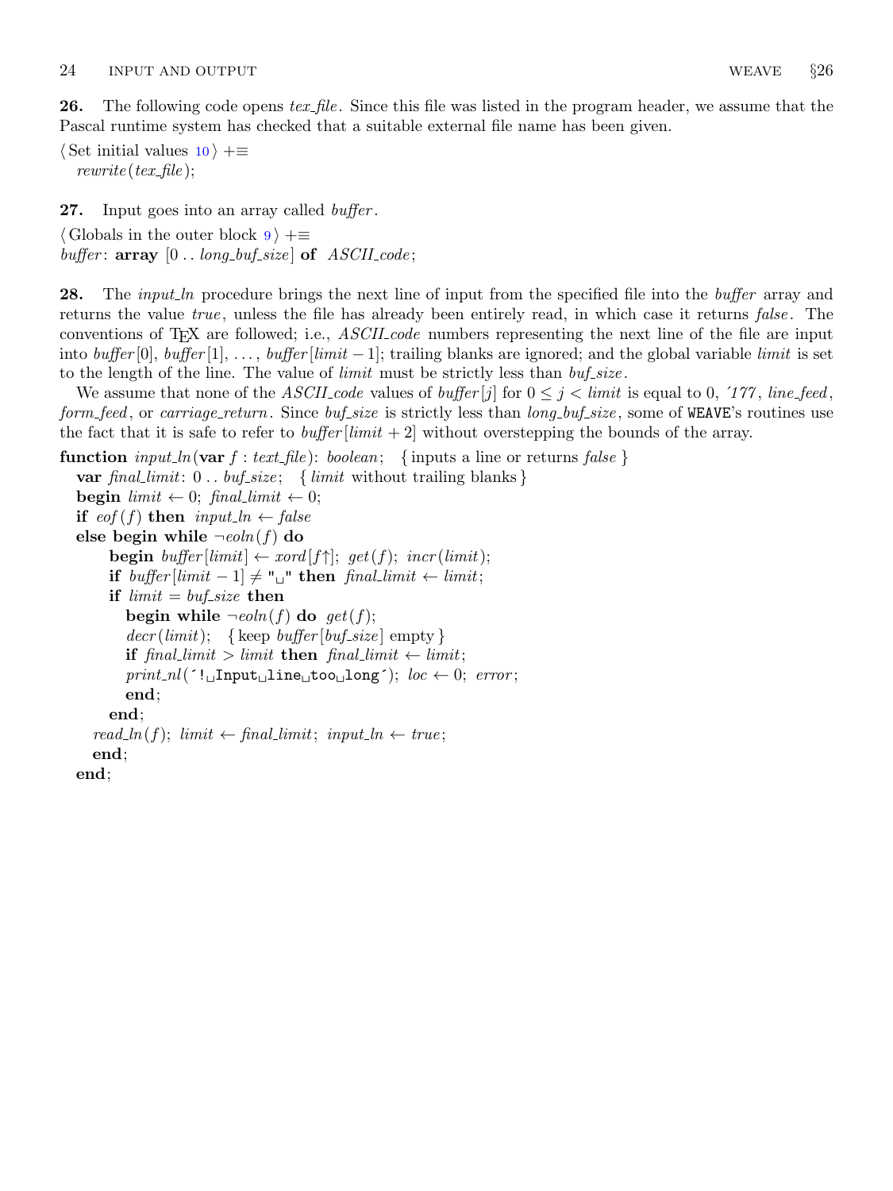**26.** The following code opens *tex_file*. Since this file was listed in the program header, we assume that the Pascal runtime system has checked that a suitable external file name has been given.

⟨ Set initial values 10 ⟩ +≡
 *rewrite*(*tex_file*);

**27.** Input goes into an array called *buffer*.

⟨ Globals in the outer block 9 ⟩ +≡
*buffer*: **array** [0 .. *long_buf_size*] **of** *ASCII_code*;

**28.** The *input_ln* procedure brings the next line of input from the specified file into the *buffer* array and returns the value *true*, unless the file has already been entirely read, in which case it returns *false*. The conventions of TEX are followed; i.e., *ASCII_code* numbers representing the next line of the file are input into *buffer*[0], *buffer*[1], ..., *buffer*[$limit - 1$]; trailing blanks are ignored; and the global variable *limit* is set to the length of the line. The value of *limit* must be strictly less than *buf_size*.

We assume that none of the *ASCII_code* values of *buffer*[$j$] for $0 \le j < limit$ is equal to 0, ´177, *line_feed*, *form_feed*, or *carriage_return*. Since *buf_size* is strictly less than *long_buf_size*, some of WEAVE's routines use the fact that it is safe to refer to *buffer*[$limit + 2$] without overstepping the bounds of the array.

```
function input_ln(var f : text_file): boolean;  { inputs a line or returns false }
  var final_limit: 0 .. buf_size;  { limit without trailing blanks }
  begin limit ← 0; final_limit ← 0;
  if eof(f) then input_ln ← false
  else begin while ¬eoln(f) do
        begin buffer[limit] ← xord[f↑]; get(f); incr(limit);
        if buffer[limit − 1] ≠ "␣" then final_limit ← limit;
        if limit = buf_size then
          begin while ¬eoln(f) do get(f);
          decr(limit);  { keep buffer[buf_size] empty }
          if final_limit > limit then final_limit ← limit;
          print_nl(´!␣Input␣line␣too␣long´); loc ← 0; error;
          end;
        end;
    read_ln(f); limit ← final_limit; input_ln ← true;
    end;
  end;
```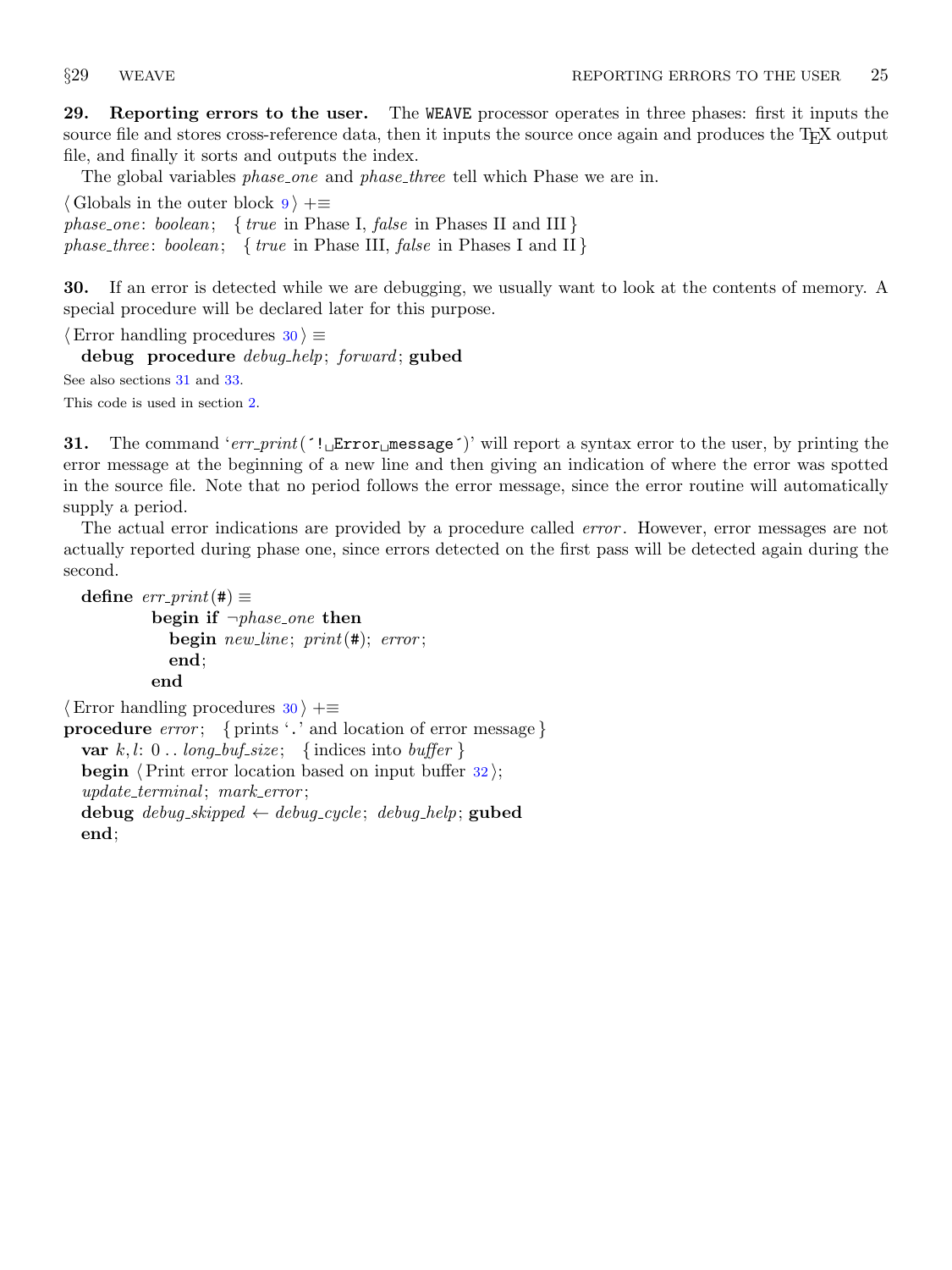**29. Reporting errors to the user.** The WEAVE processor operates in three phases: first it inputs the source file and stores cross-reference data, then it inputs the source once again and produces the TEX output file, and finally it sorts and outputs the index.

The global variables *phase_one* and *phase_three* tell which Phase we are in.

⟨ Globals in the outer block 9 ⟩ +≡
*phase_one*: *boolean*; { *true* in Phase I, *false* in Phases II and III }
*phase_three*: *boolean*; { *true* in Phase III, *false* in Phases I and II }

**30.** If an error is detected while we are debugging, we usually want to look at the contents of memory. A special procedure will be declared later for this purpose.

⟨ Error handling procedures 30 ⟩ ≡
  **debug procedure** *debug_help*; *forward*; **gubed**

See also sections 31 and 33.

This code is used in section 2.

**31.** The command '*err_print*('!␣Error␣message')' will report a syntax error to the user, by printing the error message at the beginning of a new line and then giving an indication of where the error was spotted in the source file. Note that no period follows the error message, since the error routine will automatically supply a period.

The actual error indications are provided by a procedure called *error*. However, error messages are not actually reported during phase one, since errors detected on the first pass will be detected again during the second.

```
define err_print(#) ≡
          begin if ¬phase_one then
            begin new_line; print(#); error;
            end;
          end

⟨ Error handling procedures 30 ⟩ +≡
procedure error; { prints '.' and location of error message }
  var k, l: 0 .. long_buf_size; { indices into buffer }
  begin ⟨ Print error location based on input buffer 32 ⟩;
  update_terminal; mark_error;
  debug debug_skipped ← debug_cycle; debug_help; gubed
  end;
```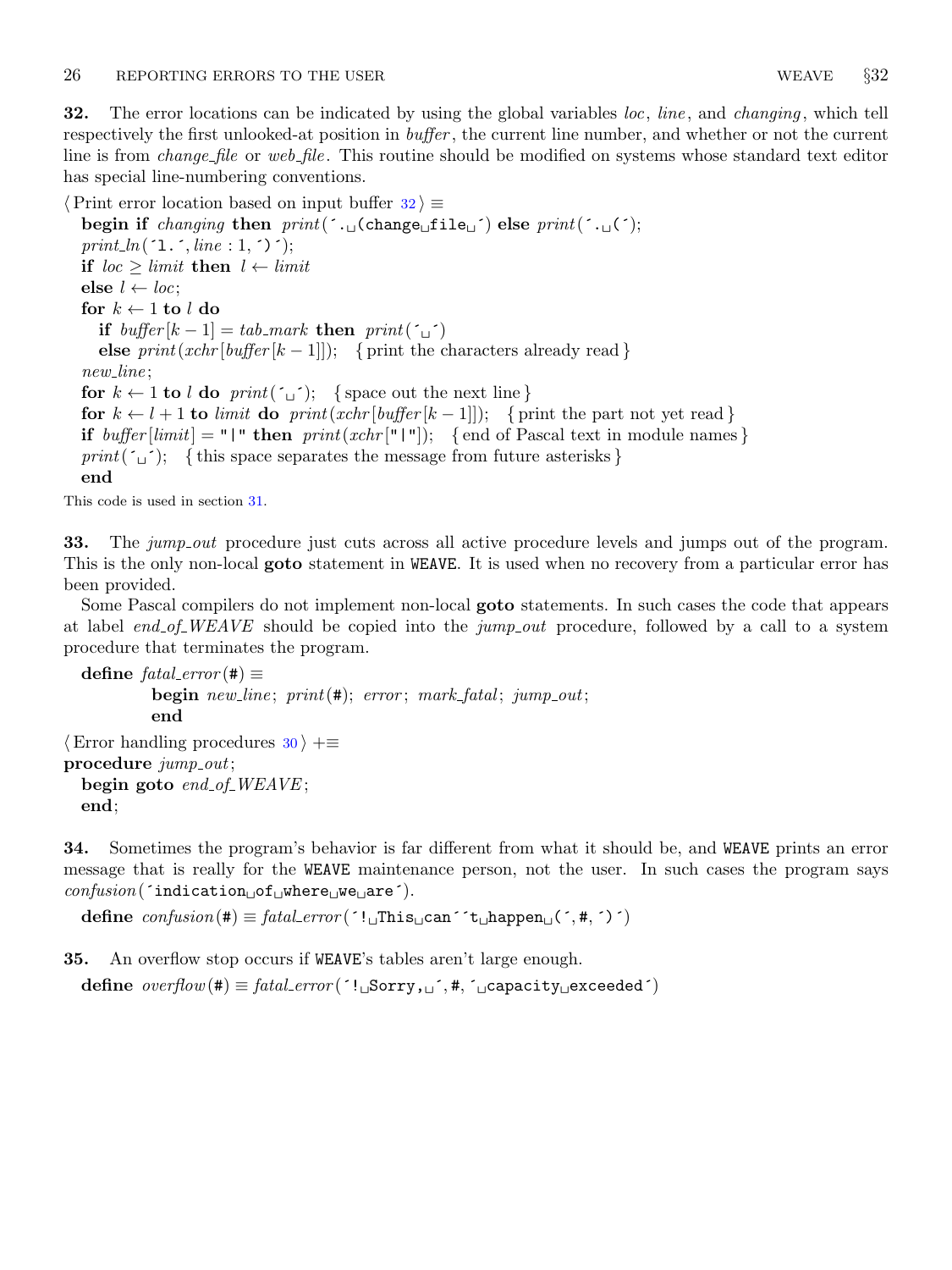**32.** The error locations can be indicated by using the global variables *loc*, *line*, and *changing*, which tell respectively the first unlooked-at position in *buffer*, the current line number, and whether or not the current line is from *change_file* or *web_file*. This routine should be modified on systems whose standard text editor has special line-numbering conventions.

```
⟨Print error location based on input buffer 32⟩ ≡
  begin if changing then print(´. (change file ´) else print(´. (´);
  print_ln(´l.´, line : 1, ´)´);
  if loc ≥ limit then l ← limit
  else l ← loc;
  for k ← 1 to l do
    if buffer[k − 1] = tab_mark then print(´ ´)
    else print(xchr[buffer[k − 1]]);  { print the characters already read }
  new_line;
  for k ← 1 to l do print(´ ´);  { space out the next line }
  for k ← l + 1 to limit do print(xchr[buffer[k − 1]]);  { print the part not yet read }
  if buffer[limit] = "|" then print(xchr["|"]);  { end of Pascal text in module names }
  print(´ ´);  { this space separates the message from future asterisks }
  end
```

This code is used in section 31.

**33.** The *jump_out* procedure just cuts across all active procedure levels and jumps out of the program. This is the only non-local **goto** statement in WEAVE. It is used when no recovery from a particular error has been provided.

Some Pascal compilers do not implement non-local **goto** statements. In such cases the code that appears at label *end_of_WEAVE* should be copied into the *jump_out* procedure, followed by a call to a system procedure that terminates the program.

```
define fatal_error(#) ≡
    begin new_line; print(#); error; mark_fatal; jump_out;
    end

⟨Error handling procedures 30⟩ +≡
procedure jump_out;
  begin goto end_of_WEAVE;
  end;
```

**34.** Sometimes the program's behavior is far different from what it should be, and WEAVE prints an error message that is really for the WEAVE maintenance person, not the user. In such cases the program says *confusion*(´indication of where we are´).

```
define confusion(#) ≡ fatal_error(´! This can´´t happen (´, #, ´)´)
```

**35.** An overflow stop occurs if WEAVE's tables aren't large enough.

```
define overflow(#) ≡ fatal_error(´! Sorry, ´, #, ´ capacity exceeded´)
```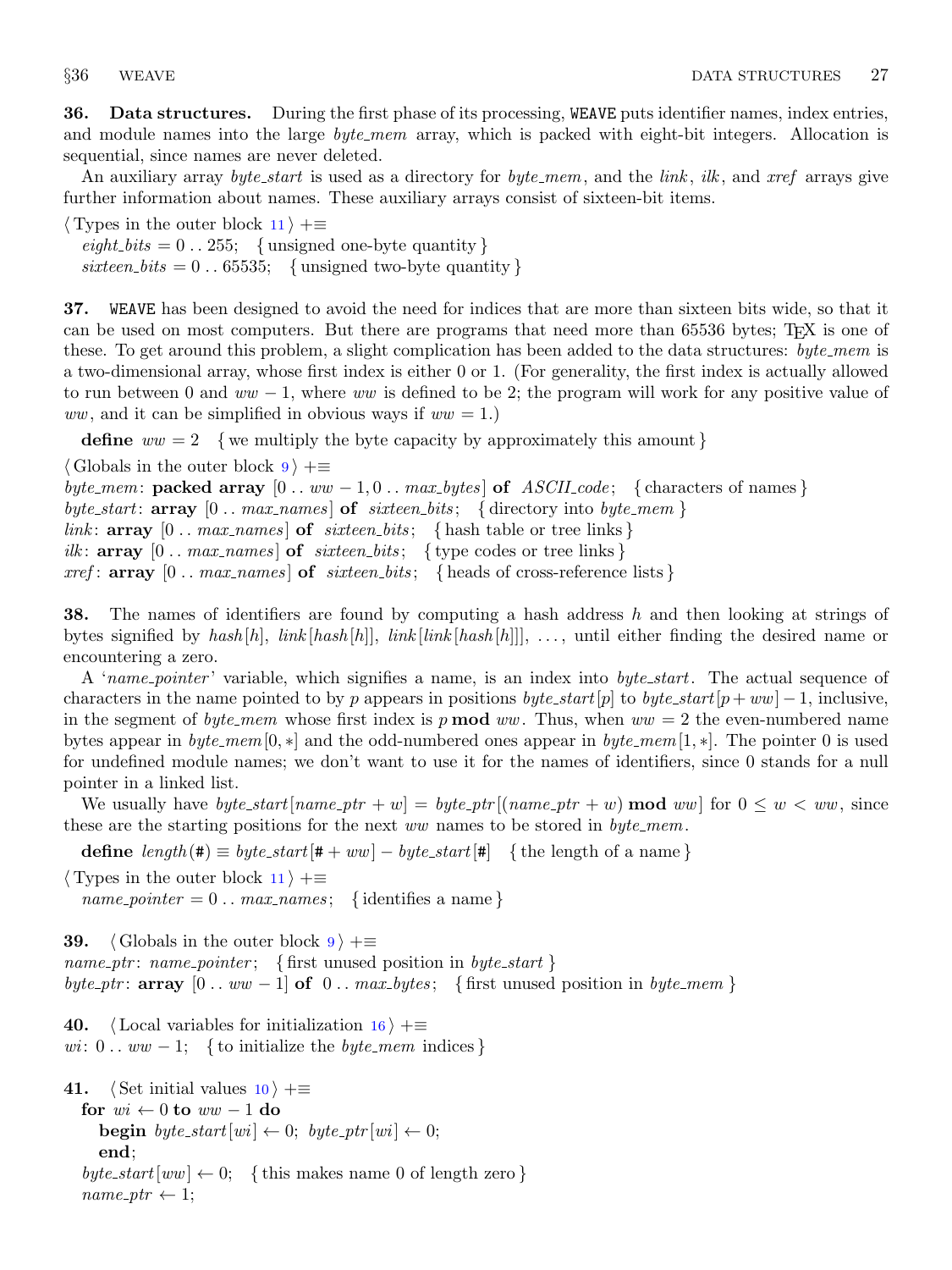**36. Data structures.** During the first phase of its processing, `WEAVE` puts identifier names, index entries, and module names into the large *byte_mem* array, which is packed with eight-bit integers. Allocation is sequential, since names are never deleted.

An auxiliary array *byte_start* is used as a directory for *byte_mem*, and the *link*, *ilk*, and *xref* arrays give further information about names. These auxiliary arrays consist of sixteen-bit items.

⟨ Types in the outer block 11 ⟩ +≡
  *eight_bits* = 0 . . 255; { unsigned one-byte quantity }
  *sixteen_bits* = 0 . . 65535; { unsigned two-byte quantity }

**37.** `WEAVE` has been designed to avoid the need for indices that are more than sixteen bits wide, so that it can be used on most computers. But there are programs that need more than 65536 bytes; TeX is one of these. To get around this problem, a slight complication has been added to the data structures: *byte_mem* is a two-dimensional array, whose first index is either 0 or 1. (For generality, the first index is actually allowed to run between 0 and $ww - 1$, where *ww* is defined to be 2; the program will work for any positive value of *ww*, and it can be simplified in obvious ways if $ww = 1$.)

  **define** $ww = 2$ { we multiply the byte capacity by approximately this amount }

⟨ Globals in the outer block 9 ⟩ +≡
*byte_mem*: **packed array** $[0 \,.\,.\, ww - 1, 0 \,.\,.\, max\_bytes]$ **of** *ASCII_code*; { characters of names }
*byte_start*: **array** $[0 \,.\,.\, max\_names]$ **of** *sixteen_bits*; { directory into *byte_mem* }
*link*: **array** $[0 \,.\,.\, max\_names]$ **of** *sixteen_bits*; { hash table or tree links }
*ilk*: **array** $[0 \,.\,.\, max\_names]$ **of** *sixteen_bits*; { type codes or tree links }
*xref*: **array** $[0 \,.\,.\, max\_names]$ **of** *sixteen_bits*; { heads of cross-reference lists }

**38.** The names of identifiers are found by computing a hash address *h* and then looking at strings of bytes signified by $hash[h]$, $link[hash[h]]$, $link[link[hash[h]]]$, . . . , until either finding the desired name or encountering a zero.

A '*name_pointer*' variable, which signifies a name, is an index into *byte_start*. The actual sequence of characters in the name pointed to by *p* appears in positions $byte\_start[p]$ to $byte\_start[p + ww] - 1$, inclusive, in the segment of *byte_mem* whose first index is $p \bmod ww$. Thus, when $ww = 2$ the even-numbered name bytes appear in $byte\_mem[0, *]$ and the odd-numbered ones appear in $byte\_mem[1, *]$. The pointer 0 is used for undefined module names; we don't want to use it for the names of identifiers, since 0 stands for a null pointer in a linked list.

We usually have $byte\_start[name\_ptr + w] = byte\_ptr[(name\_ptr + w) \bmod ww]$ for $0 \le w < ww$, since these are the starting positions for the next *ww* names to be stored in *byte_mem*.

  **define** $length(\#) \equiv byte\_start[\# + ww] - byte\_start[\#]$ { the length of a name }

⟨ Types in the outer block 11 ⟩ +≡
  *name_pointer* = 0 . . *max_names*; { identifies a name }

**39.** ⟨ Globals in the outer block 9 ⟩ +≡
*name_ptr*: *name_pointer*; { first unused position in *byte_start* }
*byte_ptr*: **array** $[0 \,.\,.\, ww - 1]$ **of** $0 \,.\,.\, max\_bytes$; { first unused position in *byte_mem* }

**40.** ⟨ Local variables for initialization 16 ⟩ +≡
*wi*: $0 \,.\,.\, ww - 1$; { to initialize the *byte_mem* indices }

**41.** ⟨ Set initial values 10 ⟩ +≡
  **for** $wi \leftarrow 0$ **to** $ww - 1$ **do**
    **begin** $byte\_start[wi] \leftarrow 0$; $byte\_ptr[wi] \leftarrow 0$;
    **end**;
  $byte\_start[ww] \leftarrow 0$; { this makes name 0 of length zero }
  $name\_ptr \leftarrow 1$;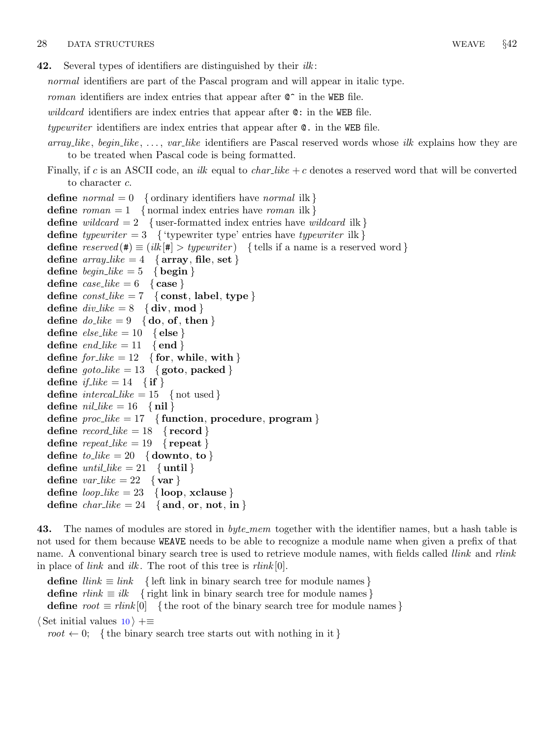**42.** Several types of identifiers are distinguished by their *ilk*:

*normal* identifiers are part of the Pascal program and will appear in italic type.

*roman* identifiers are index entries that appear after `@^` in the `WEB` file.

*wildcard* identifiers are index entries that appear after `@:` in the `WEB` file.

*typewriter* identifiers are index entries that appear after `@.` in the `WEB` file.

*array_like*, *begin_like*, ..., *var_like* identifiers are Pascal reserved words whose *ilk* explains how they are to be treated when Pascal code is being formatted.

Finally, if $c$ is an ASCII code, an *ilk* equal to $char\_like + c$ denotes a reserved word that will be converted to character $c$.

**define** *normal* = 0 { ordinary identifiers have *normal* ilk }
**define** *roman* = 1 { normal index entries have *roman* ilk }
**define** *wildcard* = 2 { user-formatted index entries have *wildcard* ilk }
**define** *typewriter* = 3 { 'typewriter type' entries have *typewriter* ilk }
**define** *reserved*(#) ≡ (*ilk*[#] > *typewriter*) { tells if a name is a reserved word }
**define** *array_like* = 4 { **array**, **file**, **set** }
**define** *begin_like* = 5 { **begin** }
**define** *case_like* = 6 { **case** }
**define** *const_like* = 7 { **const**, **label**, **type** }
**define** *div_like* = 8 { **div**, **mod** }
**define** *do_like* = 9 { **do**, **of**, **then** }
**define** *else_like* = 10 { **else** }
**define** *end_like* = 11 { **end** }
**define** *for_like* = 12 { **for**, **while**, **with** }
**define** *goto_like* = 13 { **goto**, **packed** }
**define** *if_like* = 14 { **if** }
**define** *intercal_like* = 15 { not used }
**define** *nil_like* = 16 { **nil** }
**define** *proc_like* = 17 { **function**, **procedure**, **program** }
**define** *record_like* = 18 { **record** }
**define** *repeat_like* = 19 { **repeat** }
**define** *to_like* = 20 { **downto**, **to** }
**define** *until_like* = 21 { **until** }
**define** *var_like* = 22 { **var** }
**define** *loop_like* = 23 { **loop**, **xclause** }
**define** *char_like* = 24 { **and**, **or**, **not**, **in** }

**43.** The names of modules are stored in *byte_mem* together with the identifier names, but a hash table is not used for them because `WEAVE` needs to be able to recognize a module name when given a prefix of that name. A conventional binary search tree is used to retrieve module names, with fields called *llink* and *rlink* in place of *link* and *ilk*. The root of this tree is *rlink*[0].

**define** *llink* ≡ *link* { left link in binary search tree for module names }
**define** *rlink* ≡ *ilk* { right link in binary search tree for module names }
**define** *root* ≡ *rlink*[0] { the root of the binary search tree for module names }

⟨ Set initial values 10 ⟩ +≡
*root* ← 0; { the binary search tree starts out with nothing in it }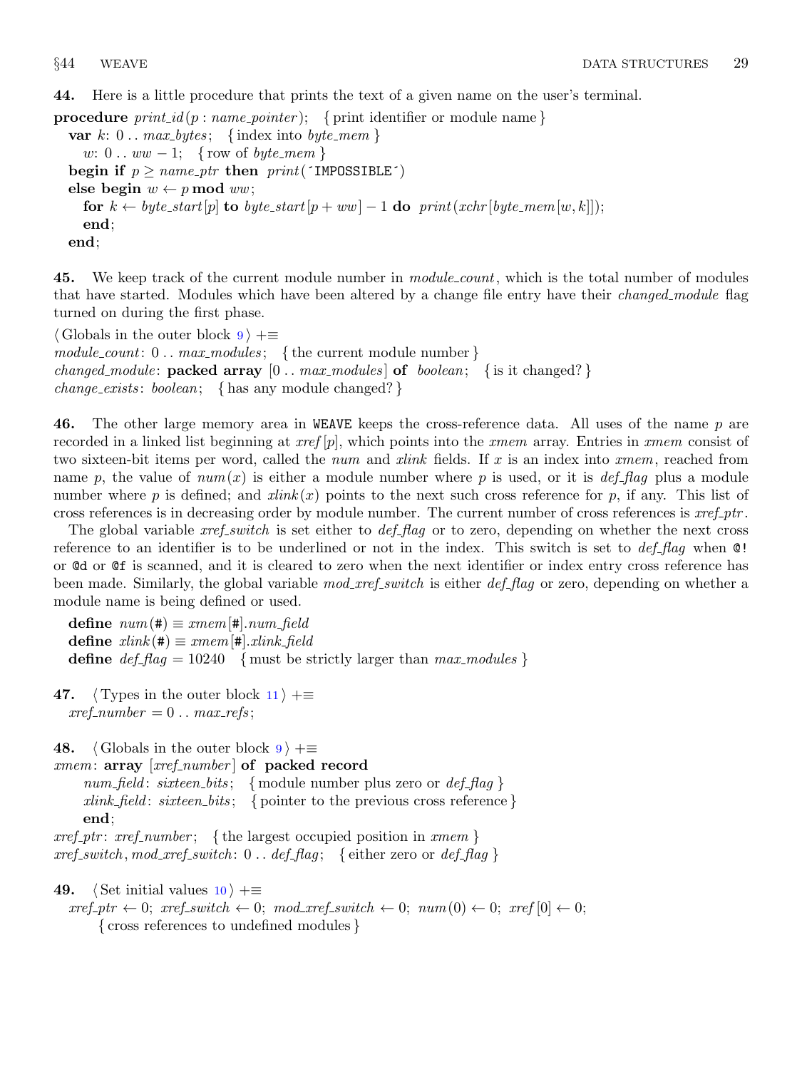**44.** Here is a little procedure that prints the text of a given name on the user's terminal.

**procedure** *print_id*(*p* : *name_pointer*); { print identifier or module name }
  **var** *k*: 0 .. *max_bytes*; { index into *byte_mem* }
    *w*: 0 .. *ww* − 1; { row of *byte_mem* }
  **begin if** $p \ge$ *name_ptr* **then** *print*(´IMPOSSIBLE´)
  **else begin** *w* ← *p* **mod** *ww*;
    **for** *k* ← *byte_start*[*p*] **to** *byte_start*[*p* + *ww*] − 1 **do** *print*(*xchr*[*byte_mem*[*w*, *k*]]);
    **end**;
  **end**;

**45.** We keep track of the current module number in *module_count*, which is the total number of modules that have started. Modules which have been altered by a change file entry have their *changed_module* flag turned on during the first phase.

⟨ Globals in the outer block 9 ⟩ +≡
*module_count*: 0 .. *max_modules*; { the current module number }
*changed_module*: **packed array** [0 .. *max_modules*] **of** *boolean*; { is it changed? }
*change_exists*: *boolean*; { has any module changed? }

**46.** The other large memory area in WEAVE keeps the cross-reference data. All uses of the name *p* are recorded in a linked list beginning at *xref*[*p*], which points into the *xmem* array. Entries in *xmem* consist of two sixteen-bit items per word, called the *num* and *xlink* fields. If *x* is an index into *xmem*, reached from name *p*, the value of *num*(*x*) is either a module number where *p* is used, or it is *def_flag* plus a module number where *p* is defined; and *xlink*(*x*) points to the next such cross reference for *p*, if any. This list of cross references is in decreasing order by module number. The current number of cross references is *xref_ptr*.

The global variable *xref_switch* is set either to *def_flag* or to zero, depending on whether the next cross reference to an identifier is to be underlined or not in the index. This switch is set to *def_flag* when `@!` or `@d` or `@f` is scanned, and it is cleared to zero when the next identifier or index entry cross reference has been made. Similarly, the global variable *mod_xref_switch* is either *def_flag* or zero, depending on whether a module name is being defined or used.

  **define** *num*(#) ≡ *xmem*[#].*num_field*
  **define** *xlink*(#) ≡ *xmem*[#].*xlink_field*
  **define** *def_flag* = 10240 { must be strictly larger than *max_modules* }

**47.** ⟨ Types in the outer block 11 ⟩ +≡
  *xref_number* = 0 .. *max_refs*;

**48.** ⟨ Globals in the outer block 9 ⟩ +≡
*xmem*: **array** [*xref_number*] **of packed record**
    *num_field*: *sixteen_bits*; { module number plus zero or *def_flag* }
    *xlink_field*: *sixteen_bits*; { pointer to the previous cross reference }
    **end**;
*xref_ptr*: *xref_number*; { the largest occupied position in *xmem* }
*xref_switch*, *mod_xref_switch*: 0 .. *def_flag*; { either zero or *def_flag* }

**49.** ⟨ Set initial values 10 ⟩ +≡
  *xref_ptr* ← 0; *xref_switch* ← 0; *mod_xref_switch* ← 0; *num*(0) ← 0; *xref*[0] ← 0;
    { cross references to undefined modules }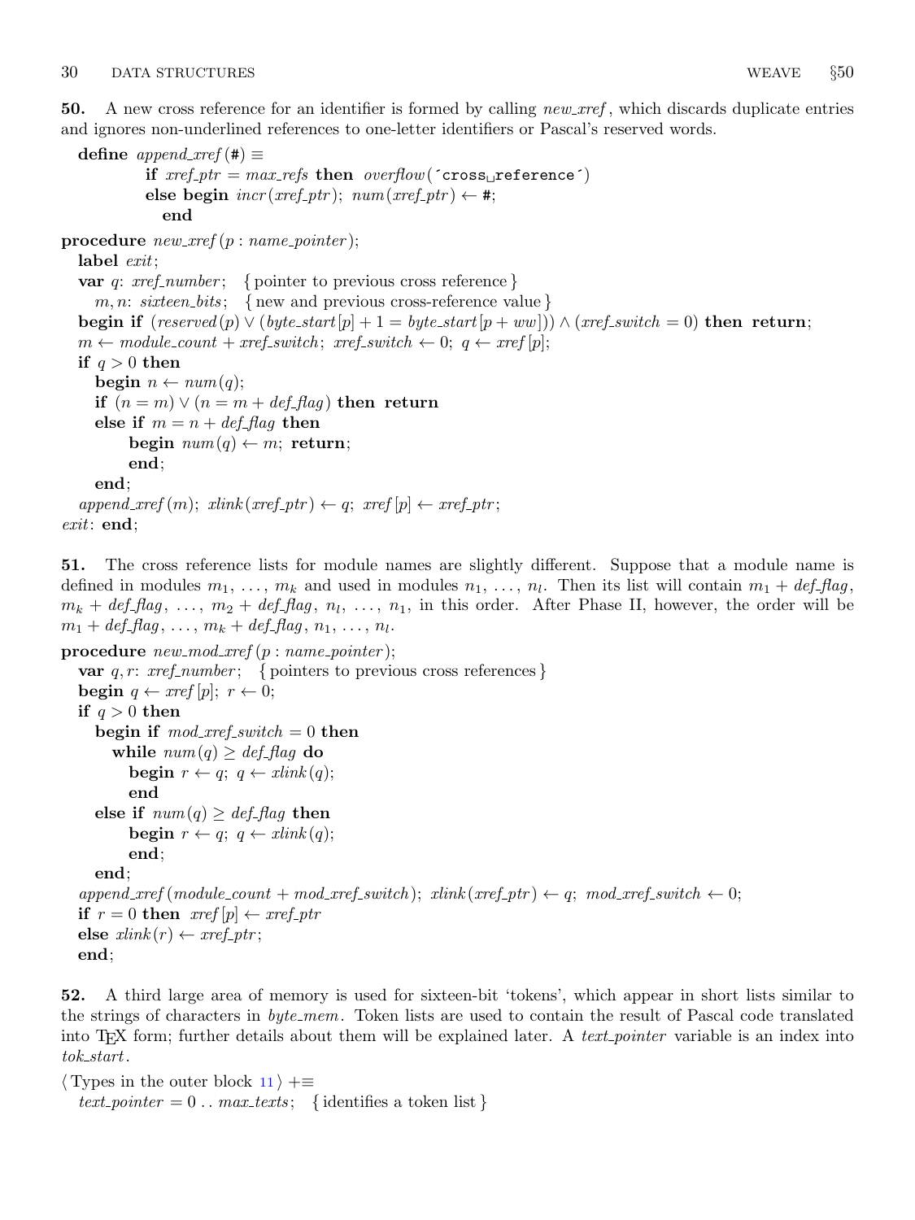**50.** A new cross reference for an identifier is formed by calling *new_xref*, which discards duplicate entries and ignores non-underlined references to one-letter identifiers or Pascal's reserved words.

```
define append_xref(#) ≡
          if xref_ptr = max_refs then overflow(´cross␣reference´)
          else begin incr(xref_ptr); num(xref_ptr) ← #;
            end

procedure new_xref(p : name_pointer);
  label exit;
  var q: xref_number;   { pointer to previous cross reference }
    m, n: sixteen_bits;   { new and previous cross-reference value }
  begin if (reserved(p) ∨ (byte_start[p] + 1 = byte_start[p + ww])) ∧ (xref_switch = 0) then return;
  m ← module_count + xref_switch; xref_switch ← 0; q ← xref[p];
  if q > 0 then
    begin n ← num(q);
    if (n = m) ∨ (n = m + def_flag) then return
    else if m = n + def_flag then
        begin num(q) ← m; return;
        end;
    end;
  append_xref(m); xlink(xref_ptr) ← q; xref[p] ← xref_ptr;
exit: end;
```

**51.** The cross reference lists for module names are slightly different. Suppose that a module name is defined in modules $m_1, \ldots, m_k$ and used in modules $n_1, \ldots, n_l$. Then its list will contain $m_1 + def\_flag$, $m_k + def\_flag, \ldots, m_2 + def\_flag, n_l, \ldots, n_1$, in this order. After Phase II, however, the order will be $m_1 + def\_flag, \ldots, m_k + def\_flag, n_1, \ldots, n_l$.

```
procedure new_mod_xref(p : name_pointer);
  var q, r: xref_number;   { pointers to previous cross references }
  begin q ← xref[p]; r ← 0;
  if q > 0 then
    begin if mod_xref_switch = 0 then
      while num(q) ≥ def_flag do
        begin r ← q; q ← xlink(q);
        end
    else if num(q) ≥ def_flag then
        begin r ← q; q ← xlink(q);
        end;
    end;
  append_xref(module_count + mod_xref_switch); xlink(xref_ptr) ← q; mod_xref_switch ← 0;
  if r = 0 then xref[p] ← xref_ptr
  else xlink(r) ← xref_ptr;
  end;
```

**52.** A third large area of memory is used for sixteen-bit 'tokens', which appear in short lists similar to the strings of characters in *byte_mem*. Token lists are used to contain the result of Pascal code translated into TeX form; further details about them will be explained later. A *text_pointer* variable is an index into *tok_start*.

```
⟨ Types in the outer block 11 ⟩ +≡
  text_pointer = 0 .. max_texts;   { identifies a token list }
```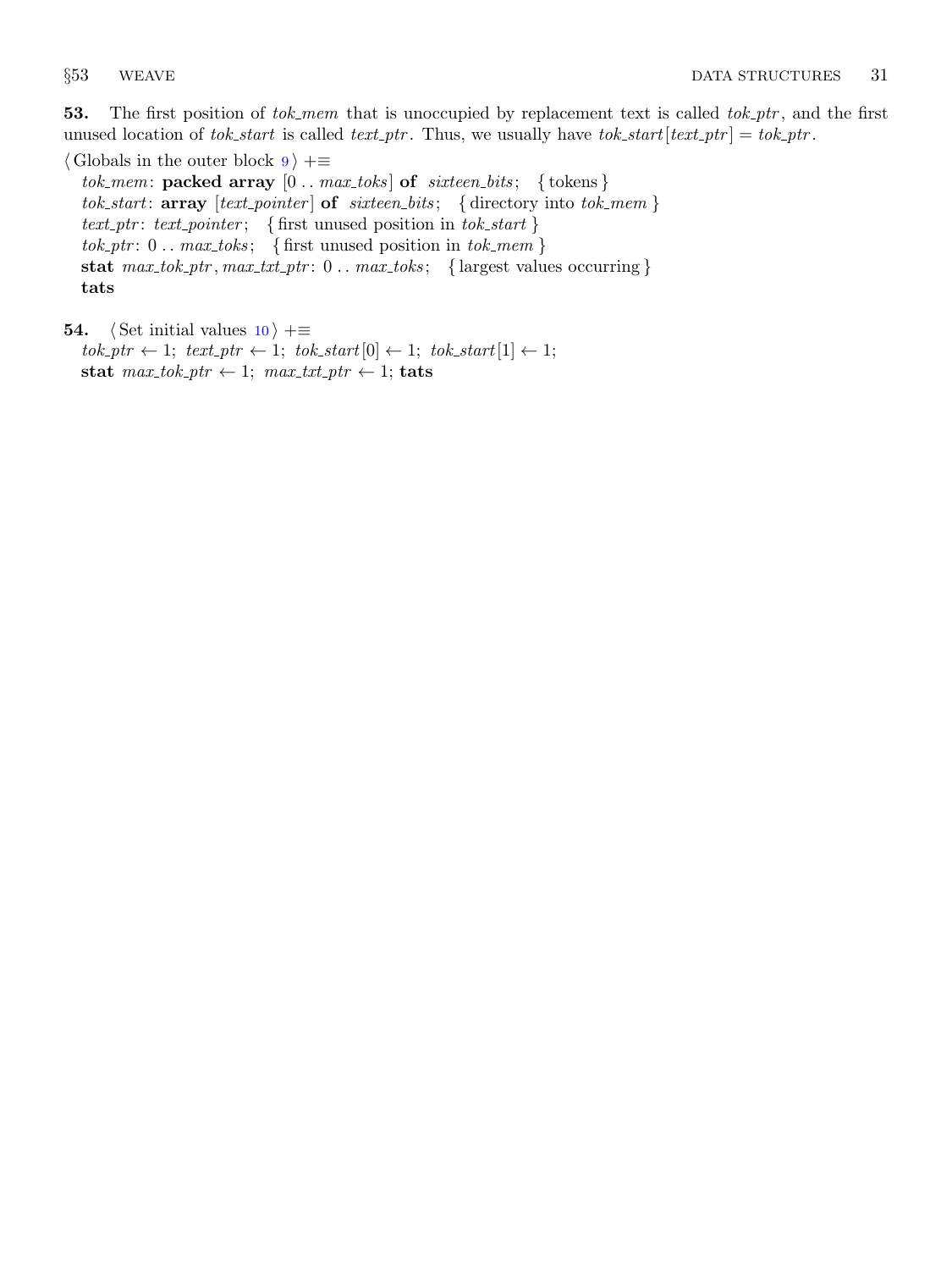**53.** The first position of *tok_mem* that is unoccupied by replacement text is called *tok_ptr*, and the first unused location of *tok_start* is called *text_ptr*. Thus, we usually have *tok_start*[*text_ptr*] = *tok_ptr*.

⟨ Globals in the outer block 9 ⟩ +≡
*tok_mem*: **packed array** [0 . . *max_toks*] **of** *sixteen_bits*; { tokens }
*tok_start*: **array** [*text_pointer*] **of** *sixteen_bits*; { directory into *tok_mem* }
*text_ptr*: *text_pointer*; { first unused position in *tok_start* }
*tok_ptr*: 0 . . *max_toks*; { first unused position in *tok_mem* }
**stat** *max_tok_ptr*, *max_txt_ptr*: 0 . . *max_toks*; { largest values occurring }
**tats**

**54.** ⟨ Set initial values 10 ⟩ +≡
*tok_ptr* ← 1; *text_ptr* ← 1; *tok_start*[0] ← 1; *tok_start*[1] ← 1;
**stat** *max_tok_ptr* ← 1; *max_txt_ptr* ← 1; **tats**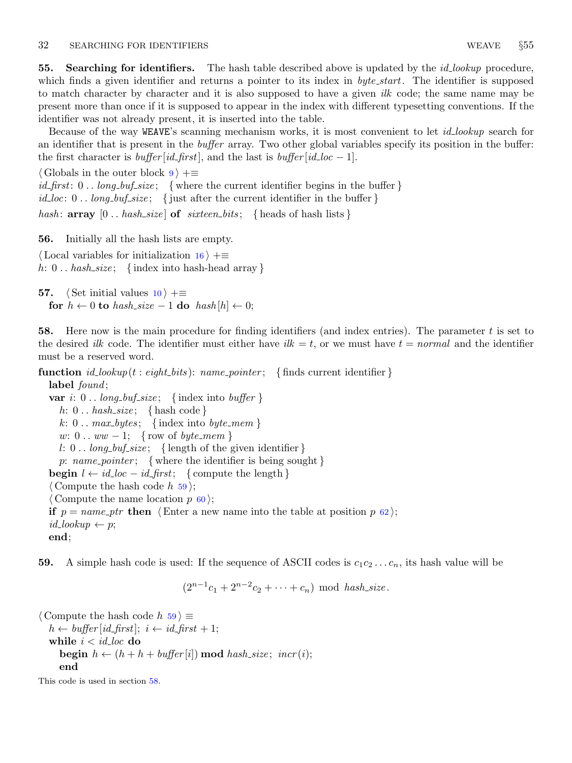**55. Searching for identifiers.** The hash table described above is updated by the *id_lookup* procedure, which finds a given identifier and returns a pointer to its index in *byte_start*. The identifier is supposed to match character by character and it is also supposed to have a given *ilk* code; the same name may be present more than once if it is supposed to appear in the index with different typesetting conventions. If the identifier was not already present, it is inserted into the table.

Because of the way WEAVE's scanning mechanism works, it is most convenient to let *id_lookup* search for an identifier that is present in the *buffer* array. Two other global variables specify its position in the buffer: the first character is *buffer*[*id_first*], and the last is *buffer*[*id_loc* − 1].

```
⟨ Globals in the outer block 9 ⟩ +≡
id_first: 0 .. long_buf_size;  { where the current identifier begins in the buffer }
id_loc: 0 .. long_buf_size;  { just after the current identifier in the buffer }
hash: array [0 .. hash_size] of sixteen_bits;  { heads of hash lists }
```

**56.** Initially all the hash lists are empty.

```
⟨ Local variables for initialization 16 ⟩ +≡
h: 0 .. hash_size;  { index into hash-head array }
```

**57.**
```
⟨ Set initial values 10 ⟩ +≡
  for h ← 0 to hash_size − 1 do hash[h] ← 0;
```

**58.** Here now is the main procedure for finding identifiers (and index entries). The parameter *t* is set to the desired *ilk* code. The identifier must either have *ilk* = *t*, or we must have *t* = *normal* and the identifier must be a reserved word.

```
function id_lookup(t : eight_bits): name_pointer;  { finds current identifier }
  label found;
  var i: 0 .. long_buf_size;  { index into buffer }
    h: 0 .. hash_size;  { hash code }
    k: 0 .. max_bytes;  { index into byte_mem }
    w: 0 .. ww − 1;  { row of byte_mem }
    l: 0 .. long_buf_size;  { length of the given identifier }
    p: name_pointer;  { where the identifier is being sought }
  begin l ← id_loc − id_first;  { compute the length }
  ⟨ Compute the hash code h 59 ⟩;
  ⟨ Compute the name location p 60 ⟩;
  if p = name_ptr then ⟨ Enter a new name into the table at position p 62 ⟩;
  id_lookup ← p;
  end;
```

**59.** A simple hash code is used: If the sequence of ASCII codes is $c_1c_2\ldots c_n$, its hash value will be

$$(2^{n-1}c_1 + 2^{n-2}c_2 + \cdots + c_n) \bmod hash\_size.$$

```
⟨ Compute the hash code h 59 ⟩ ≡
  h ← buffer[id_first]; i ← id_first + 1;
  while i < id_loc do
    begin h ← (h + h + buffer[i]) mod hash_size; incr(i);
    end
```

This code is used in section 58.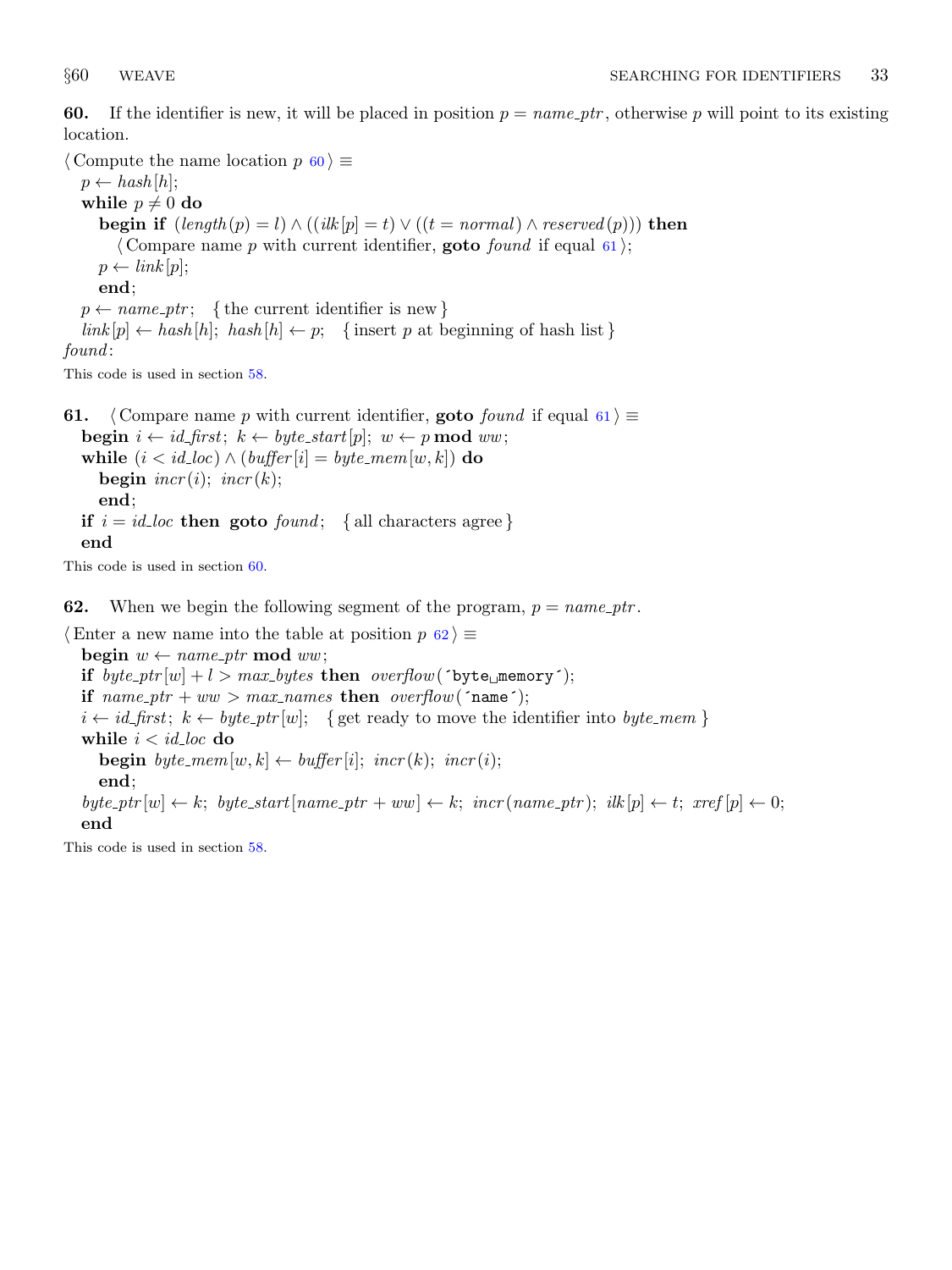**60.** If the identifier is new, it will be placed in position $p = name\_ptr$, otherwise $p$ will point to its existing location.

```
⟨ Compute the name location p 60 ⟩ ≡
  p ← hash[h];
  while p ≠ 0 do
    begin if (length(p) = l) ∧ ((ilk[p] = t) ∨ ((t = normal) ∧ reserved(p))) then
      ⟨ Compare name p with current identifier, goto found if equal 61 ⟩;
    p ← link[p];
    end;
  p ← name_ptr;   { the current identifier is new }
  link[p] ← hash[h]; hash[h] ← p;   { insert p at beginning of hash list }
found:
```

This code is used in section 58.

**61.**

```
⟨ Compare name p with current identifier, goto found if equal 61 ⟩ ≡
  begin i ← id_first; k ← byte_start[p]; w ← p mod ww;
  while (i < id_loc) ∧ (buffer[i] = byte_mem[w, k]) do
    begin incr(i); incr(k);
    end;
  if i = id_loc then goto found;   { all characters agree }
  end
```

This code is used in section 60.

**62.** When we begin the following segment of the program, $p = name\_ptr$.

```
⟨ Enter a new name into the table at position p 62 ⟩ ≡
  begin w ← name_ptr mod ww;
  if byte_ptr[w] + l > max_bytes then overflow(´byte␣memory´);
  if name_ptr + ww > max_names then overflow(´name´);
  i ← id_first; k ← byte_ptr[w];   { get ready to move the identifier into byte_mem }
  while i < id_loc do
    begin byte_mem[w, k] ← buffer[i]; incr(k); incr(i);
    end;
  byte_ptr[w] ← k; byte_start[name_ptr + ww] ← k; incr(name_ptr); ilk[p] ← t; xref[p] ← 0;
  end
```

This code is used in section 58.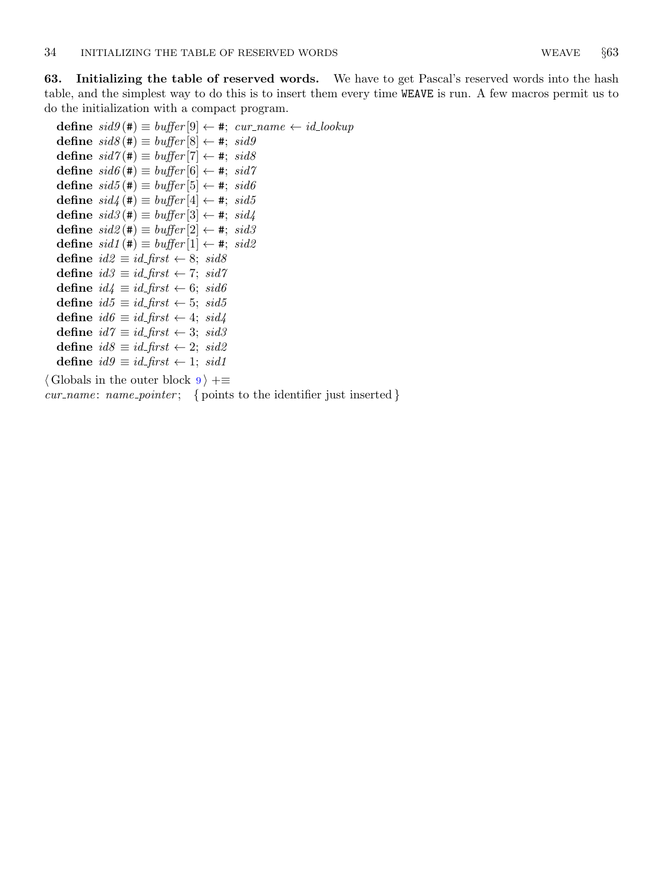**63. Initializing the table of reserved words.** We have to get Pascal's reserved words into the hash table, and the simplest way to do this is to insert them every time WEAVE is run. A few macros permit us to do the initialization with a compact program.

**define** *sid9*(#) ≡ *buffer*[9] ← #; *cur_name* ← *id_lookup*
**define** *sid8*(#) ≡ *buffer*[8] ← #; *sid9*
**define** *sid7*(#) ≡ *buffer*[7] ← #; *sid8*
**define** *sid6*(#) ≡ *buffer*[6] ← #; *sid7*
**define** *sid5*(#) ≡ *buffer*[5] ← #; *sid6*
**define** *sid4*(#) ≡ *buffer*[4] ← #; *sid5*
**define** *sid3*(#) ≡ *buffer*[3] ← #; *sid4*
**define** *sid2*(#) ≡ *buffer*[2] ← #; *sid3*
**define** *sid1*(#) ≡ *buffer*[1] ← #; *sid2*
**define** *id2* ≡ *id_first* ← 8; *sid8*
**define** *id3* ≡ *id_first* ← 7; *sid7*
**define** *id4* ≡ *id_first* ← 6; *sid6*
**define** *id5* ≡ *id_first* ← 5; *sid5*
**define** *id6* ≡ *id_first* ← 4; *sid4*
**define** *id7* ≡ *id_first* ← 3; *sid3*
**define** *id8* ≡ *id_first* ← 2; *sid2*
**define** *id9* ≡ *id_first* ← 1; *sid1*

⟨ Globals in the outer block 9 ⟩ +≡
*cur_name*: *name_pointer*; { points to the identifier just inserted }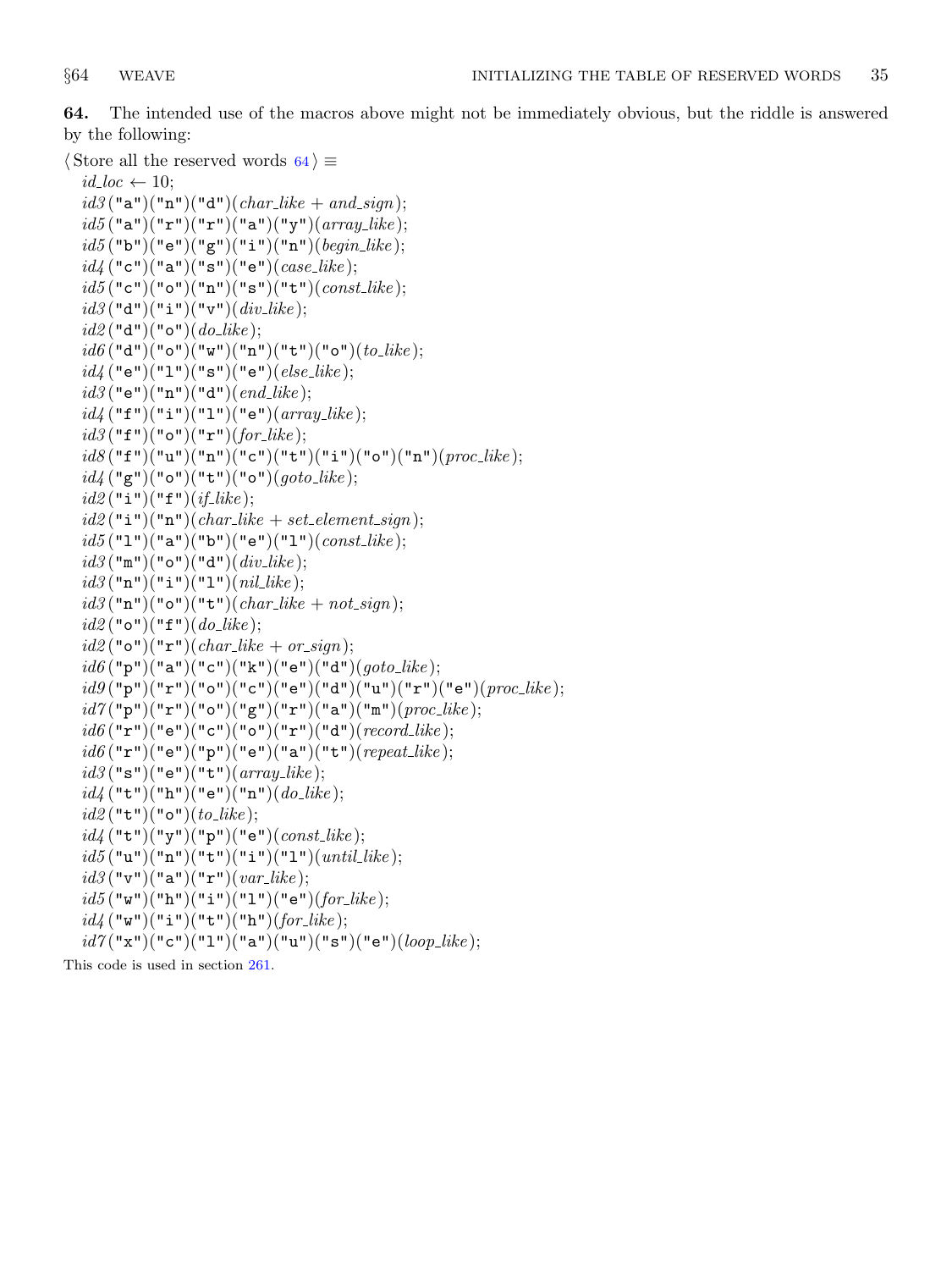**64.** The intended use of the macros above might not be immediately obvious, but the riddle is answered by the following:

⟨ Store all the reserved words 64 ⟩ ≡

```
id_loc ← 10;
id3("a")("n")("d")(char_like + and_sign);
id5("a")("r")("r")("a")("y")(array_like);
id5("b")("e")("g")("i")("n")(begin_like);
id4("c")("a")("s")("e")(case_like);
id5("c")("o")("n")("s")("t")(const_like);
id3("d")("i")("v")(div_like);
id2("d")("o")(do_like);
id6("d")("o")("w")("n")("t")("o")(to_like);
id4("e")("l")("s")("e")(else_like);
id3("e")("n")("d")(end_like);
id4("f")("i")("l")("e")(array_like);
id3("f")("o")("r")(for_like);
id8("f")("u")("n")("c")("t")("i")("o")("n")(proc_like);
id4("g")("o")("t")("o")(goto_like);
id2("i")("f")(if_like);
id2("i")("n")(char_like + set_element_sign);
id5("l")("a")("b")("e")("l")(const_like);
id3("m")("o")("d")(div_like);
id3("n")("i")("l")(nil_like);
id3("n")("o")("t")(char_like + not_sign);
id2("o")("f")(do_like);
id2("o")("r")(char_like + or_sign);
id6("p")("a")("c")("k")("e")("d")(goto_like);
id9("p")("r")("o")("c")("e")("d")("u")("r")("e")(proc_like);
id7("p")("r")("o")("g")("r")("a")("m")(proc_like);
id6("r")("e")("c")("o")("r")("d")(record_like);
id6("r")("e")("p")("e")("a")("t")(repeat_like);
id3("s")("e")("t")(array_like);
id4("t")("h")("e")("n")(do_like);
id2("t")("o")(to_like);
id4("t")("y")("p")("e")(const_like);
id5("u")("n")("t")("i")("l")(until_like);
id3("v")("a")("r")(var_like);
id5("w")("h")("i")("l")("e")(for_like);
id4("w")("i")("t")("h")(for_like);
id7("x")("c")("l")("a")("u")("s")("e")(loop_like);
```

This code is used in section 261.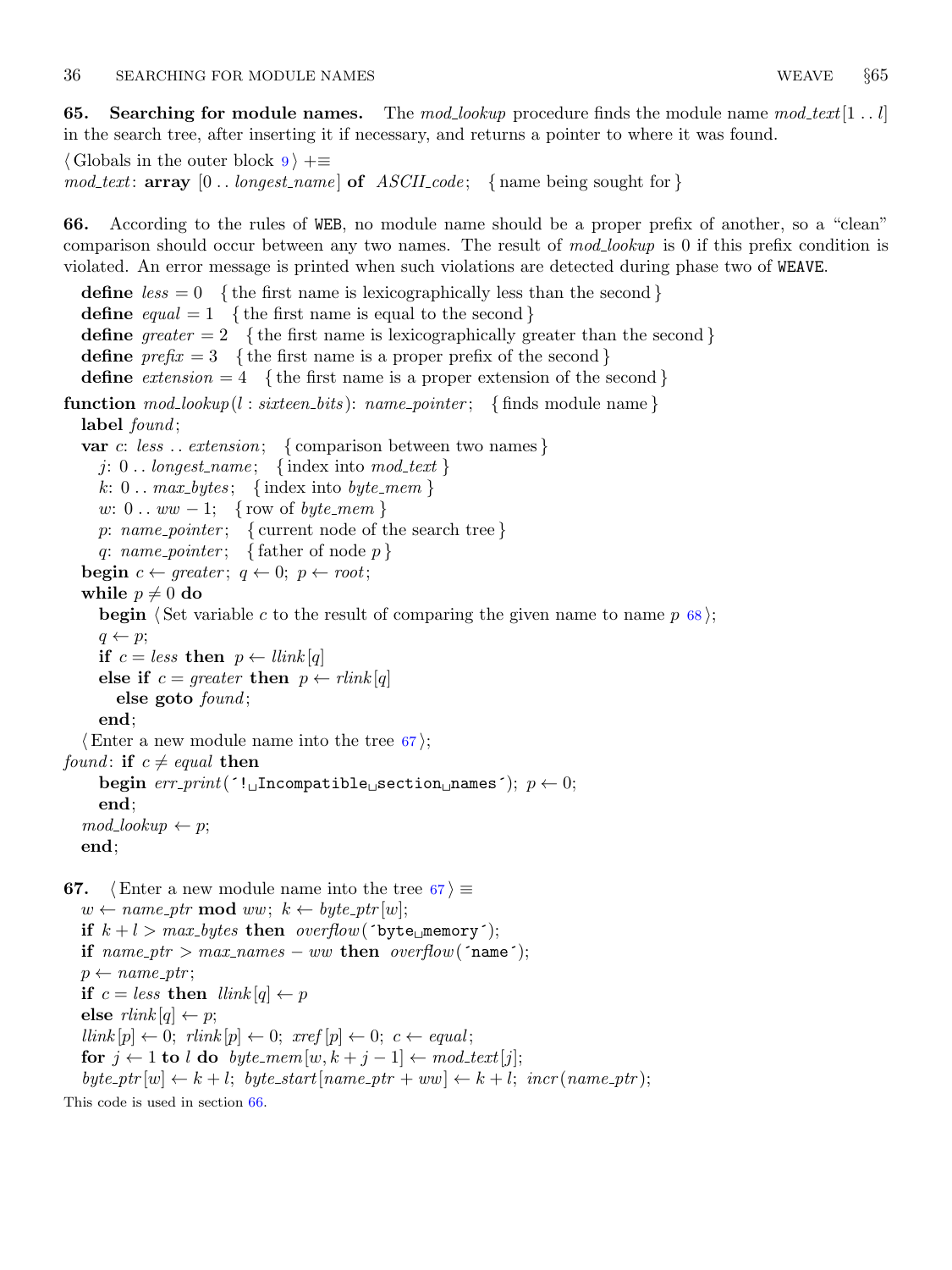**65. Searching for module names.** The *mod_lookup* procedure finds the module name *mod_text*[1 .. *l*] in the search tree, after inserting it if necessary, and returns a pointer to where it was found.

```
⟨ Globals in the outer block 9 ⟩ +≡
mod_text: array [0 .. longest_name] of ASCII_code;   { name being sought for }
```

**66.** According to the rules of WEB, no module name should be a proper prefix of another, so a "clean" comparison should occur between any two names. The result of *mod_lookup* is 0 if this prefix condition is violated. An error message is printed when such violations are detected during phase two of WEAVE.

```
define less = 0   { the first name is lexicographically less than the second }
define equal = 1   { the first name is equal to the second }
define greater = 2   { the first name is lexicographically greater than the second }
define prefix = 3   { the first name is a proper prefix of the second }
define extension = 4   { the first name is a proper extension of the second }

function mod_lookup(l : sixteen_bits): name_pointer;   { finds module name }
  label found;
  var c: less .. extension;   { comparison between two names }
    j: 0 .. longest_name;   { index into mod_text }
    k: 0 .. max_bytes;   { index into byte_mem }
    w: 0 .. ww − 1;   { row of byte_mem }
    p: name_pointer;   { current node of the search tree }
    q: name_pointer;   { father of node p }
  begin c ← greater; q ← 0; p ← root;
  while p ≠ 0 do
    begin ⟨ Set variable c to the result of comparing the given name to name p 68 ⟩;
    q ← p;
    if c = less then p ← llink[q]
    else if c = greater then p ← rlink[q]
      else goto found;
    end;
  ⟨ Enter a new module name into the tree 67 ⟩;
found: if c ≠ equal then
    begin err_print(´! Incompatible section names´); p ← 0;
    end;
  mod_lookup ← p;
  end;
```

**67.**
```
⟨ Enter a new module name into the tree 67 ⟩ ≡
  w ← name_ptr mod ww; k ← byte_ptr[w];
  if k + l > max_bytes then overflow(´byte memory´);
  if name_ptr > max_names − ww then overflow(´name´);
  p ← name_ptr;
  if c = less then llink[q] ← p
  else rlink[q] ← p;
  llink[p] ← 0; rlink[p] ← 0; xref[p] ← 0; c ← equal;
  for j ← 1 to l do byte_mem[w, k + j − 1] ← mod_text[j];
  byte_ptr[w] ← k + l; byte_start[name_ptr + ww] ← k + l; incr(name_ptr);
```

This code is used in section 66.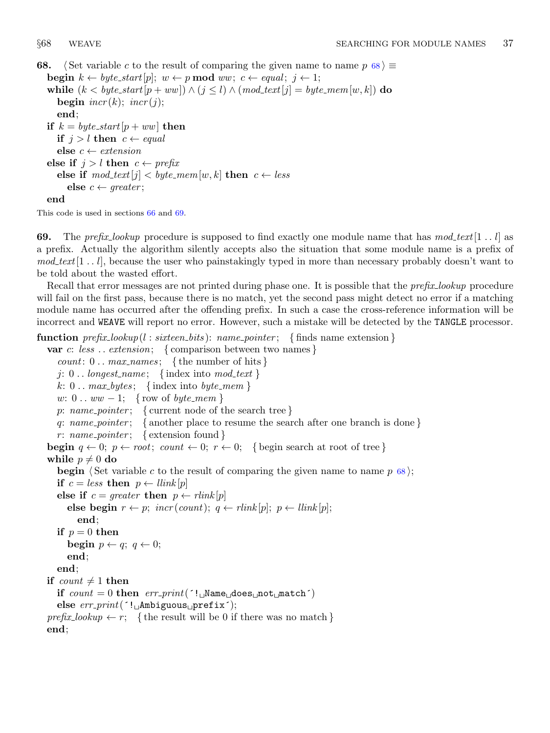**68.** ⟨Set variable $c$ to the result of comparing the given name to name $p$ 68⟩ ≡

```
begin k ← byte_start[p]; w ← p mod ww; c ← equal; j ← 1;
while (k < byte_start[p + ww]) ∧ (j ≤ l) ∧ (mod_text[j] = byte_mem[w, k]) do
  begin incr(k); incr(j);
  end;
if k = byte_start[p + ww] then
  if j > l then c ← equal
  else c ← extension
else if j > l then c ← prefix
  else if mod_text[j] < byte_mem[w, k] then c ← less
    else c ← greater;
end
```

This code is used in sections 66 and 69.

**69.** The *prefix_lookup* procedure is supposed to find exactly one module name that has *mod_text*[1 .. *l*] as a prefix. Actually the algorithm silently accepts also the situation that some module name is a prefix of *mod_text*[1 .. *l*], because the user who painstakingly typed in more than necessary probably doesn't want to be told about the wasted effort.

Recall that error messages are not printed during phase one. It is possible that the *prefix_lookup* procedure will fail on the first pass, because there is no match, yet the second pass might detect no error if a matching module name has occurred after the offending prefix. In such a case the cross-reference information will be incorrect and WEAVE will report no error. However, such a mistake will be detected by the TANGLE processor.

```
function prefix_lookup(l : sixteen_bits): name_pointer;   { finds name extension }
  var c: less .. extension;   { comparison between two names }
    count: 0 .. max_names;   { the number of hits }
    j: 0 .. longest_name;   { index into mod_text }
    k: 0 .. max_bytes;   { index into byte_mem }
    w: 0 .. ww − 1;   { row of byte_mem }
    p: name_pointer;   { current node of the search tree }
    q: name_pointer;   { another place to resume the search after one branch is done }
    r: name_pointer;   { extension found }
  begin q ← 0; p ← root; count ← 0; r ← 0;   { begin search at root of tree }
  while p ≠ 0 do
    begin ⟨Set variable c to the result of comparing the given name to name p 68⟩;
    if c = less then p ← llink[p]
    else if c = greater then p ← rlink[p]
      else begin r ← p; incr(count); q ← rlink[p]; p ← llink[p];
        end;
    if p = 0 then
      begin p ← q; q ← 0;
      end;
    end;
  if count ≠ 1 then
    if count = 0 then err_print(´! Name does not match´)
    else err_print(´! Ambiguous prefix´);
  prefix_lookup ← r;   { the result will be 0 if there was no match }
  end;
```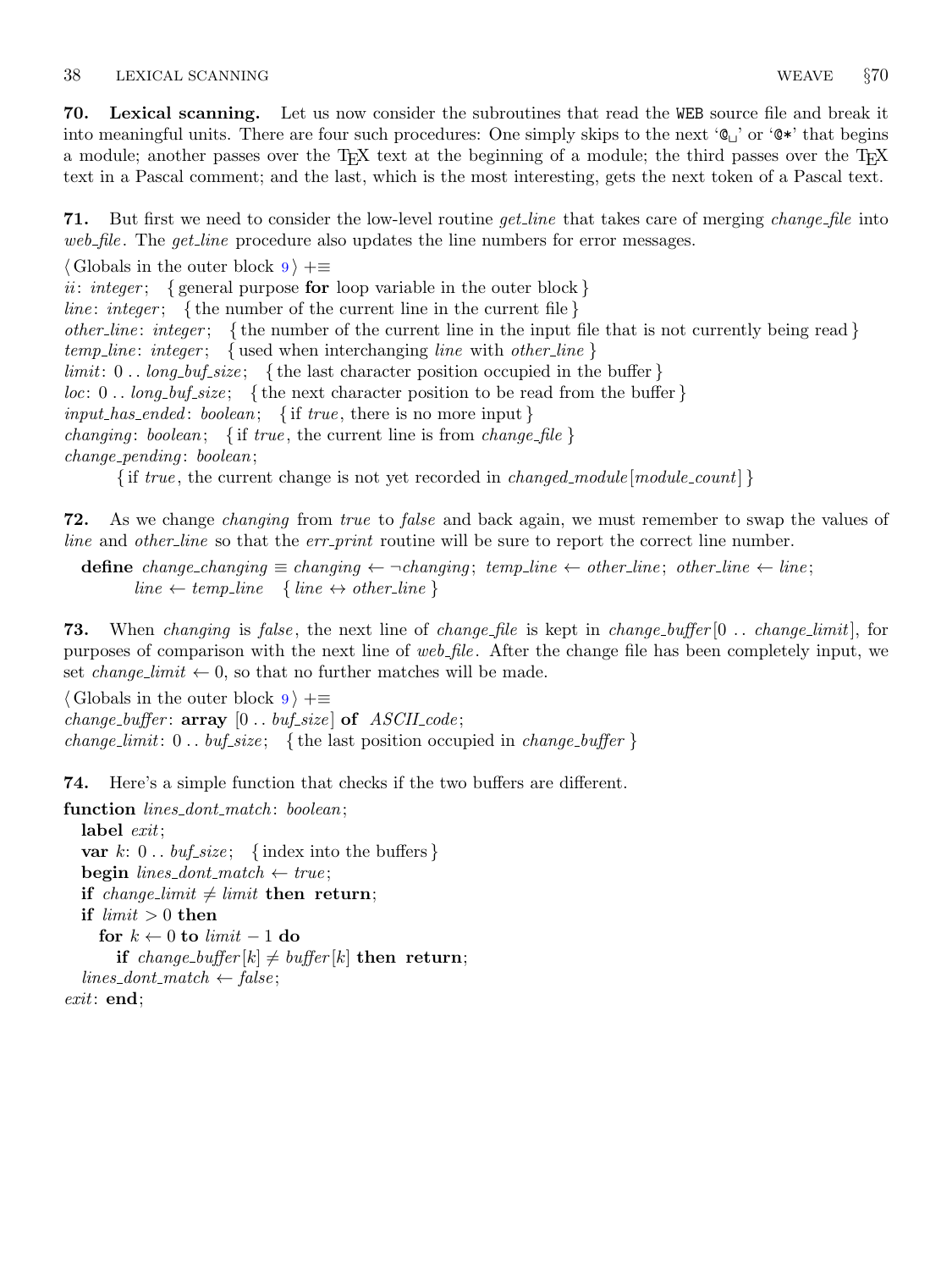**70. Lexical scanning.** Let us now consider the subroutines that read the WEB source file and break it into meaningful units. There are four such procedures: One simply skips to the next '@␣' or '@*' that begins a module; another passes over the TEX text at the beginning of a module; the third passes over the TEX text in a Pascal comment; and the last, which is the most interesting, gets the next token of a Pascal text.

**71.** But first we need to consider the low-level routine *get_line* that takes care of merging *change_file* into *web_file*. The *get_line* procedure also updates the line numbers for error messages.

⟨ Globals in the outer block 9 ⟩ +≡
*ii*: *integer*; { general purpose **for** loop variable in the outer block }
*line*: *integer*; { the number of the current line in the current file }
*other_line*: *integer*; { the number of the current line in the input file that is not currently being read }
*temp_line*: *integer*; { used when interchanging *line* with *other_line* }
*limit*: 0 .. *long_buf_size*; { the last character position occupied in the buffer }
*loc*: 0 .. *long_buf_size*; { the next character position to be read from the buffer }
*input_has_ended*: *boolean*; { if *true*, there is no more input }
*changing*: *boolean*; { if *true*, the current line is from *change_file* }
*change_pending*: *boolean*;
  { if *true*, the current change is not yet recorded in *changed_module*[*module_count*] }

**72.** As we change *changing* from *true* to *false* and back again, we must remember to swap the values of *line* and *other_line* so that the *err_print* routine will be sure to report the correct line number.

**define** *change_changing* ≡ *changing* ← ¬*changing*; *temp_line* ← *other_line*; *other_line* ← *line*;
  *line* ← *temp_line* { *line* ↔ *other_line* }

**73.** When *changing* is *false*, the next line of *change_file* is kept in *change_buffer*[0 .. *change_limit*], for purposes of comparison with the next line of *web_file*. After the change file has been completely input, we set *change_limit* ← 0, so that no further matches will be made.

⟨ Globals in the outer block 9 ⟩ +≡
*change_buffer*: **array** [0 .. *buf_size*] **of** *ASCII_code*;
*change_limit*: 0 .. *buf_size*; { the last position occupied in *change_buffer* }

**74.** Here's a simple function that checks if the two buffers are different.

```
function lines_dont_match: boolean;
  label exit;
  var k: 0 .. buf_size; { index into the buffers }
  begin lines_dont_match ← true;
  if change_limit ≠ limit then return;
  if limit > 0 then
    for k ← 0 to limit − 1 do
      if change_buffer[k] ≠ buffer[k] then return;
  lines_dont_match ← false;
exit: end;
```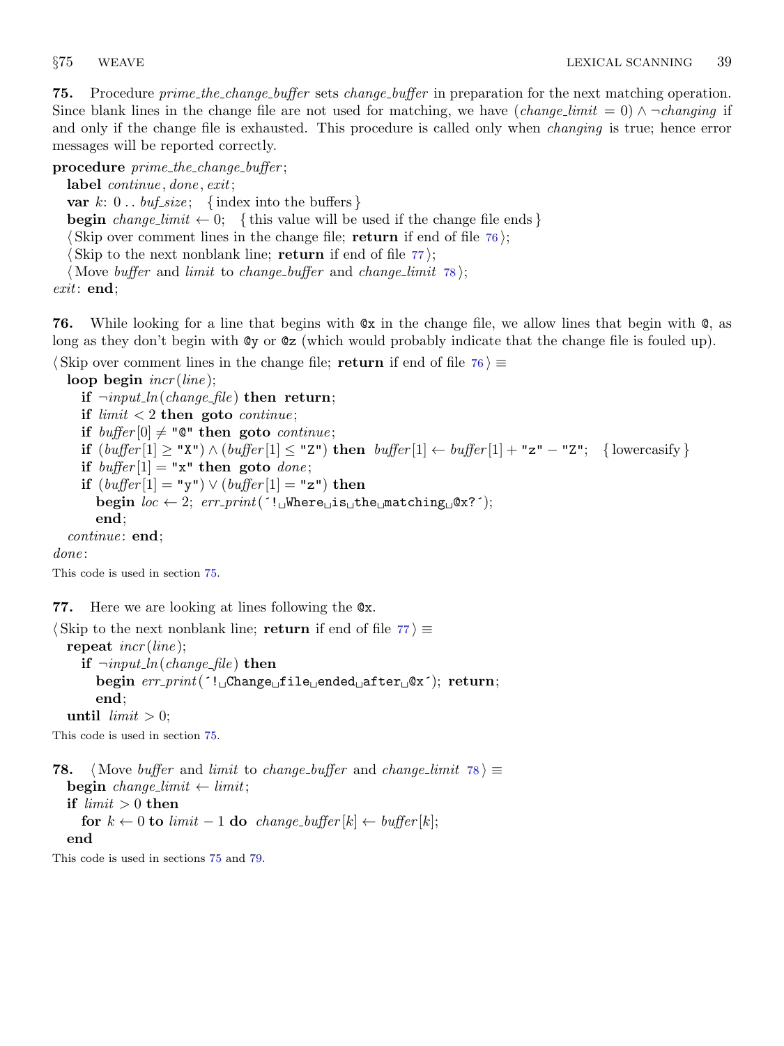**75.** Procedure *prime_the_change_buffer* sets *change_buffer* in preparation for the next matching operation. Since blank lines in the change file are not used for matching, we have $(change\_limit = 0) \land \neg changing$ if and only if the change file is exhausted. This procedure is called only when *changing* is true; hence error messages will be reported correctly.

```
procedure prime_the_change_buffer;
  label continue, done, exit;
  var k: 0 .. buf_size;  { index into the buffers }
  begin change_limit ← 0;  { this value will be used if the change file ends }
  ⟨Skip over comment lines in the change file; return if end of file 76⟩;
  ⟨Skip to the next nonblank line; return if end of file 77⟩;
  ⟨Move buffer and limit to change_buffer and change_limit 78⟩;
exit: end;
```

**76.** While looking for a line that begins with `@x` in the change file, we allow lines that begin with `@`, as long as they don't begin with `@y` or `@z` (which would probably indicate that the change file is fouled up).

```
⟨Skip over comment lines in the change file; return if end of file 76⟩ ≡
  loop begin incr(line);
    if ¬input_ln(change_file) then return;
    if limit < 2 then goto continue;
    if buffer[0] ≠ "@" then goto continue;
    if (buffer[1] ≥ "X") ∧ (buffer[1] ≤ "Z") then buffer[1] ← buffer[1] + "z" − "Z";  { lowercasify }
    if buffer[1] = "x" then goto done;
    if (buffer[1] = "y") ∨ (buffer[1] = "z") then
      begin loc ← 2; err_print('! Where is the matching @x?');
      end;
  continue: end;
done:
```

This code is used in section 75.

**77.** Here we are looking at lines following the `@x`.

```
⟨Skip to the next nonblank line; return if end of file 77⟩ ≡
  repeat incr(line);
    if ¬input_ln(change_file) then
      begin err_print('! Change file ended after @x'); return;
      end;
  until limit > 0;
```

This code is used in section 75.

**78.**

```
⟨Move buffer and limit to change_buffer and change_limit 78⟩ ≡
  begin change_limit ← limit;
  if limit > 0 then
    for k ← 0 to limit − 1 do change_buffer[k] ← buffer[k];
  end
```

This code is used in sections 75 and 79.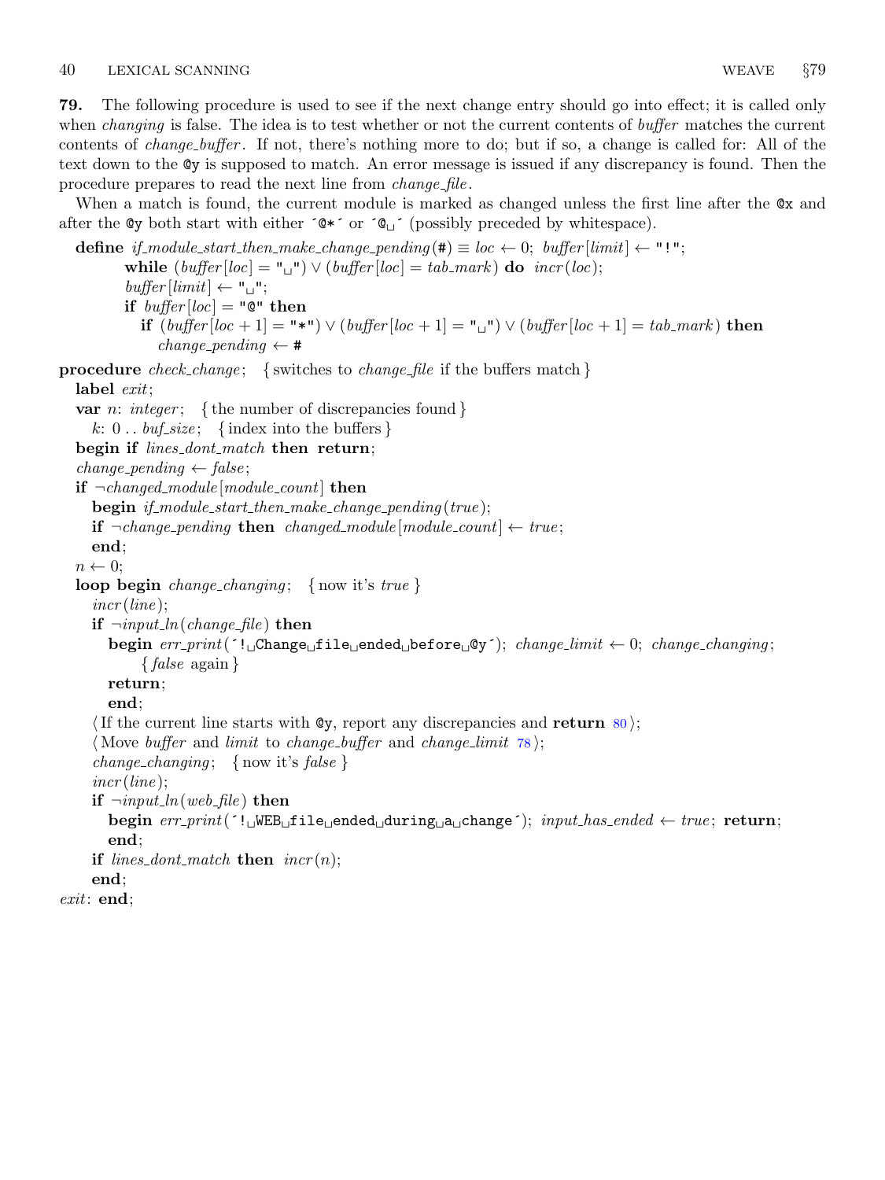**79.** The following procedure is used to see if the next change entry should go into effect; it is called only when *changing* is false. The idea is to test whether or not the current contents of *buffer* matches the current contents of *change_buffer*. If not, there's nothing more to do; but if so, a change is called for: All of the text down to the @y is supposed to match. An error message is issued if any discrepancy is found. Then the procedure prepares to read the next line from *change_file*.

When a match is found, the current module is marked as changed unless the first line after the @x and after the @y both start with either ´@*´ or ´@␣´ (possibly preceded by whitespace).

```
define if_module_start_then_make_change_pending(#) ≡ loc ← 0; buffer[limit] ← "!";
        while (buffer[loc] = "␣") ∨ (buffer[loc] = tab_mark) do incr(loc);
        buffer[limit] ← "␣";
        if buffer[loc] = "@" then
          if (buffer[loc + 1] = "*") ∨ (buffer[loc + 1] = "␣") ∨ (buffer[loc + 1] = tab_mark) then
            change_pending ← #

procedure check_change; { switches to change_file if the buffers match }
  label exit;
  var n: integer; { the number of discrepancies found }
    k: 0 .. buf_size; { index into the buffers }
  begin if lines_dont_match then return;
  change_pending ← false;
  if ¬changed_module[module_count] then
    begin if_module_start_then_make_change_pending(true);
    if ¬change_pending then changed_module[module_count] ← true;
    end;
  n ← 0;
  loop begin change_changing; { now it's true }
    incr(line);
    if ¬input_ln(change_file) then
      begin err_print(´!␣Change␣file␣ended␣before␣@y´); change_limit ← 0; change_changing;
          { false again }
      return;
      end;
    ⟨If the current line starts with @y, report any discrepancies and return 80⟩;
    ⟨Move buffer and limit to change_buffer and change_limit 78⟩;
    change_changing; { now it's false }
    incr(line);
    if ¬input_ln(web_file) then
      begin err_print(´!␣WEB␣file␣ended␣during␣a␣change´); input_has_ended ← true; return;
      end;
    if lines_dont_match then incr(n);
    end;
exit: end;
```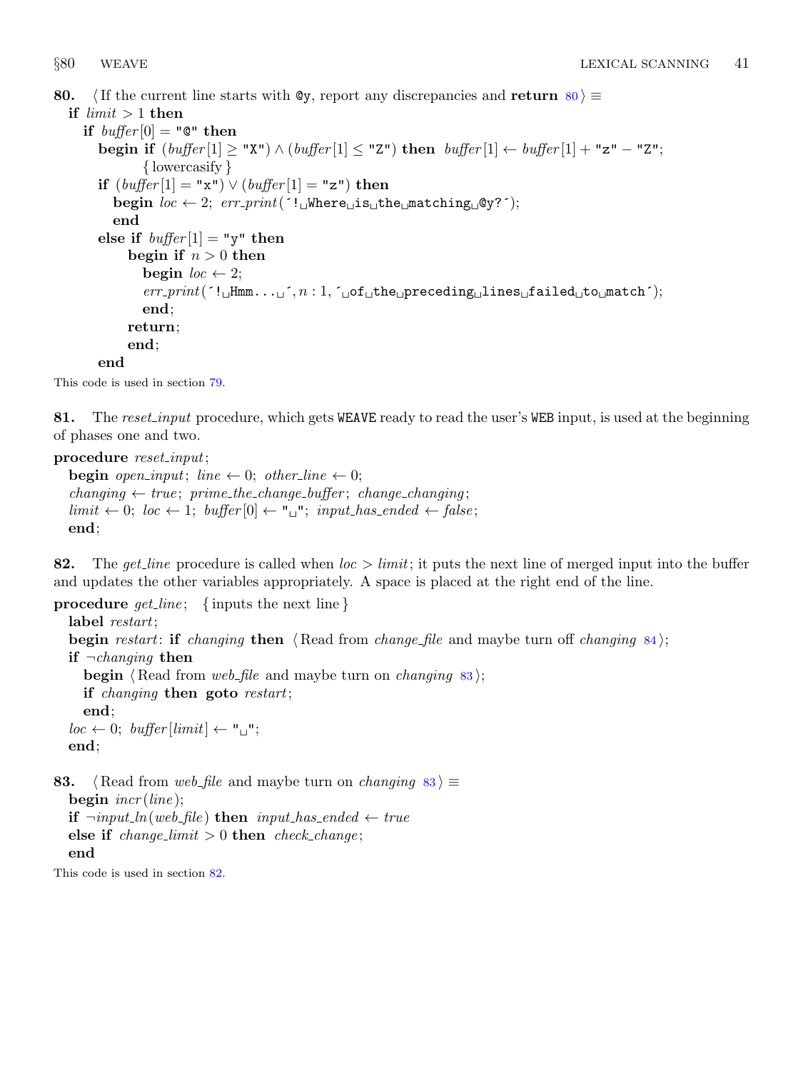**80.** ⟨If the current line starts with `@y`, report any discrepancies and **return** 80⟩ ≡

```
if limit > 1 then
  if buffer[0] = "@" then
    begin if (buffer[1] ≥ "X") ∧ (buffer[1] ≤ "Z") then buffer[1] ← buffer[1] + "z" − "Z";
          { lowercasify }
    if (buffer[1] = "x") ∨ (buffer[1] = "z") then
      begin loc ← 2; err_print(´! Where is the matching @y?´);
      end
    else if buffer[1] = "y" then
        begin if n > 0 then
          begin loc ← 2;
          err_print(´! Hmm... ´, n : 1, ´ of the preceding lines failed to match´);
          end;
        return;
        end;
    end
```

This code is used in section 79.

**81.** The *reset_input* procedure, which gets `WEAVE` ready to read the user's `WEB` input, is used at the beginning of phases one and two.

```
procedure reset_input;
  begin open_input; line ← 0; other_line ← 0;
  changing ← true; prime_the_change_buffer; change_changing;
  limit ← 0; loc ← 1; buffer[0] ← " "; input_has_ended ← false;
  end;
```

**82.** The *get_line* procedure is called when $loc > limit$; it puts the next line of merged input into the buffer and updates the other variables appropriately. A space is placed at the right end of the line.

```
procedure get_line; { inputs the next line }
  label restart;
  begin restart: if changing then ⟨Read from change_file and maybe turn off changing 84⟩;
  if ¬changing then
    begin ⟨Read from web_file and maybe turn on changing 83⟩;
    if changing then goto restart;
    end;
  loc ← 0; buffer[limit] ← " ";
  end;
```

**83.** ⟨Read from *web_file* and maybe turn on *changing* 83⟩ ≡

```
begin incr(line);
if ¬input_ln(web_file) then input_has_ended ← true
else if change_limit > 0 then check_change;
end
```

This code is used in section 82.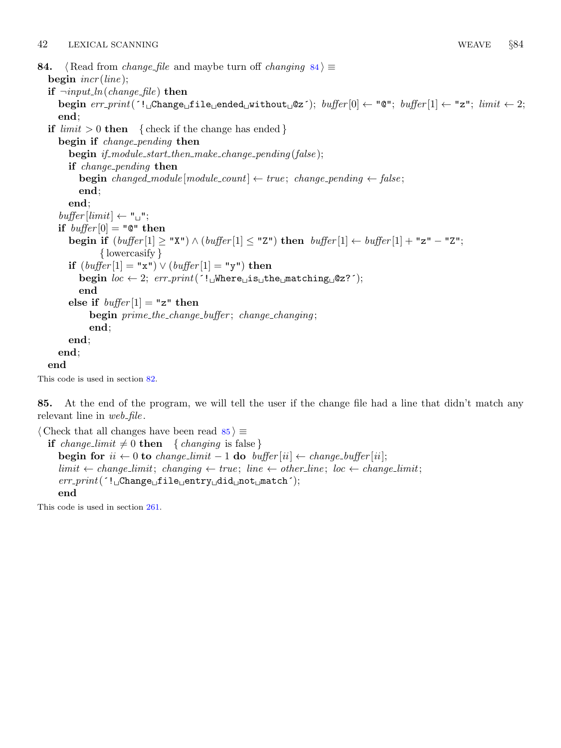**84.** ⟨ Read from *change_file* and maybe turn off *changing* 84 ⟩ ≡

```
begin incr(line);
if ¬input_ln(change_file) then
  begin err_print(´!␣Change␣file␣ended␣without␣@z´); buffer[0] ← "@"; buffer[1] ← "z"; limit ← 2;
  end;
if limit > 0 then  { check if the change has ended }
  begin if change_pending then
    begin if_module_start_then_make_change_pending(false);
    if change_pending then
      begin changed_module[module_count] ← true; change_pending ← false;
      end;
    end;
  buffer[limit] ← "␣";
  if buffer[0] = "@" then
    begin if (buffer[1] ≥ "X") ∧ (buffer[1] ≤ "Z") then buffer[1] ← buffer[1] + "z" − "Z";
          { lowercasify }
    if (buffer[1] = "x") ∨ (buffer[1] = "y") then
      begin loc ← 2; err_print(´!␣Where␣is␣the␣matching␣@z?´);
      end
    else if buffer[1] = "z" then
        begin prime_the_change_buffer; change_changing;
        end;
    end;
  end;
end
```

This code is used in section 82.

**85.** At the end of the program, we will tell the user if the change file had a line that didn't match any relevant line in *web_file*.

⟨ Check that all changes have been read 85 ⟩ ≡

```
if change_limit ≠ 0 then  { changing is false }
  begin for ii ← 0 to change_limit − 1 do buffer[ii] ← change_buffer[ii];
  limit ← change_limit; changing ← true; line ← other_line; loc ← change_limit;
  err_print(´!␣Change␣file␣entry␣did␣not␣match´);
  end
```

This code is used in section 261.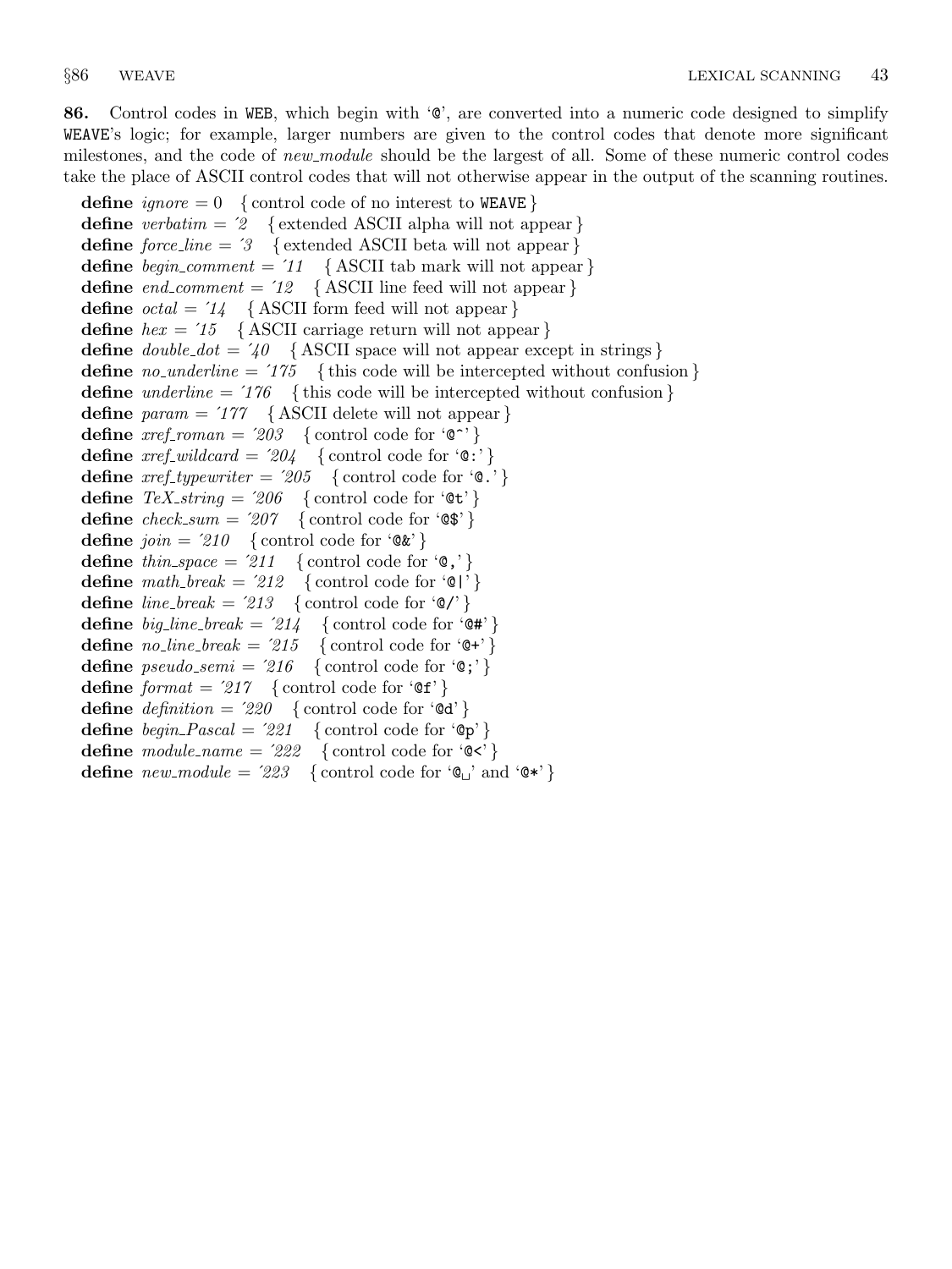**86.** Control codes in WEB, which begin with '@', are converted into a numeric code designed to simplify WEAVE's logic; for example, larger numbers are given to the control codes that denote more significant milestones, and the code of *new_module* should be the largest of all. Some of these numeric control codes take the place of ASCII control codes that will not otherwise appear in the output of the scanning routines.

**define** *ignore* = 0 { control code of no interest to WEAVE }
**define** *verbatim* = ´2 { extended ASCII alpha will not appear }
**define** *force_line* = ´3 { extended ASCII beta will not appear }
**define** *begin_comment* = ´11 { ASCII tab mark will not appear }
**define** *end_comment* = ´12 { ASCII line feed will not appear }
**define** *octal* = ´14 { ASCII form feed will not appear }
**define** *hex* = ´15 { ASCII carriage return will not appear }
**define** *double_dot* = ´40 { ASCII space will not appear except in strings }
**define** *no_underline* = ´175 { this code will be intercepted without confusion }
**define** *underline* = ´176 { this code will be intercepted without confusion }
**define** *param* = ´177 { ASCII delete will not appear }
**define** *xref_roman* = ´203 { control code for '@^' }
**define** *xref_wildcard* = ´204 { control code for '@:' }
**define** *xref_typewriter* = ´205 { control code for '@.' }
**define** *TeX_string* = ´206 { control code for '@t' }
**define** *check_sum* = ´207 { control code for '@$' }
**define** *join* = ´210 { control code for '@&' }
**define** *thin_space* = ´211 { control code for '@,' }
**define** *math_break* = ´212 { control code for '@|' }
**define** *line_break* = ´213 { control code for '@/' }
**define** *big_line_break* = ´214 { control code for '@#' }
**define** *no_line_break* = ´215 { control code for '@+' }
**define** *pseudo_semi* = ´216 { control code for '@;' }
**define** *format* = ´217 { control code for '@f' }
**define** *definition* = ´220 { control code for '@d' }
**define** *begin_Pascal* = ´221 { control code for '@p' }
**define** *module_name* = ´222 { control code for '@<' }
**define** *new_module* = ´223 { control code for '@␣' and '@*' }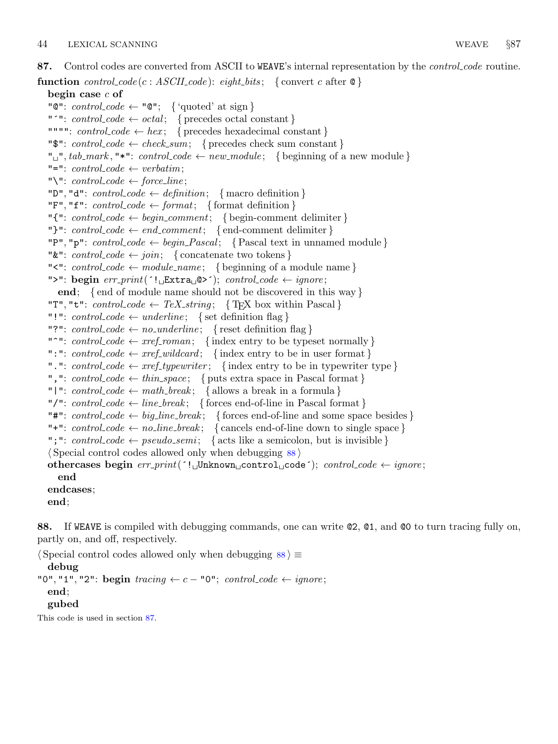**87.** Control codes are converted from ASCII to WEAVE's internal representation by the *control_code* routine.

```
function control_code(c : ASCII_code): eight_bits;   { convert c after @ }
  begin case c of
  "@": control_code ← "@";   { 'quoted' at sign }
  "'": control_code ← octal;   { precedes octal constant }
  """": control_code ← hex;   { precedes hexadecimal constant }
  "$": control_code ← check_sum;   { precedes check sum constant }
  "␣", tab_mark, "*": control_code ← new_module;   { beginning of a new module }
  "=": control_code ← verbatim;
  "\": control_code ← force_line;
  "D", "d": control_code ← definition;   { macro definition }
  "F", "f": control_code ← format;   { format definition }
  "{": control_code ← begin_comment;   { begin-comment delimiter }
  "}": control_code ← end_comment;   { end-comment delimiter }
  "P", "p": control_code ← begin_Pascal;   { Pascal text in unnamed module }
  "&": control_code ← join;   { concatenate two tokens }
  "<": control_code ← module_name;   { beginning of a module name }
  ">": begin err_print('!␣Extra␣@>'); control_code ← ignore;
    end;   { end of module name should not be discovered in this way }
  "T", "t": control_code ← TeX_string;   { TeX box within Pascal }
  "!": control_code ← underline;   { set definition flag }
  "?": control_code ← no_underline;   { reset definition flag }
  "^": control_code ← xref_roman;   { index entry to be typeset normally }
  ":": control_code ← xref_wildcard;   { index entry to be in user format }
  ".": control_code ← xref_typewriter;   { index entry to be in typewriter type }
  ",": control_code ← thin_space;   { puts extra space in Pascal format }
  "|": control_code ← math_break;   { allows a break in a formula }
  "/": control_code ← line_break;   { forces end-of-line in Pascal format }
  "#": control_code ← big_line_break;   { forces end-of-line and some space besides }
  "+": control_code ← no_line_break;   { cancels end-of-line down to single space }
  ";": control_code ← pseudo_semi;   { acts like a semicolon, but is invisible }
  ⟨Special control codes allowed only when debugging 88⟩
  othercases begin err_print('!␣Unknown␣control␣code'); control_code ← ignore;
    end
  endcases;
  end;
```

**88.** If WEAVE is compiled with debugging commands, one can write @2, @1, and @0 to turn tracing fully on, partly on, and off, respectively.

```
⟨Special control codes allowed only when debugging 88⟩ ≡
  debug
"0", "1", "2": begin tracing ← c − "0"; control_code ← ignore;
  end;
  gubed
```

This code is used in section 87.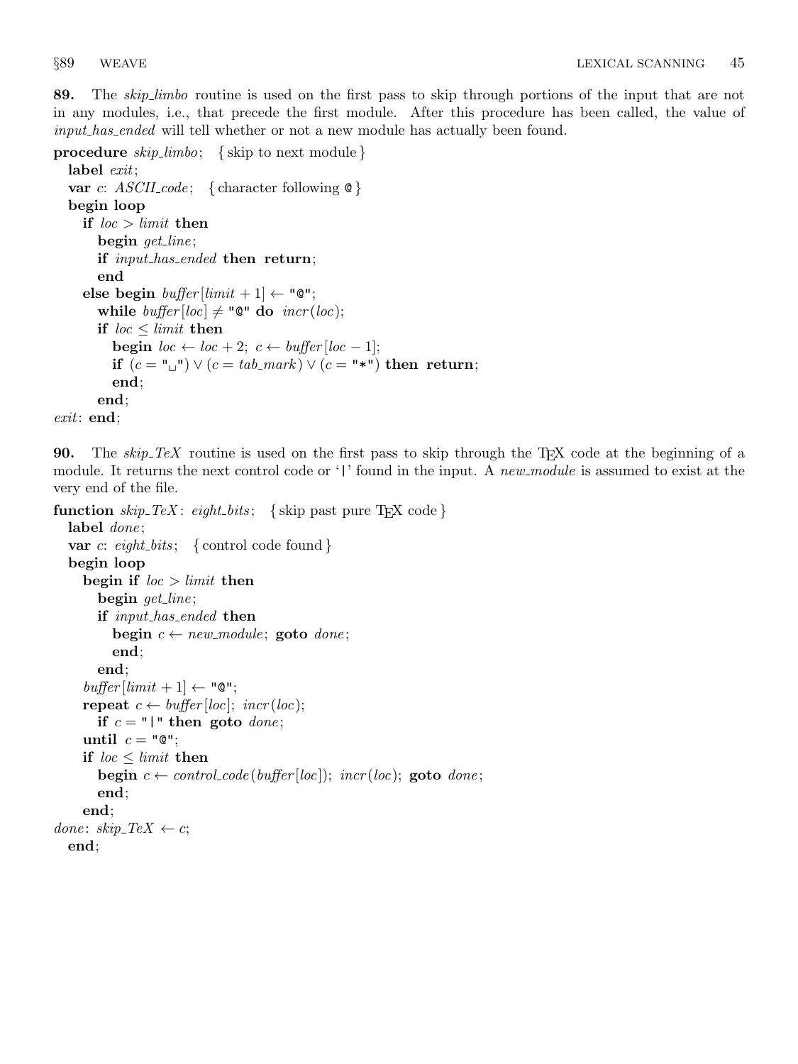**89.** The *skip_limbo* routine is used on the first pass to skip through portions of the input that are not in any modules, i.e., that precede the first module. After this procedure has been called, the value of *input_has_ended* will tell whether or not a new module has actually been found.

```
procedure skip_limbo; { skip to next module }
  label exit;
  var c: ASCII_code; { character following @ }
  begin loop
    if loc > limit then
      begin get_line;
      if input_has_ended then return;
      end
    else begin buffer[limit + 1] ← "@";
      while buffer[loc] ≠ "@" do incr(loc);
      if loc ≤ limit then
        begin loc ← loc + 2; c ← buffer[loc − 1];
        if (c = "␣") ∨ (c = tab_mark) ∨ (c = "*") then return;
        end;
      end;
exit: end;
```

**90.** The *skip_TeX* routine is used on the first pass to skip through the TeX code at the beginning of a module. It returns the next control code or '|' found in the input. A *new_module* is assumed to exist at the very end of the file.

```
function skip_TeX: eight_bits; { skip past pure TeX code }
  label done;
  var c: eight_bits; { control code found }
  begin loop
    begin if loc > limit then
      begin get_line;
      if input_has_ended then
        begin c ← new_module; goto done;
        end;
      end;
    buffer[limit + 1] ← "@";
    repeat c ← buffer[loc]; incr(loc);
      if c = "|" then goto done;
    until c = "@";
    if loc ≤ limit then
      begin c ← control_code(buffer[loc]); incr(loc); goto done;
      end;
    end;
done: skip_TeX ← c;
  end;
```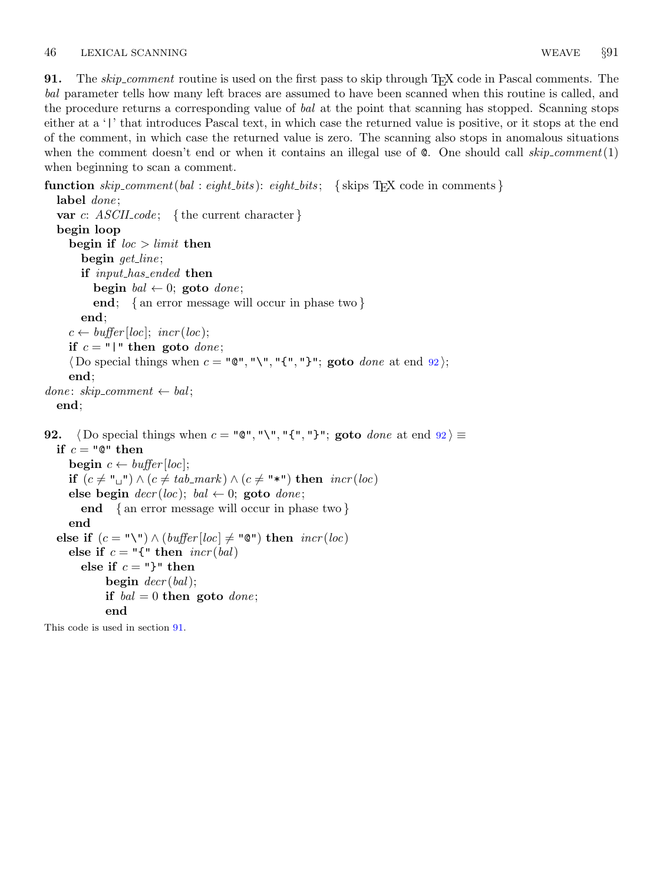**91.** The *skip_comment* routine is used on the first pass to skip through TEX code in Pascal comments. The *bal* parameter tells how many left braces are assumed to have been scanned when this routine is called, and the procedure returns a corresponding value of *bal* at the point that scanning has stopped. Scanning stops either at a '|' that introduces Pascal text, in which case the returned value is positive, or it stops at the end of the comment, in which case the returned value is zero. The scanning also stops in anomalous situations when the comment doesn't end or when it contains an illegal use of @. One should call *skip_comment*(1) when beginning to scan a comment.

```
function skip_comment(bal : eight_bits): eight_bits;   { skips TEX code in comments }
  label done;
  var c: ASCII_code;   { the current character }
  begin loop
    begin if loc > limit then
      begin get_line;
      if input_has_ended then
        begin bal ← 0; goto done;
        end;   { an error message will occur in phase two }
      end;
    c ← buffer[loc]; incr(loc);
    if c = "|" then goto done;
    ⟨Do special things when c = "@", "\", "{", "}"; goto done at end 92⟩;
    end;
done: skip_comment ← bal;
  end;
```

**92.** ⟨Do special things when c = "@", "\", "{", "}"; goto done at end 92⟩ ≡

```
  if c = "@" then
    begin c ← buffer[loc];
    if (c ≠ "␣") ∧ (c ≠ tab_mark) ∧ (c ≠ "*") then incr(loc)
    else begin decr(loc); bal ← 0; goto done;
      end   { an error message will occur in phase two }
    end
  else if (c = "\") ∧ (buffer[loc] ≠ "@") then incr(loc)
    else if c = "{" then incr(bal)
      else if c = "}" then
          begin decr(bal);
          if bal = 0 then goto done;
          end
```

This code is used in section 91.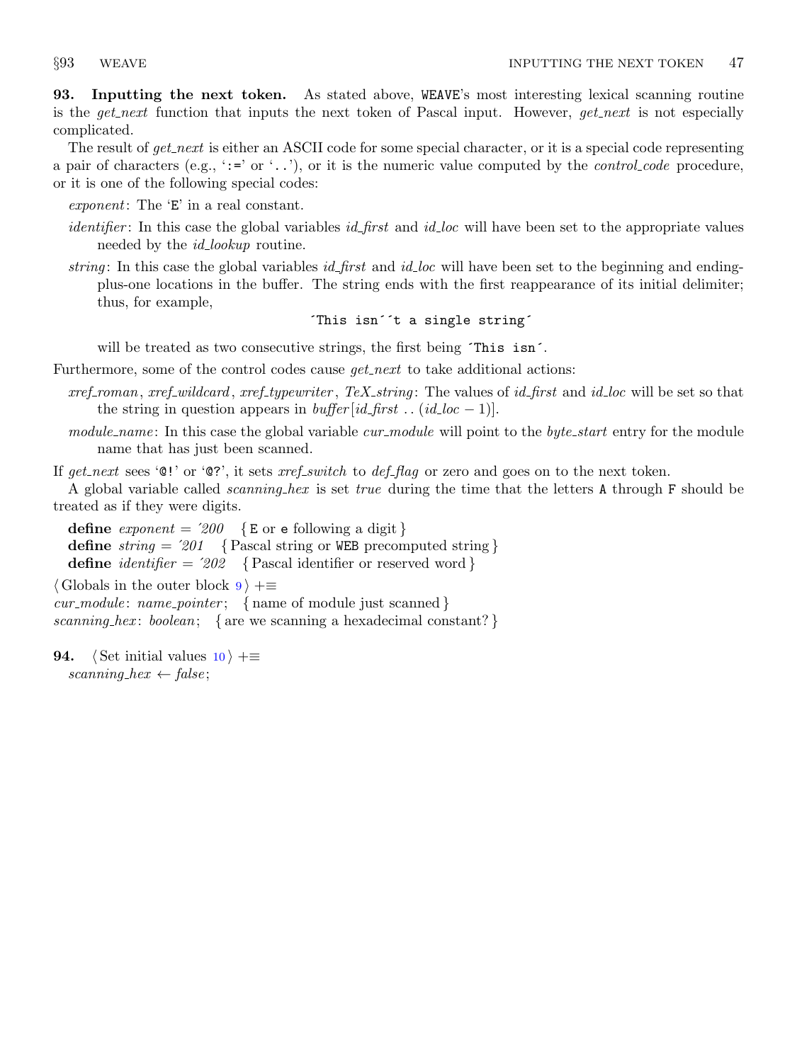**93. Inputting the next token.** As stated above, WEAVE's most interesting lexical scanning routine is the *get_next* function that inputs the next token of Pascal input. However, *get_next* is not especially complicated.

The result of *get_next* is either an ASCII code for some special character, or it is a special code representing a pair of characters (e.g., '`:=`' or '`..`'), or it is the numeric value computed by the *control_code* procedure, or it is one of the following special codes:

- *exponent*: The '`E`' in a real constant.
- *identifier*: In this case the global variables *id_first* and *id_loc* will have been set to the appropriate values needed by the *id_lookup* routine.
- *string*: In this case the global variables *id_first* and *id_loc* will have been set to the beginning and ending-plus-one locations in the buffer. The string ends with the first reappearance of its initial delimiter; thus, for example,

  `´This isn´´t a single string´`

  will be treated as two consecutive strings, the first being `´This isn´`.

Furthermore, some of the control codes cause *get_next* to take additional actions:

- *xref_roman*, *xref_wildcard*, *xref_typewriter*, *TeX_string*: The values of *id_first* and *id_loc* will be set so that the string in question appears in *buffer*[*id_first* .. (*id_loc* − 1)].
- *module_name*: In this case the global variable *cur_module* will point to the *byte_start* entry for the module name that has just been scanned.

If *get_next* sees '`@!`' or '`@?`', it sets *xref_switch* to *def_flag* or zero and goes on to the next token.

A global variable called *scanning_hex* is set *true* during the time that the letters `A` through `F` should be treated as if they were digits.

**define** *exponent* = ´200 { `E` or `e` following a digit }
**define** *string* = ´201 { Pascal string or `WEB` precomputed string }
**define** *identifier* = ´202 { Pascal identifier or reserved word }

⟨ Globals in the outer block 9 ⟩ +≡
*cur_module*: *name_pointer*; { name of module just scanned }
*scanning_hex*: *boolean*; { are we scanning a hexadecimal constant? }

**94.** ⟨ Set initial values 10 ⟩ +≡
*scanning_hex* ← *false*;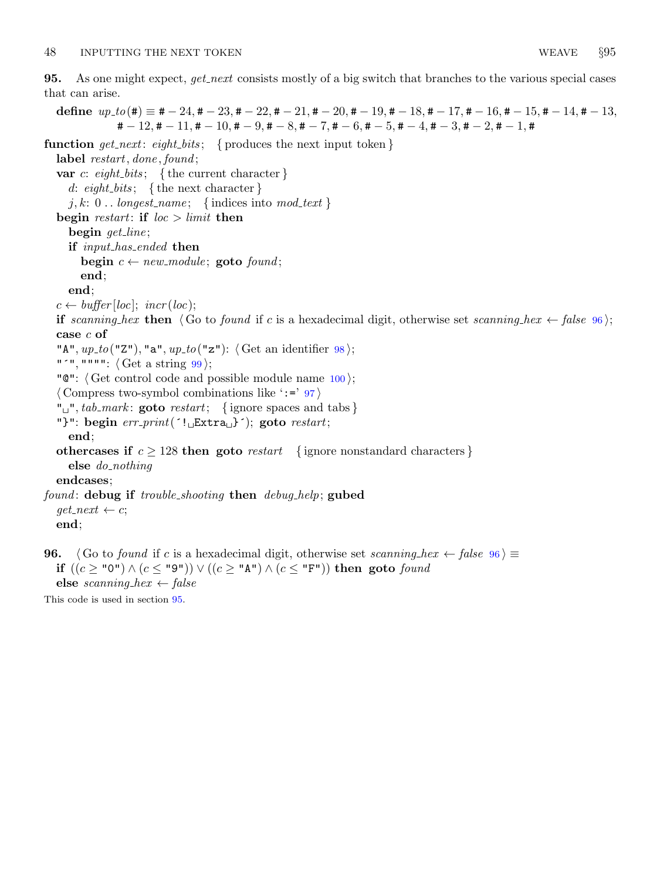**95.** As one might expect, *get_next* consists mostly of a big switch that branches to the various special cases that can arise.

```
define up_to(#) ≡ # − 24, # − 23, # − 22, # − 21, # − 20, # − 19, # − 18, # − 17, # − 16, # − 15, # − 14, # − 13,
          # − 12, # − 11, # − 10, # − 9, # − 8, # − 7, # − 6, # − 5, # − 4, # − 3, # − 2, # − 1, #

function get_next: eight_bits;  { produces the next input token }
  label restart, done, found;
  var c: eight_bits;  { the current character }
    d: eight_bits;  { the next character }
    j, k: 0 .. longest_name;  { indices into mod_text }
  begin restart: if loc > limit then
    begin get_line;
    if input_has_ended then
      begin c ← new_module; goto found;
      end;
    end;
  c ← buffer[loc]; incr(loc);
  if scanning_hex then ⟨Go to found if c is a hexadecimal digit, otherwise set scanning_hex ← false 96⟩;
  case c of
  "A", up_to("Z"), "a", up_to("z"): ⟨Get an identifier 98⟩;
  "´", """": ⟨Get a string 99⟩;
  "@": ⟨Get control code and possible module name 100⟩;
  ⟨Compress two-symbol combinations like ':=' 97⟩
  "␣", tab_mark: goto restart;  { ignore spaces and tabs }
  "}": begin err_print(´!␣Extra␣}´); goto restart;
    end;
  othercases if c ≥ 128 then goto restart  { ignore nonstandard characters }
    else do_nothing
  endcases;
found: debug if trouble_shooting then debug_help; gubed
  get_next ← c;
  end;
```

**96.** ⟨Go to *found* if *c* is a hexadecimal digit, otherwise set *scanning_hex* ← *false* 96⟩ ≡

```
if ((c ≥ "0") ∧ (c ≤ "9")) ∨ ((c ≥ "A") ∧ (c ≤ "F")) then goto found
else scanning_hex ← false
```

This code is used in section 95.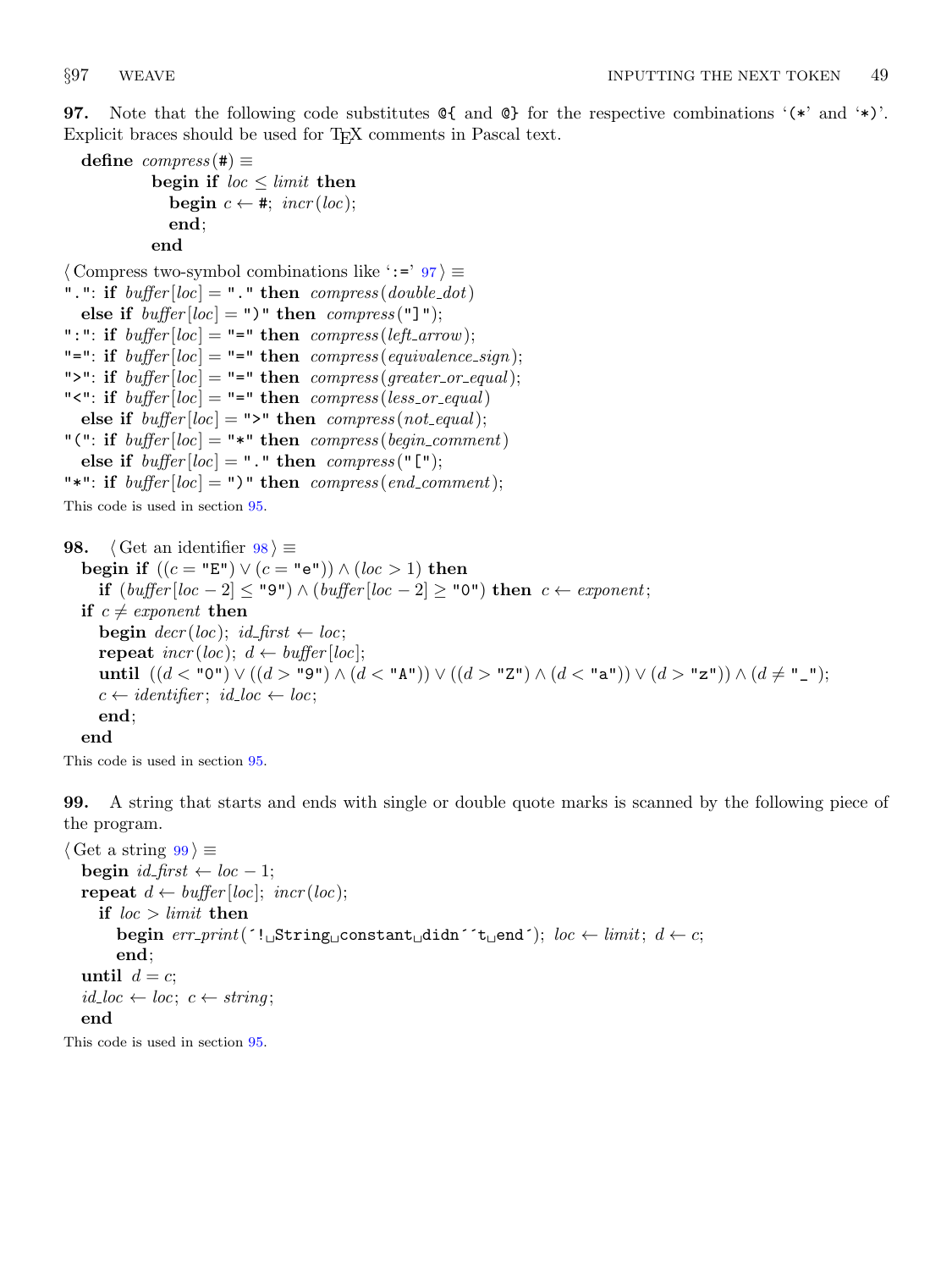**97.** Note that the following code substitutes `@{` and `@}` for the respective combinations '`(*`' and '`*)`'. Explicit braces should be used for TeX comments in Pascal text.

```
define compress(#) ≡
        begin if loc ≤ limit then
          begin c ← #; incr(loc);
          end;
        end
```

⟨ Compress two-symbol combinations like '`:=`' 97 ⟩ ≡

```
".": if buffer[loc] = "." then compress(double_dot)
  else if buffer[loc] = ")" then compress("]");
":": if buffer[loc] = "=" then compress(left_arrow);
"=": if buffer[loc] = "=" then compress(equivalence_sign);
">": if buffer[loc] = "=" then compress(greater_or_equal);
"<": if buffer[loc] = "=" then compress(less_or_equal)
  else if buffer[loc] = ">" then compress(not_equal);
"(": if buffer[loc] = "*" then compress(begin_comment)
  else if buffer[loc] = "." then compress("[");
"*": if buffer[loc] = ")" then compress(end_comment);
```

This code is used in section 95.

**98.** ⟨ Get an identifier 98 ⟩ ≡

```
begin if ((c = "E") ∨ (c = "e")) ∧ (loc > 1) then
  if (buffer[loc − 2] ≤ "9") ∧ (buffer[loc − 2] ≥ "0") then c ← exponent;
if c ≠ exponent then
  begin decr(loc); id_first ← loc;
  repeat incr(loc); d ← buffer[loc];
  until ((d < "0") ∨ ((d > "9") ∧ (d < "A")) ∨ ((d > "Z") ∧ (d < "a")) ∨ (d > "z")) ∧ (d ≠ "_");
  c ← identifier; id_loc ← loc;
  end;
end
```

This code is used in section 95.

**99.** A string that starts and ends with single or double quote marks is scanned by the following piece of the program.

⟨ Get a string 99 ⟩ ≡

```
begin id_first ← loc − 1;
repeat d ← buffer[loc]; incr(loc);
  if loc > limit then
    begin err_print('! String constant didn''t end'); loc ← limit; d ← c;
    end;
until d = c;
id_loc ← loc; c ← string;
end
```

This code is used in section 95.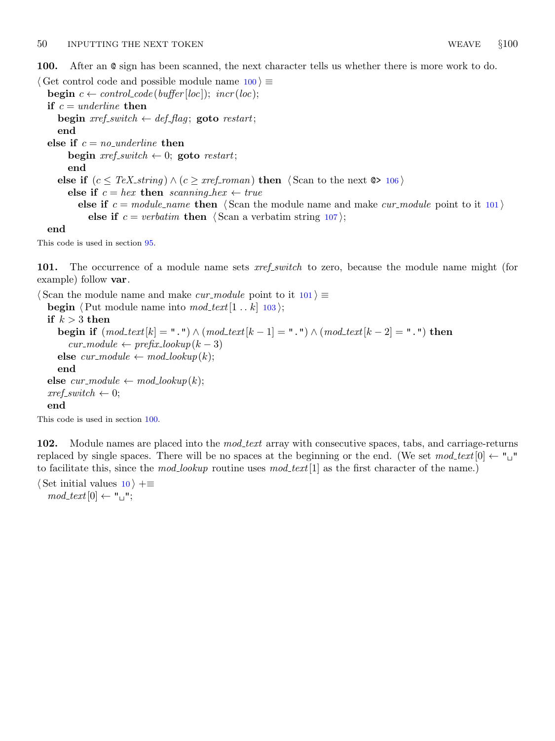**100.** After an @ sign has been scanned, the next character tells us whether there is more work to do.

⟨Get control code and possible module name 100⟩ ≡

```
begin c ← control_code(buffer[loc]); incr(loc);
if c = underline then
  begin xref_switch ← def_flag; goto restart;
  end
else if c = no_underline then
    begin xref_switch ← 0; goto restart;
    end
  else if (c ≤ TeX_string) ∧ (c ≥ xref_roman) then ⟨Scan to the next @> 106⟩
    else if c = hex then scanning_hex ← true
      else if c = module_name then ⟨Scan the module name and make cur_module point to it 101⟩
        else if c = verbatim then ⟨Scan a verbatim string 107⟩;
end
```

This code is used in section 95.

**101.** The occurrence of a module name sets *xref_switch* to zero, because the module name might (for example) follow **var**.

⟨Scan the module name and make *cur_module* point to it 101⟩ ≡

```
begin ⟨Put module name into mod_text[1 .. k] 103⟩;
if k > 3 then
  begin if (mod_text[k] = ".") ∧ (mod_text[k − 1] = ".") ∧ (mod_text[k − 2] = ".") then
    cur_module ← prefix_lookup(k − 3)
  else cur_module ← mod_lookup(k);
  end
else cur_module ← mod_lookup(k);
xref_switch ← 0;
end
```

This code is used in section 100.

**102.** Module names are placed into the *mod_text* array with consecutive spaces, tabs, and carriage-returns replaced by single spaces. There will be no spaces at the beginning or the end. (We set *mod_text*[0] ← "␣" to facilitate this, since the *mod_lookup* routine uses *mod_text*[1] as the first character of the name.)

⟨Set initial values 10⟩ +≡

```
mod_text[0] ← "␣";
```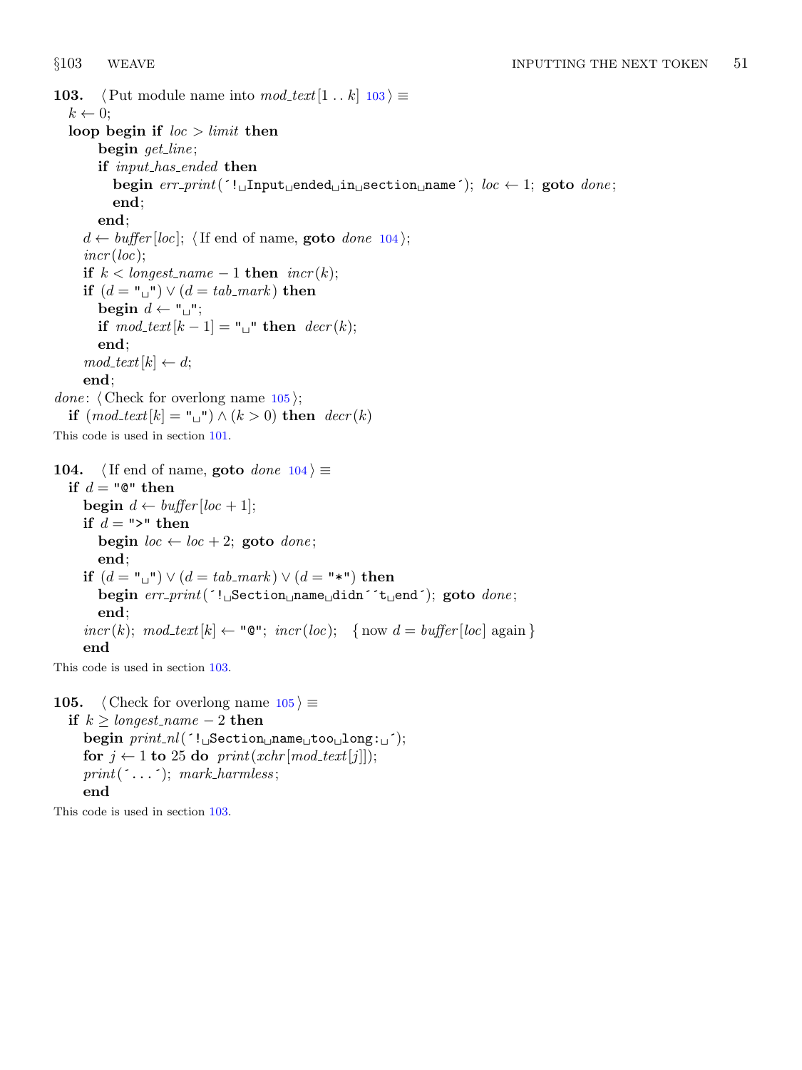**103.** ⟨Put module name into *mod_text*[1 . . *k*] 103⟩ ≡

```
k ← 0;
loop begin if loc > limit then
    begin get_line;
    if input_has_ended then
      begin err_print(´!␣Input␣ended␣in␣section␣name´); loc ← 1; goto done;
      end;
    end;
  d ← buffer[loc]; ⟨If end of name, goto done 104⟩;
  incr(loc);
  if k < longest_name − 1 then incr(k);
  if (d = "␣") ∨ (d = tab_mark) then
    begin d ← "␣";
    if mod_text[k − 1] = "␣" then decr(k);
    end;
  mod_text[k] ← d;
  end;
done: ⟨Check for overlong name 105⟩;
  if (mod_text[k] = "␣") ∧ (k > 0) then decr(k)
```

This code is used in section 101.

**104.** ⟨If end of name, **goto** *done* 104⟩ ≡

```
if d = "@" then
  begin d ← buffer[loc + 1];
  if d = ">" then
    begin loc ← loc + 2; goto done;
    end;
  if (d = "␣") ∨ (d = tab_mark) ∨ (d = "*") then
    begin err_print(´!␣Section␣name␣didn´´t␣end´); goto done;
    end;
  incr(k); mod_text[k] ← "@"; incr(loc);   { now d = buffer[loc] again }
  end
```

This code is used in section 103.

**105.** ⟨Check for overlong name 105⟩ ≡

```
if k ≥ longest_name − 2 then
  begin print_nl(´!␣Section␣name␣too␣long:␣´);
  for j ← 1 to 25 do print(xchr[mod_text[j]]);
  print(´...´); mark_harmless;
  end
```

This code is used in section 103.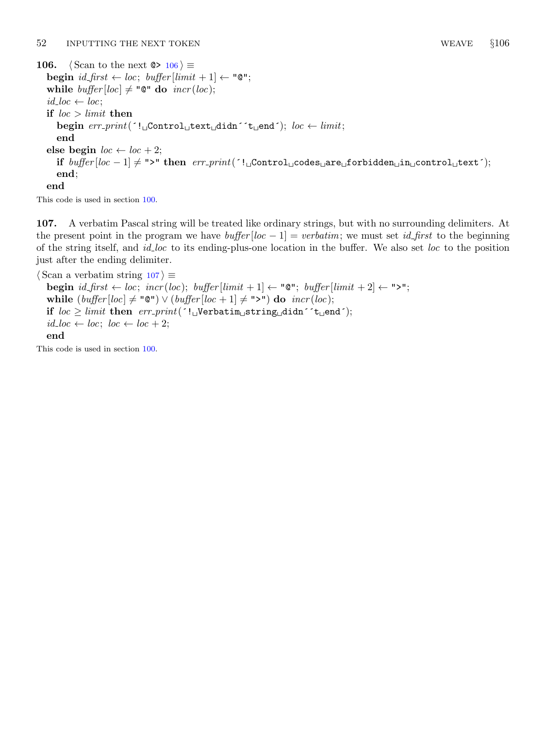**106.** ⟨Scan to the next `@>` 106⟩ ≡

```
begin id_first ← loc; buffer[limit + 1] ← "@";
while buffer[loc] ≠ "@" do incr(loc);
id_loc ← loc;
if loc > limit then
  begin err_print(´! Control text didn´´t end´); loc ← limit;
  end
else begin loc ← loc + 2;
  if buffer[loc − 1] ≠ ">" then err_print(´! Control codes are forbidden in control text´);
  end;
end
```

This code is used in section 100.

**107.** A verbatim Pascal string will be treated like ordinary strings, but with no surrounding delimiters. At the present point in the program we have *buffer*[*loc* − 1] = *verbatim*; we must set *id_first* to the beginning of the string itself, and *id_loc* to its ending-plus-one location in the buffer. We also set *loc* to the position just after the ending delimiter.

⟨Scan a verbatim string 107⟩ ≡

```
begin id_first ← loc; incr(loc); buffer[limit + 1] ← "@"; buffer[limit + 2] ← ">";
while (buffer[loc] ≠ "@") ∨ (buffer[loc + 1] ≠ ">") do incr(loc);
if loc ≥ limit then err_print(´! Verbatim string didn´´t end´);
id_loc ← loc; loc ← loc + 2;
end
```

This code is used in section 100.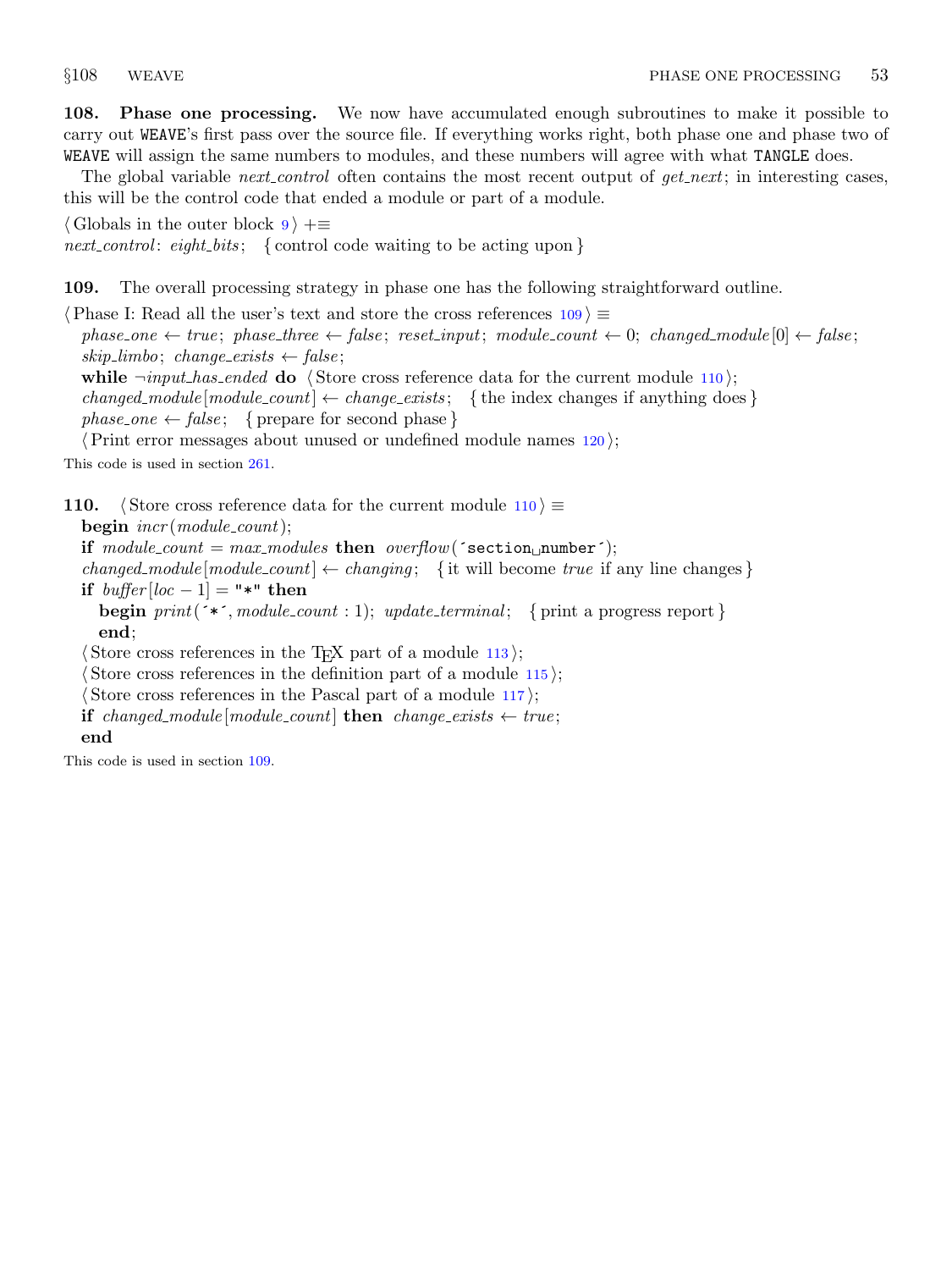**108. Phase one processing.** We now have accumulated enough subroutines to make it possible to carry out WEAVE's first pass over the source file. If everything works right, both phase one and phase two of WEAVE will assign the same numbers to modules, and these numbers will agree with what TANGLE does.

The global variable *next_control* often contains the most recent output of *get_next*; in interesting cases, this will be the control code that ended a module or part of a module.

⟨ Globals in the outer block 9 ⟩ +≡
*next_control*: *eight_bits*;  { control code waiting to be acting upon }

**109.** The overall processing strategy in phase one has the following straightforward outline.

⟨ Phase I: Read all the user's text and store the cross references 109 ⟩ ≡
  *phase_one* ← *true*; *phase_three* ← *false*; *reset_input*; *module_count* ← 0; *changed_module*[0] ← *false*;
  *skip_limbo*; *change_exists* ← *false*;
  **while** ¬*input_has_ended* **do** ⟨ Store cross reference data for the current module 110 ⟩;
  *changed_module*[*module_count*] ← *change_exists*;  { the index changes if anything does }
  *phase_one* ← *false*;  { prepare for second phase }
  ⟨ Print error messages about unused or undefined module names 120 ⟩;

This code is used in section 261.

**110.** ⟨ Store cross reference data for the current module 110 ⟩ ≡
  **begin** *incr*(*module_count*);
  **if** *module_count* = *max_modules* **then** *overflow*(´section␣number´);
  *changed_module*[*module_count*] ← *changing*;  { it will become *true* if any line changes }
  **if** *buffer*[*loc* − 1] = "*" **then**
    **begin** *print*(´*´, *module_count* : 1); *update_terminal*;  { print a progress report }
    **end**;
  ⟨ Store cross references in the TeX part of a module 113 ⟩;
  ⟨ Store cross references in the definition part of a module 115 ⟩;
  ⟨ Store cross references in the Pascal part of a module 117 ⟩;
  **if** *changed_module*[*module_count*] **then** *change_exists* ← *true*;
  **end**

This code is used in section 109.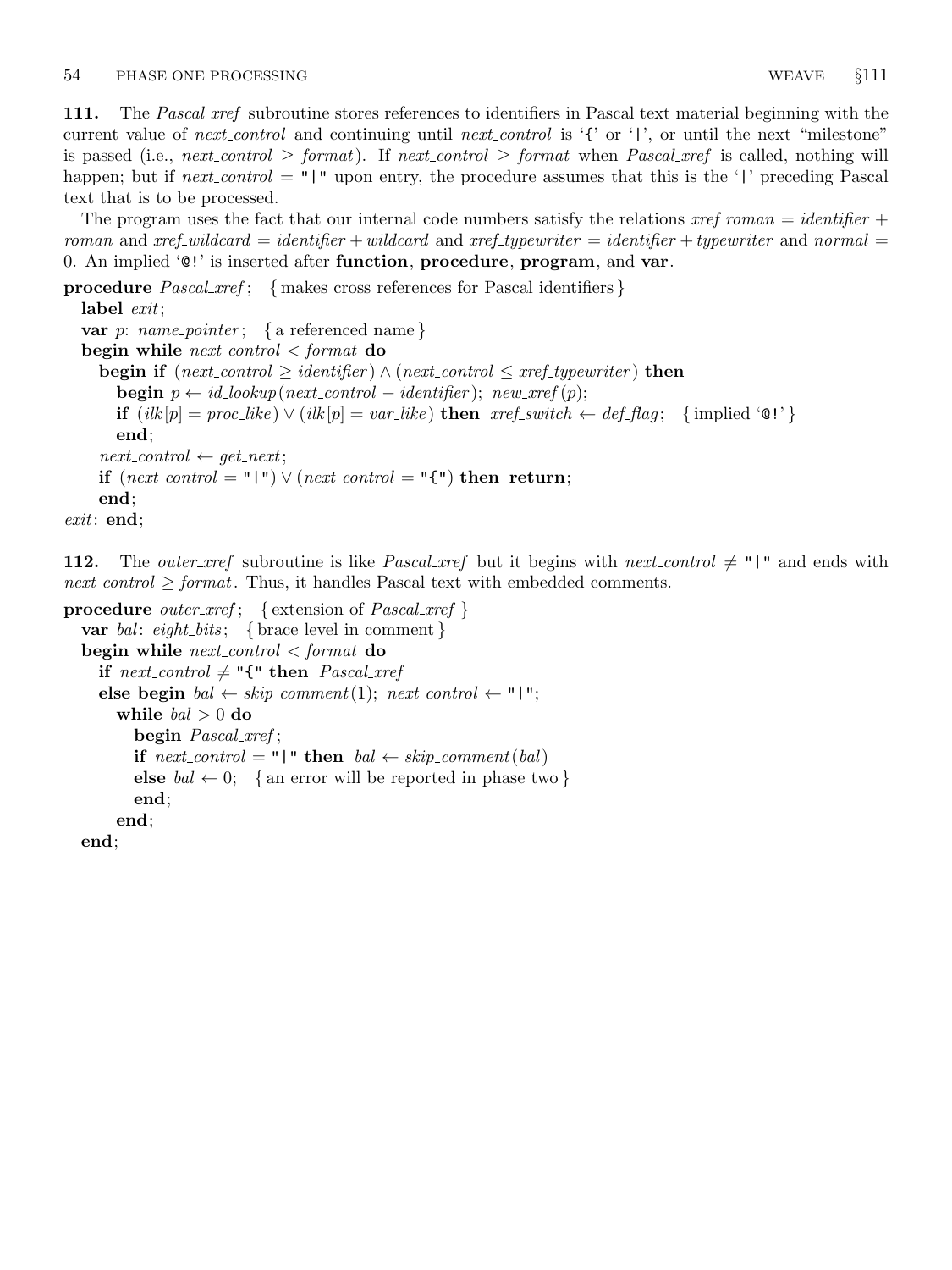**111.** The *Pascal_xref* subroutine stores references to identifiers in Pascal text material beginning with the current value of *next_control* and continuing until *next_control* is '{' or '|', or until the next "milestone" is passed (i.e., $next\_control \geq format$). If $next\_control \geq format$ when *Pascal_xref* is called, nothing will happen; but if $next\_control =$ "|" upon entry, the procedure assumes that this is the '|' preceding Pascal text that is to be processed.

The program uses the fact that our internal code numbers satisfy the relations $xref\_roman = identifier + roman$ and $xref\_wildcard = identifier + wildcard$ and $xref\_typewriter = identifier + typewriter$ and $normal = 0$. An implied '@!' is inserted after **function**, **procedure**, **program**, and **var**.

```
procedure Pascal_xref; { makes cross references for Pascal identifiers }
  label exit;
  var p: name_pointer; { a referenced name }
  begin while next_control < format do
    begin if (next_control ≥ identifier) ∧ (next_control ≤ xref_typewriter) then
      begin p ← id_lookup(next_control − identifier); new_xref(p);
      if (ilk[p] = proc_like) ∨ (ilk[p] = var_like) then xref_switch ← def_flag; { implied '@!' }
      end;
    next_control ← get_next;
    if (next_control = "|") ∨ (next_control = "{") then return;
    end;
exit: end;
```

**112.** The *outer_xref* subroutine is like *Pascal_xref* but it begins with $next\_control \neq$ "|" and ends with $next\_control \geq format$. Thus, it handles Pascal text with embedded comments.

```
procedure outer_xref; { extension of Pascal_xref }
  var bal: eight_bits; { brace level in comment }
  begin while next_control < format do
    if next_control ≠ "{" then Pascal_xref
    else begin bal ← skip_comment(1); next_control ← "|";
      while bal > 0 do
        begin Pascal_xref;
        if next_control = "|" then bal ← skip_comment(bal)
        else bal ← 0; { an error will be reported in phase two }
        end;
      end;
  end;
```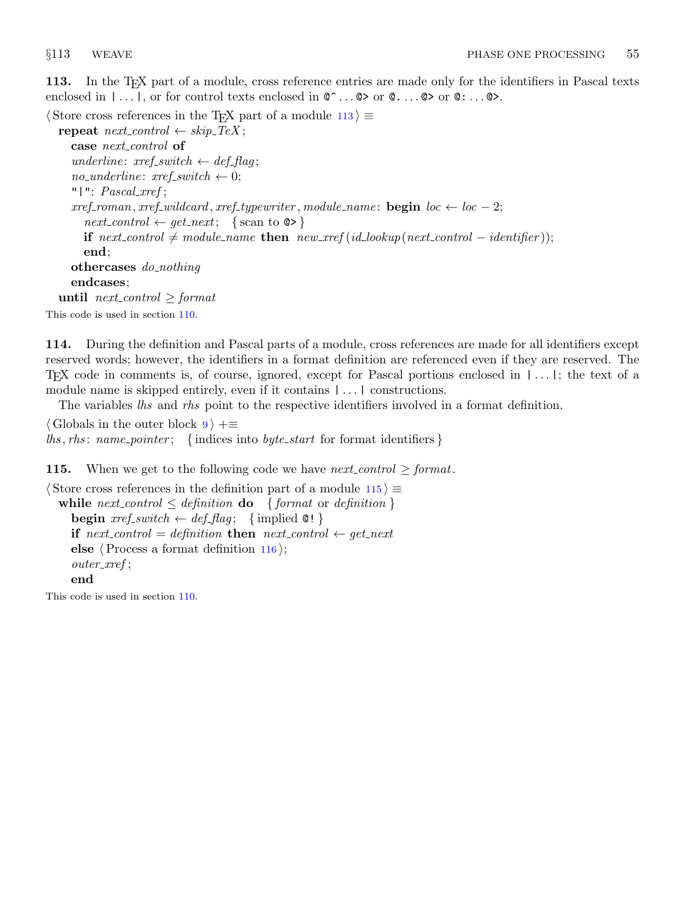**113.** In the TeX part of a module, cross reference entries are made only for the identifiers in Pascal texts enclosed in `| ... |`, or for control texts enclosed in `@^ ... @>` or `@. ... @>` or `@: ... @>`.

⟨Store cross references in the TeX part of a module 113⟩ ≡

```
repeat next_control ← skip_TeX;
  case next_control of
  underline: xref_switch ← def_flag;
  no_underline: xref_switch ← 0;
  "|": Pascal_xref;
  xref_roman, xref_wildcard, xref_typewriter, module_name: begin loc ← loc − 2;
    next_control ← get_next;   { scan to @> }
    if next_control ≠ module_name then new_xref(id_lookup(next_control − identifier));
    end;
  othercases do_nothing
  endcases;
until next_control ≥ format
```

This code is used in section 110.

**114.** During the definition and Pascal parts of a module, cross references are made for all identifiers except reserved words; however, the identifiers in a format definition are referenced even if they are reserved. The TeX code in comments is, of course, ignored, except for Pascal portions enclosed in `| ... |`; the text of a module name is skipped entirely, even if it contains `| ... |` constructions.

The variables *lhs* and *rhs* point to the respective identifiers involved in a format definition.

⟨Globals in the outer block 9⟩ +≡

```
lhs, rhs: name_pointer;   { indices into byte_start for format identifiers }
```

**115.** When we get to the following code we have *next_control* ≥ *format*.

⟨Store cross references in the definition part of a module 115⟩ ≡

```
while next_control ≤ definition do   { format or definition }
  begin xref_switch ← def_flag;   { implied @! }
  if next_control = definition then next_control ← get_next
  else ⟨Process a format definition 116⟩;
  outer_xref;
  end
```

This code is used in section 110.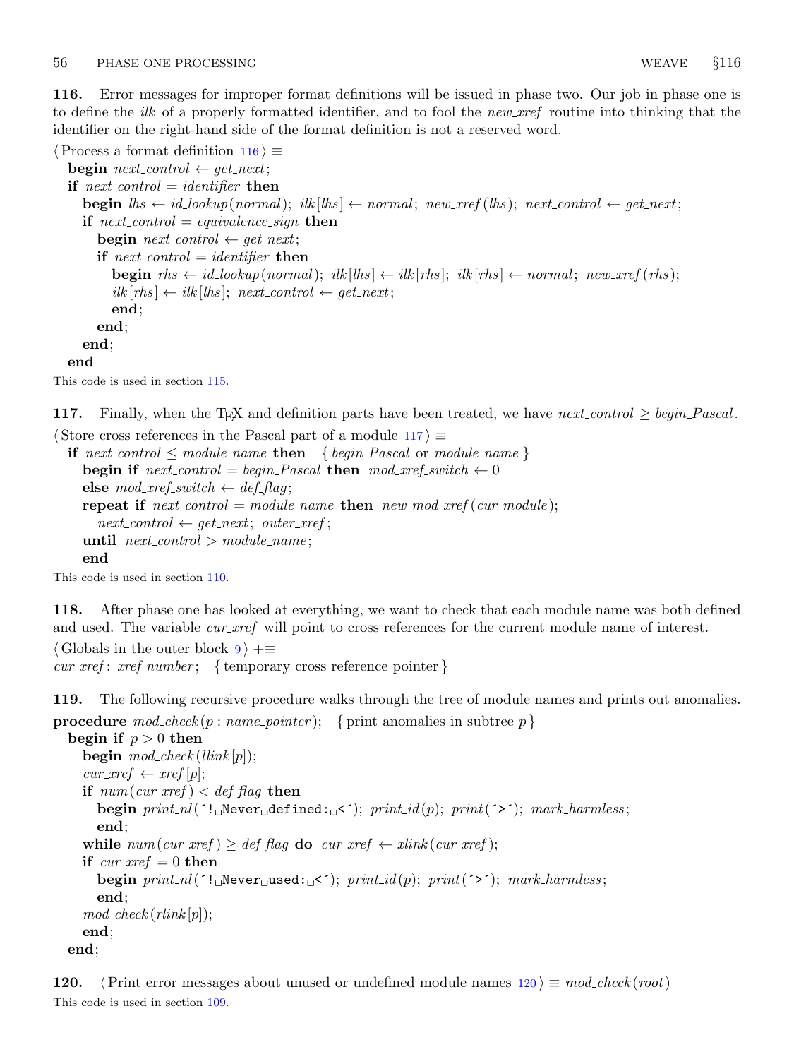**116.** Error messages for improper format definitions will be issued in phase two. Our job in phase one is to define the *ilk* of a properly formatted identifier, and to fool the *new_xref* routine into thinking that the identifier on the right-hand side of the format definition is not a reserved word.

```
⟨Process a format definition 116⟩ ≡
  begin next_control ← get_next;
  if next_control = identifier then
    begin lhs ← id_lookup(normal); ilk[lhs] ← normal; new_xref(lhs); next_control ← get_next;
    if next_control = equivalence_sign then
      begin next_control ← get_next;
      if next_control = identifier then
        begin rhs ← id_lookup(normal); ilk[lhs] ← ilk[rhs]; ilk[rhs] ← normal; new_xref(rhs);
        ilk[rhs] ← ilk[lhs]; next_control ← get_next;
        end;
      end;
    end;
  end
```

This code is used in section 115.

**117.** Finally, when the TeX and definition parts have been treated, we have $next\_control \geq begin\_Pascal$.

```
⟨Store cross references in the Pascal part of a module 117⟩ ≡
  if next_control ≤ module_name then   { begin_Pascal or module_name }
    begin if next_control = begin_Pascal then mod_xref_switch ← 0
    else mod_xref_switch ← def_flag;
    repeat if next_control = module_name then new_mod_xref(cur_module);
      next_control ← get_next; outer_xref;
    until next_control > module_name;
    end
```

This code is used in section 110.

**118.** After phase one has looked at everything, we want to check that each module name was both defined and used. The variable *cur_xref* will point to cross references for the current module name of interest.

```
⟨Globals in the outer block 9⟩ +≡
cur_xref: xref_number;   { temporary cross reference pointer }
```

**119.** The following recursive procedure walks through the tree of module names and prints out anomalies.

```
procedure mod_check(p : name_pointer);   { print anomalies in subtree p }
  begin if p > 0 then
    begin mod_check(llink[p]);
    cur_xref ← xref[p];
    if num(cur_xref) < def_flag then
      begin print_nl('! Never defined: <'); print_id(p); print('>'); mark_harmless;
      end;
    while num(cur_xref) ≥ def_flag do cur_xref ← xlink(cur_xref);
    if cur_xref = 0 then
      begin print_nl('! Never used: <'); print_id(p); print('>'); mark_harmless;
      end;
    mod_check(rlink[p]);
    end;
  end;
```

**120.** ⟨Print error messages about unused or undefined module names 120⟩ ≡ *mod_check*(*root*)

This code is used in section 109.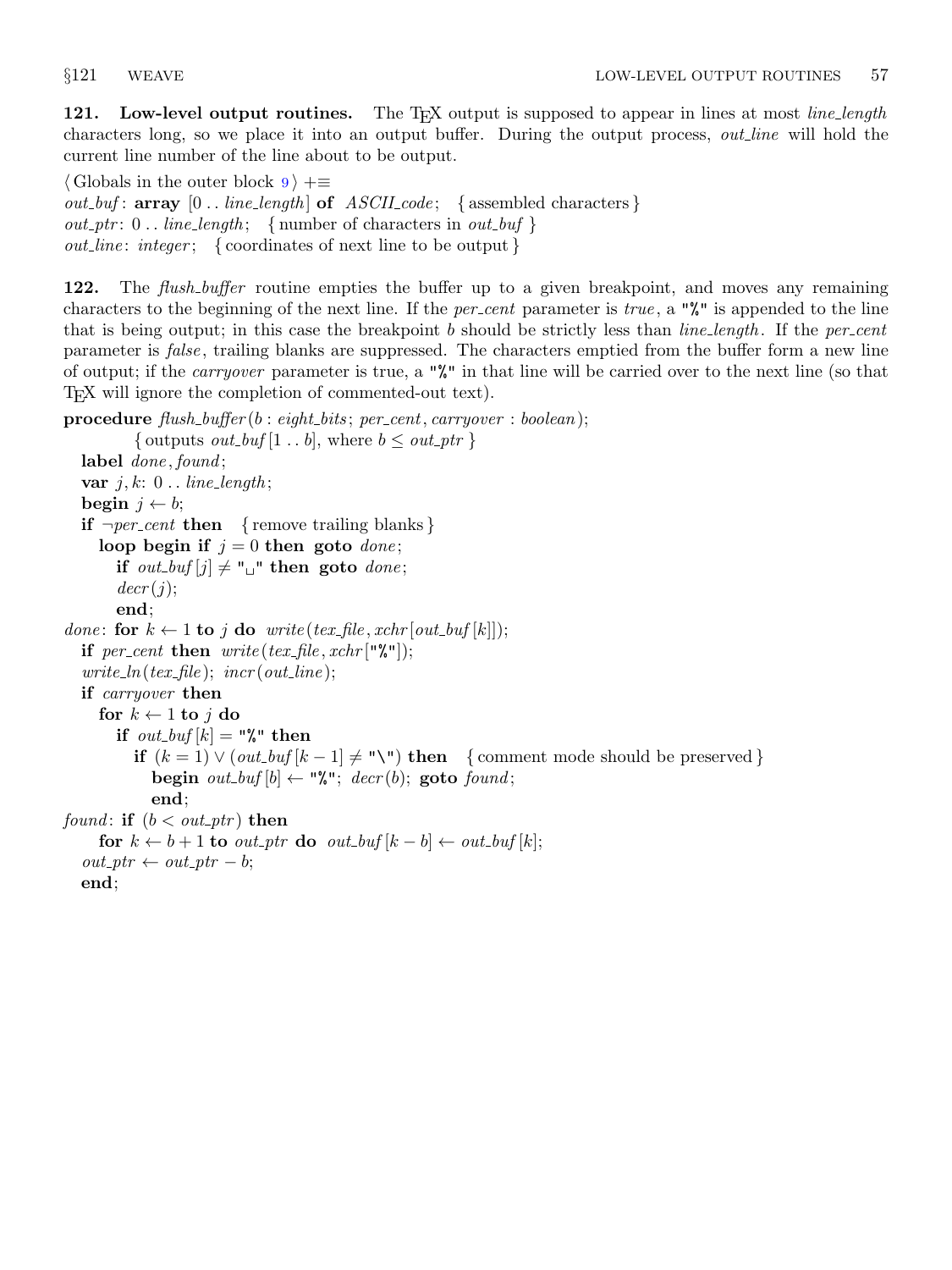**121. Low-level output routines.** The TEX output is supposed to appear in lines at most *line_length* characters long, so we place it into an output buffer. During the output process, *out_line* will hold the current line number of the line about to be output.

⟨ Globals in the outer block 9 ⟩ +≡
*out_buf*: **array** [0 .. *line_length*] **of** *ASCII_code*; { assembled characters }
*out_ptr*: 0 .. *line_length*; { number of characters in *out_buf* }
*out_line*: *integer*; { coordinates of next line to be output }

**122.** The *flush_buffer* routine empties the buffer up to a given breakpoint, and moves any remaining characters to the beginning of the next line. If the *per_cent* parameter is *true*, a "%" is appended to the line that is being output; in this case the breakpoint *b* should be strictly less than *line_length*. If the *per_cent* parameter is *false*, trailing blanks are suppressed. The characters emptied from the buffer form a new line of output; if the *carryover* parameter is true, a "%" in that line will be carried over to the next line (so that TEX will ignore the completion of commented-out text).

```
procedure flush_buffer(b : eight_bits; per_cent, carryover : boolean);
        { outputs out_buf[1 .. b], where b ≤ out_ptr }
  label done, found;
  var j, k: 0 .. line_length;
  begin j ← b;
  if ¬per_cent then   { remove trailing blanks }
    loop begin if j = 0 then goto done;
      if out_buf[j] ≠ "␣" then goto done;
      decr(j);
      end;
done: for k ← 1 to j do write(tex_file, xchr[out_buf[k]]);
  if per_cent then write(tex_file, xchr["%"]);
  write_ln(tex_file); incr(out_line);
  if carryover then
    for k ← 1 to j do
      if out_buf[k] = "%" then
        if (k = 1) ∨ (out_buf[k − 1] ≠ "\") then   { comment mode should be preserved }
          begin out_buf[b] ← "%"; decr(b); goto found;
          end;
found: if (b < out_ptr) then
    for k ← b + 1 to out_ptr do out_buf[k − b] ← out_buf[k];
  out_ptr ← out_ptr − b;
  end;
```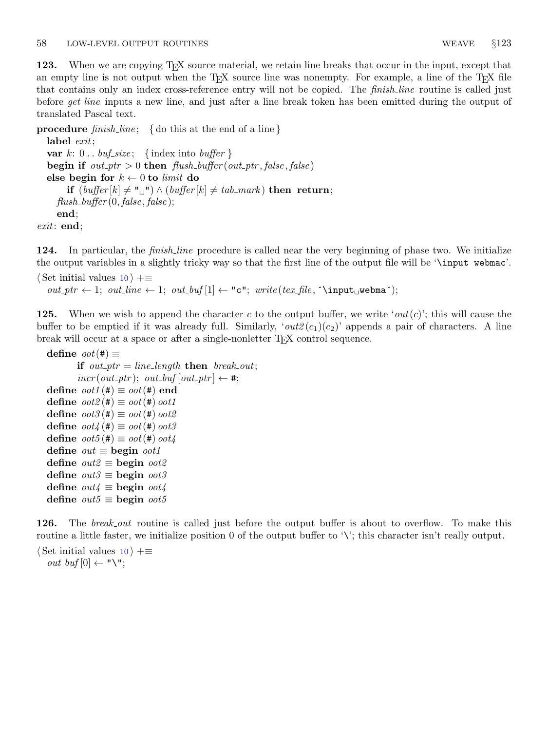**123.** When we are copying TEX source material, we retain line breaks that occur in the input, except that an empty line is not output when the TEX source line was nonempty. For example, a line of the TEX file that contains only an index cross-reference entry will not be copied. The *finish_line* routine is called just before *get_line* inputs a new line, and just after a line break token has been emitted during the output of translated Pascal text.

```
procedure finish_line; { do this at the end of a line }
  label exit;
  var k: 0 .. buf_size; { index into buffer }
  begin if out_ptr > 0 then flush_buffer(out_ptr, false, false)
  else begin for k ← 0 to limit do
      if (buffer[k] ≠ "␣") ∧ (buffer[k] ≠ tab_mark) then return;
    flush_buffer(0, false, false);
    end;
exit: end;
```

**124.** In particular, the *finish_line* procedure is called near the very beginning of phase two. We initialize the output variables in a slightly tricky way so that the first line of the output file will be '`\input webmac`'.

⟨Set initial values 10⟩ +≡
```
out_ptr ← 1; out_line ← 1; out_buf[1] ← "c"; write(tex_file, ´\input␣webma´);
```

**125.** When we wish to append the character $c$ to the output buffer, we write '$out(c)$'; this will cause the buffer to be emptied if it was already full. Similarly, '$out2(c_1)(c_2)$' appends a pair of characters. A line break will occur at a space or after a single-nonletter TEX control sequence.

```
define oot(#) ≡
    if out_ptr = line_length then break_out;
    incr(out_ptr); out_buf[out_ptr] ← #;
define oot1(#) ≡ oot(#) end
define oot2(#) ≡ oot(#) oot1
define oot3(#) ≡ oot(#) oot2
define oot4(#) ≡ oot(#) oot3
define oot5(#) ≡ oot(#) oot4
define out ≡ begin oot1
define out2 ≡ begin oot2
define out3 ≡ begin oot3
define out4 ≡ begin oot4
define out5 ≡ begin oot5
```

**126.** The *break_out* routine is called just before the output buffer is about to overflow. To make this routine a little faster, we initialize position 0 of the output buffer to '\'; this character isn't really output.

⟨Set initial values 10⟩ +≡
```
out_buf[0] ← "\";
```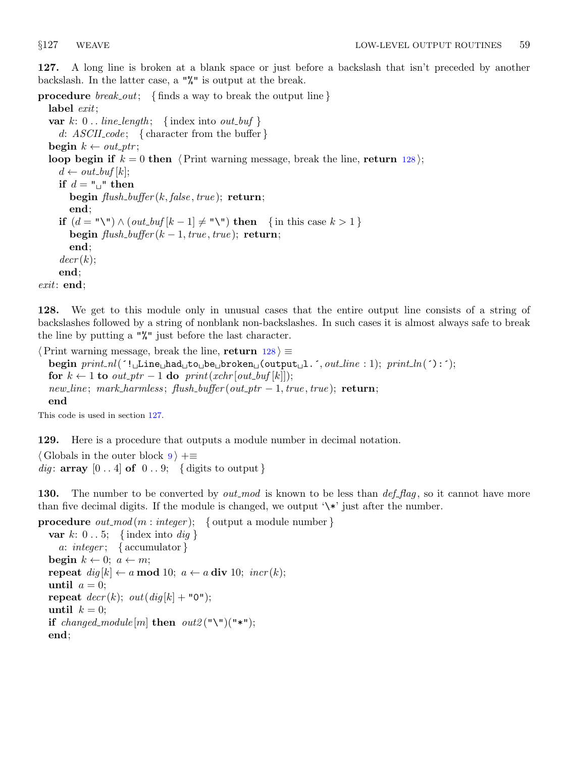**127.** A long line is broken at a blank space or just before a backslash that isn't preceded by another backslash. In the latter case, a "%" is output at the break.

```
procedure break_out; { finds a way to break the output line }
  label exit;
  var k: 0 .. line_length; { index into out_buf }
    d: ASCII_code; { character from the buffer }
  begin k ← out_ptr;
  loop begin if k = 0 then ⟨Print warning message, break the line, return 128⟩;
    d ← out_buf[k];
    if d = "␣" then
      begin flush_buffer(k, false, true); return;
      end;
    if (d = "\") ∧ (out_buf[k − 1] ≠ "\") then { in this case k > 1 }
      begin flush_buffer(k − 1, true, true); return;
      end;
    decr(k);
    end;
exit: end;
```

**128.** We get to this module only in unusual cases that the entire output line consists of a string of backslashes followed by a string of nonblank non-backslashes. In such cases it is almost always safe to break the line by putting a "%" just before the last character.

```
⟨Print warning message, break the line, return 128⟩ ≡
  begin print_nl('!␣Line␣had␣to␣be␣broken␣(output␣l.', out_line : 1); print_ln('):');
  for k ← 1 to out_ptr − 1 do print(xchr[out_buf[k]]);
  new_line; mark_harmless; flush_buffer(out_ptr − 1, true, true); return;
  end
```

This code is used in section 127.

**129.** Here is a procedure that outputs a module number in decimal notation.

```
⟨Globals in the outer block 9⟩ +≡
dig: array [0 .. 4] of 0 .. 9; { digits to output }
```

**130.** The number to be converted by *out_mod* is known to be less than *def_flag*, so it cannot have more than five decimal digits. If the module is changed, we output '\*' just after the number.

```
procedure out_mod(m : integer); { output a module number }
  var k: 0 .. 5; { index into dig }
    a: integer; { accumulator }
  begin k ← 0; a ← m;
  repeat dig[k] ← a mod 10; a ← a div 10; incr(k);
  until a = 0;
  repeat decr(k); out(dig[k] + "0");
  until k = 0;
  if changed_module[m] then out2("\")("*");
  end;
```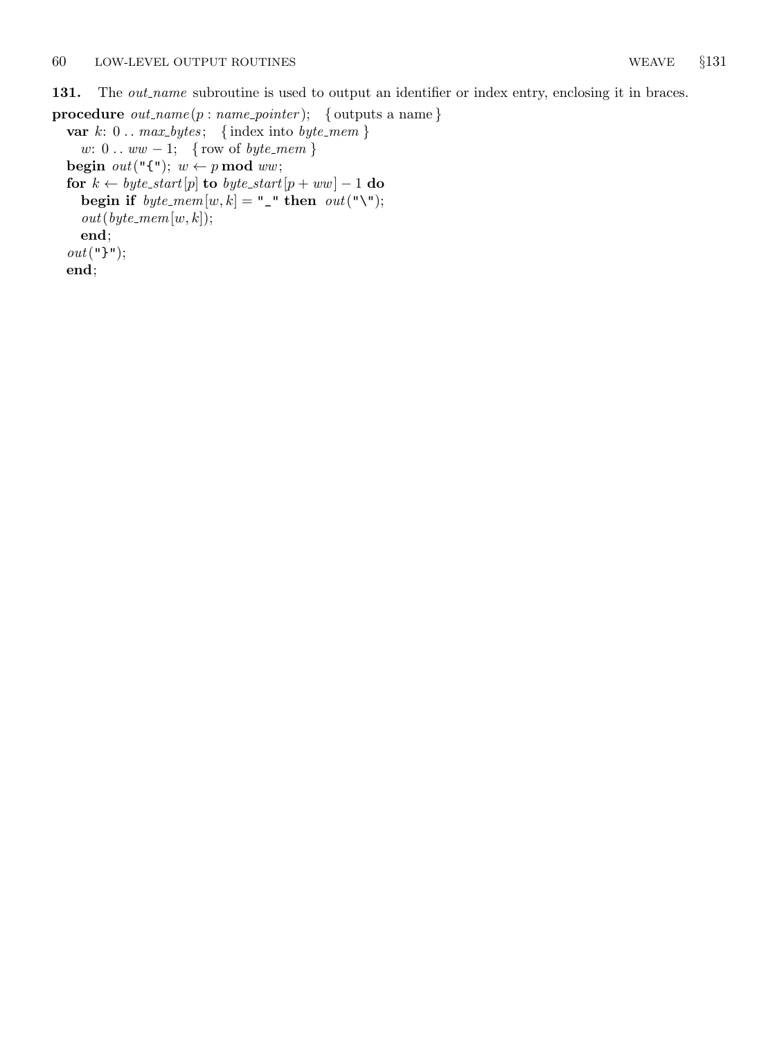**131.** The *out_name* subroutine is used to output an identifier or index entry, enclosing it in braces.

```
procedure out_name(p : name_pointer);   { outputs a name }
  var k: 0 .. max_bytes;   { index into byte_mem }
    w: 0 .. ww − 1;   { row of byte_mem }
  begin out("{"); w ← p mod ww;
  for k ← byte_start[p] to byte_start[p + ww] − 1 do
    begin if byte_mem[w, k] = "_" then out("\");
    out(byte_mem[w, k]);
    end;
  out("}");
  end;
```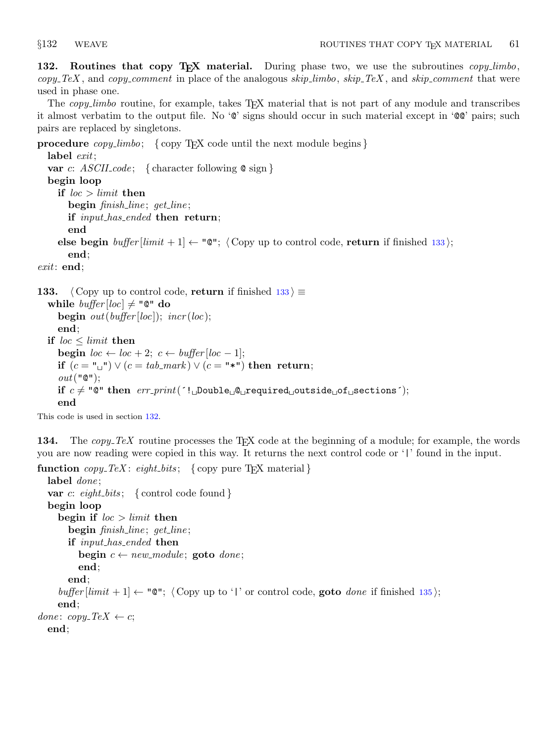**132. Routines that copy TeX material.** During phase two, we use the subroutines *copy_limbo*, *copy_TeX*, and *copy_comment* in place of the analogous *skip_limbo*, *skip_TeX*, and *skip_comment* that were used in phase one.

The *copy_limbo* routine, for example, takes TeX material that is not part of any module and transcribes it almost verbatim to the output file. No '@' signs should occur in such material except in '@@' pairs; such pairs are replaced by singletons.

```
procedure copy_limbo; { copy TeX code until the next module begins }
  label exit;
  var c: ASCII_code; { character following @ sign }
  begin loop
    if loc > limit then
      begin finish_line; get_line;
      if input_has_ended then return;
      end
    else begin buffer[limit + 1] ← "@"; ⟨Copy up to control code, return if finished 133⟩;
      end;
exit: end;
```

**133.** ⟨Copy up to control code, **return** if finished 133⟩ ≡

```
  while buffer[loc] ≠ "@" do
    begin out(buffer[loc]); incr(loc);
    end;
  if loc ≤ limit then
    begin loc ← loc + 2; c ← buffer[loc − 1];
    if (c = "␣") ∨ (c = tab_mark) ∨ (c = "*") then return;
    out("@");
    if c ≠ "@" then err_print(´!␣Double␣@␣required␣outside␣of␣sections´);
    end
```

This code is used in section 132.

**134.** The *copy_TeX* routine processes the TeX code at the beginning of a module; for example, the words you are now reading were copied in this way. It returns the next control code or '|' found in the input.

```
function copy_TeX: eight_bits; { copy pure TeX material }
  label done;
  var c: eight_bits; { control code found }
  begin loop
    begin if loc > limit then
      begin finish_line; get_line;
      if input_has_ended then
        begin c ← new_module; goto done;
        end;
      end;
    buffer[limit + 1] ← "@"; ⟨Copy up to '|' or control code, goto done if finished 135⟩;
    end;
done: copy_TeX ← c;
  end;
```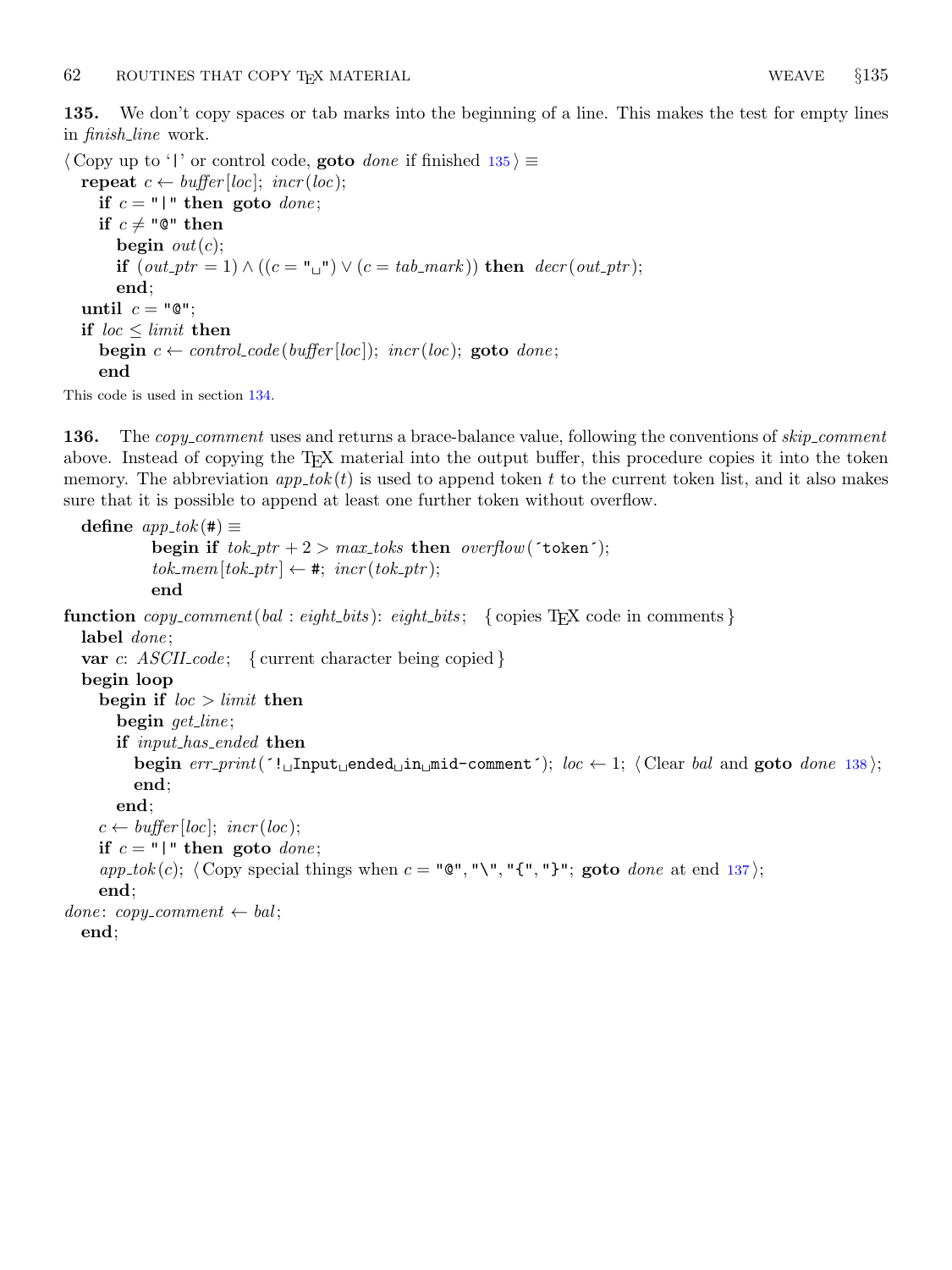**135.** We don't copy spaces or tab marks into the beginning of a line. This makes the test for empty lines in *finish_line* work.

```
⟨Copy up to '|' or control code, goto done if finished 135⟩ ≡
  repeat c ← buffer[loc]; incr(loc);
    if c = "|" then goto done;
    if c ≠ "@" then
      begin out(c);
      if (out_ptr = 1) ∧ ((c = "␣") ∨ (c = tab_mark)) then decr(out_ptr);
      end;
  until c = "@";
  if loc ≤ limit then
    begin c ← control_code(buffer[loc]); incr(loc); goto done;
    end
```

This code is used in section 134.

**136.** The *copy_comment* uses and returns a brace-balance value, following the conventions of *skip_comment* above. Instead of copying the TEX material into the output buffer, this procedure copies it into the token memory. The abbreviation *app_tok*($t$) is used to append token $t$ to the current token list, and it also makes sure that it is possible to append at least one further token without overflow.

```
define app_tok(#) ≡
    begin if tok_ptr + 2 > max_toks then overflow(´token´);
    tok_mem[tok_ptr] ← #; incr(tok_ptr);
    end

function copy_comment(bal : eight_bits): eight_bits;  { copies TEX code in comments }
  label done;
  var c: ASCII_code;  { current character being copied }
  begin loop
    begin if loc > limit then
      begin get_line;
      if input_has_ended then
        begin err_print(´!␣Input␣ended␣in␣mid-comment´); loc ← 1; ⟨Clear bal and goto done 138⟩;
        end;
      end;
    c ← buffer[loc]; incr(loc);
    if c = "|" then goto done;
    app_tok(c); ⟨Copy special things when c = "@", "\", "{", "}"; goto done at end 137⟩;
    end;
done: copy_comment ← bal;
  end;
```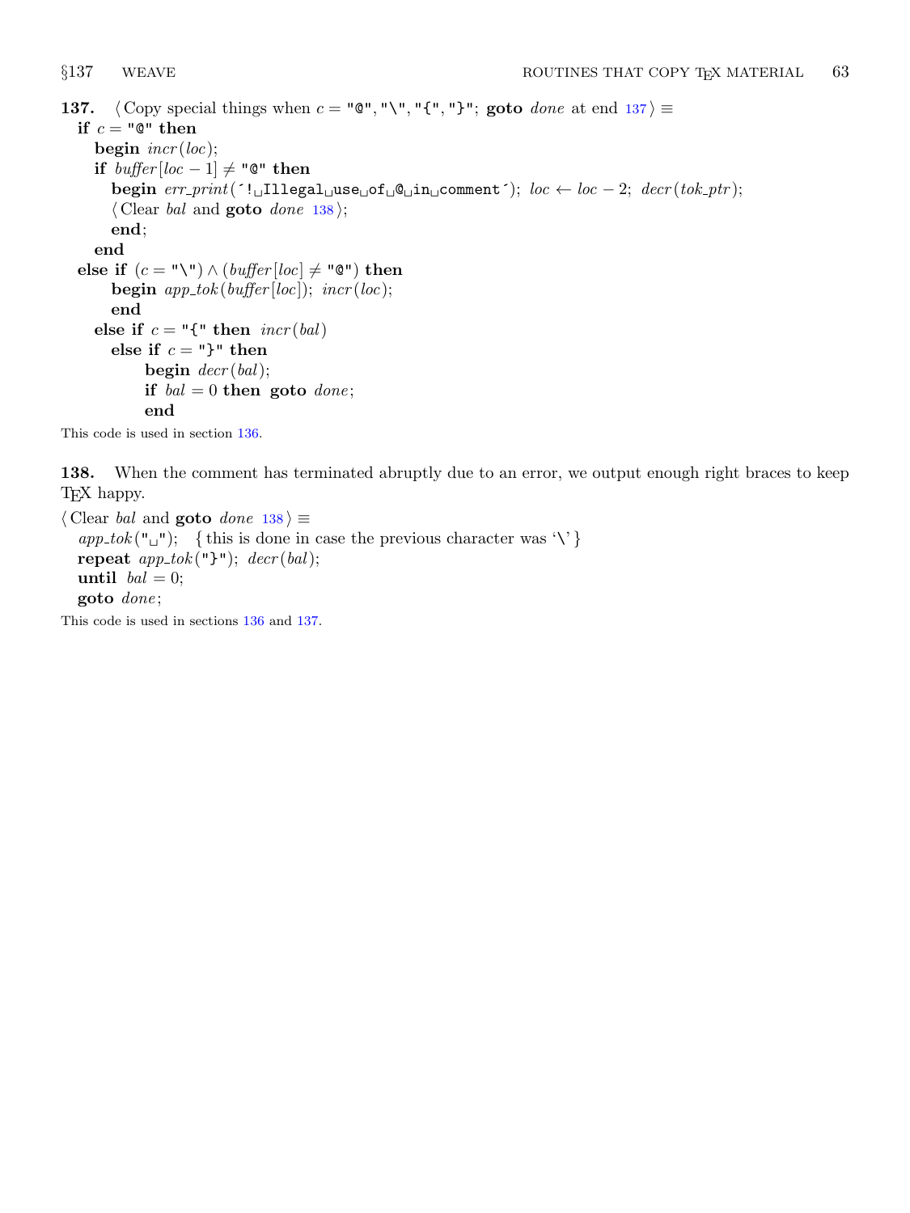**137.** ⟨ Copy special things when $c =$ "@", "\", "{", "}"; **goto** *done* at end 137 ⟩ ≡

```
if c = "@" then
  begin incr(loc);
  if buffer[loc − 1] ≠ "@" then
    begin err_print(´! Illegal use of @ in comment´); loc ← loc − 2; decr(tok_ptr);
    ⟨ Clear bal and goto done 138 ⟩;
    end;
  end
else if (c = "\") ∧ (buffer[loc] ≠ "@") then
    begin app_tok(buffer[loc]); incr(loc);
    end
  else if c = "{" then incr(bal)
    else if c = "}" then
        begin decr(bal);
        if bal = 0 then goto done;
        end
```

This code is used in section 136.

**138.** When the comment has terminated abruptly due to an error, we output enough right braces to keep TeX happy.

⟨ Clear *bal* and **goto** *done* 138 ⟩ ≡

```
app_tok(" ");  { this is done in case the previous character was '\' }
repeat app_tok("}"); decr(bal);
until bal = 0;
goto done;
```

This code is used in sections 136 and 137.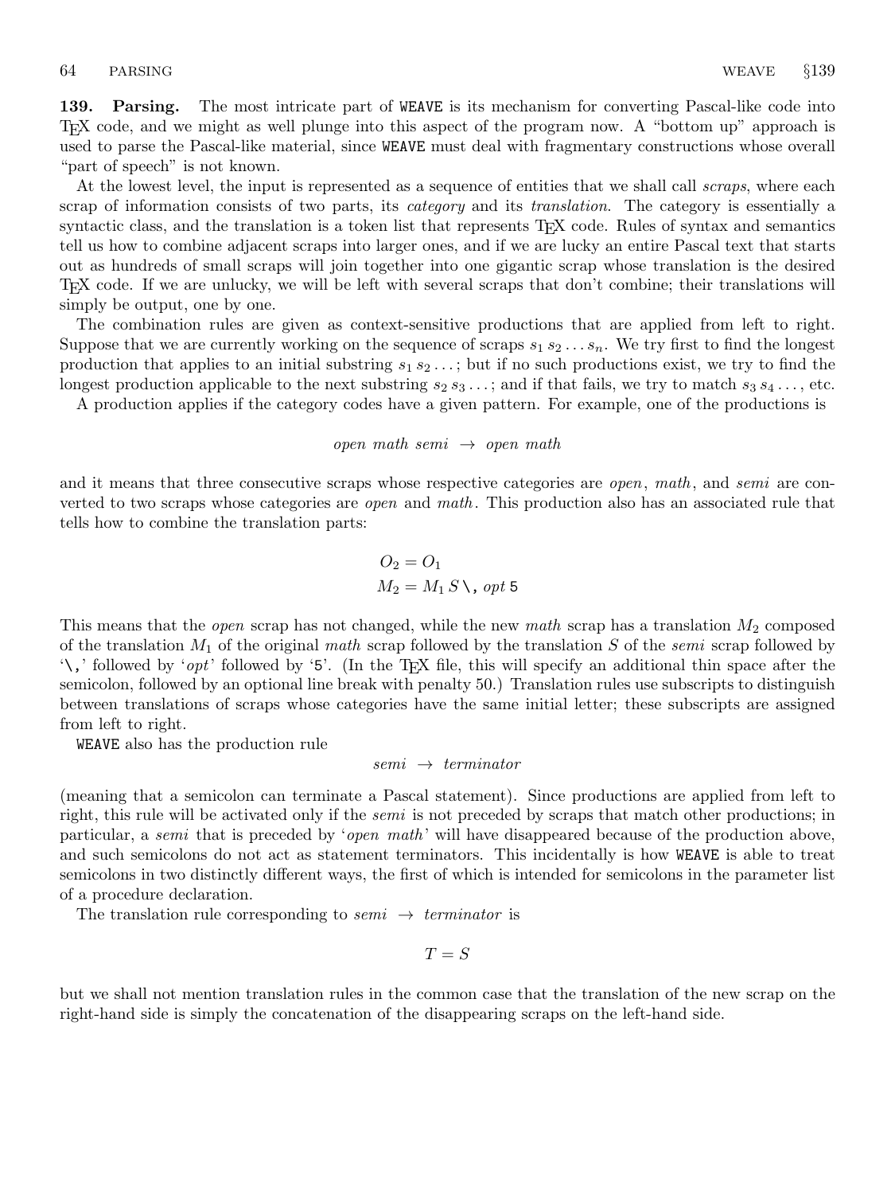**139. Parsing.** The most intricate part of `WEAVE` is its mechanism for converting Pascal-like code into TEX code, and we might as well plunge into this aspect of the program now. A "bottom up" approach is used to parse the Pascal-like material, since `WEAVE` must deal with fragmentary constructions whose overall "part of speech" is not known.

At the lowest level, the input is represented as a sequence of entities that we shall call *scraps*, where each scrap of information consists of two parts, its *category* and its *translation*. The category is essentially a syntactic class, and the translation is a token list that represents TEX code. Rules of syntax and semantics tell us how to combine adjacent scraps into larger ones, and if we are lucky an entire Pascal text that starts out as hundreds of small scraps will join together into one gigantic scrap whose translation is the desired TEX code. If we are unlucky, we will be left with several scraps that don't combine; their translations will simply be output, one by one.

The combination rules are given as context-sensitive productions that are applied from left to right. Suppose that we are currently working on the sequence of scraps $s_1\, s_2 \ldots s_n$. We try first to find the longest production that applies to an initial substring $s_1\, s_2 \ldots$; but if no such productions exist, we try to find the longest production applicable to the next substring $s_2\, s_3 \ldots$; and if that fails, we try to match $s_3\, s_4 \ldots$, etc.

A production applies if the category codes have a given pattern. For example, one of the productions is

$$\textit{open math semi} \;\rightarrow\; \textit{open math}$$

and it means that three consecutive scraps whose respective categories are *open*, *math*, and *semi* are converted to two scraps whose categories are *open* and *math*. This production also has an associated rule that tells how to combine the translation parts:

$$O_2 = O_1$$
$$M_2 = M_1\, S \,\texttt{\textbackslash,}\; \textit{opt}\; \texttt{5}$$

This means that the *open* scrap has not changed, while the new *math* scrap has a translation $M_2$ composed of the translation $M_1$ of the original *math* scrap followed by the translation $S$ of the *semi* scrap followed by '`\,`' followed by '*opt*' followed by '`5`'. (In the TEX file, this will specify an additional thin space after the semicolon, followed by an optional line break with penalty 50.) Translation rules use subscripts to distinguish between translations of scraps whose categories have the same initial letter; these subscripts are assigned from left to right.

`WEAVE` also has the production rule

$$\textit{semi} \;\rightarrow\; \textit{terminator}$$

(meaning that a semicolon can terminate a Pascal statement). Since productions are applied from left to right, this rule will be activated only if the *semi* is not preceded by scraps that match other productions; in particular, a *semi* that is preceded by '*open math*' will have disappeared because of the production above, and such semicolons do not act as statement terminators. This incidentally is how `WEAVE` is able to treat semicolons in two distinctly different ways, the first of which is intended for semicolons in the parameter list of a procedure declaration.

The translation rule corresponding to *semi* $\rightarrow$ *terminator* is

$$T = S$$

but we shall not mention translation rules in the common case that the translation of the new scrap on the right-hand side is simply the concatenation of the disappearing scraps on the left-hand side.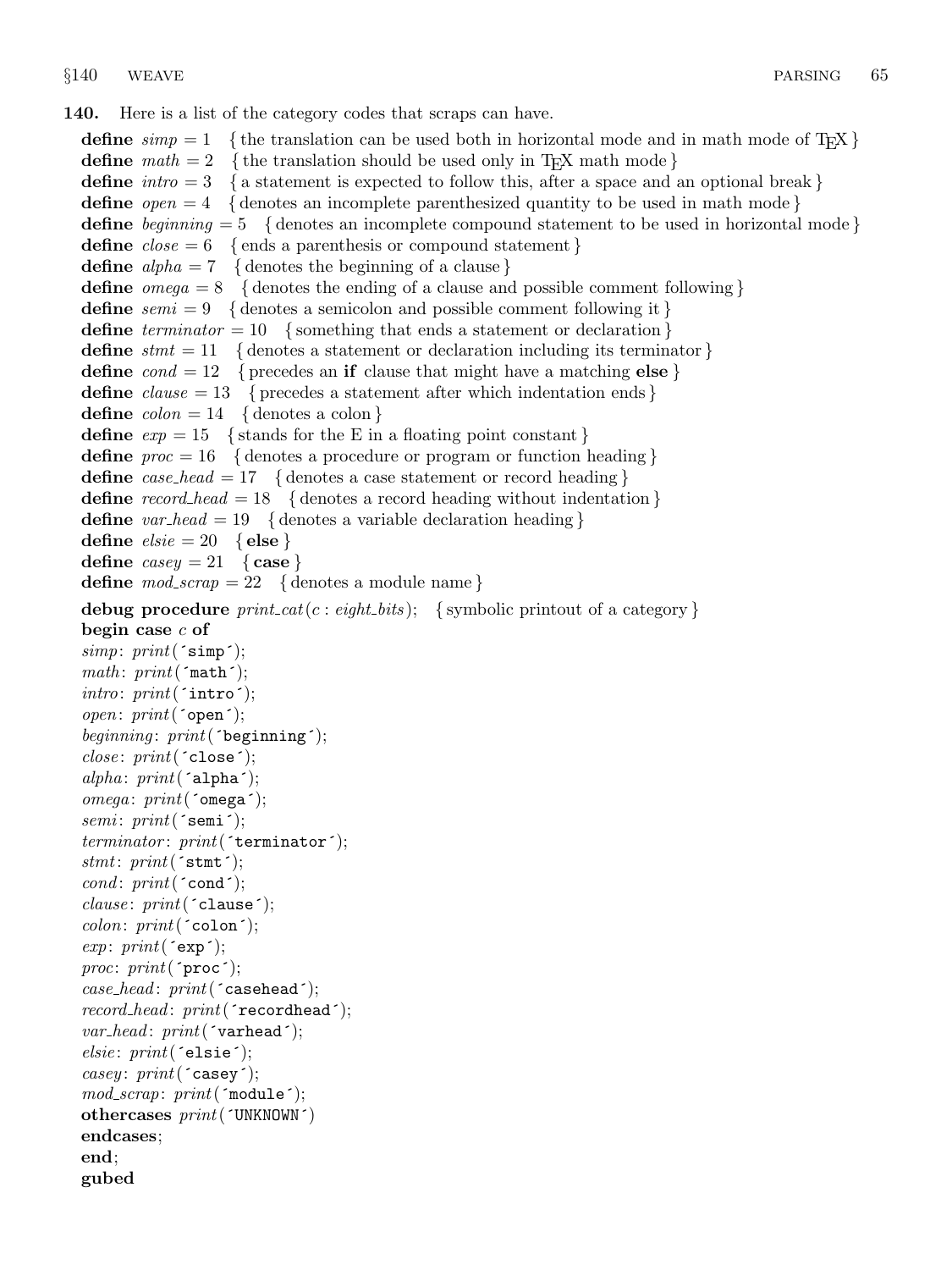**140.** Here is a list of the category codes that scraps can have.

**define** *simp* = 1 { the translation can be used both in horizontal mode and in math mode of TEX }
**define** *math* = 2 { the translation should be used only in TEX math mode }
**define** *intro* = 3 { a statement is expected to follow this, after a space and an optional break }
**define** *open* = 4 { denotes an incomplete parenthesized quantity to be used in math mode }
**define** *beginning* = 5 { denotes an incomplete compound statement to be used in horizontal mode }
**define** *close* = 6 { ends a parenthesis or compound statement }
**define** *alpha* = 7 { denotes the beginning of a clause }
**define** *omega* = 8 { denotes the ending of a clause and possible comment following }
**define** *semi* = 9 { denotes a semicolon and possible comment following it }
**define** *terminator* = 10 { something that ends a statement or declaration }
**define** *stmt* = 11 { denotes a statement or declaration including its terminator }
**define** *cond* = 12 { precedes an **if** clause that might have a matching **else** }
**define** *clause* = 13 { precedes a statement after which indentation ends }
**define** *colon* = 14 { denotes a colon }
**define** *exp* = 15 { stands for the E in a floating point constant }
**define** *proc* = 16 { denotes a procedure or program or function heading }
**define** *case_head* = 17 { denotes a case statement or record heading }
**define** *record_head* = 18 { denotes a record heading without indentation }
**define** *var_head* = 19 { denotes a variable declaration heading }
**define** *elsie* = 20 { **else** }
**define** *casey* = 21 { **case** }
**define** *mod_scrap* = 22 { denotes a module name }

**debug procedure** *print_cat*(*c* : *eight_bits*); { symbolic printout of a category }
**begin case** *c* **of**
*simp*: *print*(´simp´);
*math*: *print*(´math´);
*intro*: *print*(´intro´);
*open*: *print*(´open´);
*beginning*: *print*(´beginning´);
*close*: *print*(´close´);
*alpha*: *print*(´alpha´);
*omega*: *print*(´omega´);
*semi*: *print*(´semi´);
*terminator*: *print*(´terminator´);
*stmt*: *print*(´stmt´);
*cond*: *print*(´cond´);
*clause*: *print*(´clause´);
*colon*: *print*(´colon´);
*exp*: *print*(´exp´);
*proc*: *print*(´proc´);
*case_head*: *print*(´casehead´);
*record_head*: *print*(´recordhead´);
*var_head*: *print*(´varhead´);
*elsie*: *print*(´elsie´);
*casey*: *print*(´casey´);
*mod_scrap*: *print*(´module´);
**othercases** *print*(´UNKNOWN´)
**endcases**;
**end**;
**gubed**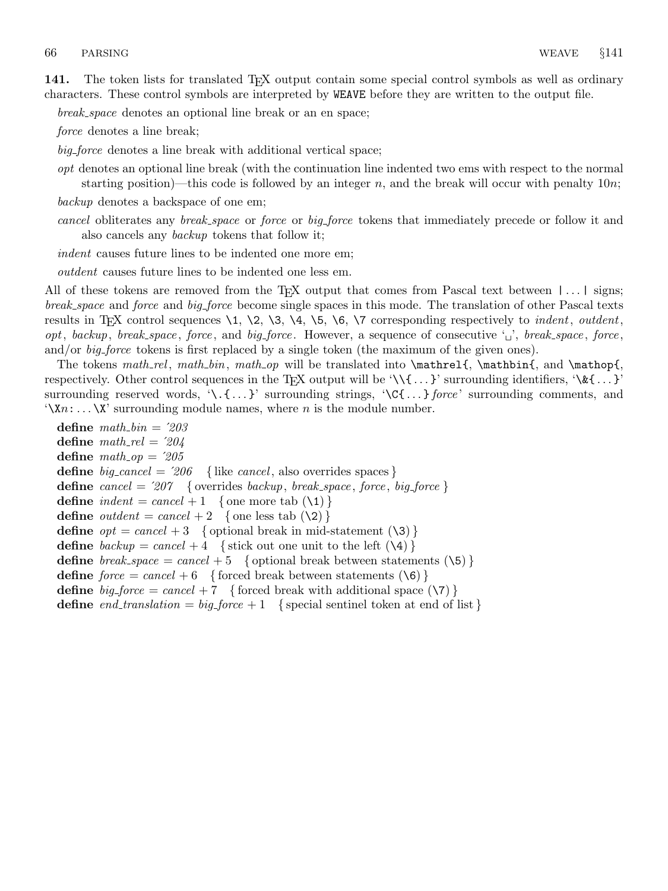**141.** The token lists for translated TEX output contain some special control symbols as well as ordinary characters. These control symbols are interpreted by WEAVE before they are written to the output file.

*break_space* denotes an optional line break or an en space;

*force* denotes a line break;

*big_force* denotes a line break with additional vertical space;

*opt* denotes an optional line break (with the continuation line indented two ems with respect to the normal starting position)—this code is followed by an integer $n$, and the break will occur with penalty $10n$;

*backup* denotes a backspace of one em;

*cancel* obliterates any *break_space* or *force* or *big_force* tokens that immediately precede or follow it and also cancels any *backup* tokens that follow it;

*indent* causes future lines to be indented one more em;

*outdent* causes future lines to be indented one less em.

All of these tokens are removed from the TEX output that comes from Pascal text between |...| signs; *break_space* and *force* and *big_force* become single spaces in this mode. The translation of other Pascal texts results in TEX control sequences `\1`, `\2`, `\3`, `\4`, `\5`, `\6`, `\7` corresponding respectively to *indent*, *outdent*, *opt*, *backup*, *break_space*, *force*, and *big_force*. However, a sequence of consecutive '␣', *break_space*, *force*, and/or *big_force* tokens is first replaced by a single token (the maximum of the given ones).

The tokens *math_rel*, *math_bin*, *math_op* will be translated into `\mathrel{`, `\mathbin{`, and `\mathop{`, respectively. Other control sequences in the TEX output will be '`\\{`...`}`' surrounding identifiers, '`\&{`...`}`' surrounding reserved words, '`\.{`...`}`' surrounding strings, '`\C{`...`}` *force*' surrounding comments, and '`\X`$n$`:`...`\X`' surrounding module names, where $n$ is the module number.

**define** *math_bin* = ´203
**define** *math_rel* = ´204
**define** *math_op* = ´205
**define** *big_cancel* = ´206  { like *cancel*, also overrides spaces }
**define** *cancel* = ´207  { overrides *backup*, *break_space*, *force*, *big_force* }
**define** *indent* = *cancel* + 1  { one more tab (`\1`) }
**define** *outdent* = *cancel* + 2  { one less tab (`\2`) }
**define** *opt* = *cancel* + 3  { optional break in mid-statement (`\3`) }
**define** *backup* = *cancel* + 4  { stick out one unit to the left (`\4`) }
**define** *break_space* = *cancel* + 5  { optional break between statements (`\5`) }
**define** *force* = *cancel* + 6  { forced break between statements (`\6`) }
**define** *big_force* = *cancel* + 7  { forced break with additional space (`\7`) }
**define** *end_translation* = *big_force* + 1  { special sentinel token at end of list }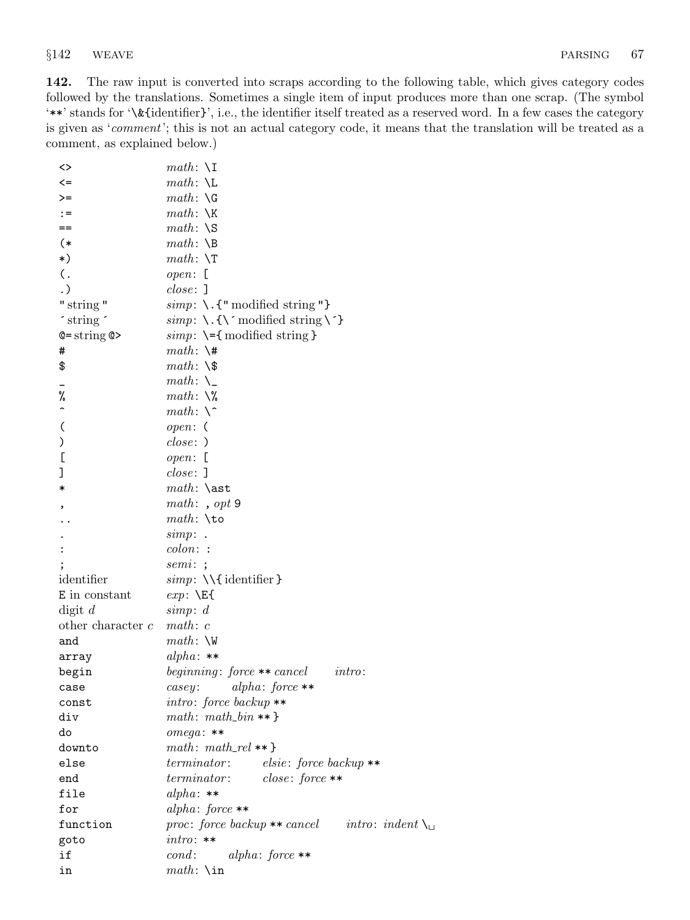**142.** The raw input is converted into scraps according to the following table, which gives category codes followed by the translations. Sometimes a single item of input produces more than one scrap. (The symbol '`**`' stands for '`\&{identifier}`', i.e., the identifier itself treated as a reserved word. In a few cases the category is given as '*comment*'; this is not an actual category code, it means that the translation will be treated as a comment, as explained below.)

| Input | Translation |
|---|---|
| `<>` | *math*: `\I` |
| `<=` | *math*: `\L` |
| `>=` | *math*: `\G` |
| `:=` | *math*: `\K` |
| `==` | *math*: `\S` |
| `(*` | *math*: `\B` |
| `*)` | *math*: `\T` |
| `(.` | *open*: `[` |
| `.)` | *close*: `]` |
| `"` string `"` | *simp*: `\.{"` modified string `"}` |
| `´` string `´` | *simp*: `\.{\´` modified string `\´}` |
| `@=` string `@>` | *simp*: `\={` modified string `}` |
| `#` | *math*: `\#` |
| `$` | *math*: `\$` |
| `_` | *math*: `\_` |
| `%` | *math*: `\%` |
| `^` | *math*: `\^` |
| `(` | *open*: `(` |
| `)` | *close*: `)` |
| `[` | *open*: `[` |
| `]` | *close*: `]` |
| `*` | *math*: `\ast` |
| `,` | *math*: `,` *opt* `9` |
| `..` | *math*: `\to` |
| `.` | *simp*: `.` |
| `:` | *colon*: `:` |
| `;` | *semi*: `;` |
| identifier | *simp*: `\\{` identifier `}` |
| `E` in constant | *exp*: `\E{` |
| digit *d* | *simp*: *d* |
| other character *c* | *math*: *c* |
| `and` | *math*: `\W` |
| `array` | *alpha*: `**` |
| `begin` | *beginning*: *force* `**` *cancel* &nbsp;&nbsp;&nbsp; *intro*: |
| `case` | *casey*: &nbsp;&nbsp;&nbsp; *alpha*: *force* `**` |
| `const` | *intro*: *force backup* `**` |
| `div` | *math*: *math_bin* `**` `}` |
| `do` | *omega*: `**` |
| `downto` | *math*: *math_rel* `**` `}` |
| `else` | *terminator*: &nbsp;&nbsp;&nbsp; *elsie*: *force backup* `**` |
| `end` | *terminator*: &nbsp;&nbsp;&nbsp; *close*: *force* `**` |
| `file` | *alpha*: `**` |
| `for` | *alpha*: *force* `**` |
| `function` | *proc*: *force backup* `**` *cancel* &nbsp;&nbsp;&nbsp; *intro*: *indent* `\␣` |
| `goto` | *intro*: `**` |
| `if` | *cond*: &nbsp;&nbsp;&nbsp; *alpha*: *force* `**` |
| `in` | *math*: `\in` |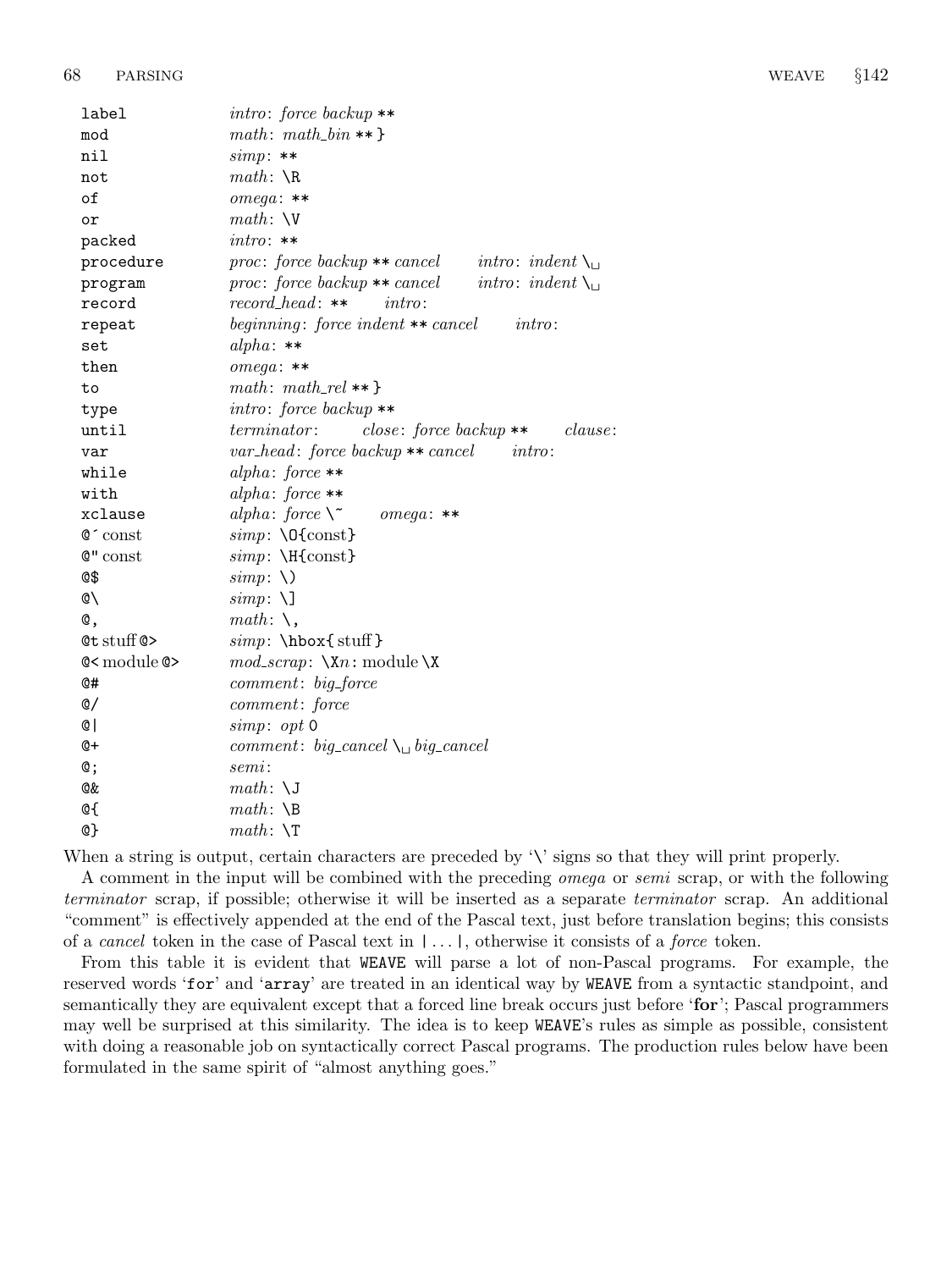| | |
|---|---|
| `label` | *intro*: *force backup* ** |
| `mod` | *math*: *math_bin* ** } |
| `nil` | *simp*: ** |
| `not` | *math*: `\R` |
| `of` | *omega*: ** |
| `or` | *math*: `\V` |
| `packed` | *intro*: ** |
| `procedure` | *proc*: *force backup* ** *cancel*  *intro*: *indent* `\␣` |
| `program` | *proc*: *force backup* ** *cancel*  *intro*: *indent* `\␣` |
| `record` | *record_head*: **  *intro*: |
| `repeat` | *beginning*: *force indent* ** *cancel*  *intro*: |
| `set` | *alpha*: ** |
| `then` | *omega*: ** |
| `to` | *math*: *math_rel* ** } |
| `type` | *intro*: *force backup* ** |
| `until` | *terminator*:  *close*: *force backup* **  *clause*: |
| `var` | *var_head*: *force backup* ** *cancel*  *intro*: |
| `while` | *alpha*: *force* ** |
| `with` | *alpha*: *force* ** |
| `xclause` | *alpha*: *force* `\~`  *omega*: ** |
| `@'` const | *simp*: `\O{const}` |
| `@"` const | *simp*: `\H{const}` |
| `@$` | *simp*: `\)` |
| `@\` | *simp*: `\]` |
| `@,` | *math*: `\,` |
| `@t` stuff `@>` | *simp*: `\hbox{` stuff `}` |
| `@<` module `@>` | *mod_scrap*: `\X`*n*: module `\X` |
| `@#` | *comment*: *big_force* |
| `@/` | *comment*: *force* |
| `@\|` | *simp*: *opt* `0` |
| `@+` | *comment*: *big_cancel* `\␣` *big_cancel* |
| `@;` | *semi*: |
| `@&` | *math*: `\J` |
| `@{` | *math*: `\B` |
| `@}` | *math*: `\T` |

When a string is output, certain characters are preceded by '`\`' signs so that they will print properly.

A comment in the input will be combined with the preceding *omega* or *semi* scrap, or with the following *terminator* scrap, if possible; otherwise it will be inserted as a separate *terminator* scrap. An additional "comment" is effectively appended at the end of the Pascal text, just before translation begins; this consists of a *cancel* token in the case of Pascal text in `|` ... `|`, otherwise it consists of a *force* token.

From this table it is evident that `WEAVE` will parse a lot of non-Pascal programs. For example, the reserved words '`for`' and '`array`' are treated in an identical way by `WEAVE` from a syntactic standpoint, and semantically they are equivalent except that a forced line break occurs just before '**for**'; Pascal programmers may well be surprised at this similarity. The idea is to keep `WEAVE`'s rules as simple as possible, consistent with doing a reasonable job on syntactically correct Pascal programs. The production rules below have been formulated in the same spirit of "almost anything goes."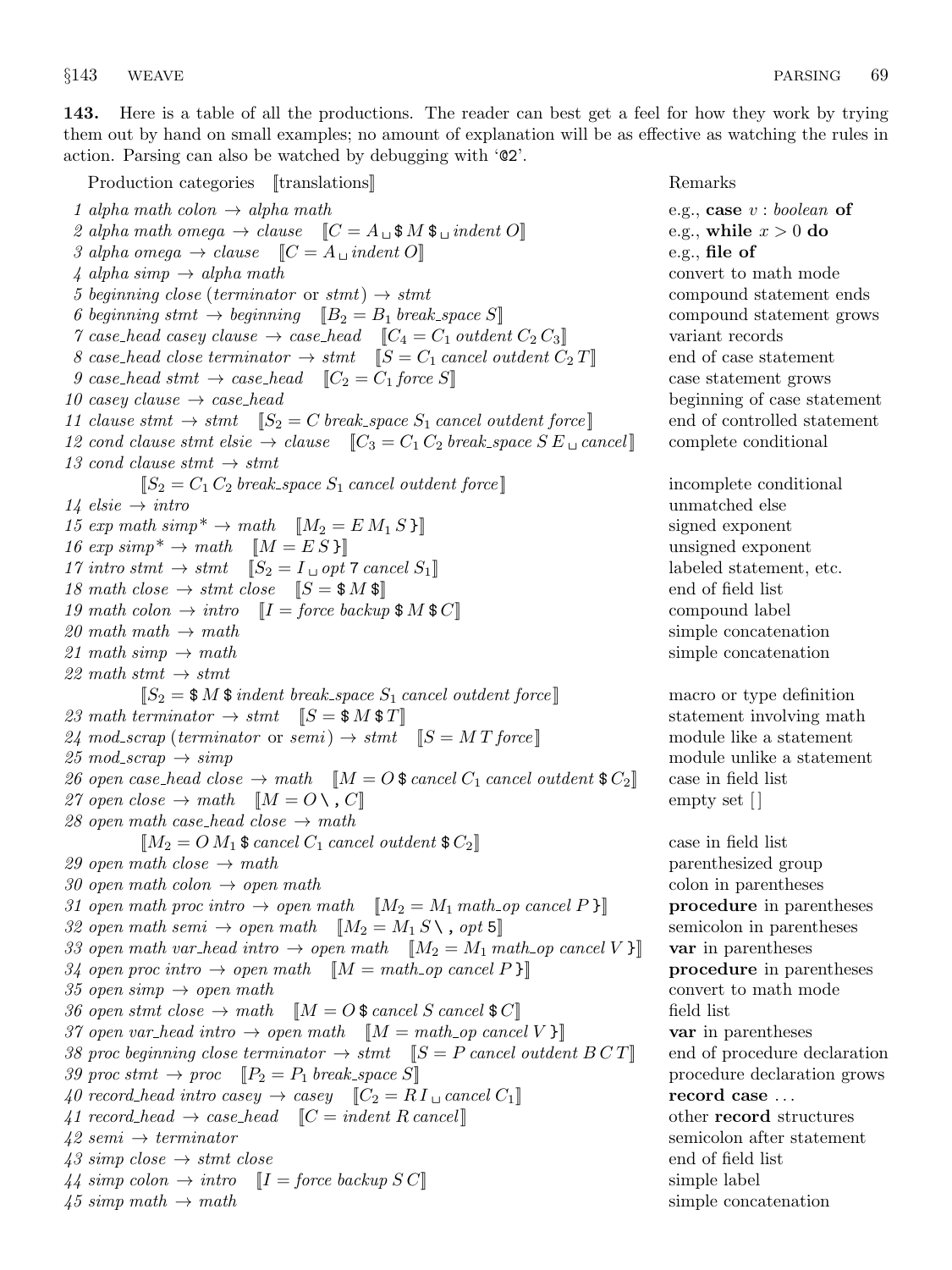**143.** Here is a table of all the productions. The reader can best get a feel for how they work by trying them out by hand on small examples; no amount of explanation will be as effective as watching the rules in action. Parsing can also be watched by debugging with '@2'.

| Production categories ⟦translations⟧ | Remarks |
|---|---|
| *1 alpha math colon* → *alpha math* | e.g., **case** $v$ : *boolean* **of** |
| *2 alpha math omega* → *clause* ⟦$C = A$ ␣ \$ $M$ \$ ␣ *indent* $O$⟧ | e.g., **while** $x > 0$ **do** |
| *3 alpha omega* → *clause* ⟦$C = A$ ␣ *indent* $O$⟧ | e.g., **file of** |
| *4 alpha simp* → *alpha math* | convert to math mode |
| *5 beginning close* (*terminator* or *stmt*) → *stmt* | compound statement ends |
| *6 beginning stmt* → *beginning* ⟦$B_2 = B_1$ *break_space* $S$⟧ | compound statement grows |
| *7 case_head casey clause* → *case_head* ⟦$C_4 = C_1$ *outdent* $C_2\,C_3$⟧ | variant records |
| *8 case_head close terminator* → *stmt* ⟦$S = C_1$ *cancel outdent* $C_2\,T$⟧ | end of case statement |
| *9 case_head stmt* → *case_head* ⟦$C_2 = C_1$ *force* $S$⟧ | case statement grows |
| *10 casey clause* → *case_head* | beginning of case statement |
| *11 clause stmt* → *stmt* ⟦$S_2 = C$ *break_space* $S_1$ *cancel outdent force*⟧ | end of controlled statement |
| *12 cond clause stmt elsie* → *clause* ⟦$C_3 = C_1\,C_2$ *break_space* $S\,E$ ␣ *cancel*⟧ | complete conditional |
| *13 cond clause stmt* → *stmt* ⟦$S_2 = C_1\,C_2$ *break_space* $S_1$ *cancel outdent force*⟧ | incomplete conditional |
| *14 elsie* → *intro* | unmatched else |
| *15 exp math simp\** → *math* ⟦$M_2 = E\,M_1\,S$ }⟧ | signed exponent |
| *16 exp simp\** → *math* ⟦$M = E\,S$ }⟧ | unsigned exponent |
| *17 intro stmt* → *stmt* ⟦$S_2 = I$ ␣ *opt* 7 *cancel* $S_1$⟧ | labeled statement, etc. |
| *18 math close* → *stmt close* ⟦$S =$ \$ $M$ \$⟧ | end of field list |
| *19 math colon* → *intro* ⟦$I =$ *force backup* \$ $M$ \$ $C$⟧ | compound label |
| *20 math math* → *math* | simple concatenation |
| *21 math simp* → *math* | simple concatenation |
| *22 math stmt* → *stmt* ⟦$S_2 =$ \$ $M$ \$ *indent break_space* $S_1$ *cancel outdent force*⟧ | macro or type definition |
| *23 math terminator* → *stmt* ⟦$S =$ \$ $M$ \$ $T$⟧ | statement involving math |
| *24 mod_scrap* (*terminator* or *semi*) → *stmt* ⟦$S = M\,T$ *force*⟧ | module like a statement |
| *25 mod_scrap* → *simp* | module unlike a statement |
| *26 open case_head close* → *math* ⟦$M = O$ \$ *cancel* $C_1$ *cancel outdent* \$ $C_2$⟧ | case in field list |
| *27 open close* → *math* ⟦$M = O$ \\ , $C$⟧ | empty set [ ] |
| *28 open math case_head close* → *math* ⟦$M_2 = O\,M_1$ \$ *cancel* $C_1$ *cancel outdent* \$ $C_2$⟧ | case in field list |
| *29 open math close* → *math* | parenthesized group |
| *30 open math colon* → *open math* | colon in parentheses |
| *31 open math proc intro* → *open math* ⟦$M_2 = M_1$ *math_op cancel* $P$ }⟧ | **procedure** in parentheses |
| *32 open math semi* → *open math* ⟦$M_2 = M_1\,S$ \\ , *opt* 5⟧ | semicolon in parentheses |
| *33 open math var_head intro* → *open math* ⟦$M_2 = M_1$ *math_op cancel* $V$ }⟧ | **var** in parentheses |
| *34 open proc intro* → *open math* ⟦$M =$ *math_op cancel* $P$ }⟧ | **procedure** in parentheses |
| *35 open simp* → *open math* | convert to math mode |
| *36 open stmt close* → *math* ⟦$M = O$ \$ *cancel* $S$ *cancel* \$ $C$⟧ | field list |
| *37 open var_head intro* → *open math* ⟦$M =$ *math_op cancel* $V$ }⟧ | **var** in parentheses |
| *38 proc beginning close terminator* → *stmt* ⟦$S = P$ *cancel outdent* $B\,C\,T$⟧ | end of procedure declaration |
| *39 proc stmt* → *proc* ⟦$P_2 = P_1$ *break_space* $S$⟧ | procedure declaration grows |
| *40 record_head intro casey* → *casey* ⟦$C_2 = R\,I$ ␣ *cancel* $C_1$⟧ | **record case** ... |
| *41 record_head* → *case_head* ⟦$C =$ *indent* $R$ *cancel*⟧ | other **record** structures |
| *42 semi* → *terminator* | semicolon after statement |
| *43 simp close* → *stmt close* | end of field list |
| *44 simp colon* → *intro* ⟦$I =$ *force backup* $S\,C$⟧ | simple label |
| *45 simp math* → *math* | simple concatenation |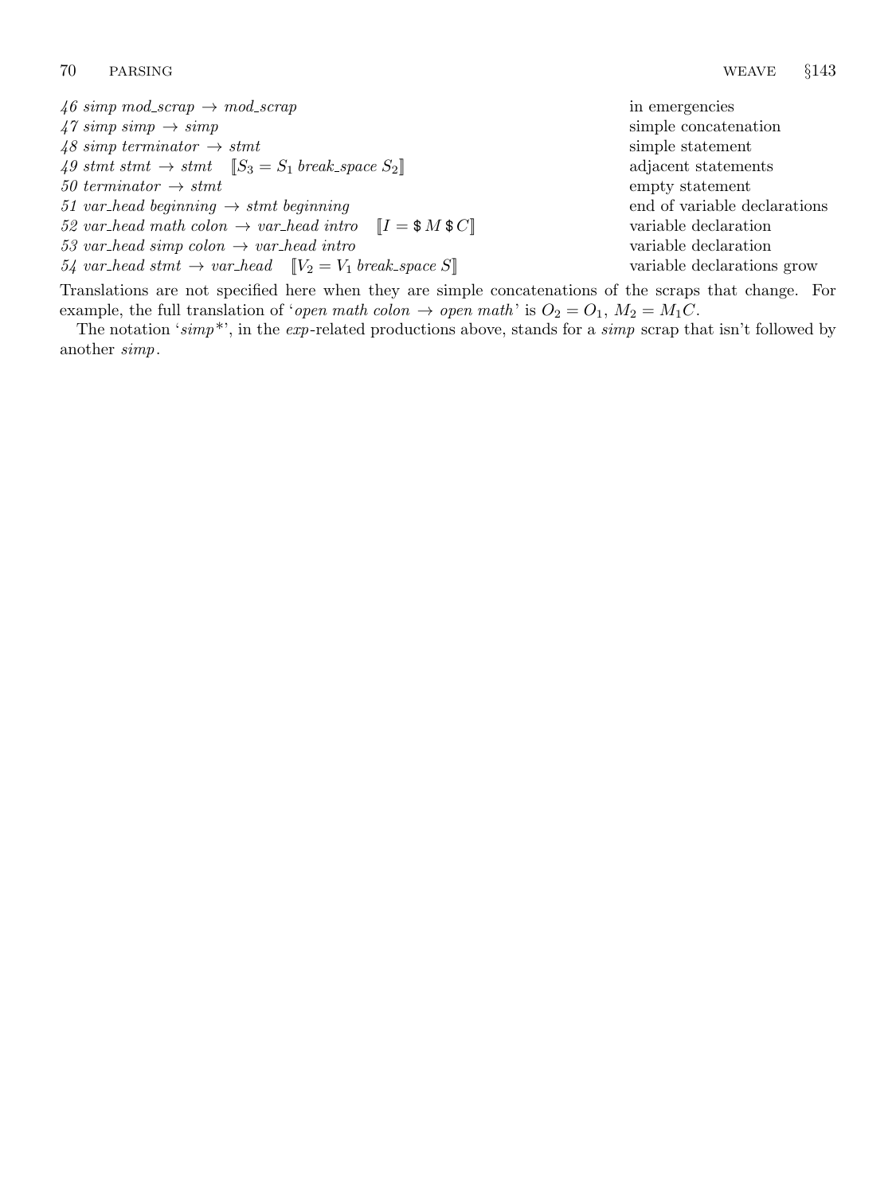| | |
|---|---|
| 46 *simp mod_scrap* → *mod_scrap* | in emergencies |
| 47 *simp simp* → *simp* | simple concatenation |
| 48 *simp terminator* → *stmt* | simple statement |
| 49 *stmt stmt* → *stmt* ⟦$S_3 = S_1$ *break_space* $S_2$⟧ | adjacent statements |
| 50 *terminator* → *stmt* | empty statement |
| 51 *var_head beginning* → *stmt beginning* | end of variable declarations |
| 52 *var_head math colon* → *var_head intro* ⟦$I = \$\,M\,\$\,C$⟧ | variable declaration |
| 53 *var_head simp colon* → *var_head intro* | variable declaration |
| 54 *var_head stmt* → *var_head* ⟦$V_2 = V_1$ *break_space* $S$⟧ | variable declarations grow |

Translations are not specified here when they are simple concatenations of the scraps that change. For example, the full translation of '*open math colon* → *open math*' is $O_2 = O_1$, $M_2 = M_1C$.

The notation '*simp*\*', in the *exp*-related productions above, stands for a *simp* scrap that isn't followed by another *simp*.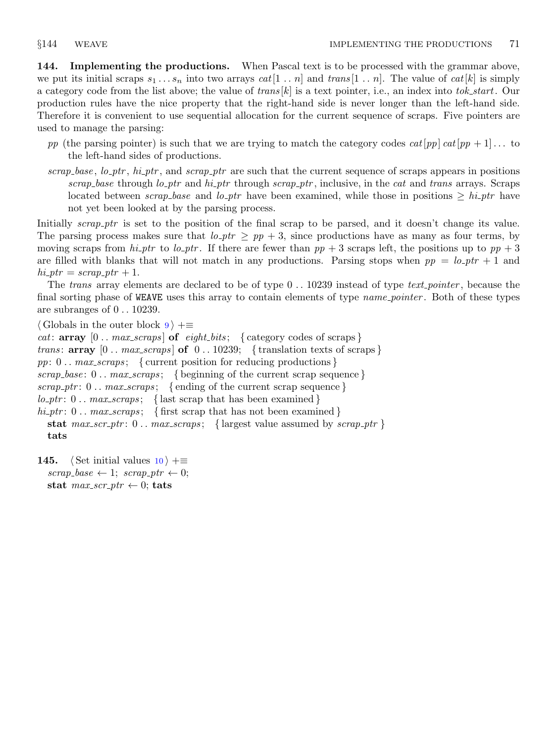**144. Implementing the productions.** When Pascal text is to be processed with the grammar above, we put its initial scraps $s_1 \ldots s_n$ into two arrays $cat[1 \,..\, n]$ and $trans[1 \,..\, n]$. The value of $cat[k]$ is simply a category code from the list above; the value of $trans[k]$ is a text pointer, i.e., an index into *tok_start*. Our production rules have the nice property that the right-hand side is never longer than the left-hand side. Therefore it is convenient to use sequential allocation for the current sequence of scraps. Five pointers are used to manage the parsing:

- *pp* (the parsing pointer) is such that we are trying to match the category codes $cat[pp]\, cat[pp+1] \ldots$ to the left-hand sides of productions.
- *scrap_base*, *lo_ptr*, *hi_ptr*, and *scrap_ptr* are such that the current sequence of scraps appears in positions *scrap_base* through *lo_ptr* and *hi_ptr* through *scrap_ptr*, inclusive, in the *cat* and *trans* arrays. Scraps located between *scrap_base* and *lo_ptr* have been examined, while those in positions $\geq$ *hi_ptr* have not yet been looked at by the parsing process.

Initially *scrap_ptr* is set to the position of the final scrap to be parsed, and it doesn't change its value. The parsing process makes sure that $lo\_ptr \geq pp + 3$, since productions have as many as four terms, by moving scraps from *hi_ptr* to *lo_ptr*. If there are fewer than $pp + 3$ scraps left, the positions up to $pp + 3$ are filled with blanks that will not match in any productions. Parsing stops when $pp = lo\_ptr + 1$ and $hi\_ptr = scrap\_ptr + 1$.

The *trans* array elements are declared to be of type $0 \,..\, 10239$ instead of type *text_pointer*, because the final sorting phase of `WEAVE` uses this array to contain elements of type *name_pointer*. Both of these types are subranges of $0 \,..\, 10239$.

⟨ Globals in the outer block 9 ⟩ +≡
*cat*: **array** [0 .. *max_scraps*] **of** *eight_bits*; { category codes of scraps }
*trans*: **array** [0 .. *max_scraps*] **of** 0 .. 10239; { translation texts of scraps }
*pp*: 0 .. *max_scraps*; { current position for reducing productions }
*scrap_base*: 0 .. *max_scraps*; { beginning of the current scrap sequence }
*scrap_ptr*: 0 .. *max_scraps*; { ending of the current scrap sequence }
*lo_ptr*: 0 .. *max_scraps*; { last scrap that has been examined }
*hi_ptr*: 0 .. *max_scraps*; { first scrap that has not been examined }
  **stat** *max_scr_ptr*: 0 .. *max_scraps*; { largest value assumed by *scrap_ptr* }
  **tats**

**145.** ⟨ Set initial values 10 ⟩ +≡
  *scrap_base* ← 1; *scrap_ptr* ← 0;
  **stat** *max_scr_ptr* ← 0; **tats**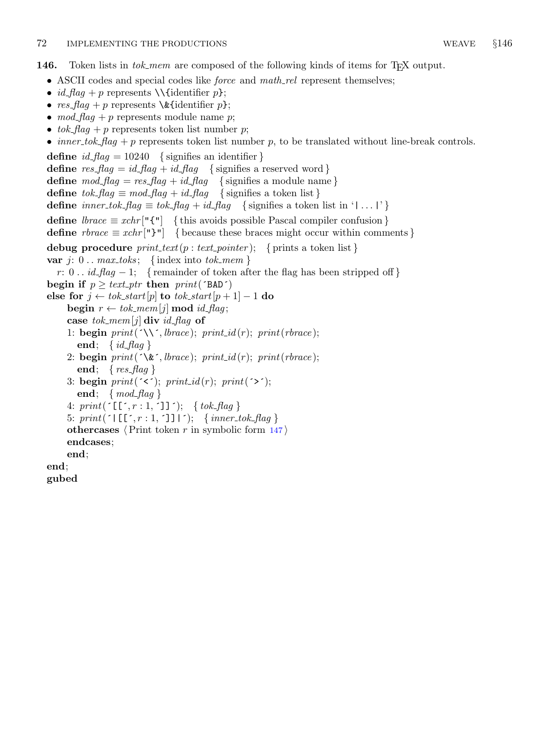**146.** Token lists in *tok_mem* are composed of the following kinds of items for TeX output.

- ASCII codes and special codes like *force* and *math_rel* represent themselves;
- *id_flag* + *p* represents `\\{`identifier *p*`}`;
- *res_flag* + *p* represents `\&{`identifier *p*`}`;
- *mod_flag* + *p* represents module name *p*;
- *tok_flag* + *p* represents token list number *p*;
- *inner_tok_flag* + *p* represents token list number *p*, to be translated without line-break controls.

```
define id_flag = 10240   { signifies an identifier }
define res_flag = id_flag + id_flag   { signifies a reserved word }
define mod_flag = res_flag + id_flag   { signifies a module name }
define tok_flag ≡ mod_flag + id_flag   { signifies a token list }
define inner_tok_flag ≡ tok_flag + id_flag   { signifies a token list in '|...|' }
define lbrace ≡ xchr["{"]   { this avoids possible Pascal compiler confusion }
define rbrace ≡ xchr["}"]   { because these braces might occur within comments }

debug procedure print_text(p : text_pointer);   { prints a token list }
var j: 0 .. max_toks;   { index into tok_mem }
  r: 0 .. id_flag − 1;   { remainder of token after the flag has been stripped off }
begin if p ≥ text_ptr then print('BAD')
else for j ← tok_start[p] to tok_start[p + 1] − 1 do
    begin r ← tok_mem[j] mod id_flag;
    case tok_mem[j] div id_flag of
    1: begin print('\\', lbrace); print_id(r); print(rbrace);
      end;   { id_flag }
    2: begin print('\&', lbrace); print_id(r); print(rbrace);
      end;   { res_flag }
    3: begin print('<'); print_id(r); print('>');
      end;   { mod_flag }
    4: print('[[', r : 1, ']]');   { tok_flag }
    5: print('|[[', r : 1, ']]|');   { inner_tok_flag }
    othercases ⟨ Print token r in symbolic form 147 ⟩
    endcases;
    end;
end;
gubed
```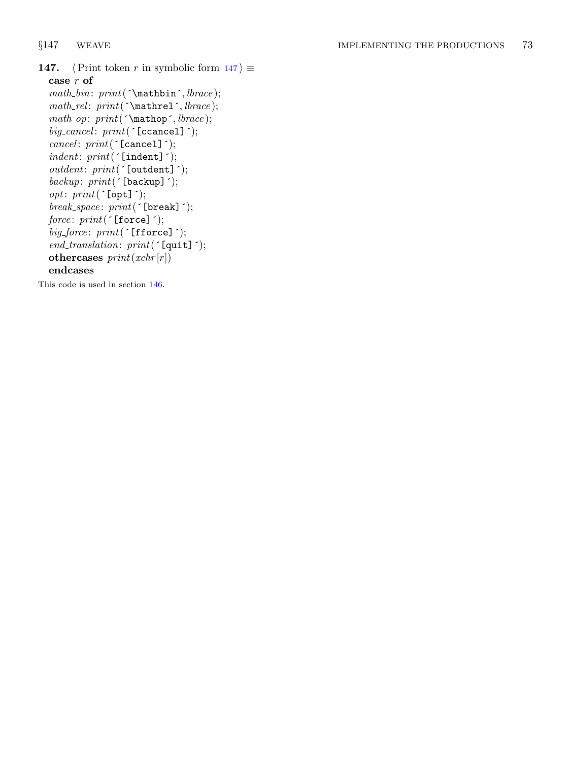**147.** ⟨ Print token $r$ in symbolic form 147 ⟩ ≡

```
case r of
math_bin: print('\mathbin', lbrace);
math_rel: print('\mathrel', lbrace);
math_op: print('\mathop', lbrace);
big_cancel: print('[ccancel]');
cancel: print('[cancel]');
indent: print('[indent]');
outdent: print('[outdent]');
backup: print('[backup]');
opt: print('[opt]');
break_space: print('[break]');
force: print('[force]');
big_force: print('[fforce]');
end_translation: print('[quit]');
othercases print(xchr[r])
endcases
```

This code is used in section 146.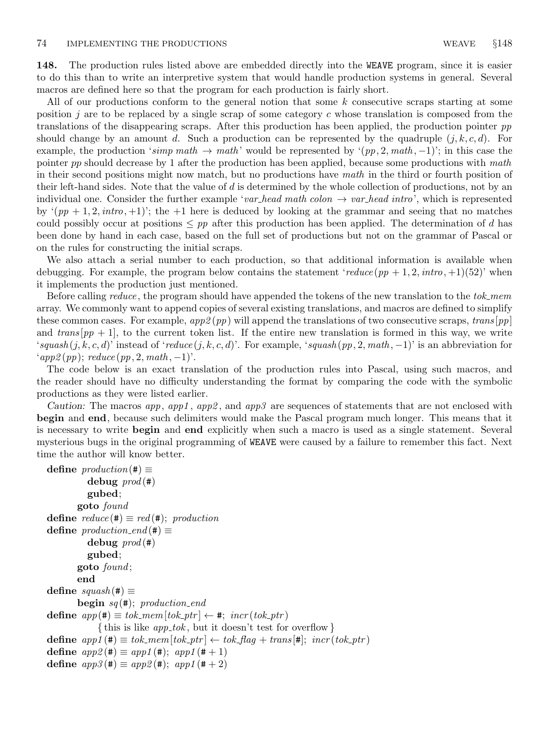**148.** The production rules listed above are embedded directly into the WEAVE program, since it is easier to do this than to write an interpretive system that would handle production systems in general. Several macros are defined here so that the program for each production is fairly short.

All of our productions conform to the general notion that some $k$ consecutive scraps starting at some position $j$ are to be replaced by a single scrap of some category $c$ whose translation is composed from the translations of the disappearing scraps. After this production has been applied, the production pointer *pp* should change by an amount $d$. Such a production can be represented by the quadruple $(j, k, c, d)$. For example, the production '*simp math* → *math*' would be represented by '$(pp, 2, math, -1)$'; in this case the pointer *pp* should decrease by 1 after the production has been applied, because some productions with *math* in their second positions might now match, but no productions have *math* in the third or fourth position of their left-hand sides. Note that the value of $d$ is determined by the whole collection of productions, not by an individual one. Consider the further example '*var_head math colon* → *var_head intro*', which is represented by '$(pp + 1, 2, intro, +1)$'; the +1 here is deduced by looking at the grammar and seeing that no matches could possibly occur at positions $\le pp$ after this production has been applied. The determination of $d$ has been done by hand in each case, based on the full set of productions but not on the grammar of Pascal or on the rules for constructing the initial scraps.

We also attach a serial number to each production, so that additional information is available when debugging. For example, the program below contains the statement '$reduce(pp + 1, 2, intro, +1)(52)$' when it implements the production just mentioned.

Before calling *reduce*, the program should have appended the tokens of the new translation to the *tok_mem* array. We commonly want to append copies of several existing translations, and macros are defined to simplify these common cases. For example, *app2*(*pp*) will append the translations of two consecutive scraps, *trans*[*pp*] and *trans*[*pp* + 1], to the current token list. If the entire new translation is formed in this way, we write '$squash(j, k, c, d)$' instead of '$reduce(j, k, c, d)$'. For example, '$squash(pp, 2, math, -1)$' is an abbreviation for '*app2*(*pp*); $reduce(pp, 2, math, -1)$'.

The code below is an exact translation of the production rules into Pascal, using such macros, and the reader should have no difficulty understanding the format by comparing the code with the symbolic productions as they were listed earlier.

*Caution:* The macros *app*, *app1*, *app2*, and *app3* are sequences of statements that are not enclosed with **begin** and **end**, because such delimiters would make the Pascal program much longer. This means that it is necessary to write **begin** and **end** explicitly when such a macro is used as a single statement. Several mysterious bugs in the original programming of WEAVE were caused by a failure to remember this fact. Next time the author will know better.

```
define production(#) ≡
          debug prod(#)
          gubed;
        goto found
define reduce(#) ≡ red(#); production
define production_end(#) ≡
          debug prod(#)
          gubed;
        goto found;
        end
define squash(#) ≡
        begin sq(#); production_end
define app(#) ≡ tok_mem[tok_ptr] ← #; incr(tok_ptr)
              { this is like app_tok, but it doesn't test for overflow }
define app1(#) ≡ tok_mem[tok_ptr] ← tok_flag + trans[#]; incr(tok_ptr)
define app2(#) ≡ app1(#); app1(# + 1)
define app3(#) ≡ app2(#); app1(# + 2)
```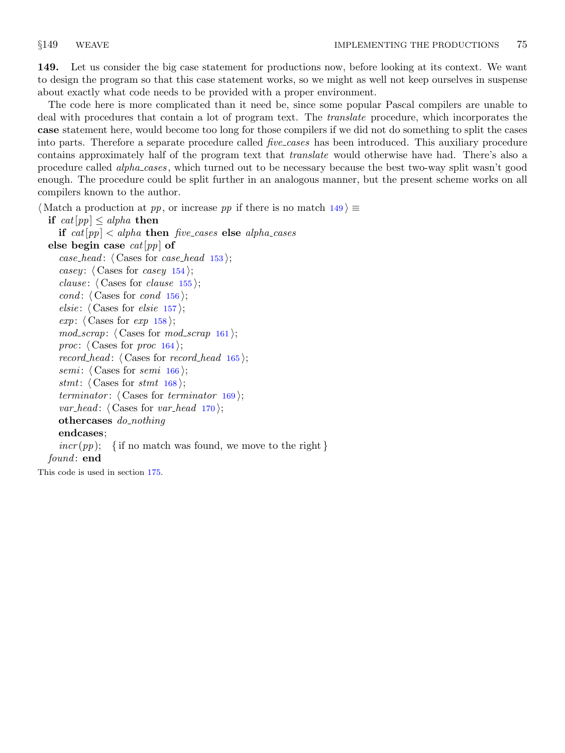**149.** Let us consider the big case statement for productions now, before looking at its context. We want to design the program so that this case statement works, so we might as well not keep ourselves in suspense about exactly what code needs to be provided with a proper environment.

The code here is more complicated than it need be, since some popular Pascal compilers are unable to deal with procedures that contain a lot of program text. The *translate* procedure, which incorporates the **case** statement here, would become too long for those compilers if we did not do something to split the cases into parts. Therefore a separate procedure called *five_cases* has been introduced. This auxiliary procedure contains approximately half of the program text that *translate* would otherwise have had. There's also a procedure called *alpha_cases*, which turned out to be necessary because the best two-way split wasn't good enough. The procedure could be split further in an analogous manner, but the present scheme works on all compilers known to the author.

⟨ Match a production at *pp*, or increase *pp* if there is no match 149 ⟩ ≡

```
if cat[pp] ≤ alpha then
  if cat[pp] < alpha then five_cases else alpha_cases
else begin case cat[pp] of
  case_head: ⟨ Cases for case_head 153 ⟩;
  casey: ⟨ Cases for casey 154 ⟩;
  clause: ⟨ Cases for clause 155 ⟩;
  cond: ⟨ Cases for cond 156 ⟩;
  elsie: ⟨ Cases for elsie 157 ⟩;
  exp: ⟨ Cases for exp 158 ⟩;
  mod_scrap: ⟨ Cases for mod_scrap 161 ⟩;
  proc: ⟨ Cases for proc 164 ⟩;
  record_head: ⟨ Cases for record_head 165 ⟩;
  semi: ⟨ Cases for semi 166 ⟩;
  stmt: ⟨ Cases for stmt 168 ⟩;
  terminator: ⟨ Cases for terminator 169 ⟩;
  var_head: ⟨ Cases for var_head 170 ⟩;
  othercases do_nothing
  endcases;
  incr(pp); { if no match was found, we move to the right }
found: end
```

This code is used in section 175.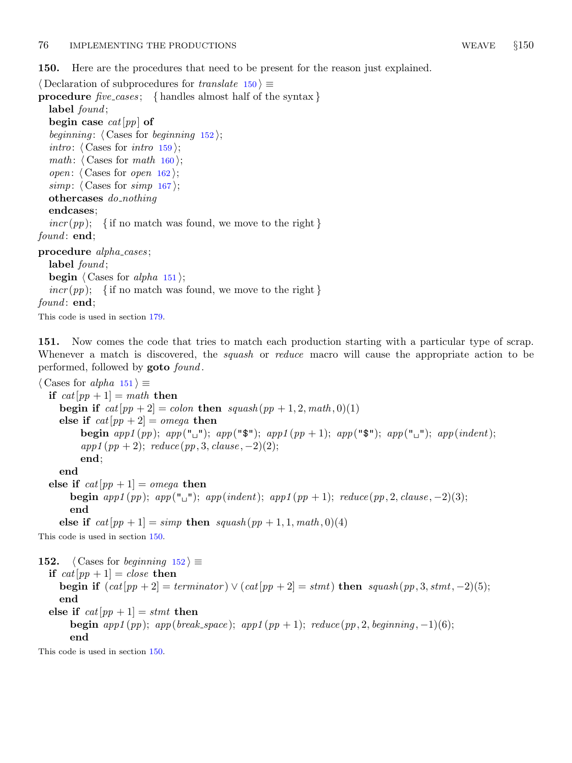**150.** Here are the procedures that need to be present for the reason just explained.

⟨ Declaration of subprocedures for *translate* 150 ⟩ ≡

```
procedure five_cases;   { handles almost half of the syntax }
  label found;
  begin case cat[pp] of
  beginning: ⟨ Cases for beginning 152 ⟩;
  intro: ⟨ Cases for intro 159 ⟩;
  math: ⟨ Cases for math 160 ⟩;
  open: ⟨ Cases for open 162 ⟩;
  simp: ⟨ Cases for simp 167 ⟩;
  othercases do_nothing
  endcases;
  incr(pp);   { if no match was found, we move to the right }
found: end;

procedure alpha_cases;
  label found;
  begin ⟨ Cases for alpha 151 ⟩;
  incr(pp);   { if no match was found, we move to the right }
found: end;
```

This code is used in section 179.

**151.** Now comes the code that tries to match each production starting with a particular type of scrap. Whenever a match is discovered, the *squash* or *reduce* macro will cause the appropriate action to be performed, followed by **goto** *found*.

⟨ Cases for *alpha* 151 ⟩ ≡

```
if cat[pp + 1] = math then
  begin if cat[pp + 2] = colon then squash(pp + 1, 2, math, 0)(1)
  else if cat[pp + 2] = omega then
      begin app1(pp); app("␣"); app("$"); app1(pp + 1); app("$"); app("␣"); app(indent);
      app1(pp + 2); reduce(pp, 3, clause, −2)(2);
      end;
  end
else if cat[pp + 1] = omega then
    begin app1(pp); app("␣"); app(indent); app1(pp + 1); reduce(pp, 2, clause, −2)(3);
    end
  else if cat[pp + 1] = simp then squash(pp + 1, 1, math, 0)(4)
```

This code is used in section 150.

**152.** ⟨ Cases for *beginning* 152 ⟩ ≡

```
if cat[pp + 1] = close then
  begin if (cat[pp + 2] = terminator) ∨ (cat[pp + 2] = stmt) then squash(pp, 3, stmt, −2)(5);
  end
else if cat[pp + 1] = stmt then
    begin app1(pp); app(break_space); app1(pp + 1); reduce(pp, 2, beginning, −1)(6);
    end
```

This code is used in section 150.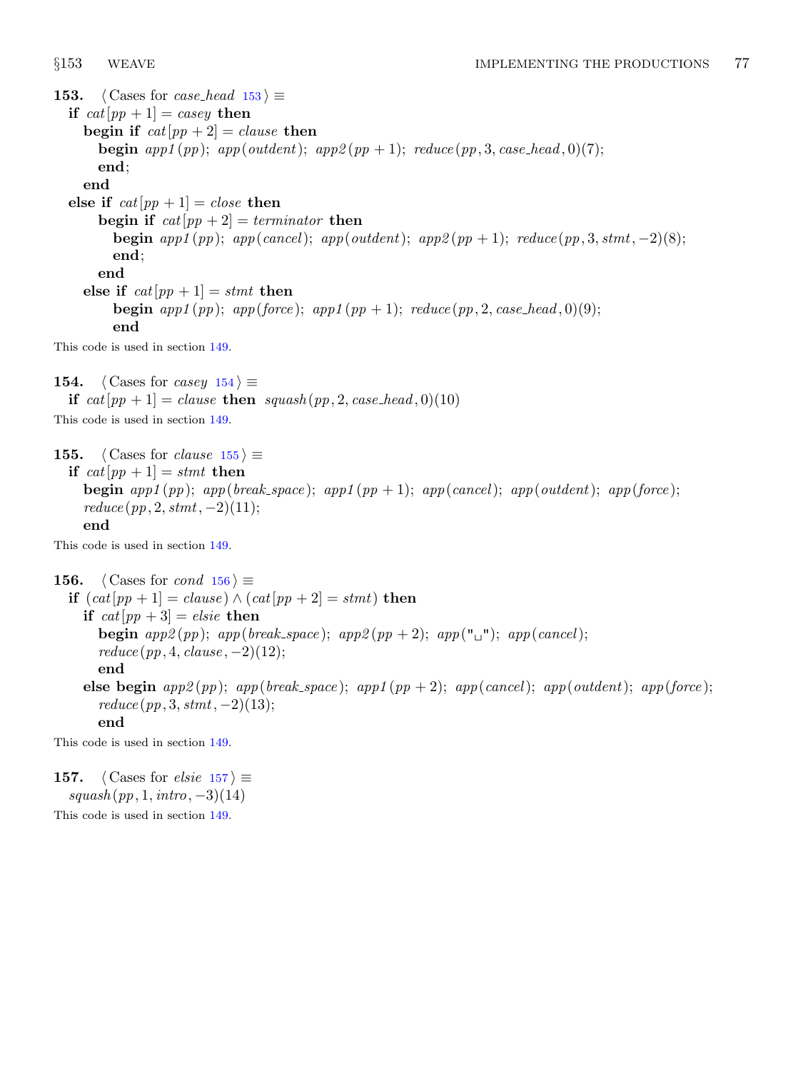**153.** ⟨ Cases for *case_head* 153 ⟩ ≡

```
if cat[pp + 1] = casey then
  begin if cat[pp + 2] = clause then
    begin app1(pp); app(outdent); app2(pp + 1); reduce(pp, 3, case_head, 0)(7);
    end;
  end
else if cat[pp + 1] = close then
    begin if cat[pp + 2] = terminator then
      begin app1(pp); app(cancel); app(outdent); app2(pp + 1); reduce(pp, 3, stmt, -2)(8);
      end;
    end
  else if cat[pp + 1] = stmt then
      begin app1(pp); app(force); app1(pp + 1); reduce(pp, 2, case_head, 0)(9);
      end
```

This code is used in section 149.

**154.** ⟨ Cases for *casey* 154 ⟩ ≡

```
if cat[pp + 1] = clause then squash(pp, 2, case_head, 0)(10)
```

This code is used in section 149.

**155.** ⟨ Cases for *clause* 155 ⟩ ≡

```
if cat[pp + 1] = stmt then
  begin app1(pp); app(break_space); app1(pp + 1); app(cancel); app(outdent); app(force);
  reduce(pp, 2, stmt, -2)(11);
  end
```

This code is used in section 149.

**156.** ⟨ Cases for *cond* 156 ⟩ ≡

```
if (cat[pp + 1] = clause) ∧ (cat[pp + 2] = stmt) then
  if cat[pp + 3] = elsie then
    begin app2(pp); app(break_space); app2(pp + 2); app("␣"); app(cancel);
    reduce(pp, 4, clause, -2)(12);
    end
  else begin app2(pp); app(break_space); app1(pp + 2); app(cancel); app(outdent); app(force);
    reduce(pp, 3, stmt, -2)(13);
    end
```

This code is used in section 149.

**157.** ⟨ Cases for *elsie* 157 ⟩ ≡

```
squash(pp, 1, intro, -3)(14)
```

This code is used in section 149.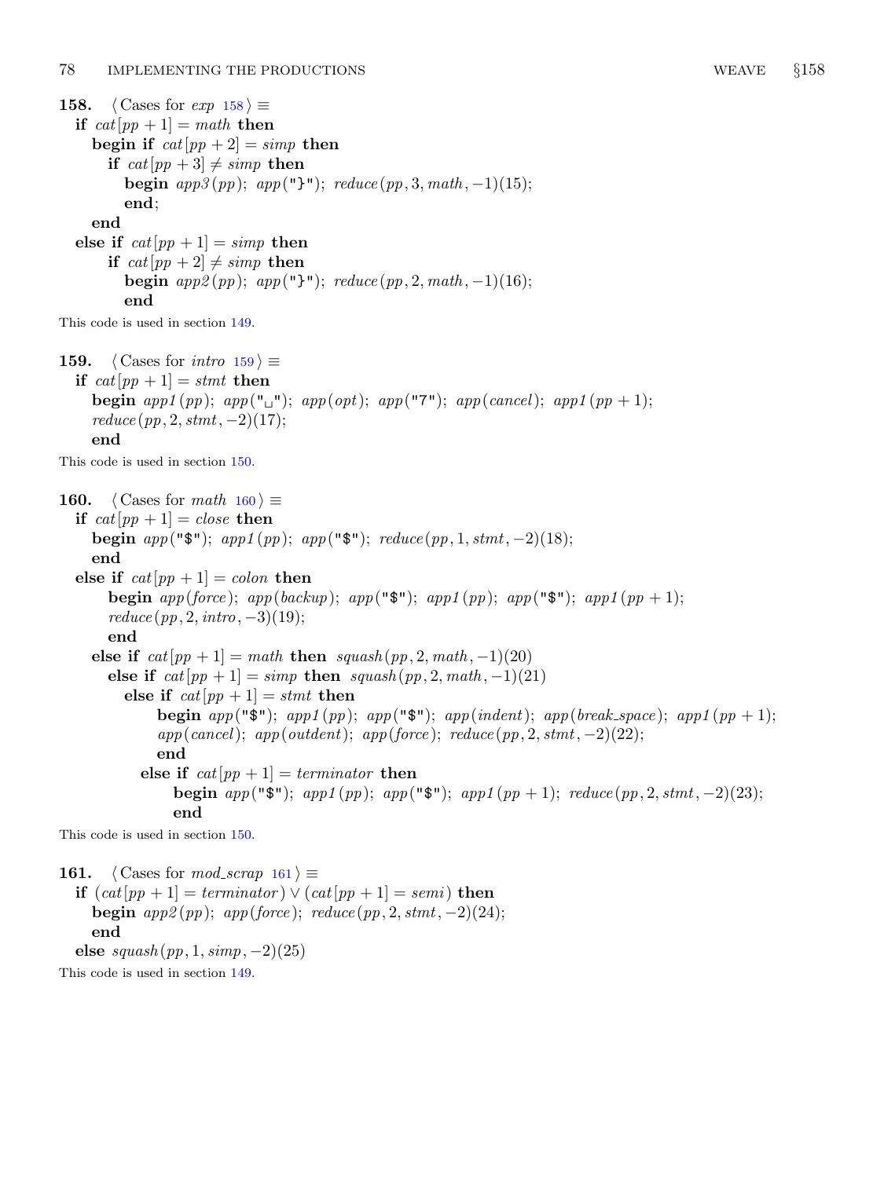**158.** ⟨ Cases for *exp* 158 ⟩ ≡

```
if cat[pp + 1] = math then
  begin if cat[pp + 2] = simp then
    if cat[pp + 3] ≠ simp then
      begin app3(pp); app("}"); reduce(pp, 3, math, −1)(15);
      end;
  end
else if cat[pp + 1] = simp then
    if cat[pp + 2] ≠ simp then
      begin app2(pp); app("}"); reduce(pp, 2, math, −1)(16);
      end
```

This code is used in section 149.

**159.** ⟨ Cases for *intro* 159 ⟩ ≡

```
if cat[pp + 1] = stmt then
  begin app1(pp); app("␣"); app(opt); app("7"); app(cancel); app1(pp + 1);
  reduce(pp, 2, stmt, −2)(17);
  end
```

This code is used in section 150.

**160.** ⟨ Cases for *math* 160 ⟩ ≡

```
if cat[pp + 1] = close then
  begin app("$"); app1(pp); app("$"); reduce(pp, 1, stmt, −2)(18);
  end
else if cat[pp + 1] = colon then
    begin app(force); app(backup); app("$"); app1(pp); app("$"); app1(pp + 1);
    reduce(pp, 2, intro, −3)(19);
    end
  else if cat[pp + 1] = math then squash(pp, 2, math, −1)(20)
    else if cat[pp + 1] = simp then squash(pp, 2, math, −1)(21)
      else if cat[pp + 1] = stmt then
          begin app("$"); app1(pp); app("$"); app(indent); app(break_space); app1(pp + 1);
          app(cancel); app(outdent); app(force); reduce(pp, 2, stmt, −2)(22);
          end
        else if cat[pp + 1] = terminator then
            begin app("$"); app1(pp); app("$"); app1(pp + 1); reduce(pp, 2, stmt, −2)(23);
            end
```

This code is used in section 150.

**161.** ⟨ Cases for *mod_scrap* 161 ⟩ ≡

```
if (cat[pp + 1] = terminator) ∨ (cat[pp + 1] = semi) then
  begin app2(pp); app(force); reduce(pp, 2, stmt, −2)(24);
  end
else squash(pp, 1, simp, −2)(25)
```

This code is used in section 149.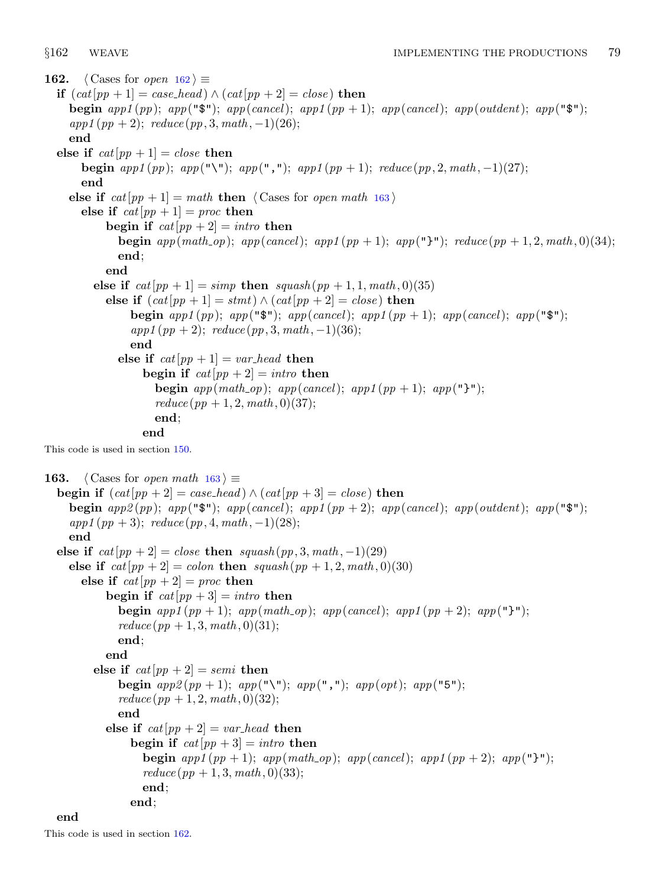**162.** ⟨ Cases for *open* 162 ⟩ ≡

```
if (cat[pp + 1] = case_head) ∧ (cat[pp + 2] = close) then
   begin app1(pp); app("$"); app(cancel); app1(pp + 1); app(cancel); app(outdent); app("$");
   app1(pp + 2); reduce(pp, 3, math, −1)(26);
   end
else if cat[pp + 1] = close then
      begin app1(pp); app("\"); app(","); app1(pp + 1); reduce(pp, 2, math, −1)(27);
      end
   else if cat[pp + 1] = math then ⟨ Cases for open math 163 ⟩
      else if cat[pp + 1] = proc then
            begin if cat[pp + 2] = intro then
               begin app(math_op); app(cancel); app1(pp + 1); app("}"); reduce(pp + 1, 2, math, 0)(34);
               end;
            end
         else if cat[pp + 1] = simp then squash(pp + 1, 1, math, 0)(35)
            else if (cat[pp + 1] = stmt) ∧ (cat[pp + 2] = close) then
                  begin app1(pp); app("$"); app(cancel); app1(pp + 1); app(cancel); app("$");
                  app1(pp + 2); reduce(pp, 3, math, −1)(36);
                  end
               else if cat[pp + 1] = var_head then
                     begin if cat[pp + 2] = intro then
                        begin app(math_op); app(cancel); app1(pp + 1); app("}");
                        reduce(pp + 1, 2, math, 0)(37);
                        end;
                     end
```

This code is used in section 150.

**163.** ⟨ Cases for *open math* 163 ⟩ ≡

```
begin if (cat[pp + 2] = case_head) ∧ (cat[pp + 3] = close) then
   begin app2(pp); app("$"); app(cancel); app1(pp + 2); app(cancel); app(outdent); app("$");
   app1(pp + 3); reduce(pp, 4, math, −1)(28);
   end
else if cat[pp + 2] = close then squash(pp, 3, math, −1)(29)
   else if cat[pp + 2] = colon then squash(pp + 1, 2, math, 0)(30)
      else if cat[pp + 2] = proc then
            begin if cat[pp + 3] = intro then
               begin app1(pp + 1); app(math_op); app(cancel); app1(pp + 2); app("}");
               reduce(pp + 1, 3, math, 0)(31);
               end;
            end
         else if cat[pp + 2] = semi then
               begin app2(pp + 1); app("\"); app(","); app(opt); app("5");
               reduce(pp + 1, 2, math, 0)(32);
               end
            else if cat[pp + 2] = var_head then
                  begin if cat[pp + 3] = intro then
                     begin app1(pp + 1); app(math_op); app(cancel); app1(pp + 2); app("}");
                     reduce(pp + 1, 3, math, 0)(33);
                     end;
                  end;
end
```

This code is used in section 162.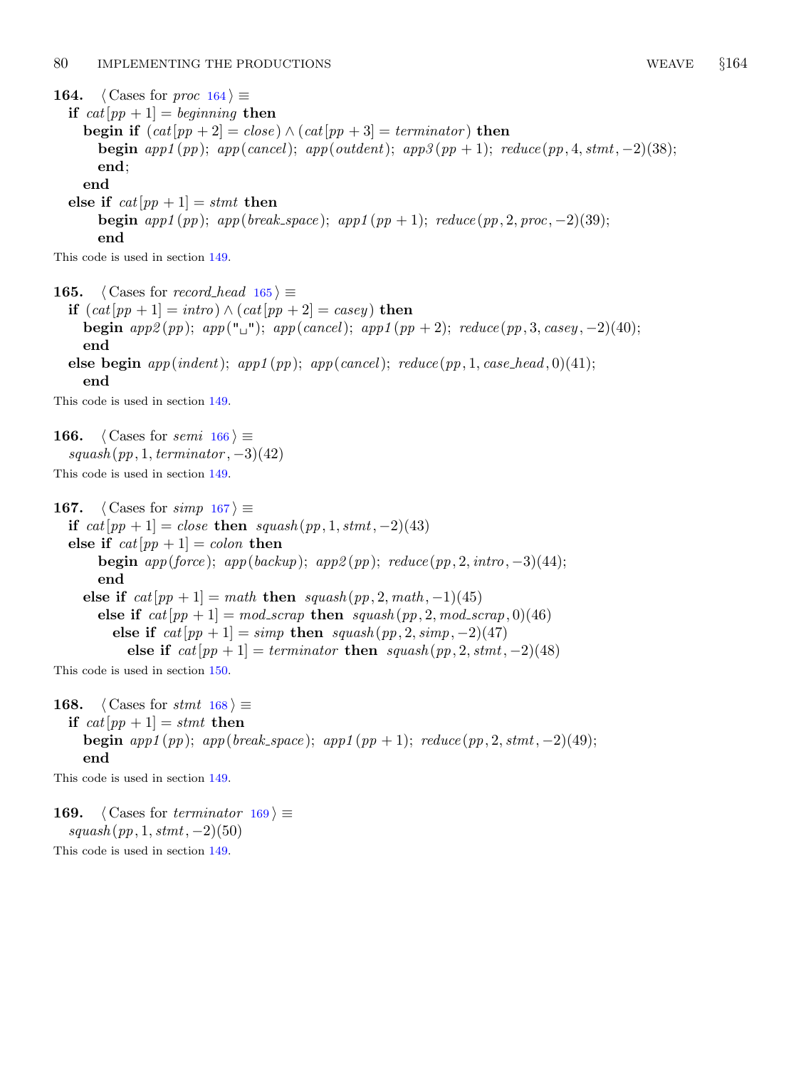**164.** ⟨ Cases for *proc* 164 ⟩ ≡

```
if cat[pp + 1] = beginning then
   begin if (cat[pp + 2] = close) ∧ (cat[pp + 3] = terminator) then
      begin app1(pp); app(cancel); app(outdent); app3(pp + 1); reduce(pp, 4, stmt, −2)(38);
      end;
   end
else if cat[pp + 1] = stmt then
      begin app1(pp); app(break_space); app1(pp + 1); reduce(pp, 2, proc, −2)(39);
      end
```

This code is used in section 149.

**165.** ⟨ Cases for *record_head* 165 ⟩ ≡

```
if (cat[pp + 1] = intro) ∧ (cat[pp + 2] = casey) then
   begin app2(pp); app("␣"); app(cancel); app1(pp + 2); reduce(pp, 3, casey, −2)(40);
   end
else begin app(indent); app1(pp); app(cancel); reduce(pp, 1, case_head, 0)(41);
   end
```

This code is used in section 149.

**166.** ⟨ Cases for *semi* 166 ⟩ ≡

```
squash(pp, 1, terminator, −3)(42)
```

This code is used in section 149.

**167.** ⟨ Cases for *simp* 167 ⟩ ≡

```
if cat[pp + 1] = close then squash(pp, 1, stmt, −2)(43)
else if cat[pp + 1] = colon then
      begin app(force); app(backup); app2(pp); reduce(pp, 2, intro, −3)(44);
      end
   else if cat[pp + 1] = math then squash(pp, 2, math, −1)(45)
      else if cat[pp + 1] = mod_scrap then squash(pp, 2, mod_scrap, 0)(46)
         else if cat[pp + 1] = simp then squash(pp, 2, simp, −2)(47)
            else if cat[pp + 1] = terminator then squash(pp, 2, stmt, −2)(48)
```

This code is used in section 150.

**168.** ⟨ Cases for *stmt* 168 ⟩ ≡

```
if cat[pp + 1] = stmt then
   begin app1(pp); app(break_space); app1(pp + 1); reduce(pp, 2, stmt, −2)(49);
   end
```

This code is used in section 149.

**169.** ⟨ Cases for *terminator* 169 ⟩ ≡

```
squash(pp, 1, stmt, −2)(50)
```

This code is used in section 149.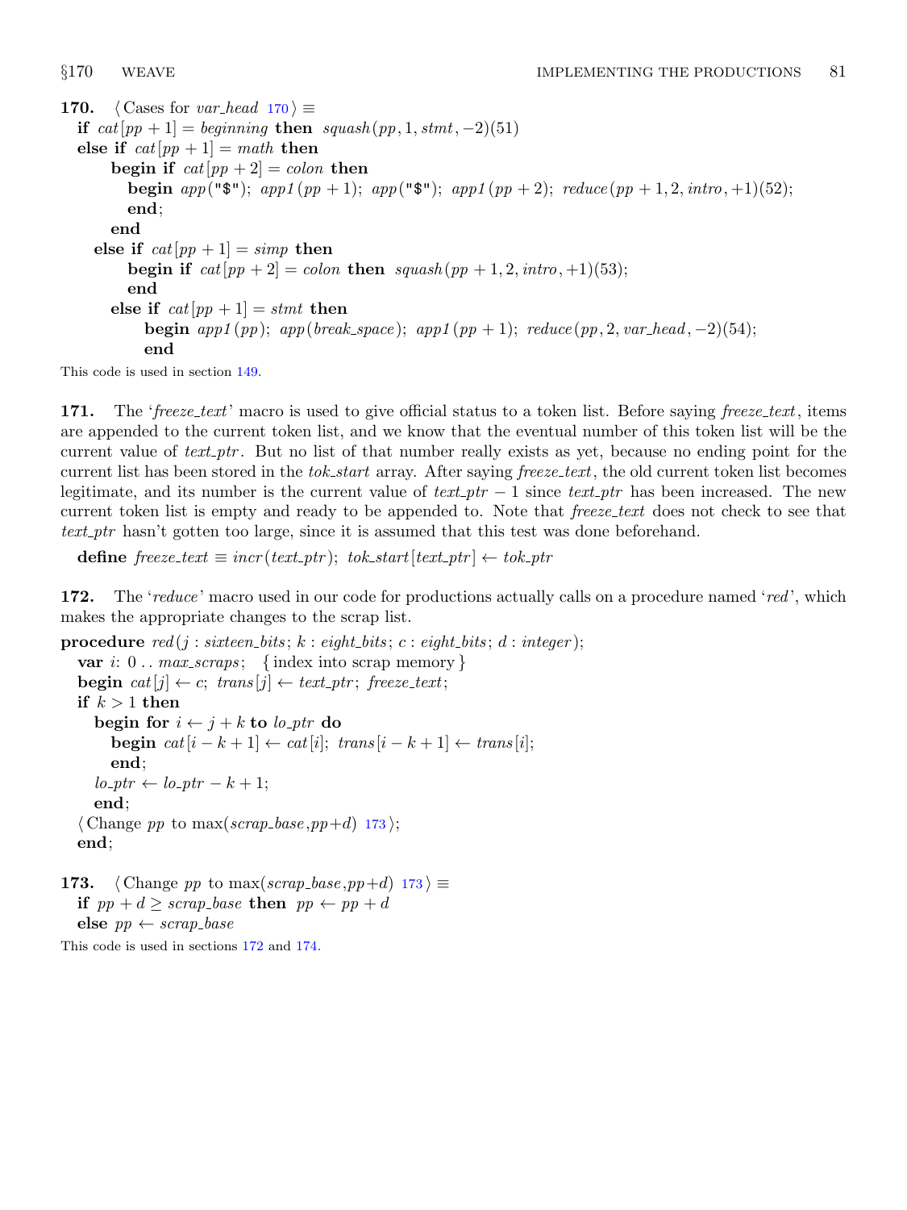**170.** ⟨ Cases for *var_head* 170 ⟩ ≡

```
if cat[pp + 1] = beginning then squash(pp, 1, stmt, −2)(51)
else if cat[pp + 1] = math then
      begin if cat[pp + 2] = colon then
         begin app("$"); app1(pp + 1); app("$"); app1(pp + 2); reduce(pp + 1, 2, intro, +1)(52);
         end;
      end
   else if cat[pp + 1] = simp then
         begin if cat[pp + 2] = colon then squash(pp + 1, 2, intro, +1)(53);
         end
      else if cat[pp + 1] = stmt then
            begin app1(pp); app(break_space); app1(pp + 1); reduce(pp, 2, var_head, −2)(54);
            end
```

This code is used in section 149.

**171.** The '*freeze_text*' macro is used to give official status to a token list. Before saying *freeze_text*, items are appended to the current token list, and we know that the eventual number of this token list will be the current value of *text_ptr*. But no list of that number really exists as yet, because no ending point for the current list has been stored in the *tok_start* array. After saying *freeze_text*, the old current token list becomes legitimate, and its number is the current value of $text\_ptr - 1$ since *text_ptr* has been increased. The new current token list is empty and ready to be appended to. Note that *freeze_text* does not check to see that *text_ptr* hasn't gotten too large, since it is assumed that this test was done beforehand.

```
define freeze_text ≡ incr(text_ptr); tok_start[text_ptr] ← tok_ptr
```

**172.** The '*reduce*' macro used in our code for productions actually calls on a procedure named '*red*', which makes the appropriate changes to the scrap list.

```
procedure red(j : sixteen_bits; k : eight_bits; c : eight_bits; d : integer);
   var i: 0 .. max_scraps;   { index into scrap memory }
   begin cat[j] ← c; trans[j] ← text_ptr; freeze_text;
   if k > 1 then
      begin for i ← j + k to lo_ptr do
         begin cat[i − k + 1] ← cat[i]; trans[i − k + 1] ← trans[i];
         end;
      lo_ptr ← lo_ptr − k + 1;
      end;
   ⟨ Change pp to max(scrap_base,pp+d) 173 ⟩;
   end;
```

**173.** ⟨ Change *pp* to max(*scrap_base*,*pp*+*d*) 173 ⟩ ≡

```
if pp + d ≥ scrap_base then pp ← pp + d
else pp ← scrap_base
```

This code is used in sections 172 and 174.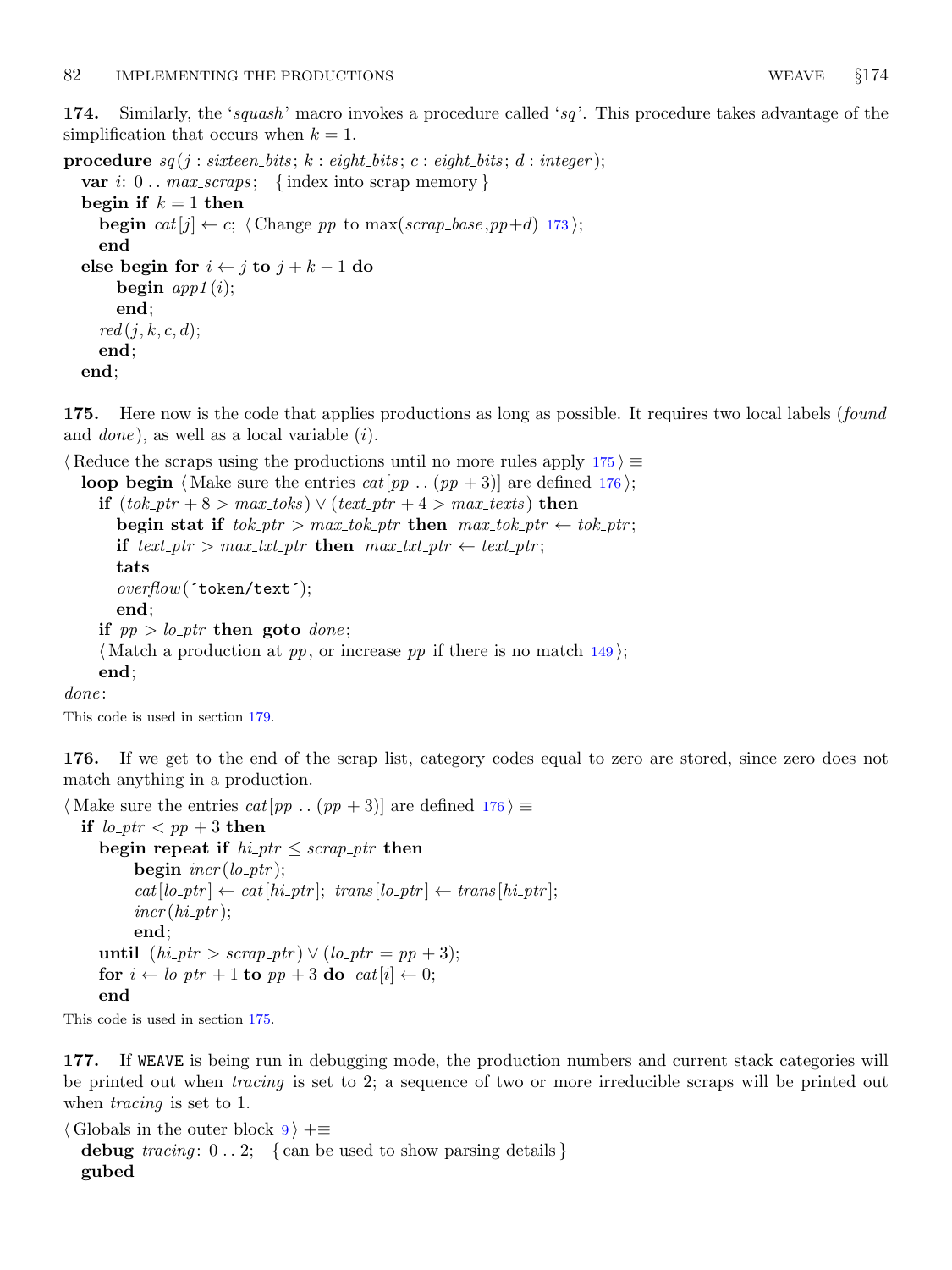**174.** Similarly, the '*squash*' macro invokes a procedure called '*sq*'. This procedure takes advantage of the simplification that occurs when $k = 1$.

```
procedure sq(j : sixteen_bits; k : eight_bits; c : eight_bits; d : integer);
  var i: 0 .. max_scraps;  { index into scrap memory }
  begin if k = 1 then
    begin cat[j] ← c; ⟨Change pp to max(scrap_base, pp+d) 173⟩;
    end
  else begin for i ← j to j + k − 1 do
      begin app1(i);
      end;
    red(j, k, c, d);
    end;
  end;
```

**175.** Here now is the code that applies productions as long as possible. It requires two local labels (*found* and *done*), as well as a local variable ($i$).

```
⟨Reduce the scraps using the productions until no more rules apply 175⟩ ≡
  loop begin ⟨Make sure the entries cat[pp .. (pp + 3)] are defined 176⟩;
    if (tok_ptr + 8 > max_toks) ∨ (text_ptr + 4 > max_texts) then
      begin stat if tok_ptr > max_tok_ptr then max_tok_ptr ← tok_ptr;
      if text_ptr > max_txt_ptr then max_txt_ptr ← text_ptr;
      tats
      overflow(´token/text´);
      end;
    if pp > lo_ptr then goto done;
    ⟨Match a production at pp, or increase pp if there is no match 149⟩;
    end;
done:
```

This code is used in section 179.

**176.** If we get to the end of the scrap list, category codes equal to zero are stored, since zero does not match anything in a production.

```
⟨Make sure the entries cat[pp .. (pp + 3)] are defined 176⟩ ≡
  if lo_ptr < pp + 3 then
    begin repeat if hi_ptr ≤ scrap_ptr then
        begin incr(lo_ptr);
        cat[lo_ptr] ← cat[hi_ptr]; trans[lo_ptr] ← trans[hi_ptr];
        incr(hi_ptr);
        end;
    until (hi_ptr > scrap_ptr) ∨ (lo_ptr = pp + 3);
    for i ← lo_ptr + 1 to pp + 3 do cat[i] ← 0;
    end
```

This code is used in section 175.

**177.** If WEAVE is being run in debugging mode, the production numbers and current stack categories will be printed out when *tracing* is set to 2; a sequence of two or more irreducible scraps will be printed out when *tracing* is set to 1.

```
⟨Globals in the outer block 9⟩ +≡
  debug tracing: 0 .. 2;  { can be used to show parsing details }
  gubed
```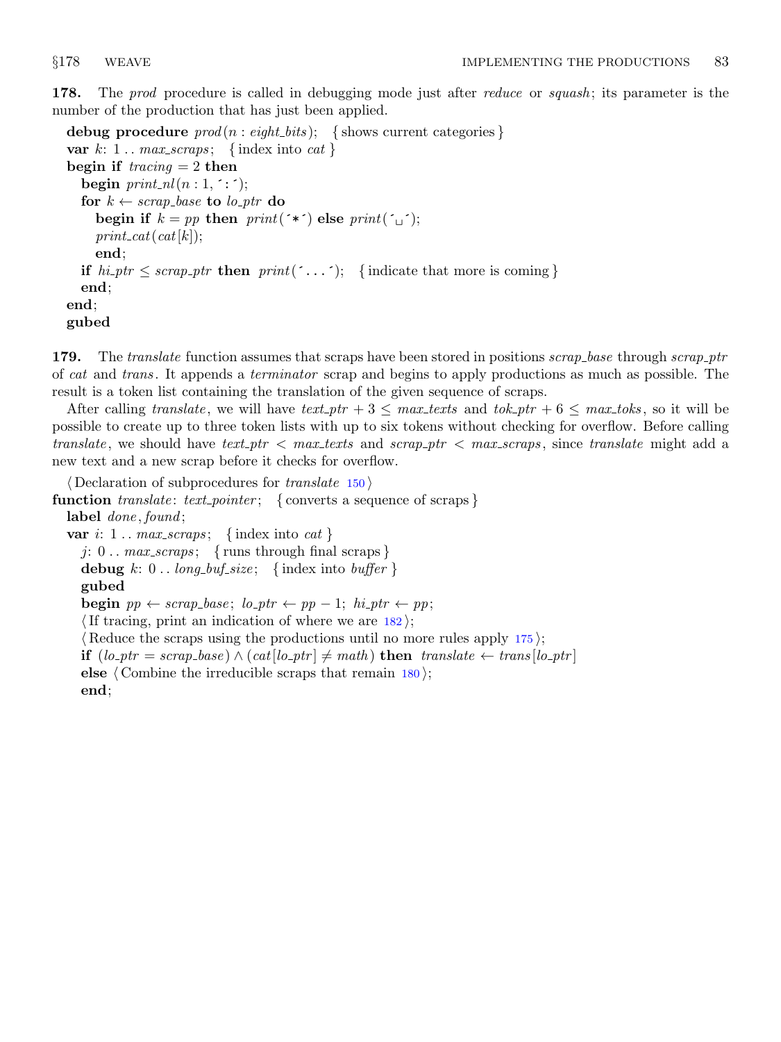**178.** The *prod* procedure is called in debugging mode just after *reduce* or *squash*; its parameter is the number of the production that has just been applied.

```
debug procedure prod(n : eight_bits);   { shows current categories }
var k: 1 .. max_scraps;   { index into cat }
begin if tracing = 2 then
  begin print_nl(n : 1, ´:´);
  for k ← scrap_base to lo_ptr do
    begin if k = pp then print(´*´) else print(´␣´);
    print_cat(cat[k]);
    end;
  if hi_ptr ≤ scrap_ptr then print(´...´);   { indicate that more is coming }
  end;
end;
gubed
```

**179.** The *translate* function assumes that scraps have been stored in positions *scrap_base* through *scrap_ptr* of *cat* and *trans*. It appends a *terminator* scrap and begins to apply productions as much as possible. The result is a token list containing the translation of the given sequence of scraps.

After calling *translate*, we will have $text\_ptr + 3 \le max\_texts$ and $tok\_ptr + 6 \le max\_toks$, so it will be possible to create up to three token lists with up to six tokens without checking for overflow. Before calling *translate*, we should have $text\_ptr < max\_texts$ and $scrap\_ptr < max\_scraps$, since *translate* might add a new text and a new scrap before it checks for overflow.

```
⟨ Declaration of subprocedures for translate 150 ⟩
function translate: text_pointer;   { converts a sequence of scraps }
  label done, found;
  var i: 1 .. max_scraps;   { index into cat }
    j: 0 .. max_scraps;   { runs through final scraps }
    debug k: 0 .. long_buf_size;   { index into buffer }
    gubed
    begin pp ← scrap_base; lo_ptr ← pp − 1; hi_ptr ← pp;
    ⟨ If tracing, print an indication of where we are 182 ⟩;
    ⟨ Reduce the scraps using the productions until no more rules apply 175 ⟩;
    if (lo_ptr = scrap_base) ∧ (cat[lo_ptr] ≠ math) then translate ← trans[lo_ptr]
    else ⟨ Combine the irreducible scraps that remain 180 ⟩;
    end;
```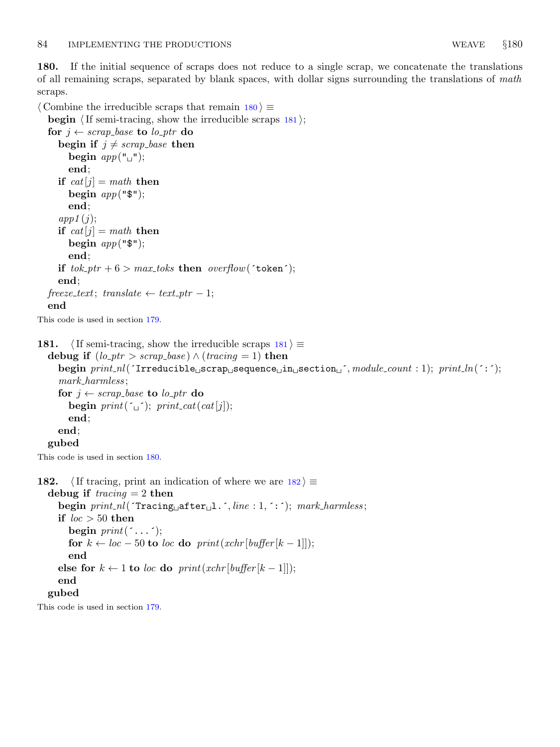**180.** If the initial sequence of scraps does not reduce to a single scrap, we concatenate the translations of all remaining scraps, separated by blank spaces, with dollar signs surrounding the translations of *math* scraps.

```
⟨ Combine the irreducible scraps that remain 180 ⟩ ≡
  begin ⟨ If semi-tracing, show the irreducible scraps 181 ⟩;
  for j ← scrap_base to lo_ptr do
    begin if j ≠ scrap_base then
      begin app("␣");
      end;
    if cat[j] = math then
      begin app("$");
      end;
    app1(j);
    if cat[j] = math then
      begin app("$");
      end;
    if tok_ptr + 6 > max_toks then overflow(´token´);
    end;
  freeze_text; translate ← text_ptr − 1;
  end
```

This code is used in section 179.

**181.**

```
⟨ If semi-tracing, show the irreducible scraps 181 ⟩ ≡
  debug if (lo_ptr > scrap_base) ∧ (tracing = 1) then
    begin print_nl(´Irreducible␣scrap␣sequence␣in␣section␣´, module_count : 1); print_ln(´:´);
    mark_harmless;
    for j ← scrap_base to lo_ptr do
      begin print(´␣´); print_cat(cat[j]);
      end;
    end;
  gubed
```

This code is used in section 180.

**182.**

```
⟨ If tracing, print an indication of where we are 182 ⟩ ≡
  debug if tracing = 2 then
    begin print_nl(´Tracing␣after␣l.´, line : 1, ´:´); mark_harmless;
    if loc > 50 then
      begin print(´...´);
      for k ← loc − 50 to loc do print(xchr[buffer[k − 1]]);
      end
    else for k ← 1 to loc do print(xchr[buffer[k − 1]]);
    end
  gubed
```

This code is used in section 179.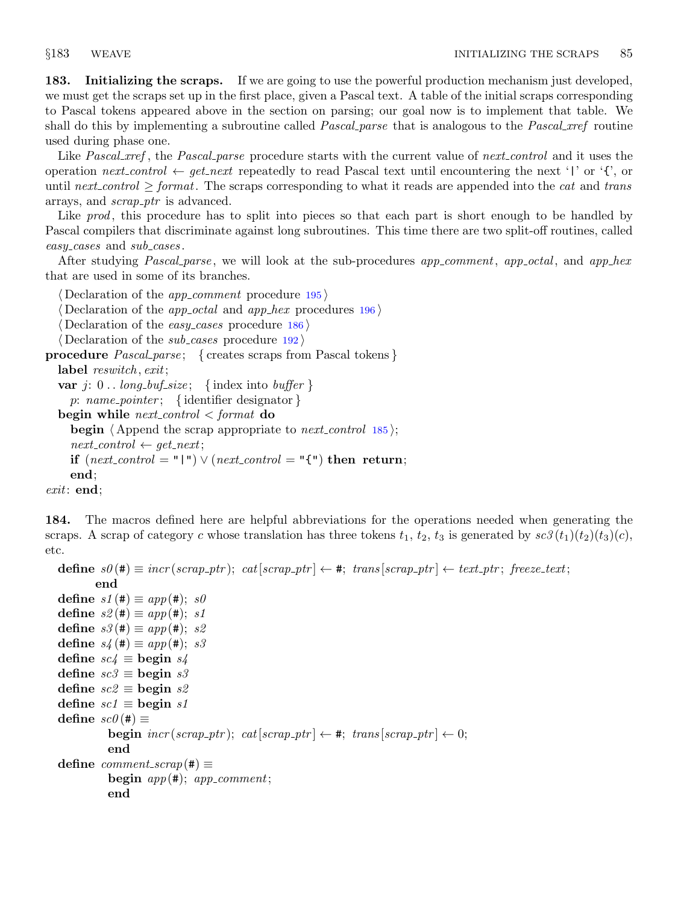**183. Initializing the scraps.** If we are going to use the powerful production mechanism just developed, we must get the scraps set up in the first place, given a Pascal text. A table of the initial scraps corresponding to Pascal tokens appeared above in the section on parsing; our goal now is to implement that table. We shall do this by implementing a subroutine called *Pascal_parse* that is analogous to the *Pascal_xref* routine used during phase one.

Like *Pascal_xref*, the *Pascal_parse* procedure starts with the current value of *next_control* and it uses the operation *next_control* ← *get_next* repeatedly to read Pascal text until encountering the next '|' or '{', or until *next_control* ≥ *format*. The scraps corresponding to what it reads are appended into the *cat* and *trans* arrays, and *scrap_ptr* is advanced.

Like *prod*, this procedure has to split into pieces so that each part is short enough to be handled by Pascal compilers that discriminate against long subroutines. This time there are two split-off routines, called *easy_cases* and *sub_cases*.

After studying *Pascal_parse*, we will look at the sub-procedures *app_comment*, *app_octal*, and *app_hex* that are used in some of its branches.

```
⟨Declaration of the app_comment procedure 195⟩
⟨Declaration of the app_octal and app_hex procedures 196⟩
⟨Declaration of the easy_cases procedure 186⟩
⟨Declaration of the sub_cases procedure 192⟩
procedure Pascal_parse;   { creates scraps from Pascal tokens }
  label reswitch, exit;
  var j: 0 .. long_buf_size;   { index into buffer }
    p: name_pointer;   { identifier designator }
  begin while next_control < format do
    begin ⟨Append the scrap appropriate to next_control 185⟩;
    next_control ← get_next;
    if (next_control = "|") ∨ (next_control = "{") then return;
    end;
exit: end;
```

**184.** The macros defined here are helpful abbreviations for the operations needed when generating the scraps. A scrap of category $c$ whose translation has three tokens $t_1$, $t_2$, $t_3$ is generated by $sc3(t_1)(t_2)(t_3)(c)$, etc.

```
define s0(#) ≡ incr(scrap_ptr); cat[scrap_ptr] ← #; trans[scrap_ptr] ← text_ptr; freeze_text;
        end
define s1(#) ≡ app(#); s0
define s2(#) ≡ app(#); s1
define s3(#) ≡ app(#); s2
define s4(#) ≡ app(#); s3
define sc4 ≡ begin s4
define sc3 ≡ begin s3
define sc2 ≡ begin s2
define sc1 ≡ begin s1
define sc0(#) ≡
          begin incr(scrap_ptr); cat[scrap_ptr] ← #; trans[scrap_ptr] ← 0;
          end
define comment_scrap(#) ≡
          begin app(#); app_comment;
          end
```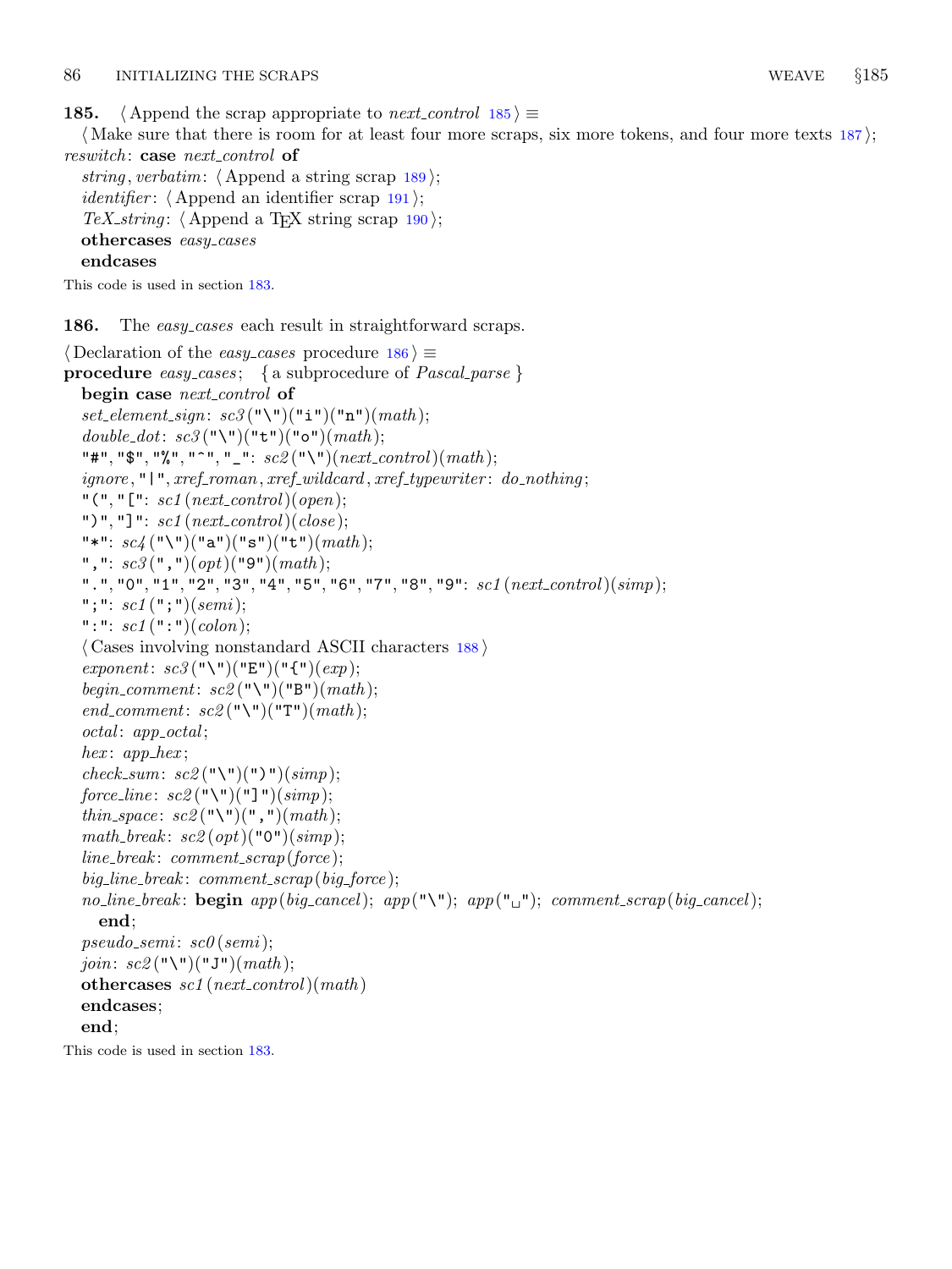**185.** ⟨ Append the scrap appropriate to *next_control* 185 ⟩ ≡

⟨ Make sure that there is room for at least four more scraps, six more tokens, and four more texts 187 ⟩;

```
reswitch: case next_control of
  string, verbatim: ⟨ Append a string scrap 189 ⟩;
  identifier: ⟨ Append an identifier scrap 191 ⟩;
  TeX_string: ⟨ Append a TeX string scrap 190 ⟩;
  othercases easy_cases
  endcases
```

This code is used in section 183.

**186.** The *easy_cases* each result in straightforward scraps.

⟨ Declaration of the *easy_cases* procedure 186 ⟩ ≡

```
procedure easy_cases; { a subprocedure of Pascal_parse }
  begin case next_control of
  set_element_sign: sc3("\")("i")("n")(math);
  double_dot: sc3("\")("t")("o")(math);
  "#", "$", "%", "^", "_": sc2("\")(next_control)(math);
  ignore, "|", xref_roman, xref_wildcard, xref_typewriter: do_nothing;
  "(", "[": sc1(next_control)(open);
  ")", "]": sc1(next_control)(close);
  "*": sc4("\")("a")("s")("t")(math);
  ",": sc3(",")(opt)("9")(math);
  ".", "0", "1", "2", "3", "4", "5", "6", "7", "8", "9": sc1(next_control)(simp);
  ";": sc1(";")(semi);
  ":": sc1(":")(colon);
  ⟨ Cases involving nonstandard ASCII characters 188 ⟩
  exponent: sc3("\")("E")("{")(exp);
  begin_comment: sc2("\")("B")(math);
  end_comment: sc2("\")("T")(math);
  octal: app_octal;
  hex: app_hex;
  check_sum: sc2("\")(")")(simp);
  force_line: sc2("\")("]")(simp);
  thin_space: sc2("\")(",")(math);
  math_break: sc2(opt)("0")(simp);
  line_break: comment_scrap(force);
  big_line_break: comment_scrap(big_force);
  no_line_break: begin app(big_cancel); app("\"); app("␣"); comment_scrap(big_cancel);
    end;
  pseudo_semi: sc0(semi);
  join: sc2("\")("J")(math);
  othercases sc1(next_control)(math)
  endcases;
  end;
```

This code is used in section 183.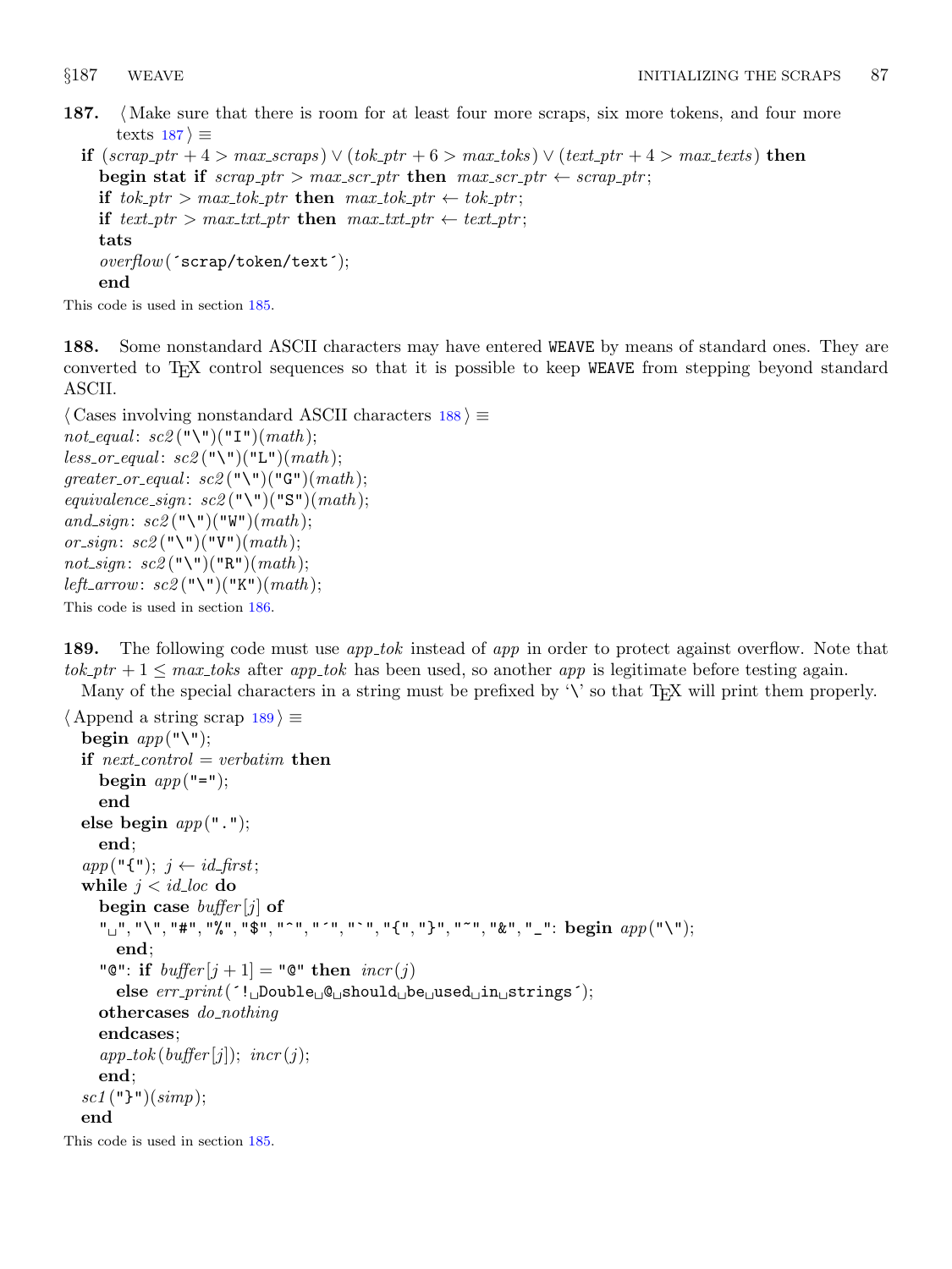**187.** ⟨ Make sure that there is room for at least four more scraps, six more tokens, and four more texts 187 ⟩ ≡

```
if (scrap_ptr + 4 > max_scraps) ∨ (tok_ptr + 6 > max_toks) ∨ (text_ptr + 4 > max_texts) then
  begin stat if scrap_ptr > max_scr_ptr then max_scr_ptr ← scrap_ptr;
  if tok_ptr > max_tok_ptr then max_tok_ptr ← tok_ptr;
  if text_ptr > max_txt_ptr then max_txt_ptr ← text_ptr;
  tats
  overflow(´scrap/token/text´);
  end
```

This code is used in section 185.

**188.** Some nonstandard ASCII characters may have entered WEAVE by means of standard ones. They are converted to TEX control sequences so that it is possible to keep WEAVE from stepping beyond standard ASCII.

⟨ Cases involving nonstandard ASCII characters 188 ⟩ ≡

```
not_equal: sc2("\")("I")(math);
less_or_equal: sc2("\")("L")(math);
greater_or_equal: sc2("\")("G")(math);
equivalence_sign: sc2("\")("S")(math);
and_sign: sc2("\")("W")(math);
or_sign: sc2("\")("V")(math);
not_sign: sc2("\")("R")(math);
left_arrow: sc2("\")("K")(math);
```

This code is used in section 186.

**189.** The following code must use *app_tok* instead of *app* in order to protect against overflow. Note that $tok\_ptr + 1 \le max\_toks$ after *app_tok* has been used, so another *app* is legitimate before testing again.

Many of the special characters in a string must be prefixed by '\' so that TEX will print them properly.

⟨ Append a string scrap 189 ⟩ ≡

```
begin app("\");
if next_control = verbatim then
  begin app("=");
  end
else begin app(".");
  end;
app("{"); j ← id_first;
while j < id_loc do
  begin case buffer[j] of
  "␣","\","#","%","$","^","´","`","{","}","~","&","_": begin app("\");
    end;
  "@": if buffer[j + 1] = "@" then incr(j)
    else err_print(´!␣Double␣@␣should␣be␣used␣in␣strings´);
  othercases do_nothing
  endcases;
  app_tok(buffer[j]); incr(j);
  end;
sc1("}")(simp);
end
```

This code is used in section 185.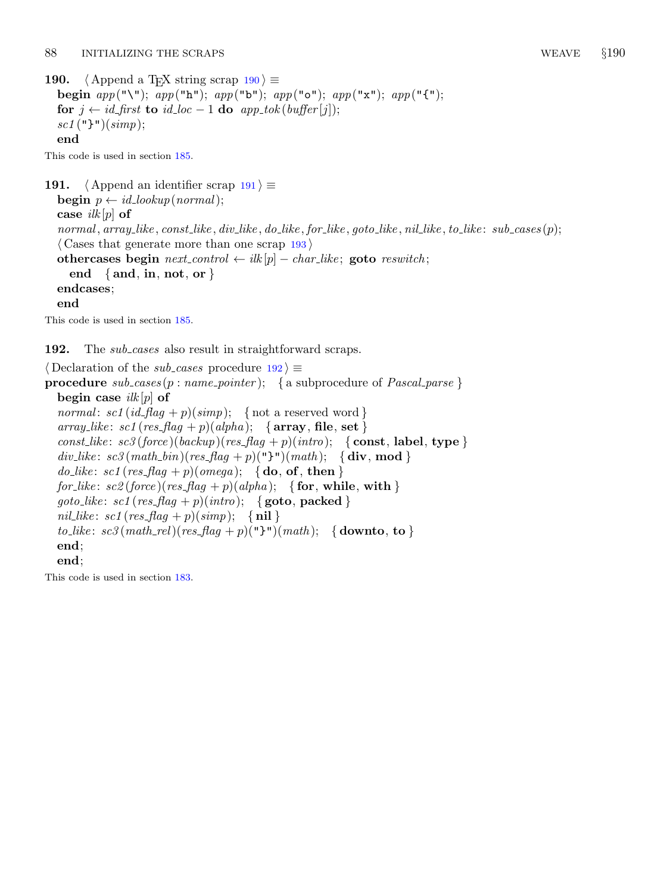**190.** ⟨Append a TeX string scrap 190⟩ ≡

```
begin app("\"); app("h"); app("b"); app("o"); app("x"); app("{");
for j ← id_first to id_loc − 1 do app_tok(buffer[j]);
sc1("}")(simp);
end
```

This code is used in section 185.

**191.** ⟨Append an identifier scrap 191⟩ ≡

```
begin p ← id_lookup(normal);
case ilk[p] of
normal, array_like, const_like, div_like, do_like, for_like, goto_like, nil_like, to_like: sub_cases(p);
⟨Cases that generate more than one scrap 193⟩
othercases begin next_control ← ilk[p] − char_like; goto reswitch;
  end  { and, in, not, or }
endcases;
end
```

This code is used in section 185.

**192.** The *sub_cases* also result in straightforward scraps.

⟨Declaration of the *sub_cases* procedure 192⟩ ≡

```
procedure sub_cases(p : name_pointer);  { a subprocedure of Pascal_parse }
  begin case ilk[p] of
  normal: sc1(id_flag + p)(simp);  { not a reserved word }
  array_like: sc1(res_flag + p)(alpha);  { array, file, set }
  const_like: sc3(force)(backup)(res_flag + p)(intro);  { const, label, type }
  div_like: sc3(math_bin)(res_flag + p)("}")(math);  { div, mod }
  do_like: sc1(res_flag + p)(omega);  { do, of, then }
  for_like: sc2(force)(res_flag + p)(alpha);  { for, while, with }
  goto_like: sc1(res_flag + p)(intro);  { goto, packed }
  nil_like: sc1(res_flag + p)(simp);  { nil }
  to_like: sc3(math_rel)(res_flag + p)("}")(math);  { downto, to }
  end;
  end;
```

This code is used in section 183.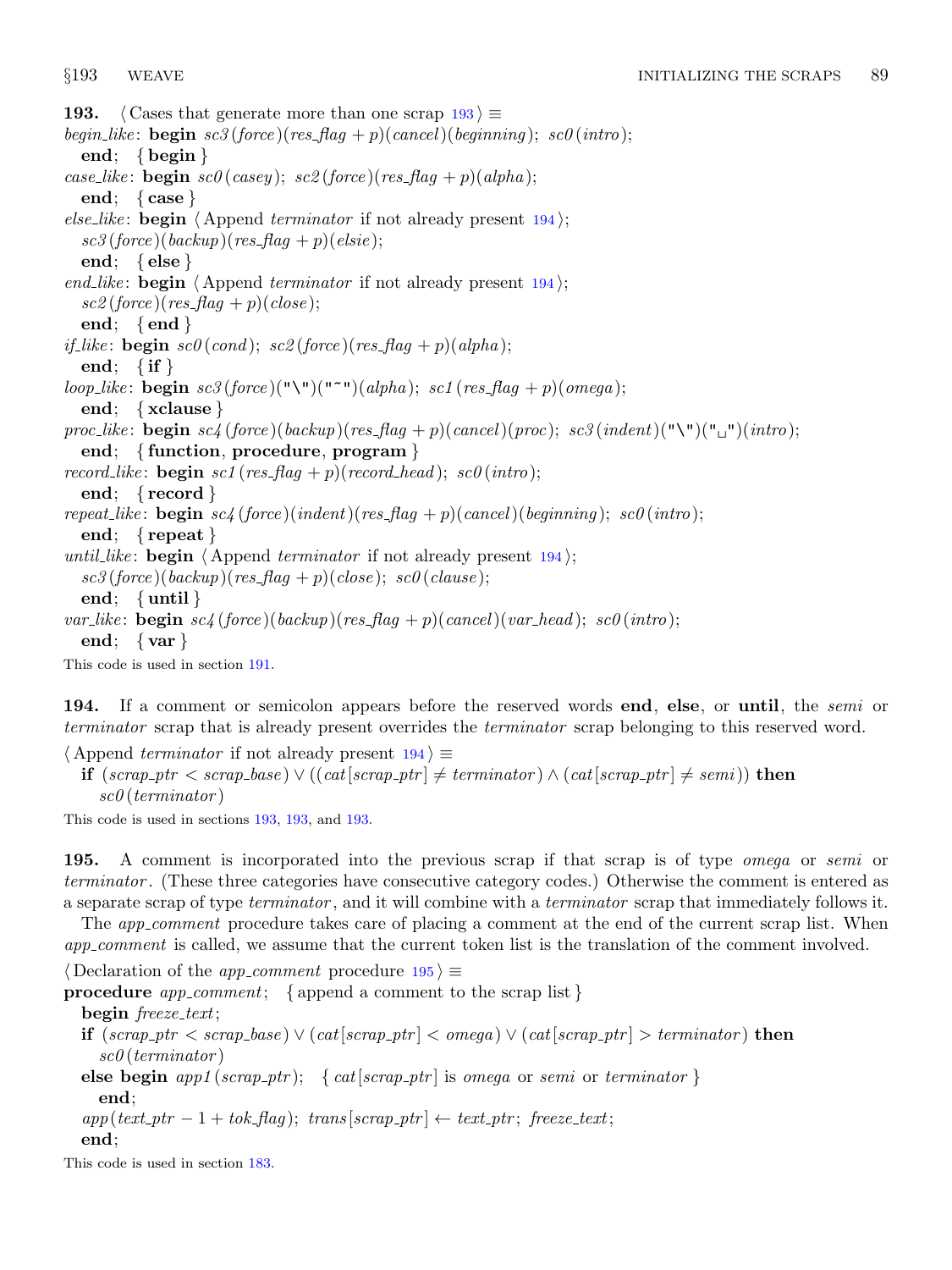**193.** ⟨ Cases that generate more than one scrap 193 ⟩ ≡

```
begin_like: begin sc3(force)(res_flag + p)(cancel)(beginning); sc0(intro);
  end; { begin }
case_like: begin sc0(casey); sc2(force)(res_flag + p)(alpha);
  end; { case }
else_like: begin ⟨ Append terminator if not already present 194 ⟩;
  sc3(force)(backup)(res_flag + p)(elsie);
  end; { else }
end_like: begin ⟨ Append terminator if not already present 194 ⟩;
  sc2(force)(res_flag + p)(close);
  end; { end }
if_like: begin sc0(cond); sc2(force)(res_flag + p)(alpha);
  end; { if }
loop_like: begin sc3(force)("\")("~")(alpha); sc1(res_flag + p)(omega);
  end; { xclause }
proc_like: begin sc4(force)(backup)(res_flag + p)(cancel)(proc); sc3(indent)("\")("␣")(intro);
  end; { function, procedure, program }
record_like: begin sc1(res_flag + p)(record_head); sc0(intro);
  end; { record }
repeat_like: begin sc4(force)(indent)(res_flag + p)(cancel)(beginning); sc0(intro);
  end; { repeat }
until_like: begin ⟨ Append terminator if not already present 194 ⟩;
  sc3(force)(backup)(res_flag + p)(close); sc0(clause);
  end; { until }
var_like: begin sc4(force)(backup)(res_flag + p)(cancel)(var_head); sc0(intro);
  end; { var }
```

This code is used in section 191.

**194.** If a comment or semicolon appears before the reserved words **end**, **else**, or **until**, the *semi* or *terminator* scrap that is already present overrides the *terminator* scrap belonging to this reserved word.

⟨ Append *terminator* if not already present 194 ⟩ ≡

```
if (scrap_ptr < scrap_base) ∨ ((cat[scrap_ptr] ≠ terminator) ∧ (cat[scrap_ptr] ≠ semi)) then
  sc0(terminator)
```

This code is used in sections 193, 193, and 193.

**195.** A comment is incorporated into the previous scrap if that scrap is of type *omega* or *semi* or *terminator*. (These three categories have consecutive category codes.) Otherwise the comment is entered as a separate scrap of type *terminator*, and it will combine with a *terminator* scrap that immediately follows it.

The *app_comment* procedure takes care of placing a comment at the end of the current scrap list. When *app_comment* is called, we assume that the current token list is the translation of the comment involved.

⟨ Declaration of the *app_comment* procedure 195 ⟩ ≡

```
procedure app_comment; { append a comment to the scrap list }
  begin freeze_text;
  if (scrap_ptr < scrap_base) ∨ (cat[scrap_ptr] < omega) ∨ (cat[scrap_ptr] > terminator) then
    sc0(terminator)
  else begin app1(scrap_ptr); { cat[scrap_ptr] is omega or semi or terminator }
    end;
  app(text_ptr − 1 + tok_flag); trans[scrap_ptr] ← text_ptr; freeze_text;
  end;
```

This code is used in section 183.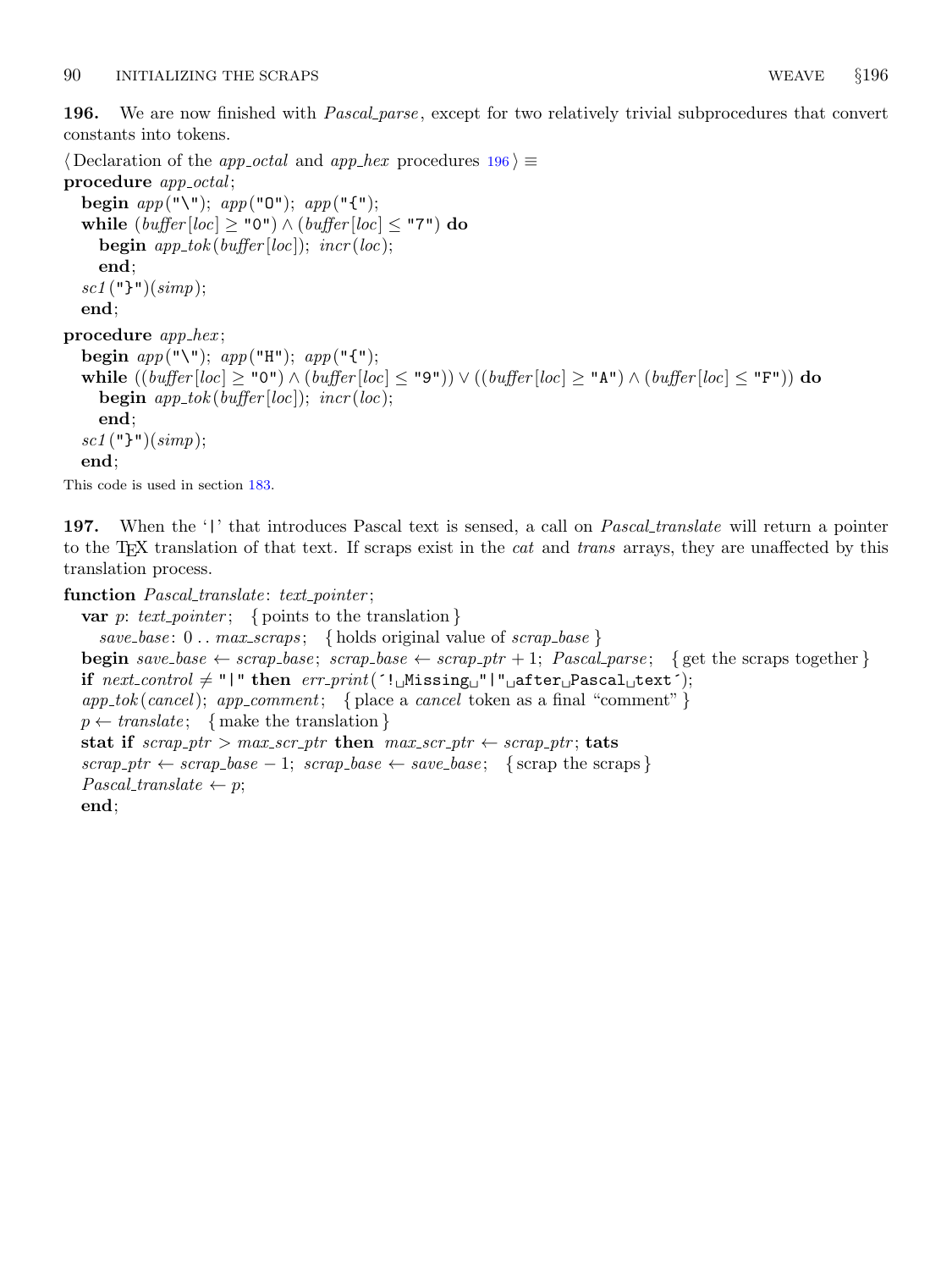**196.** We are now finished with *Pascal_parse*, except for two relatively trivial subprocedures that convert constants into tokens.

⟨ Declaration of the *app_octal* and *app_hex* procedures 196 ⟩ ≡

```
procedure app_octal;
  begin app("\"); app("O"); app("{");
  while (buffer[loc] ≥ "0") ∧ (buffer[loc] ≤ "7") do
    begin app_tok(buffer[loc]); incr(loc);
    end;
  sc1("}")(simp);
  end;
procedure app_hex;
  begin app("\"); app("H"); app("{");
  while ((buffer[loc] ≥ "0") ∧ (buffer[loc] ≤ "9")) ∨ ((buffer[loc] ≥ "A") ∧ (buffer[loc] ≤ "F")) do
    begin app_tok(buffer[loc]); incr(loc);
    end;
  sc1("}")(simp);
  end;
```

This code is used in section 183.

**197.** When the '|' that introduces Pascal text is sensed, a call on *Pascal_translate* will return a pointer to the TEX translation of that text. If scraps exist in the *cat* and *trans* arrays, they are unaffected by this translation process.

```
function Pascal_translate: text_pointer;
  var p: text_pointer;  { points to the translation }
    save_base: 0 .. max_scraps;  { holds original value of scrap_base }
  begin save_base ← scrap_base; scrap_base ← scrap_ptr + 1; Pascal_parse;  { get the scraps together }
  if next_control ≠ "|" then err_print('!␣Missing␣"|"␣after␣Pascal␣text');
  app_tok(cancel); app_comment;  { place a cancel token as a final "comment" }
  p ← translate;  { make the translation }
  stat if scrap_ptr > max_scr_ptr then max_scr_ptr ← scrap_ptr; tats
  scrap_ptr ← scrap_base − 1; scrap_base ← save_base;  { scrap the scraps }
  Pascal_translate ← p;
  end;
```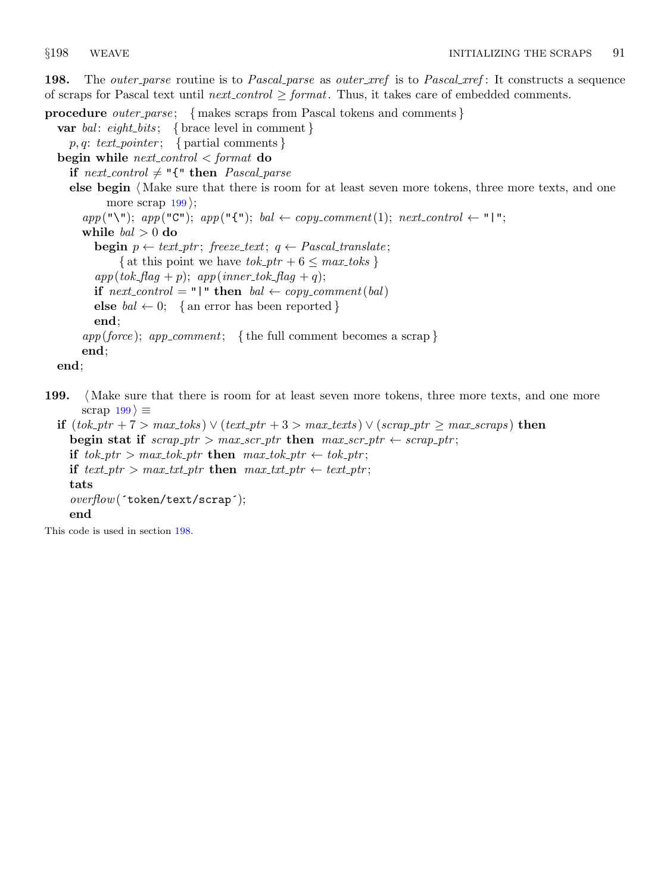**198.** The *outer_parse* routine is to *Pascal_parse* as *outer_xref* is to *Pascal_xref*: It constructs a sequence of scraps for Pascal text until $next\_control \ge format$. Thus, it takes care of embedded comments.

```
procedure outer_parse; { makes scraps from Pascal tokens and comments }
  var bal: eight_bits; { brace level in comment }
    p, q: text_pointer; { partial comments }
  begin while next_control < format do
    if next_control ≠ "{" then Pascal_parse
    else begin ⟨Make sure that there is room for at least seven more tokens, three more texts, and one
            more scrap 199⟩;
      app("\"); app("C"); app("{"); bal ← copy_comment(1); next_control ← "|";
      while bal > 0 do
        begin p ← text_ptr; freeze_text; q ← Pascal_translate;
            { at this point we have tok_ptr + 6 ≤ max_toks }
        app(tok_flag + p); app(inner_tok_flag + q);
        if next_control = "|" then bal ← copy_comment(bal)
        else bal ← 0; { an error has been reported }
        end;
      app(force); app_comment; { the full comment becomes a scrap }
      end;
  end;
```

**199.** ⟨Make sure that there is room for at least seven more tokens, three more texts, and one more scrap 199⟩ ≡

```
  if (tok_ptr + 7 > max_toks) ∨ (text_ptr + 3 > max_texts) ∨ (scrap_ptr ≥ max_scraps) then
    begin stat if scrap_ptr > max_scr_ptr then max_scr_ptr ← scrap_ptr;
    if tok_ptr > max_tok_ptr then max_tok_ptr ← tok_ptr;
    if text_ptr > max_txt_ptr then max_txt_ptr ← text_ptr;
    tats
    overflow('token/text/scrap');
    end
```

This code is used in section 198.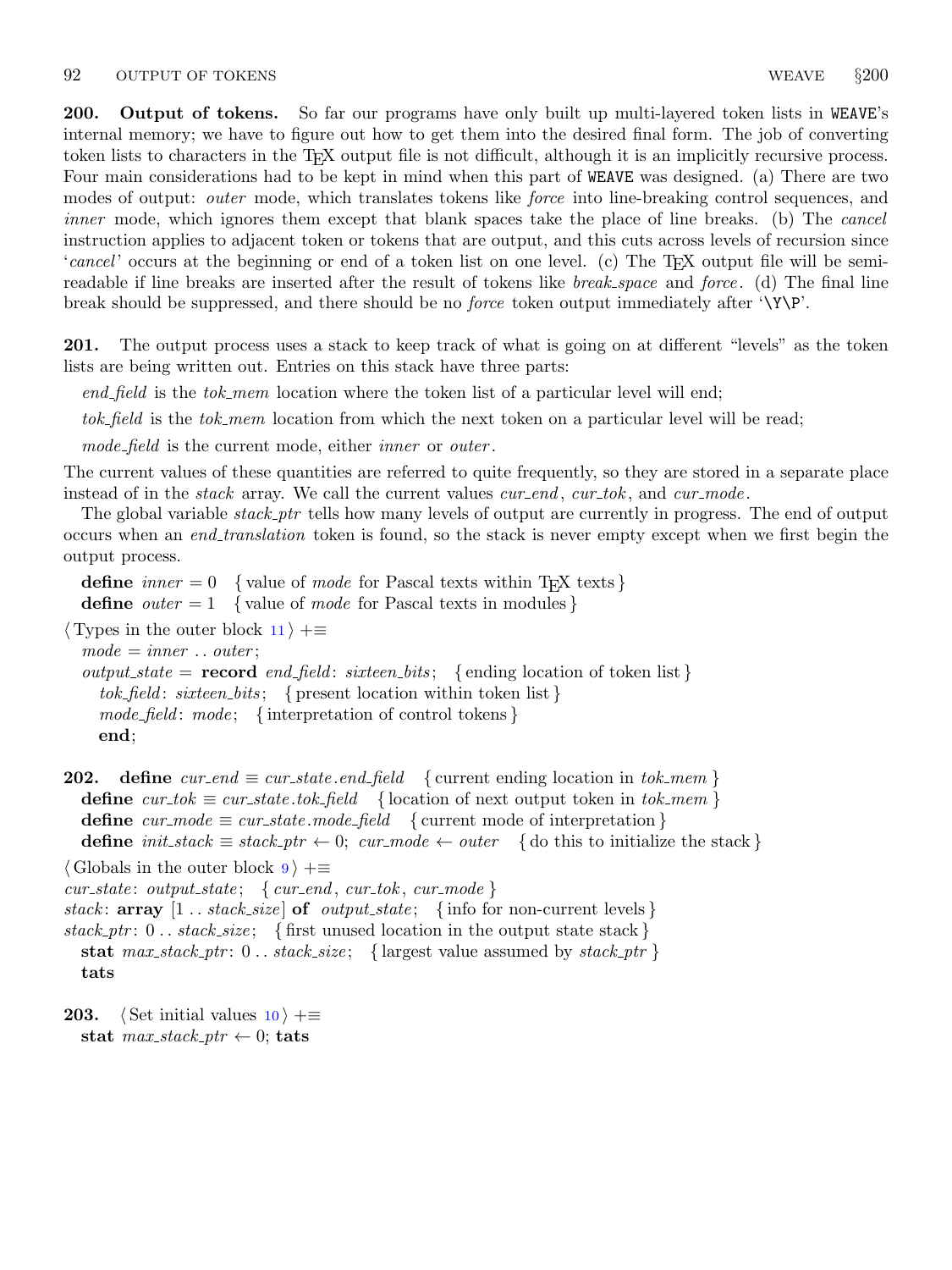**200. Output of tokens.** So far our programs have only built up multi-layered token lists in WEAVE's internal memory; we have to figure out how to get them into the desired final form. The job of converting token lists to characters in the TEX output file is not difficult, although it is an implicitly recursive process. Four main considerations had to be kept in mind when this part of WEAVE was designed. (a) There are two modes of output: *outer* mode, which translates tokens like *force* into line-breaking control sequences, and *inner* mode, which ignores them except that blank spaces take the place of line breaks. (b) The *cancel* instruction applies to adjacent token or tokens that are output, and this cuts across levels of recursion since '*cancel*' occurs at the beginning or end of a token list on one level. (c) The TEX output file will be semi-readable if line breaks are inserted after the result of tokens like *break_space* and *force*. (d) The final line break should be suppressed, and there should be no *force* token output immediately after '`\Y\P`'.

**201.** The output process uses a stack to keep track of what is going on at different "levels" as the token lists are being written out. Entries on this stack have three parts:

*end_field* is the *tok_mem* location where the token list of a particular level will end;

*tok_field* is the *tok_mem* location from which the next token on a particular level will be read;

*mode_field* is the current mode, either *inner* or *outer*.

The current values of these quantities are referred to quite frequently, so they are stored in a separate place instead of in the *stack* array. We call the current values *cur_end*, *cur_tok*, and *cur_mode*.

The global variable *stack_ptr* tells how many levels of output are currently in progress. The end of output occurs when an *end_translation* token is found, so the stack is never empty except when we first begin the output process.

**define** *inner* = 0 { value of *mode* for Pascal texts within TEX texts }
**define** *outer* = 1 { value of *mode* for Pascal texts in modules }

⟨ Types in the outer block 11 ⟩ +≡
*mode* = *inner* .. *outer*;
*output_state* = **record** *end_field*: *sixteen_bits*; { ending location of token list }
*tok_field*: *sixteen_bits*; { present location within token list }
*mode_field*: *mode*; { interpretation of control tokens }
**end**;

**202. define** *cur_end* ≡ *cur_state.end_field* { current ending location in *tok_mem* }
**define** *cur_tok* ≡ *cur_state.tok_field* { location of next output token in *tok_mem* }
**define** *cur_mode* ≡ *cur_state.mode_field* { current mode of interpretation }
**define** *init_stack* ≡ *stack_ptr* ← 0; *cur_mode* ← *outer* { do this to initialize the stack }

⟨ Globals in the outer block 9 ⟩ +≡
*cur_state*: *output_state*; { *cur_end*, *cur_tok*, *cur_mode* }
*stack*: **array** [1 .. *stack_size*] **of** *output_state*; { info for non-current levels }
*stack_ptr*: 0 .. *stack_size*; { first unused location in the output state stack }
**stat** *max_stack_ptr*: 0 .. *stack_size*; { largest value assumed by *stack_ptr* }
**tats**

**203.** ⟨ Set initial values 10 ⟩ +≡
**stat** *max_stack_ptr* ← 0; **tats**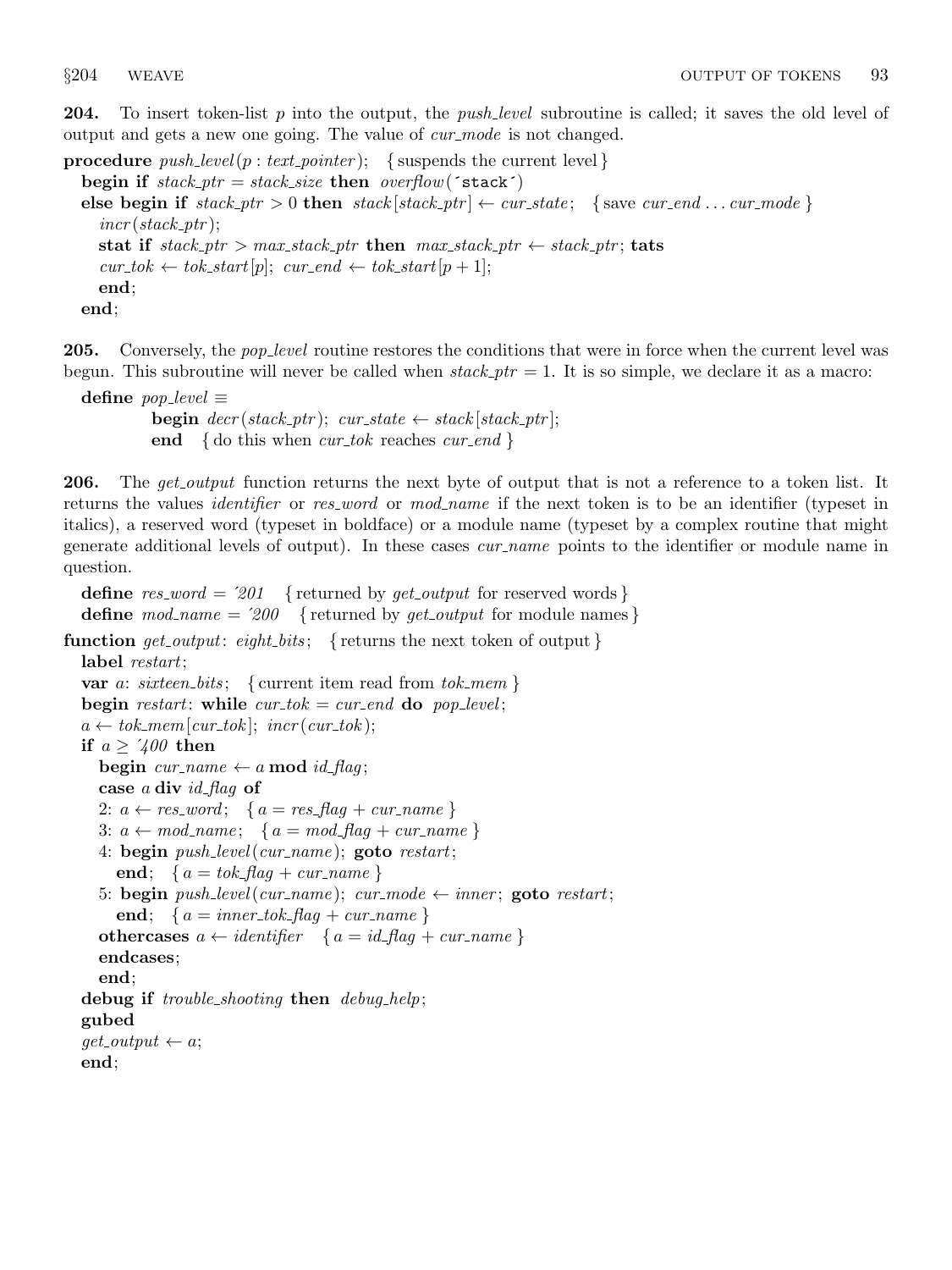**204.** To insert token-list $p$ into the output, the *push_level* subroutine is called; it saves the old level of output and gets a new one going. The value of *cur_mode* is not changed.

```
procedure push_level(p : text_pointer);  { suspends the current level }
  begin if stack_ptr = stack_size then overflow('stack')
  else begin if stack_ptr > 0 then stack[stack_ptr] ← cur_state;  { save cur_end ... cur_mode }
    incr(stack_ptr);
    stat if stack_ptr > max_stack_ptr then max_stack_ptr ← stack_ptr; tats
    cur_tok ← tok_start[p]; cur_end ← tok_start[p + 1];
    end;
  end;
```

**205.** Conversely, the *pop_level* routine restores the conditions that were in force when the current level was begun. This subroutine will never be called when *stack_ptr* = 1. It is so simple, we declare it as a macro:

```
define pop_level ≡
        begin decr(stack_ptr); cur_state ← stack[stack_ptr];
        end  { do this when cur_tok reaches cur_end }
```

**206.** The *get_output* function returns the next byte of output that is not a reference to a token list. It returns the values *identifier* or *res_word* or *mod_name* if the next token is to be an identifier (typeset in italics), a reserved word (typeset in boldface) or a module name (typeset by a complex routine that might generate additional levels of output). In these cases *cur_name* points to the identifier or module name in question.

```
define res_word = '201  { returned by get_output for reserved words }
define mod_name = '200  { returned by get_output for module names }

function get_output: eight_bits;  { returns the next token of output }
  label restart;
  var a: sixteen_bits;  { current item read from tok_mem }
  begin restart: while cur_tok = cur_end do pop_level;
  a ← tok_mem[cur_tok]; incr(cur_tok);
  if a ≥ '400 then
    begin cur_name ← a mod id_flag;
    case a div id_flag of
    2: a ← res_word;  { a = res_flag + cur_name }
    3: a ← mod_name;  { a = mod_flag + cur_name }
    4: begin push_level(cur_name); goto restart;
      end;  { a = tok_flag + cur_name }
    5: begin push_level(cur_name); cur_mode ← inner; goto restart;
      end;  { a = inner_tok_flag + cur_name }
    othercases a ← identifier  { a = id_flag + cur_name }
    endcases;
    end;
  debug if trouble_shooting then debug_help;
  gubed
  get_output ← a;
  end;
```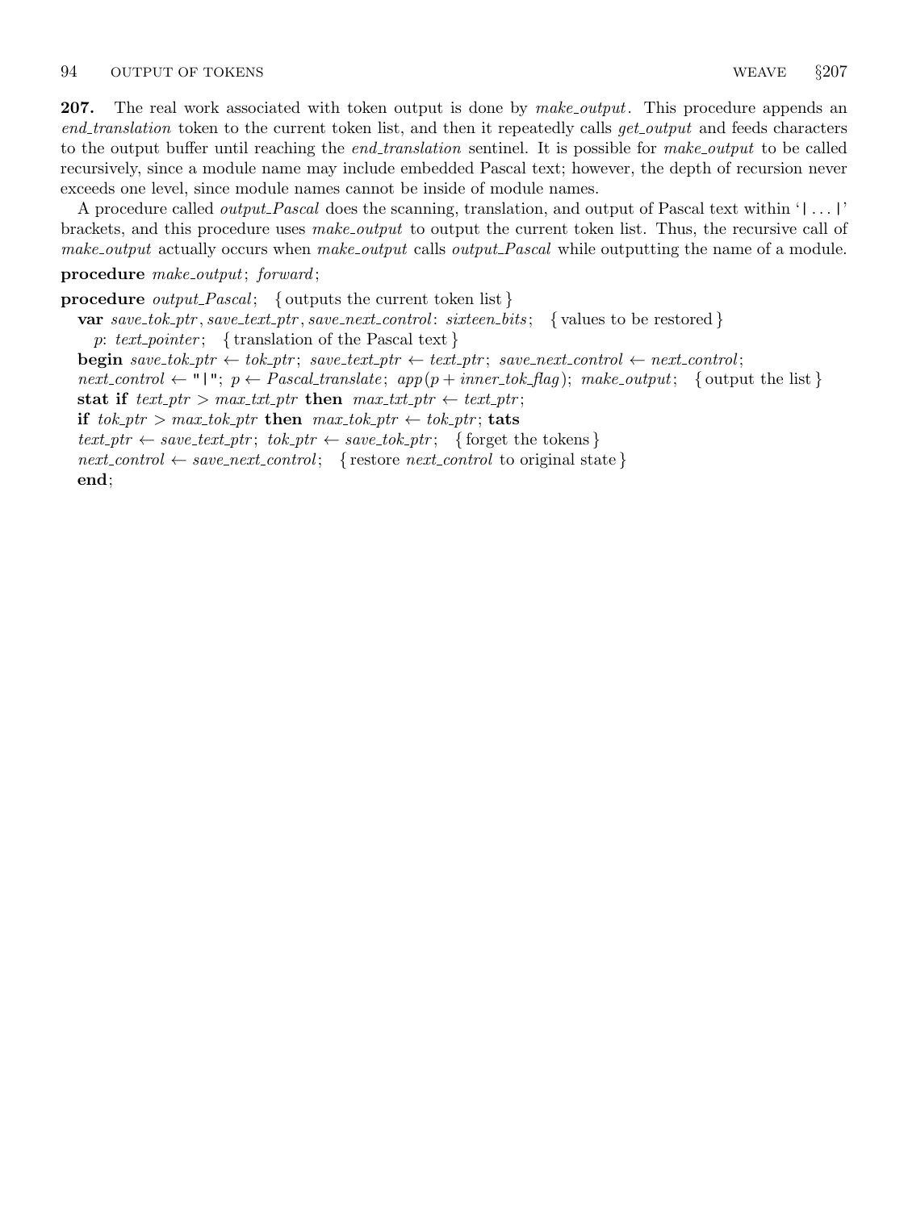**207.** The real work associated with token output is done by *make_output*. This procedure appends an *end_translation* token to the current token list, and then it repeatedly calls *get_output* and feeds characters to the output buffer until reaching the *end_translation* sentinel. It is possible for *make_output* to be called recursively, since a module name may include embedded Pascal text; however, the depth of recursion never exceeds one level, since module names cannot be inside of module names.

A procedure called *output_Pascal* does the scanning, translation, and output of Pascal text within '|...|' brackets, and this procedure uses *make_output* to output the current token list. Thus, the recursive call of *make_output* actually occurs when *make_output* calls *output_Pascal* while outputting the name of a module.

```
procedure make_output; forward;

procedure output_Pascal; { outputs the current token list }
  var save_tok_ptr, save_text_ptr, save_next_control: sixteen_bits; { values to be restored }
    p: text_pointer; { translation of the Pascal text }
  begin save_tok_ptr ← tok_ptr; save_text_ptr ← text_ptr; save_next_control ← next_control;
  next_control ← "|"; p ← Pascal_translate; app(p + inner_tok_flag); make_output; { output the list }
  stat if text_ptr > max_txt_ptr then max_txt_ptr ← text_ptr;
  if tok_ptr > max_tok_ptr then max_tok_ptr ← tok_ptr; tats
  text_ptr ← save_text_ptr; tok_ptr ← save_tok_ptr; { forget the tokens }
  next_control ← save_next_control; { restore next_control to original state }
  end;
```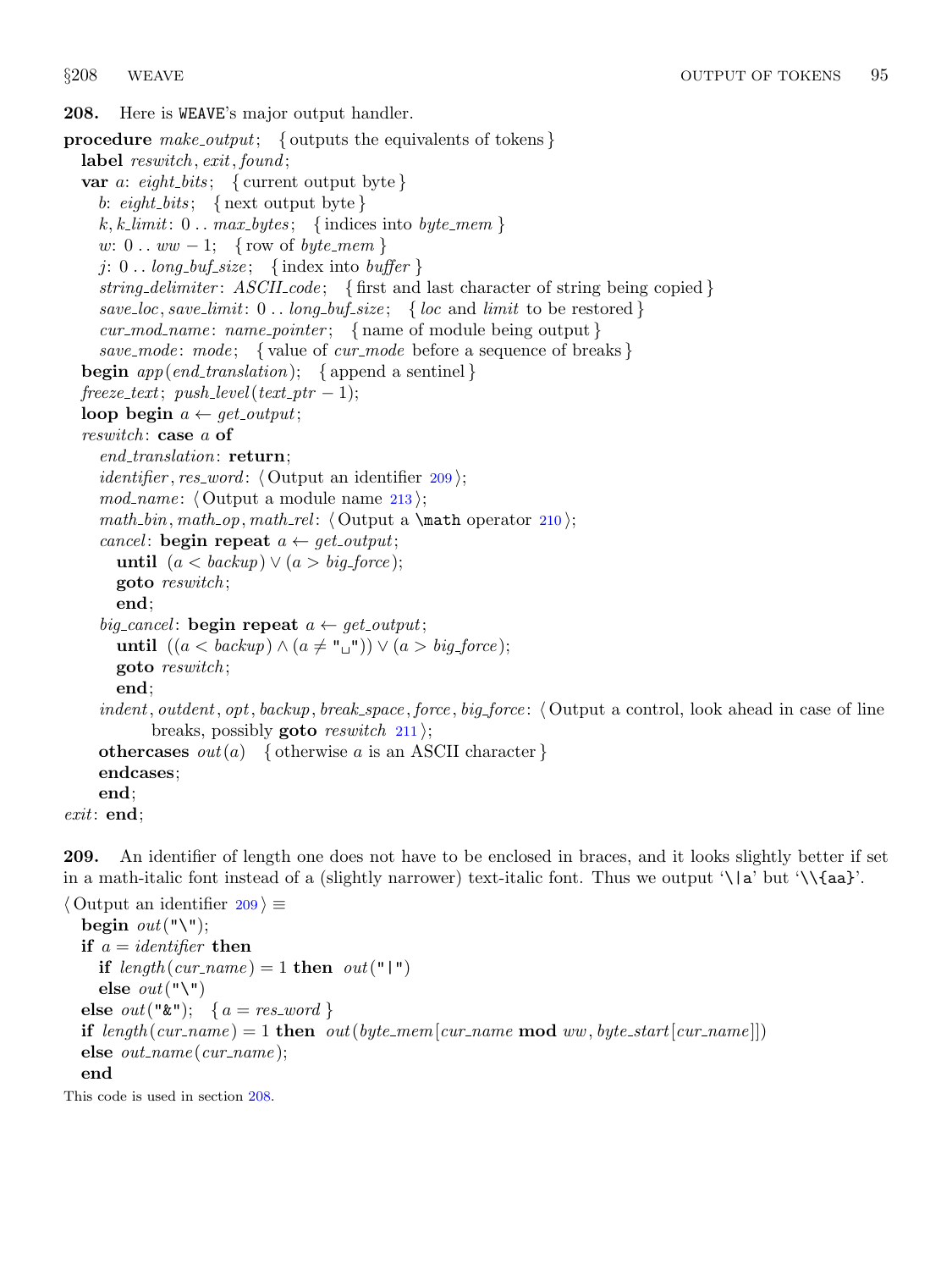**208.** Here is WEAVE's major output handler.

```
procedure make_output; { outputs the equivalents of tokens }
  label reswitch, exit, found;
  var a: eight_bits; { current output byte }
    b: eight_bits; { next output byte }
    k, k_limit: 0 .. max_bytes; { indices into byte_mem }
    w: 0 .. ww − 1; { row of byte_mem }
    j: 0 .. long_buf_size; { index into buffer }
    string_delimiter: ASCII_code; { first and last character of string being copied }
    save_loc, save_limit: 0 .. long_buf_size; { loc and limit to be restored }
    cur_mod_name: name_pointer; { name of module being output }
    save_mode: mode; { value of cur_mode before a sequence of breaks }
  begin app(end_translation); { append a sentinel }
  freeze_text; push_level(text_ptr − 1);
  loop begin a ← get_output;
  reswitch: case a of
    end_translation: return;
    identifier, res_word: ⟨Output an identifier 209⟩;
    mod_name: ⟨Output a module name 213⟩;
    math_bin, math_op, math_rel: ⟨Output a \math operator 210⟩;
    cancel: begin repeat a ← get_output;
      until (a < backup) ∨ (a > big_force);
      goto reswitch;
      end;
    big_cancel: begin repeat a ← get_output;
      until ((a < backup) ∧ (a ≠ "␣")) ∨ (a > big_force);
      goto reswitch;
      end;
    indent, outdent, opt, backup, break_space, force, big_force: ⟨Output a control, look ahead in case of line
          breaks, possibly goto reswitch 211⟩;
    othercases out(a) { otherwise a is an ASCII character }
    endcases;
    end;
exit: end;
```

**209.** An identifier of length one does not have to be enclosed in braces, and it looks slightly better if set in a math-italic font instead of a (slightly narrower) text-italic font. Thus we output '\|a' but '\\{aa}'.

```
⟨Output an identifier 209⟩ ≡
  begin out("\");
  if a = identifier then
    if length(cur_name) = 1 then out("|")
    else out("\")
  else out("&"); { a = res_word }
  if length(cur_name) = 1 then out(byte_mem[cur_name mod ww, byte_start[cur_name]])
  else out_name(cur_name);
  end
```

This code is used in section 208.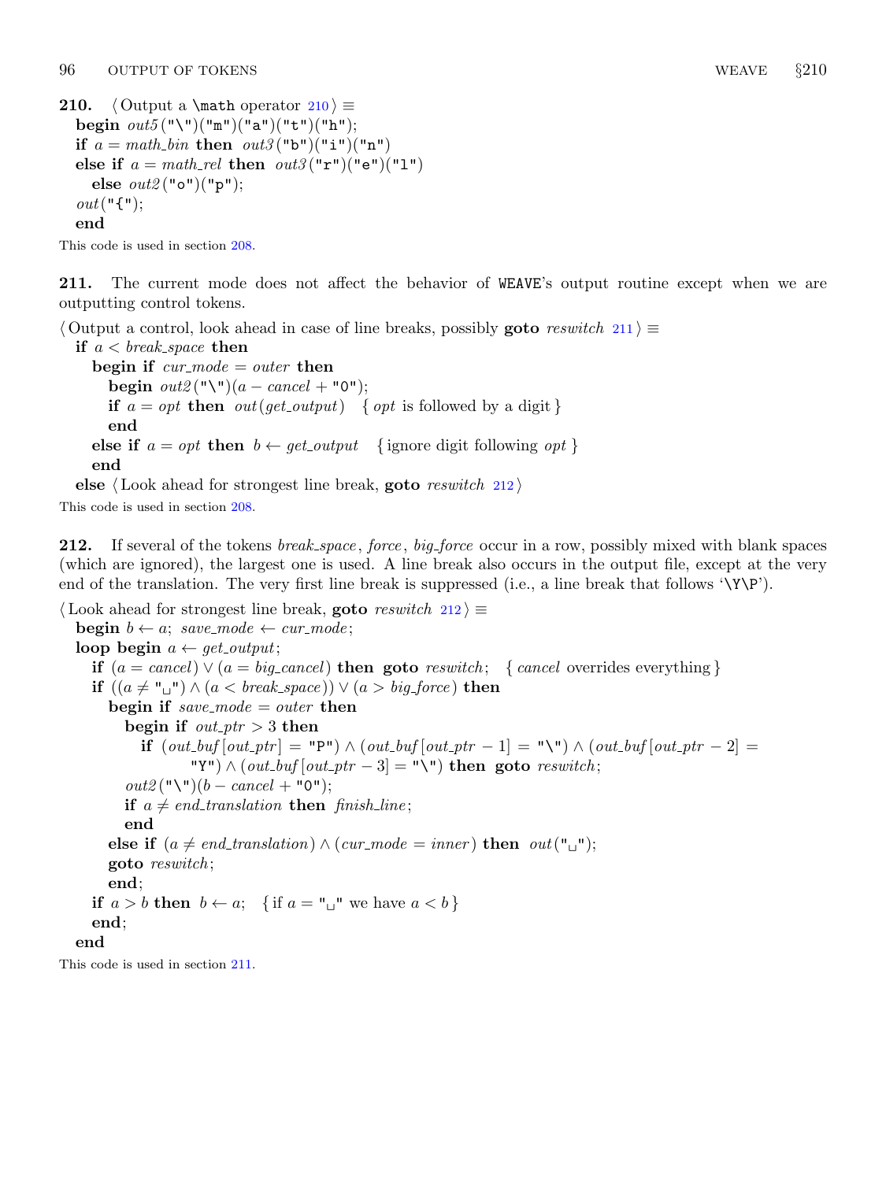**210.** ⟨ Output a \math operator 210 ⟩ ≡

```
begin out5("\")("m")("a")("t")("h");
if a = math_bin then out3("b")("i")("n")
else if a = math_rel then out3("r")("e")("l")
  else out2("o")("p");
out("{");
end
```

This code is used in section 208.

**211.** The current mode does not affect the behavior of WEAVE's output routine except when we are outputting control tokens.

⟨ Output a control, look ahead in case of line breaks, possibly **goto** *reswitch* 211 ⟩ ≡

```
if a < break_space then
  begin if cur_mode = outer then
    begin out2("\")(a − cancel + "0");
    if a = opt then out(get_output)   { opt is followed by a digit }
    end
  else if a = opt then b ← get_output   { ignore digit following opt }
  end
else ⟨ Look ahead for strongest line break, goto reswitch 212 ⟩
```

This code is used in section 208.

**212.** If several of the tokens *break_space*, *force*, *big_force* occur in a row, possibly mixed with blank spaces (which are ignored), the largest one is used. A line break also occurs in the output file, except at the very end of the translation. The very first line break is suppressed (i.e., a line break that follows '\Y\P').

⟨ Look ahead for strongest line break, **goto** *reswitch* 212 ⟩ ≡

```
begin b ← a; save_mode ← cur_mode;
loop begin a ← get_output;
  if (a = cancel) ∨ (a = big_cancel) then goto reswitch;   { cancel overrides everything }
  if ((a ≠ "␣") ∧ (a < break_space)) ∨ (a > big_force) then
    begin if save_mode = outer then
      begin if out_ptr > 3 then
        if (out_buf[out_ptr] = "P") ∧ (out_buf[out_ptr − 1] = "\") ∧ (out_buf[out_ptr − 2] =
              "Y") ∧ (out_buf[out_ptr − 3] = "\") then goto reswitch;
      out2("\")(b − cancel + "0");
      if a ≠ end_translation then finish_line;
      end
    else if (a ≠ end_translation) ∧ (cur_mode = inner) then out("␣");
    goto reswitch;
    end;
  if a > b then b ← a;   { if a = "␣" we have a < b }
  end;
end
```

This code is used in section 211.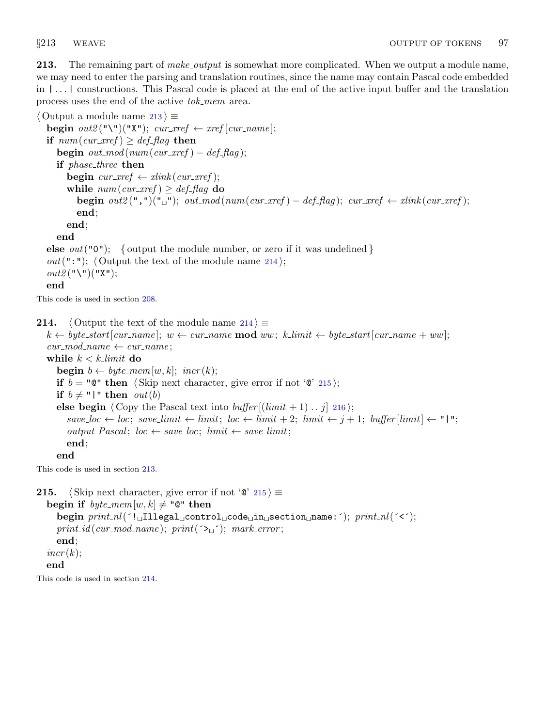**213.** The remaining part of *make_output* is somewhat more complicated. When we output a module name, we may need to enter the parsing and translation routines, since the name may contain Pascal code embedded in |...| constructions. This Pascal code is placed at the end of the active input buffer and the translation process uses the end of the active *tok_mem* area.

```
⟨Output a module name 213⟩ ≡
  begin out2("\")("X"); cur_xref ← xref[cur_name];
  if num(cur_xref) ≥ def_flag then
    begin out_mod(num(cur_xref) − def_flag);
    if phase_three then
      begin cur_xref ← xlink(cur_xref);
      while num(cur_xref) ≥ def_flag do
        begin out2(",")("␣"); out_mod(num(cur_xref) − def_flag); cur_xref ← xlink(cur_xref);
        end;
      end;
    end
  else out("0");   { output the module number, or zero if it was undefined }
  out(":"); ⟨Output the text of the module name 214⟩;
  out2("\")("X");
  end
```

This code is used in section 208.

**214.**
```
⟨Output the text of the module name 214⟩ ≡
  k ← byte_start[cur_name]; w ← cur_name mod ww; k_limit ← byte_start[cur_name + ww];
  cur_mod_name ← cur_name;
  while k < k_limit do
    begin b ← byte_mem[w, k]; incr(k);
    if b = "@" then ⟨Skip next character, give error if not '@' 215⟩;
    if b ≠ "|" then out(b)
    else begin ⟨Copy the Pascal text into buffer[(limit + 1) .. j] 216⟩;
      save_loc ← loc; save_limit ← limit; loc ← limit + 2; limit ← j + 1; buffer[limit] ← "|";
      output_Pascal; loc ← save_loc; limit ← save_limit;
      end;
    end
```

This code is used in section 213.

**215.**
```
⟨Skip next character, give error if not '@' 215⟩ ≡
  begin if byte_mem[w, k] ≠ "@" then
    begin print_nl('!␣Illegal␣control␣code␣in␣section␣name:'); print_nl('<');
    print_id(cur_mod_name); print('>␣'); mark_error;
    end;
  incr(k);
  end
```

This code is used in section 214.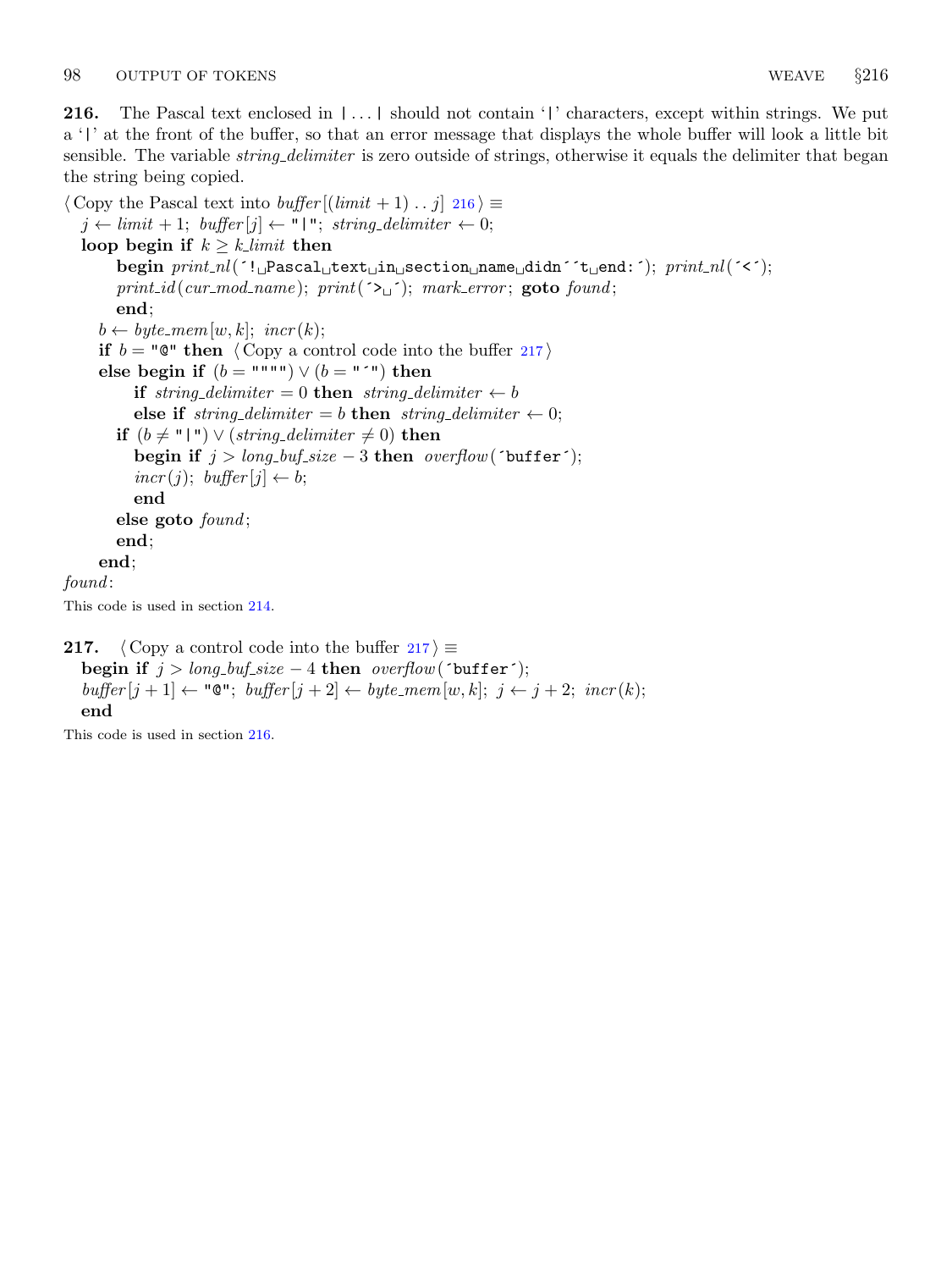**216.** The Pascal text enclosed in |...| should not contain '|' characters, except within strings. We put a '|' at the front of the buffer, so that an error message that displays the whole buffer will look a little bit sensible. The variable *string_delimiter* is zero outside of strings, otherwise it equals the delimiter that began the string being copied.

⟨Copy the Pascal text into *buffer*[(*limit* + 1) .. *j*] 216⟩ ≡

```
j ← limit + 1; buffer[j] ← "|"; string_delimiter ← 0;
loop begin if k ≥ k_limit then
      begin print_nl('! Pascal text in section name didn''t end:'); print_nl('<');
      print_id(cur_mod_name); print('> '); mark_error; goto found;
      end;
   b ← byte_mem[w, k]; incr(k);
   if b = "@" then ⟨Copy a control code into the buffer 217⟩
   else begin if (b = """") ∨ (b = "'") then
         if string_delimiter = 0 then string_delimiter ← b
         else if string_delimiter = b then string_delimiter ← 0;
      if (b ≠ "|") ∨ (string_delimiter ≠ 0) then
         begin if j > long_buf_size − 3 then overflow('buffer');
         incr(j); buffer[j] ← b;
         end
      else goto found;
      end;
   end;
found:
```

This code is used in section 214.

**217.** ⟨Copy a control code into the buffer 217⟩ ≡

```
begin if j > long_buf_size − 4 then overflow('buffer');
buffer[j + 1] ← "@"; buffer[j + 2] ← byte_mem[w, k]; j ← j + 2; incr(k);
end
```

This code is used in section 216.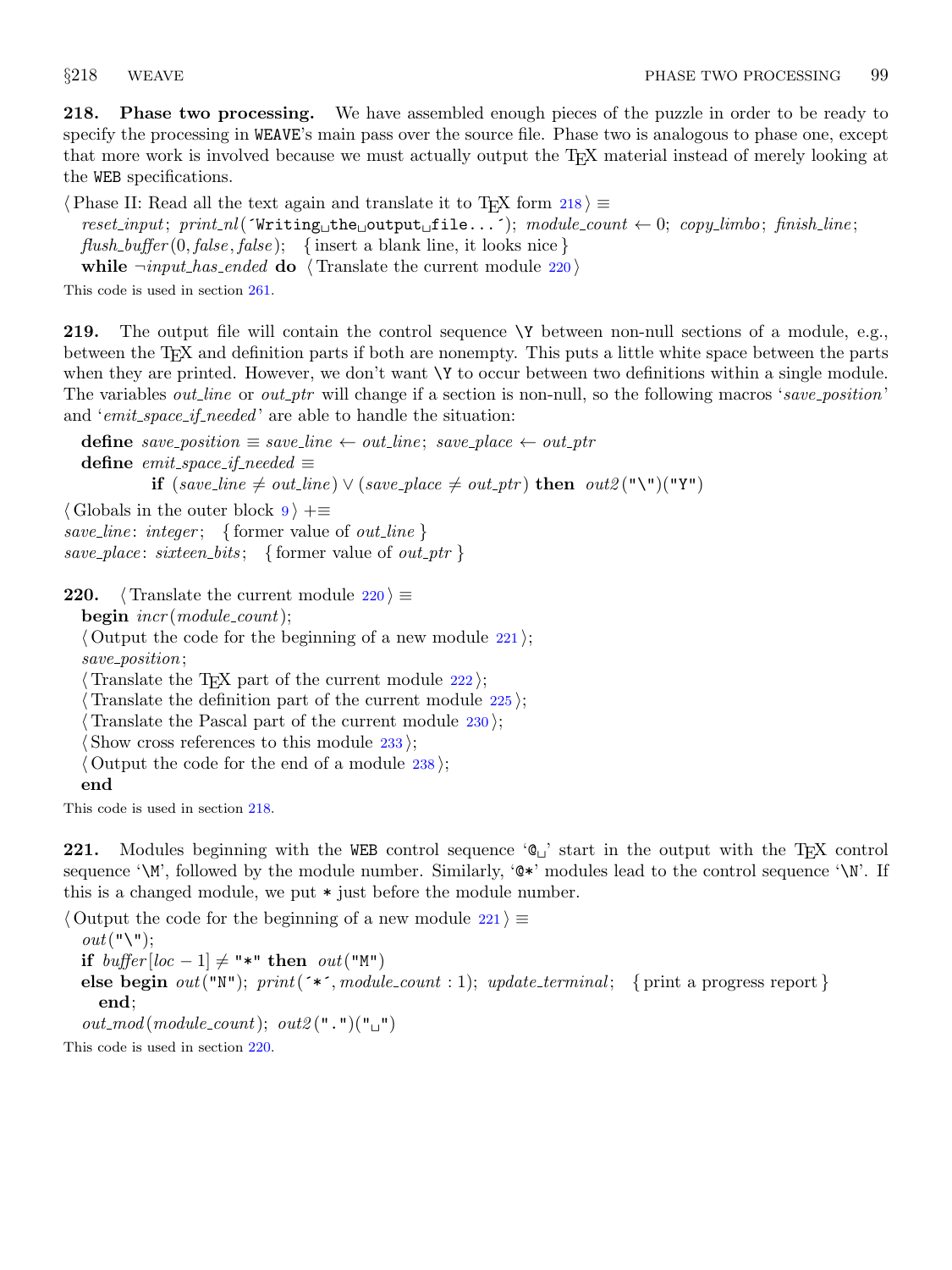**218. Phase two processing.** We have assembled enough pieces of the puzzle in order to be ready to specify the processing in WEAVE's main pass over the source file. Phase two is analogous to phase one, except that more work is involved because we must actually output the TeX material instead of merely looking at the WEB specifications.

⟨Phase II: Read all the text again and translate it to TeX form 218⟩ ≡
*reset_input*; *print_nl*('Writing␣the␣output␣file...'); *module_count* ← 0; *copy_limbo*; *finish_line*;
*flush_buffer*(0, *false*, *false*); { insert a blank line, it looks nice }
**while** ¬*input_has_ended* **do** ⟨Translate the current module 220⟩

This code is used in section 261.

**219.** The output file will contain the control sequence `\Y` between non-null sections of a module, e.g., between the TeX and definition parts if both are nonempty. This puts a little white space between the parts when they are printed. However, we don't want `\Y` to occur between two definitions within a single module. The variables *out_line* or *out_ptr* will change if a section is non-null, so the following macros '*save_position*' and '*emit_space_if_needed*' are able to handle the situation:

**define** *save_position* ≡ *save_line* ← *out_line*; *save_place* ← *out_ptr*
**define** *emit_space_if_needed* ≡
  **if** (*save_line* ≠ *out_line*) ∨ (*save_place* ≠ *out_ptr*) **then** *out2*("\")("Y")

⟨Globals in the outer block 9⟩ +≡
*save_line*: *integer*; { former value of *out_line* }
*save_place*: *sixteen_bits*; { former value of *out_ptr* }

**220.** ⟨Translate the current module 220⟩ ≡
**begin** *incr*(*module_count*);
⟨Output the code for the beginning of a new module 221⟩;
*save_position*;
⟨Translate the TeX part of the current module 222⟩;
⟨Translate the definition part of the current module 225⟩;
⟨Translate the Pascal part of the current module 230⟩;
⟨Show cross references to this module 233⟩;
⟨Output the code for the end of a module 238⟩;
**end**

This code is used in section 218.

**221.** Modules beginning with the WEB control sequence '@␣' start in the output with the TeX control sequence '`\M`', followed by the module number. Similarly, '@*' modules lead to the control sequence '`\N`'. If this is a changed module, we put * just before the module number.

⟨Output the code for the beginning of a new module 221⟩ ≡
*out*("\");
**if** *buffer*[*loc* − 1] ≠ "*" **then** *out*("M")
**else begin** *out*("N"); *print*('*', *module_count* : 1); *update_terminal*; { print a progress report }
  **end**;
*out_mod*(*module_count*); *out2*(".")("␣")

This code is used in section 220.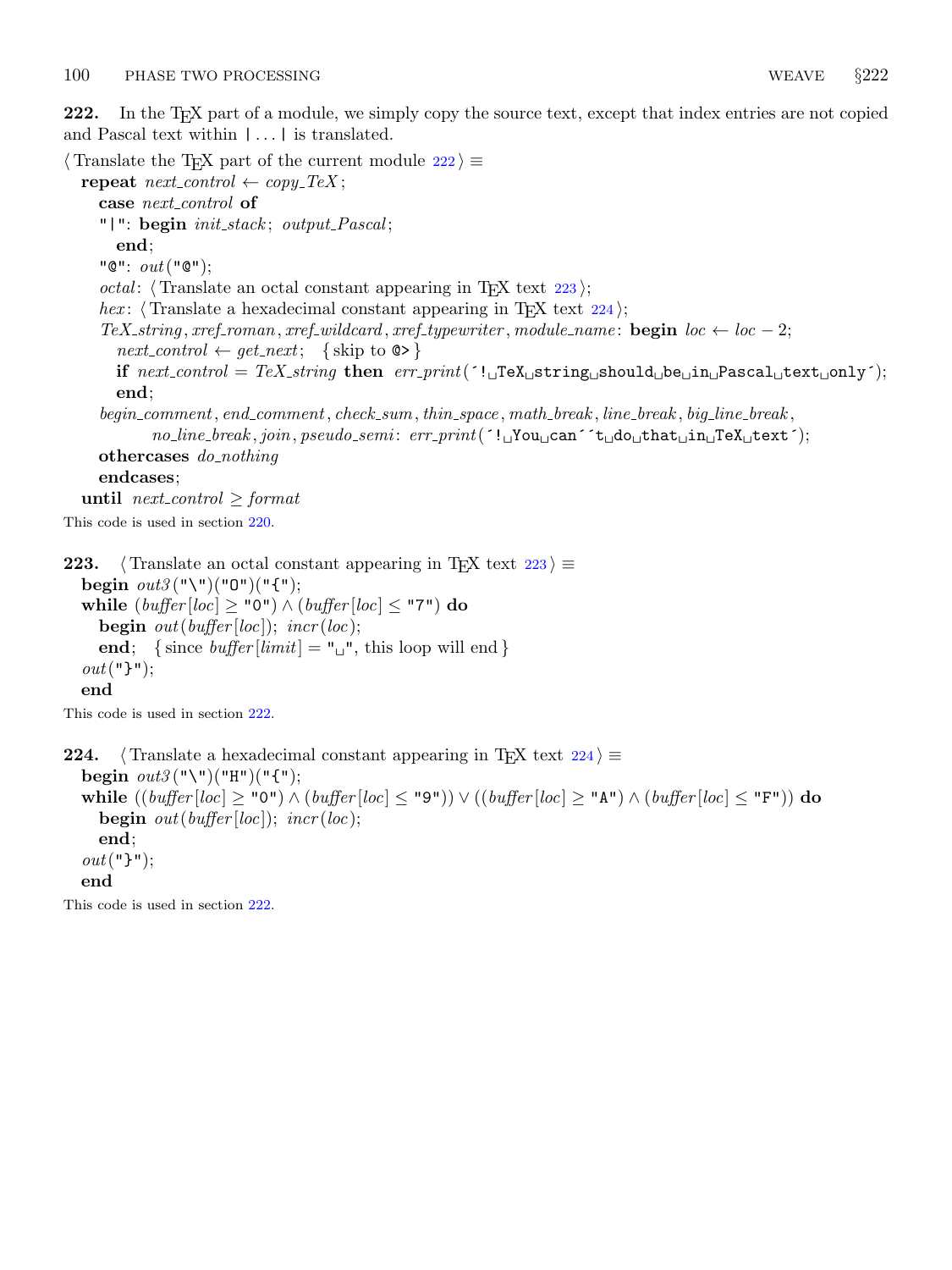**222.** In the TeX part of a module, we simply copy the source text, except that index entries are not copied and Pascal text within | . . . | is translated.

```
⟨Translate the TeX part of the current module 222⟩ ≡
  repeat next_control ← copy_TeX;
    case next_control of
    "|": begin init_stack; output_Pascal;
      end;
    "@": out("@");
    octal: ⟨Translate an octal constant appearing in TeX text 223⟩;
    hex: ⟨Translate a hexadecimal constant appearing in TeX text 224⟩;
    TeX_string, xref_roman, xref_wildcard, xref_typewriter, module_name: begin loc ← loc − 2;
      next_control ← get_next;  { skip to @> }
      if next_control = TeX_string then err_print(´!␣TeX␣string␣should␣be␣in␣Pascal␣text␣only´);
      end;
    begin_comment, end_comment, check_sum, thin_space, math_break, line_break, big_line_break,
        no_line_break, join, pseudo_semi: err_print(´!␣You␣can´´t␣do␣that␣in␣TeX␣text´);
    othercases do_nothing
    endcases;
  until next_control ≥ format
```

This code is used in section 220.

**223.** 
```
⟨Translate an octal constant appearing in TeX text 223⟩ ≡
  begin out3("\")("O")("{");
  while (buffer[loc] ≥ "0") ∧ (buffer[loc] ≤ "7") do
    begin out(buffer[loc]); incr(loc);
    end;  { since buffer[limit] = "␣", this loop will end }
  out("}");
  end
```

This code is used in section 222.

**224.** 
```
⟨Translate a hexadecimal constant appearing in TeX text 224⟩ ≡
  begin out3("\")("H")("{");
  while ((buffer[loc] ≥ "0") ∧ (buffer[loc] ≤ "9")) ∨ ((buffer[loc] ≥ "A") ∧ (buffer[loc] ≤ "F")) do
    begin out(buffer[loc]); incr(loc);
    end;
  out("}");
  end
```

This code is used in section 222.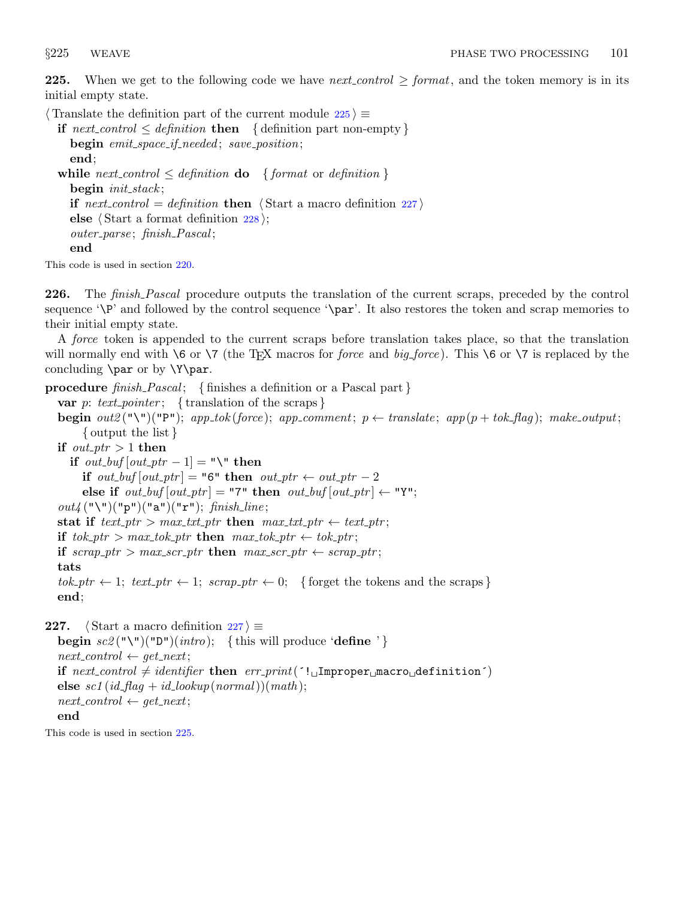**225.** When we get to the following code we have *next_control* ≥ *format*, and the token memory is in its initial empty state.

⟨ Translate the definition part of the current module 225 ⟩ ≡

```
if next_control ≤ definition then   { definition part non-empty }
  begin emit_space_if_needed; save_position;
  end;
while next_control ≤ definition do   { format or definition }
  begin init_stack;
  if next_control = definition then ⟨ Start a macro definition 227 ⟩
  else ⟨ Start a format definition 228 ⟩;
  outer_parse; finish_Pascal;
  end
```

This code is used in section 220.

**226.** The *finish_Pascal* procedure outputs the translation of the current scraps, preceded by the control sequence '\P' and followed by the control sequence '\par'. It also restores the token and scrap memories to their initial empty state.

A *force* token is appended to the current scraps before translation takes place, so that the translation will normally end with \6 or \7 (the TEX macros for *force* and *big_force*). This \6 or \7 is replaced by the concluding \par or by \Y\par.

```
procedure finish_Pascal;   { finishes a definition or a Pascal part }
  var p: text_pointer;   { translation of the scraps }
  begin out2("\")("P"); app_tok(force); app_comment; p ← translate; app(p + tok_flag); make_output;
      { output the list }
  if out_ptr > 1 then
    if out_buf[out_ptr − 1] = "\" then
      if out_buf[out_ptr] = "6" then out_ptr ← out_ptr − 2
      else if out_buf[out_ptr] = "7" then out_buf[out_ptr] ← "Y";
  out4("\")("p")("a")("r"); finish_line;
  stat if text_ptr > max_txt_ptr then max_txt_ptr ← text_ptr;
  if tok_ptr > max_tok_ptr then max_tok_ptr ← tok_ptr;
  if scrap_ptr > max_scr_ptr then max_scr_ptr ← scrap_ptr;
  tats
  tok_ptr ← 1; text_ptr ← 1; scrap_ptr ← 0;   { forget the tokens and the scraps }
  end;
```

**227.** ⟨ Start a macro definition 227 ⟩ ≡

```
begin sc2("\")("D")(intro);   { this will produce 'define ' }
next_control ← get_next;
if next_control ≠ identifier then err_print('! Improper macro definition')
else sc1(id_flag + id_lookup(normal))(math);
next_control ← get_next;
end
```

This code is used in section 225.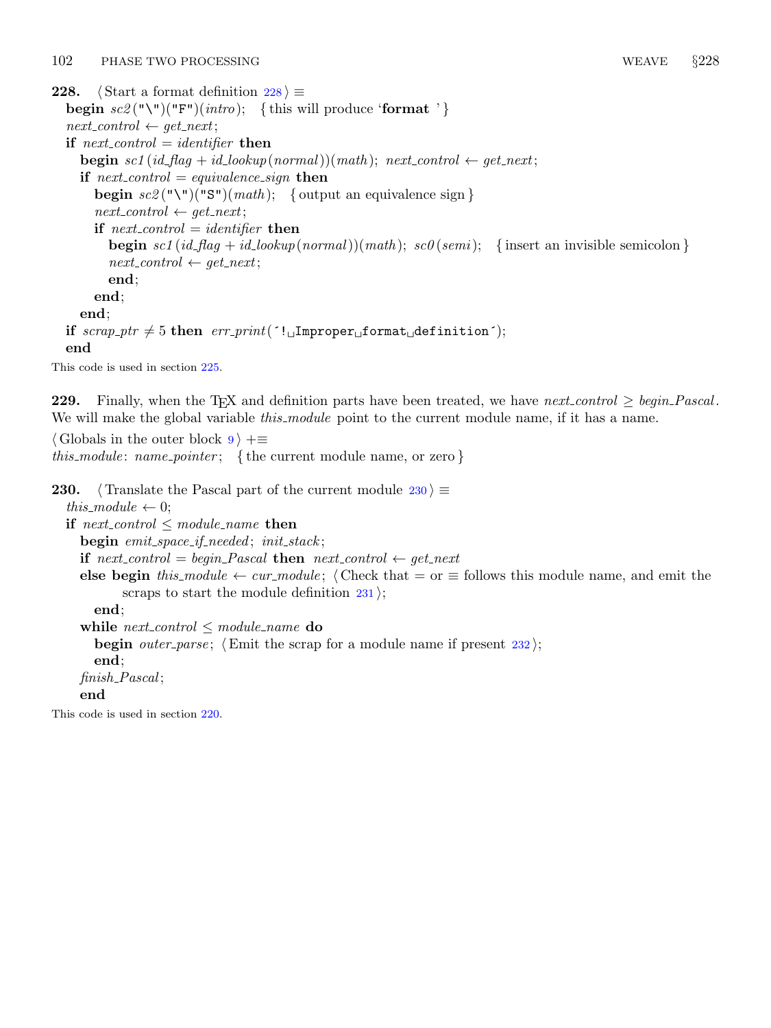**228.** ⟨ Start a format definition 228 ⟩ ≡

```
begin sc2("\")("F")(intro);   { this will produce 'format ' }
next_control ← get_next;
if next_control = identifier then
   begin sc1(id_flag + id_lookup(normal))(math); next_control ← get_next;
   if next_control = equivalence_sign then
      begin sc2("\")("S")(math);   { output an equivalence sign }
      next_control ← get_next;
      if next_control = identifier then
         begin sc1(id_flag + id_lookup(normal))(math); sc0(semi);   { insert an invisible semicolon }
         next_control ← get_next;
         end;
      end;
   end;
if scrap_ptr ≠ 5 then err_print('!␣Improper␣format␣definition');
end
```

This code is used in section 225.

**229.** Finally, when the TEX and definition parts have been treated, we have *next_control* ≥ *begin_Pascal*. We will make the global variable *this_module* point to the current module name, if it has a name.

⟨ Globals in the outer block 9 ⟩ +≡
*this_module*: *name_pointer*; { the current module name, or zero }

**230.** ⟨ Translate the Pascal part of the current module 230 ⟩ ≡

```
this_module ← 0;
if next_control ≤ module_name then
   begin emit_space_if_needed; init_stack;
   if next_control = begin_Pascal then next_control ← get_next
   else begin this_module ← cur_module; ⟨ Check that = or ≡ follows this module name, and emit the
            scraps to start the module definition 231 ⟩;
      end;
   while next_control ≤ module_name do
      begin outer_parse; ⟨ Emit the scrap for a module name if present 232 ⟩;
      end;
   finish_Pascal;
   end
```

This code is used in section 220.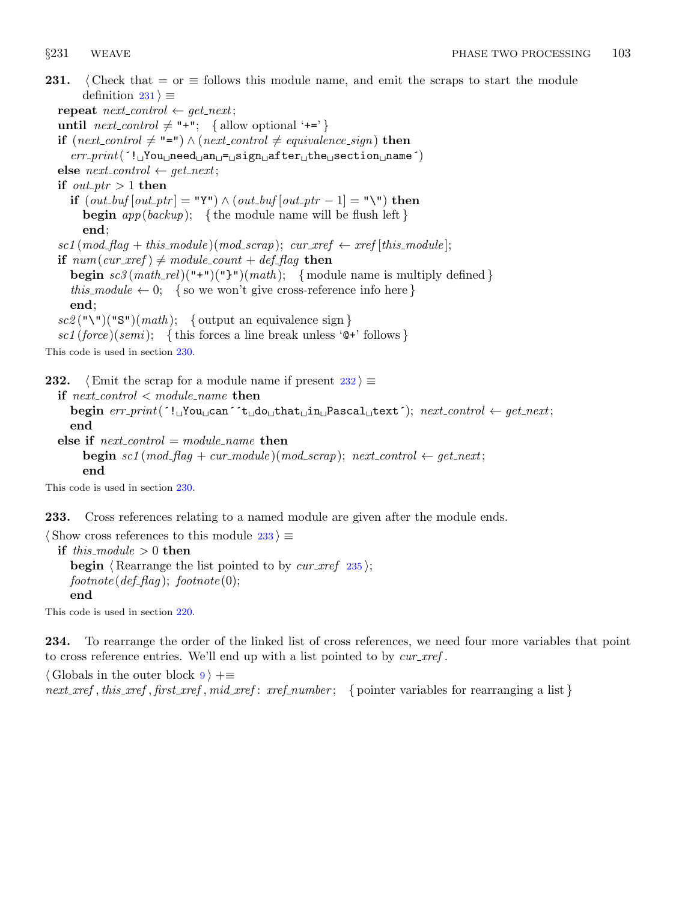**231.** ⟨ Check that = or ≡ follows this module name, and emit the scraps to start the module definition 231 ⟩ ≡

```
repeat next_control ← get_next;
until next_control ≠ "+";   { allow optional '+=' }
if (next_control ≠ "=") ∧ (next_control ≠ equivalence_sign) then
   err_print('! You need an = sign after the section name')
else next_control ← get_next;
if out_ptr > 1 then
   if (out_buf[out_ptr] = "Y") ∧ (out_buf[out_ptr − 1] = "\") then
      begin app(backup);   { the module name will be flush left }
      end;
sc1(mod_flag + this_module)(mod_scrap); cur_xref ← xref[this_module];
if num(cur_xref) ≠ module_count + def_flag then
   begin sc3(math_rel)("+")("}")(math);   { module name is multiply defined }
   this_module ← 0;   { so we won't give cross-reference info here }
   end;
sc2("\")("S")(math);   { output an equivalence sign }
sc1(force)(semi);   { this forces a line break unless '@+' follows }
```

This code is used in section 230.

**232.** ⟨ Emit the scrap for a module name if present 232 ⟩ ≡

```
if next_control < module_name then
   begin err_print('! You can''t do that in Pascal text'); next_control ← get_next;
   end
else if next_control = module_name then
      begin sc1(mod_flag + cur_module)(mod_scrap); next_control ← get_next;
      end
```

This code is used in section 230.

**233.** Cross references relating to a named module are given after the module ends.

⟨ Show cross references to this module 233 ⟩ ≡

```
if this_module > 0 then
   begin ⟨ Rearrange the list pointed to by cur_xref 235 ⟩;
   footnote(def_flag); footnote(0);
   end
```

This code is used in section 220.

**234.** To rearrange the order of the linked list of cross references, we need four more variables that point to cross reference entries. We'll end up with a list pointed to by *cur_xref*.

⟨ Globals in the outer block 9 ⟩ +≡

```
next_xref, this_xref, first_xref, mid_xref: xref_number;   { pointer variables for rearranging a list }
```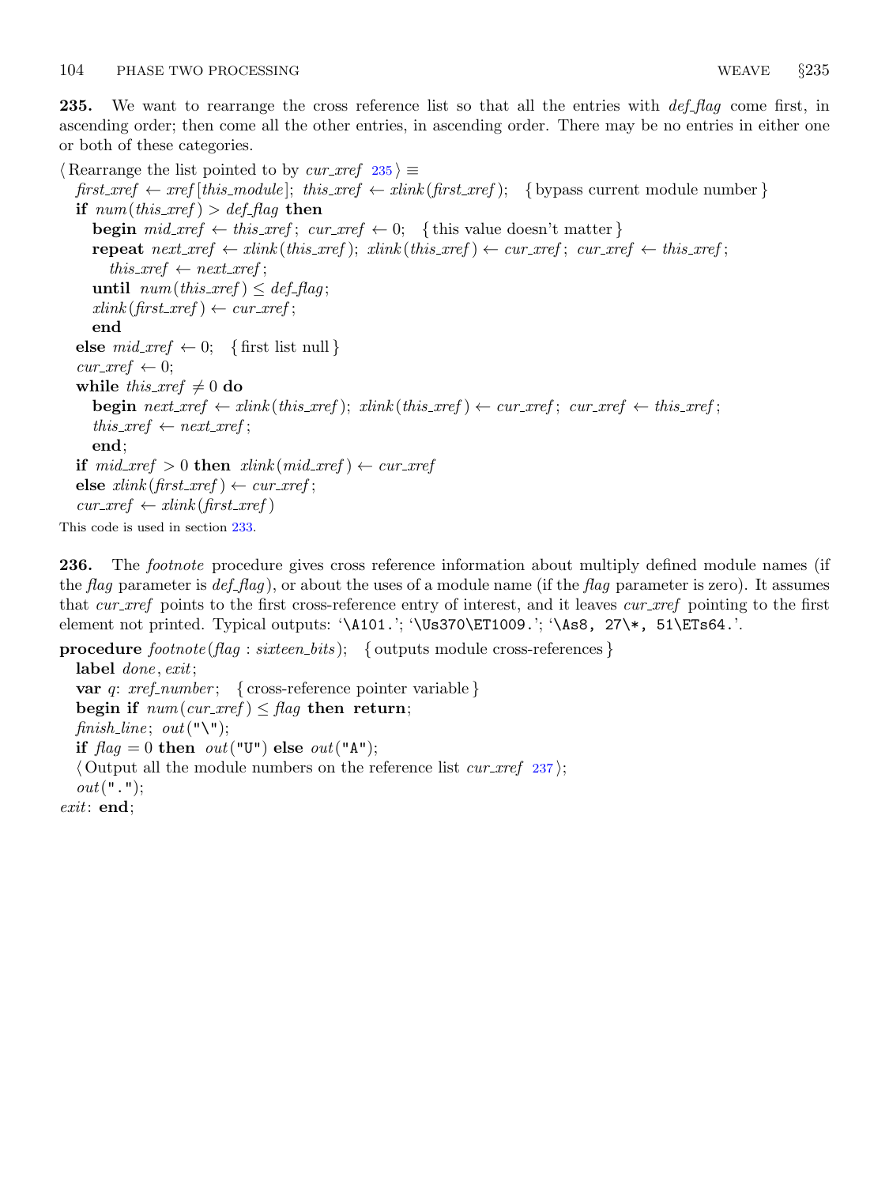**235.** We want to rearrange the cross reference list so that all the entries with *def_flag* come first, in ascending order; then come all the other entries, in ascending order. There may be no entries in either one or both of these categories.

```
⟨Rearrange the list pointed to by cur_xref 235⟩ ≡
  first_xref ← xref[this_module]; this_xref ← xlink(first_xref); { bypass current module number }
  if num(this_xref) > def_flag then
    begin mid_xref ← this_xref; cur_xref ← 0; { this value doesn't matter }
    repeat next_xref ← xlink(this_xref); xlink(this_xref) ← cur_xref; cur_xref ← this_xref;
      this_xref ← next_xref;
    until num(this_xref) ≤ def_flag;
    xlink(first_xref) ← cur_xref;
    end
  else mid_xref ← 0; { first list null }
  cur_xref ← 0;
  while this_xref ≠ 0 do
    begin next_xref ← xlink(this_xref); xlink(this_xref) ← cur_xref; cur_xref ← this_xref;
    this_xref ← next_xref;
    end;
  if mid_xref > 0 then xlink(mid_xref) ← cur_xref
  else xlink(first_xref) ← cur_xref;
  cur_xref ← xlink(first_xref)
```

This code is used in section 233.

**236.** The *footnote* procedure gives cross reference information about multiply defined module names (if the *flag* parameter is *def_flag*), or about the uses of a module name (if the *flag* parameter is zero). It assumes that *cur_xref* points to the first cross-reference entry of interest, and it leaves *cur_xref* pointing to the first element not printed. Typical outputs: '`\A101.`'; '`\Us370\ET1009.`'; '`\As8, 27\*, 51\ETs64.`'.

```
procedure footnote(flag : sixteen_bits); { outputs module cross-references }
  label done, exit;
  var q: xref_number; { cross-reference pointer variable }
  begin if num(cur_xref) ≤ flag then return;
  finish_line; out("\");
  if flag = 0 then out("U") else out("A");
  ⟨Output all the module numbers on the reference list cur_xref 237⟩;
  out(".");
exit: end;
```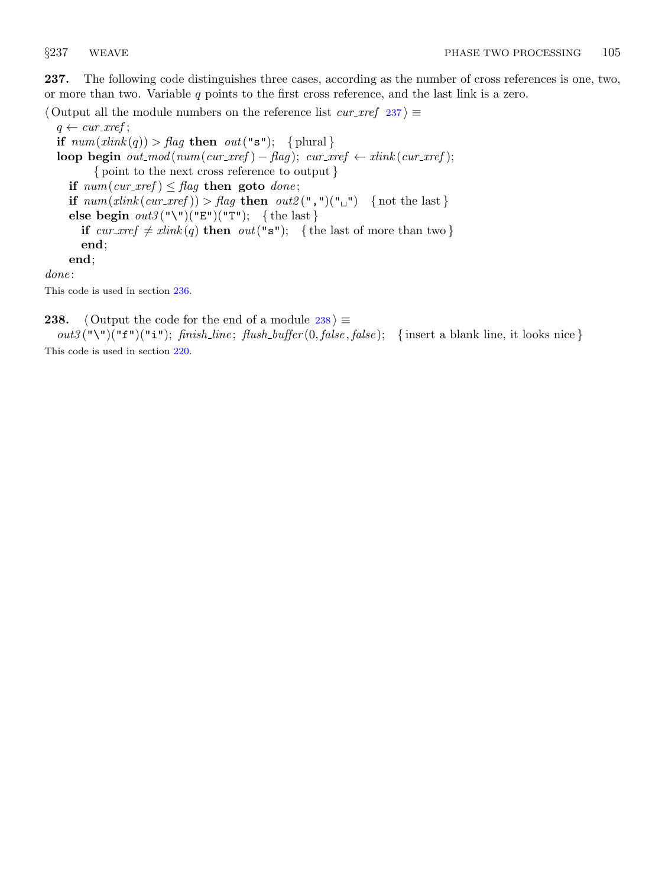**237.** The following code distinguishes three cases, according as the number of cross references is one, two, or more than two. Variable $q$ points to the first cross reference, and the last link is a zero.

⟨ Output all the module numbers on the reference list *cur_xref* 237 ⟩ ≡

```
q ← cur_xref;
if num(xlink(q)) > flag then out("s"); { plural }
loop begin out_mod(num(cur_xref) − flag); cur_xref ← xlink(cur_xref);
        { point to the next cross reference to output }
  if num(cur_xref) ≤ flag then goto done;
  if num(xlink(cur_xref)) > flag then out2(",")("␣") { not the last }
  else begin out3("\")("E")("T"); { the last }
    if cur_xref ≠ xlink(q) then out("s"); { the last of more than two }
    end;
  end;
done:
```

This code is used in section 236.

**238.** ⟨ Output the code for the end of a module 238 ⟩ ≡

```
out3("\")("f")("i"); finish_line; flush_buffer(0, false, false); { insert a blank line, it looks nice }
```

This code is used in section 220.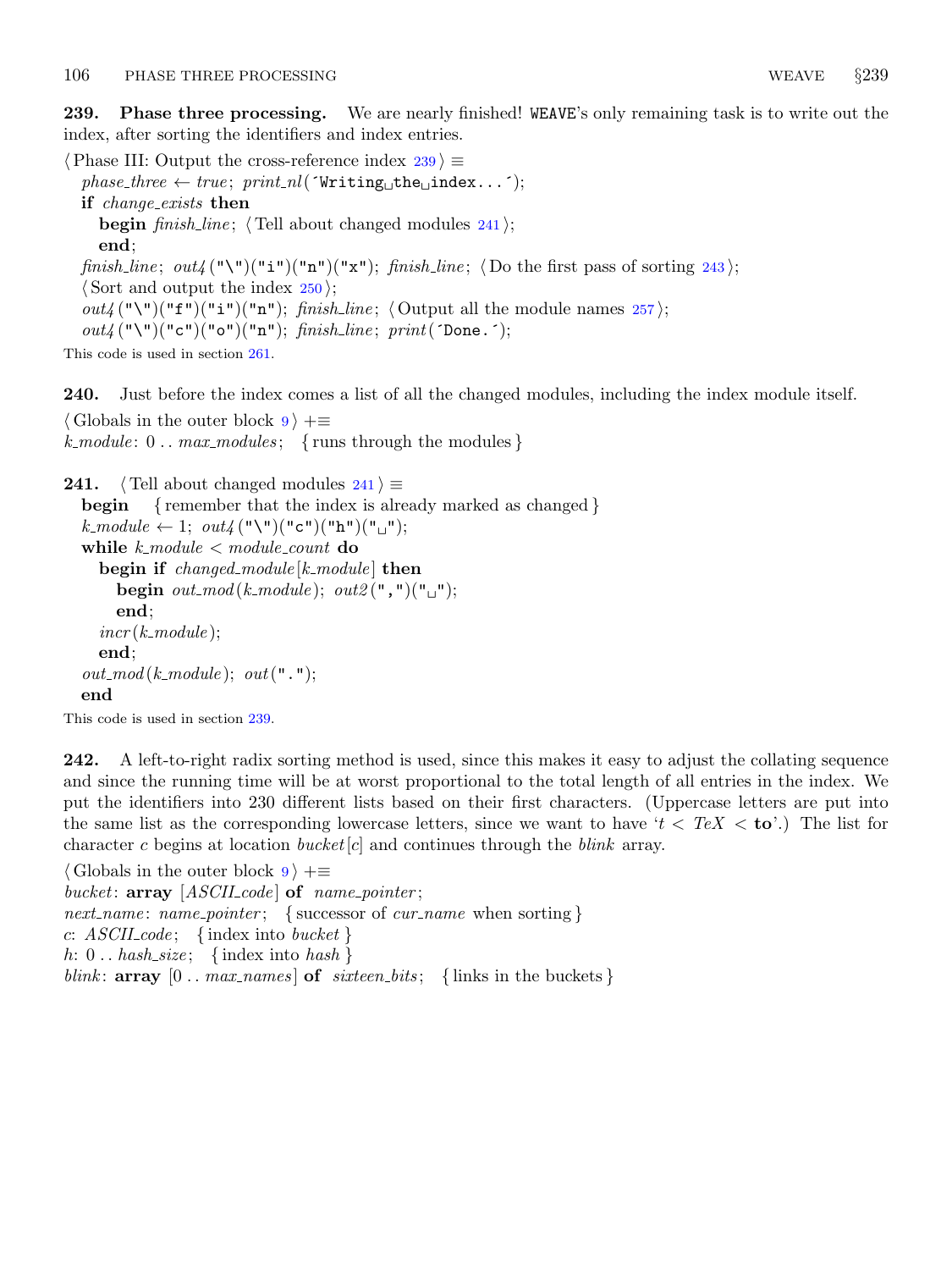**239. Phase three processing.** We are nearly finished! WEAVE's only remaining task is to write out the index, after sorting the identifiers and index entries.

⟨ Phase III: Output the cross-reference index 239 ⟩ ≡
*phase_three* ← *true*; *print_nl*(´Writing␣the␣index...´);
**if** *change_exists* **then**
  **begin** *finish_line*; ⟨ Tell about changed modules 241 ⟩;
  **end**;
*finish_line*; *out4*("\")("i")("n")("x"); *finish_line*; ⟨ Do the first pass of sorting 243 ⟩;
⟨ Sort and output the index 250 ⟩;
*out4*("\")("f")("i")("n"); *finish_line*; ⟨ Output all the module names 257 ⟩;
*out4*("\")("c")("o")("n"); *finish_line*; *print*(´Done.´);

This code is used in section 261.

**240.** Just before the index comes a list of all the changed modules, including the index module itself.

⟨ Globals in the outer block 9 ⟩ +≡
*k_module*: 0 .. *max_modules*; { runs through the modules }

**241.** ⟨ Tell about changed modules 241 ⟩ ≡
**begin** { remember that the index is already marked as changed }
*k_module* ← 1; *out4*("\")("c")("h")("␣");
**while** *k_module* < *module_count* **do**
  **begin if** *changed_module*[*k_module*] **then**
    **begin** *out_mod*(*k_module*); *out2*(",")("␣");
    **end**;
  *incr*(*k_module*);
  **end**;
*out_mod*(*k_module*); *out*(".");
**end**

This code is used in section 239.

**242.** A left-to-right radix sorting method is used, since this makes it easy to adjust the collating sequence and since the running time will be at worst proportional to the total length of all entries in the index. We put the identifiers into 230 different lists based on their first characters. (Uppercase letters are put into the same list as the corresponding lowercase letters, since we want to have '$t$ < *TeX* < **to**'.) The list for character $c$ begins at location *bucket*[$c$] and continues through the *blink* array.

⟨ Globals in the outer block 9 ⟩ +≡
*bucket*: **array** [*ASCII_code*] **of** *name_pointer*;
*next_name*: *name_pointer*; { successor of *cur_name* when sorting }
*c*: *ASCII_code*; { index into *bucket* }
*h*: 0 .. *hash_size*; { index into *hash* }
*blink*: **array** [0 .. *max_names*] **of** *sixteen_bits*; { links in the buckets }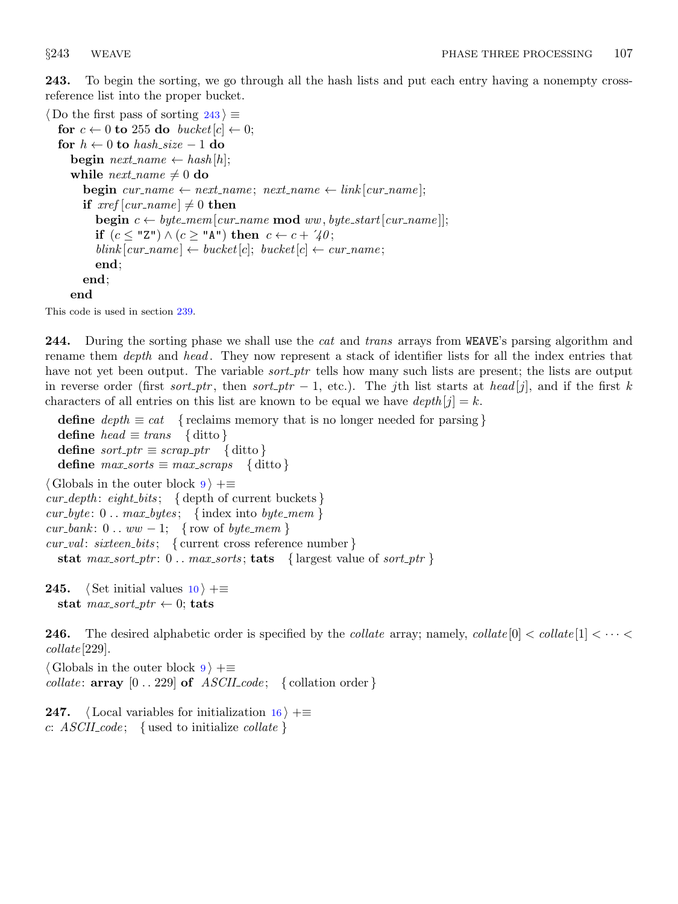**243.** To begin the sorting, we go through all the hash lists and put each entry having a nonempty cross-reference list into the proper bucket.

```
⟨ Do the first pass of sorting 243 ⟩ ≡
  for c ← 0 to 255 do bucket[c] ← 0;
  for h ← 0 to hash_size − 1 do
    begin next_name ← hash[h];
    while next_name ≠ 0 do
      begin cur_name ← next_name; next_name ← link[cur_name];
      if xref[cur_name] ≠ 0 then
        begin c ← byte_mem[cur_name mod ww, byte_start[cur_name]];
        if (c ≤ "Z") ∧ (c ≥ "A") then c ← c + '40;
        blink[cur_name] ← bucket[c]; bucket[c] ← cur_name;
        end;
      end;
    end
```

This code is used in section 239.

**244.** During the sorting phase we shall use the *cat* and *trans* arrays from WEAVE's parsing algorithm and rename them *depth* and *head*. They now represent a stack of identifier lists for all the index entries that have not yet been output. The variable *sort_ptr* tells how many such lists are present; the lists are output in reverse order (first *sort_ptr*, then *sort_ptr* − 1, etc.). The $j$th list starts at *head*[$j$], and if the first $k$ characters of all entries on this list are known to be equal we have *depth*[$j$] = $k$.

```
define depth ≡ cat    { reclaims memory that is no longer needed for parsing }
define head ≡ trans   { ditto }
define sort_ptr ≡ scrap_ptr   { ditto }
define max_sorts ≡ max_scraps   { ditto }

⟨ Globals in the outer block 9 ⟩ +≡
cur_depth: eight_bits;   { depth of current buckets }
cur_byte: 0 .. max_bytes;   { index into byte_mem }
cur_bank: 0 .. ww − 1;   { row of byte_mem }
cur_val: sixteen_bits;   { current cross reference number }
  stat max_sort_ptr: 0 .. max_sorts; tats   { largest value of sort_ptr }
```

**245.**

```
⟨ Set initial values 10 ⟩ +≡
  stat max_sort_ptr ← 0; tats
```

**246.** The desired alphabetic order is specified by the *collate* array; namely, *collate*[0] < *collate*[1] < ··· < *collate*[229].

```
⟨ Globals in the outer block 9 ⟩ +≡
collate: array [0 .. 229] of ASCII_code;   { collation order }
```

**247.**

```
⟨ Local variables for initialization 16 ⟩ +≡
c: ASCII_code;   { used to initialize collate }
```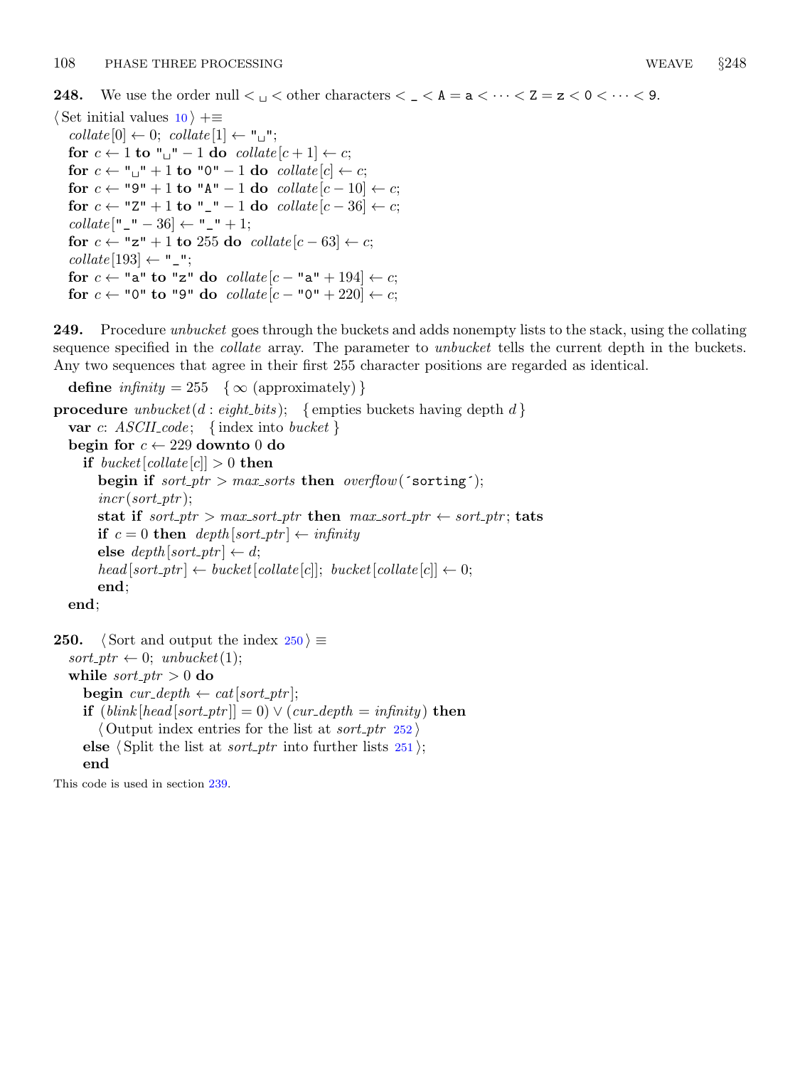**248.** We use the order null < ␣ < other characters < _ < A = a < ⋯ < Z = z < 0 < ⋯ < 9.

```
⟨Set initial values 10⟩ +≡
  collate[0] ← 0; collate[1] ← "␣";
  for c ← 1 to "␣" − 1 do collate[c + 1] ← c;
  for c ← "␣" + 1 to "0" − 1 do collate[c] ← c;
  for c ← "9" + 1 to "A" − 1 do collate[c − 10] ← c;
  for c ← "Z" + 1 to "_" − 1 do collate[c − 36] ← c;
  collate["_" − 36] ← "_" + 1;
  for c ← "z" + 1 to 255 do collate[c − 63] ← c;
  collate[193] ← "_";
  for c ← "a" to "z" do collate[c − "a" + 194] ← c;
  for c ← "0" to "9" do collate[c − "0" + 220] ← c;
```

**249.** Procedure *unbucket* goes through the buckets and adds nonempty lists to the stack, using the collating sequence specified in the *collate* array. The parameter to *unbucket* tells the current depth in the buckets. Any two sequences that agree in their first 255 character positions are regarded as identical.

```
  define infinity = 255   { ∞ (approximately) }
procedure unbucket(d : eight_bits);   { empties buckets having depth d }
  var c: ASCII_code;   { index into bucket }
  begin for c ← 229 downto 0 do
    if bucket[collate[c]] > 0 then
      begin if sort_ptr > max_sorts then overflow(´sorting´);
      incr(sort_ptr);
      stat if sort_ptr > max_sort_ptr then max_sort_ptr ← sort_ptr; tats
      if c = 0 then depth[sort_ptr] ← infinity
      else depth[sort_ptr] ← d;
      head[sort_ptr] ← bucket[collate[c]]; bucket[collate[c]] ← 0;
      end;
  end;
```

**250.** 

```
⟨Sort and output the index 250⟩ ≡
  sort_ptr ← 0; unbucket(1);
  while sort_ptr > 0 do
    begin cur_depth ← cat[sort_ptr];
    if (blink[head[sort_ptr]] = 0) ∨ (cur_depth = infinity) then
      ⟨Output index entries for the list at sort_ptr 252⟩
    else ⟨Split the list at sort_ptr into further lists 251⟩;
    end
```

This code is used in section 239.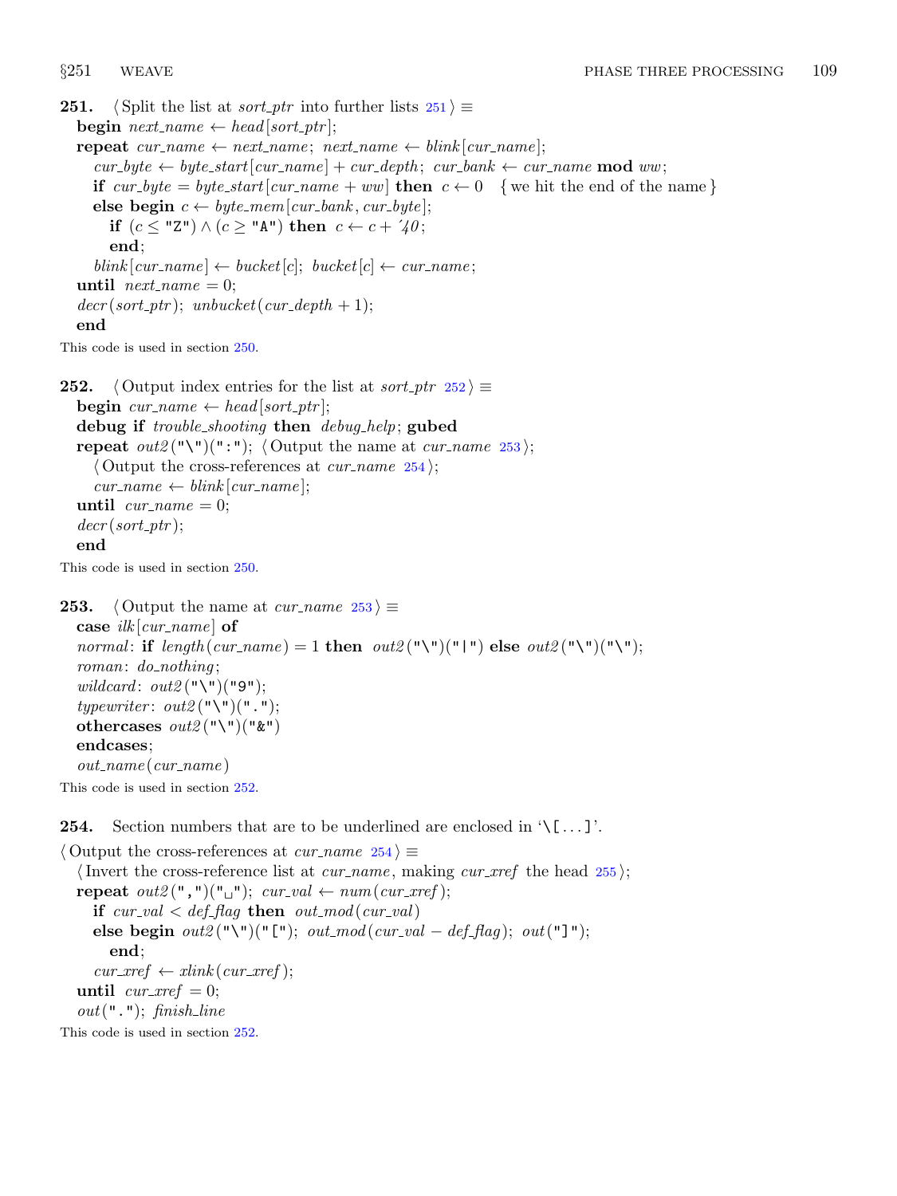**251.** ⟨ Split the list at *sort_ptr* into further lists 251 ⟩ ≡

```
begin next_name ← head[sort_ptr];
repeat cur_name ← next_name; next_name ← blink[cur_name];
   cur_byte ← byte_start[cur_name] + cur_depth; cur_bank ← cur_name mod ww;
   if cur_byte = byte_start[cur_name + ww] then c ← 0   { we hit the end of the name }
   else begin c ← byte_mem[cur_bank, cur_byte];
      if (c ≤ "Z") ∧ (c ≥ "A") then c ← c + '40;
      end;
   blink[cur_name] ← bucket[c]; bucket[c] ← cur_name;
until next_name = 0;
decr(sort_ptr); unbucket(cur_depth + 1);
end
```

This code is used in section 250.

**252.** ⟨ Output index entries for the list at *sort_ptr* 252 ⟩ ≡

```
begin cur_name ← head[sort_ptr];
debug if trouble_shooting then debug_help; gubed
repeat out2("\")(":"); ⟨ Output the name at cur_name 253 ⟩;
   ⟨ Output the cross-references at cur_name 254 ⟩;
   cur_name ← blink[cur_name];
until cur_name = 0;
decr(sort_ptr);
end
```

This code is used in section 250.

**253.** ⟨ Output the name at *cur_name* 253 ⟩ ≡

```
case ilk[cur_name] of
normal: if length(cur_name) = 1 then out2("\")("|") else out2("\")("\");
roman: do_nothing;
wildcard: out2("\")("9");
typewriter: out2("\")(".");
othercases out2("\")("&")
endcases;
out_name(cur_name)
```

This code is used in section 252.

**254.** Section numbers that are to be underlined are enclosed in '\[...]'.

⟨ Output the cross-references at *cur_name* 254 ⟩ ≡

```
⟨ Invert the cross-reference list at cur_name, making cur_xref the head 255 ⟩;
repeat out2(",")("␣"); cur_val ← num(cur_xref);
   if cur_val < def_flag then out_mod(cur_val)
   else begin out2("\")("["); out_mod(cur_val − def_flag); out("]");
      end;
   cur_xref ← xlink(cur_xref);
until cur_xref = 0;
out("."); finish_line
```

This code is used in section 252.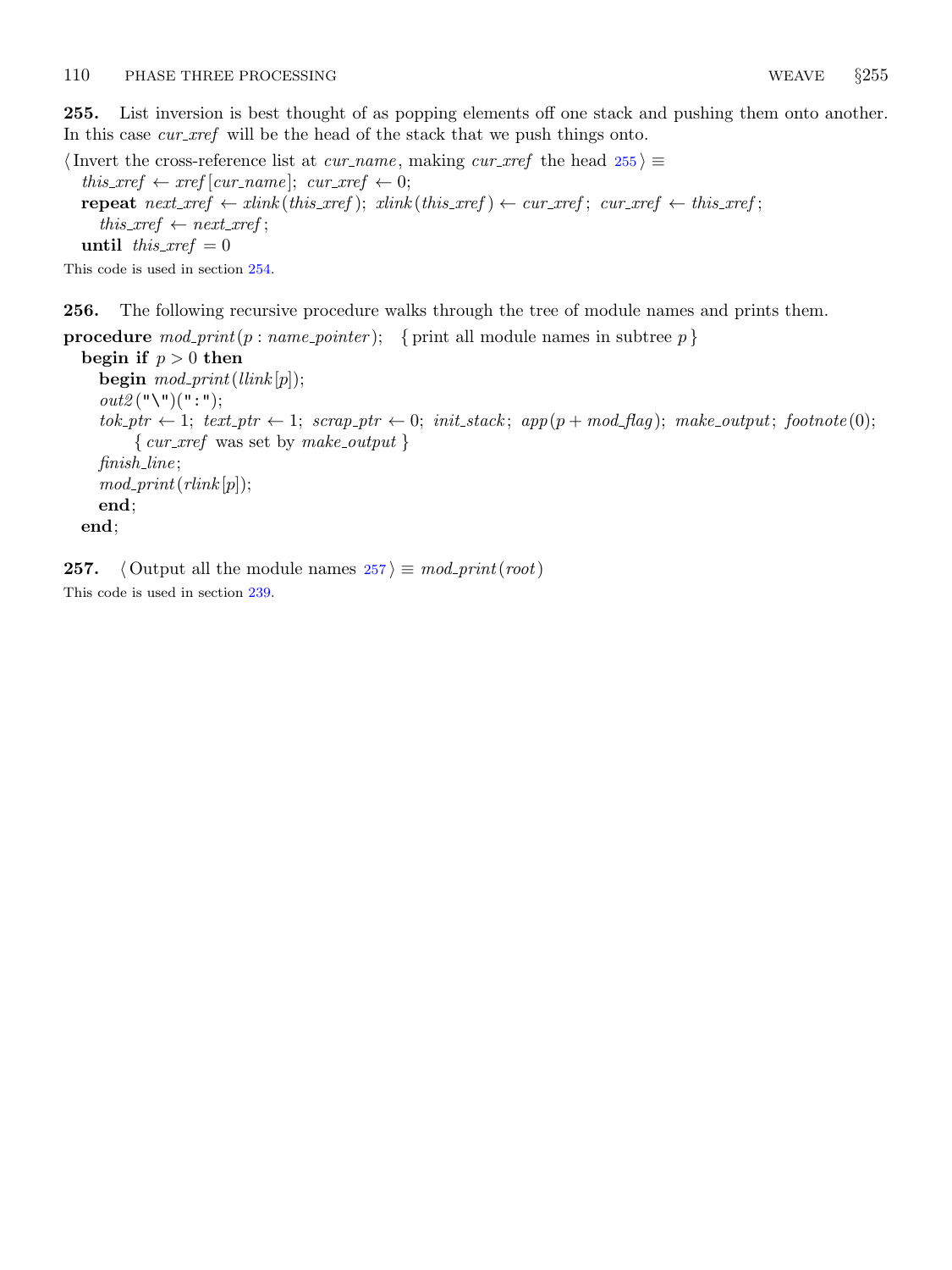**255.** List inversion is best thought of as popping elements off one stack and pushing them onto another. In this case *cur_xref* will be the head of the stack that we push things onto.

⟨Invert the cross-reference list at *cur_name*, making *cur_xref* the head 255⟩ ≡

```
this_xref ← xref[cur_name]; cur_xref ← 0;
repeat next_xref ← xlink(this_xref); xlink(this_xref) ← cur_xref; cur_xref ← this_xref;
  this_xref ← next_xref;
until this_xref = 0
```

This code is used in section 254.

**256.** The following recursive procedure walks through the tree of module names and prints them.

```
procedure mod_print(p : name_pointer);  { print all module names in subtree p }
  begin if p > 0 then
    begin mod_print(llink[p]);
    out2("\")(":");
    tok_ptr ← 1; text_ptr ← 1; scrap_ptr ← 0; init_stack; app(p + mod_flag); make_output; footnote(0);
        { cur_xref was set by make_output }
    finish_line;
    mod_print(rlink[p]);
    end;
  end;
```

**257.** ⟨Output all the module names 257⟩ ≡ *mod_print*(*root*)

This code is used in section 239.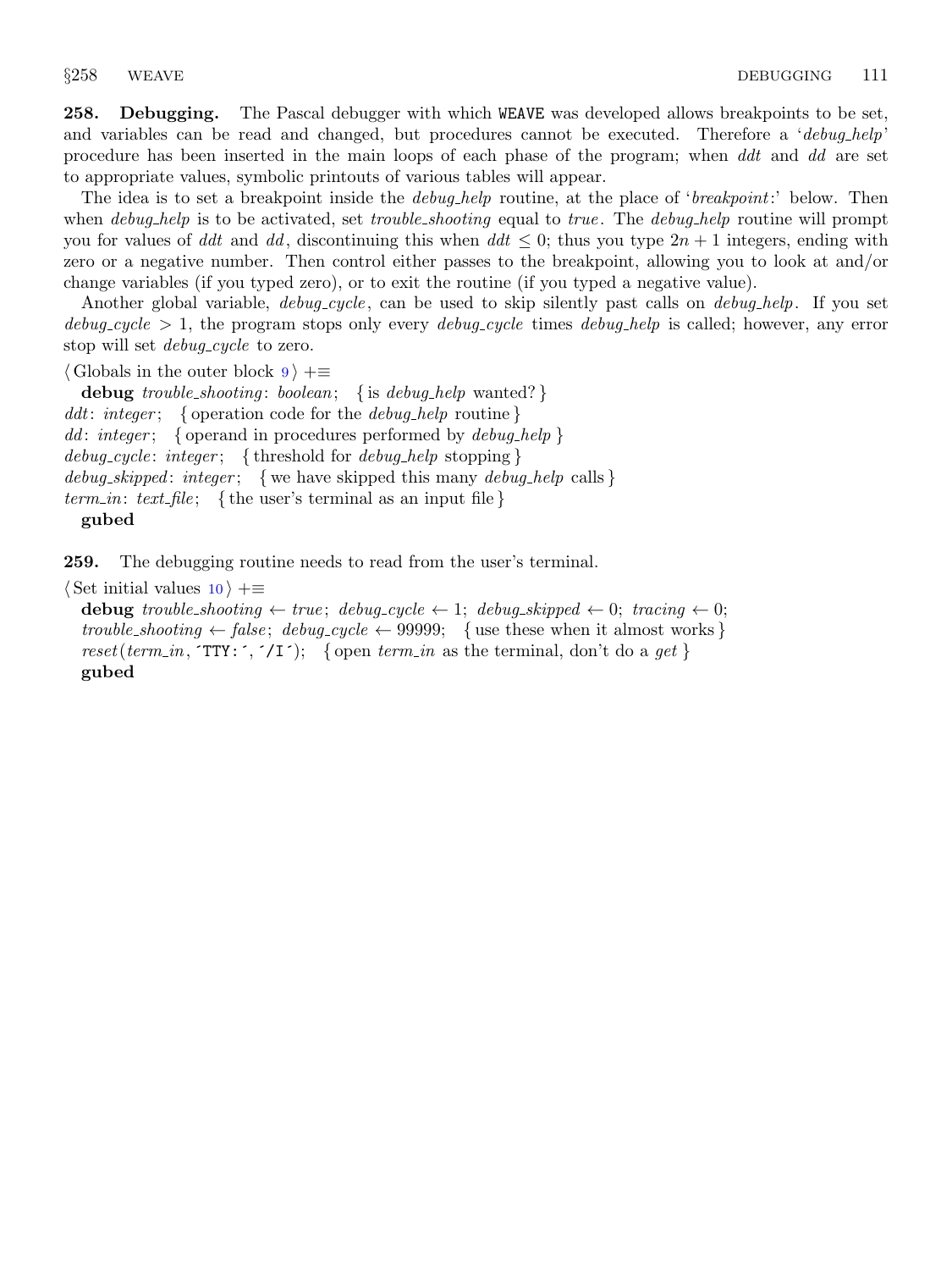**258. Debugging.** The Pascal debugger with which WEAVE was developed allows breakpoints to be set, and variables can be read and changed, but procedures cannot be executed. Therefore a '*debug_help*' procedure has been inserted in the main loops of each phase of the program; when *ddt* and *dd* are set to appropriate values, symbolic printouts of various tables will appear.

The idea is to set a breakpoint inside the *debug_help* routine, at the place of '*breakpoint*:' below. Then when *debug_help* is to be activated, set *trouble_shooting* equal to *true*. The *debug_help* routine will prompt you for values of *ddt* and *dd*, discontinuing this when $ddt \le 0$; thus you type $2n + 1$ integers, ending with zero or a negative number. Then control either passes to the breakpoint, allowing you to look at and/or change variables (if you typed zero), or to exit the routine (if you typed a negative value).

Another global variable, *debug_cycle*, can be used to skip silently past calls on *debug_help*. If you set $debug\_cycle > 1$, the program stops only every *debug_cycle* times *debug_help* is called; however, any error stop will set *debug_cycle* to zero.

⟨ Globals in the outer block 9 ⟩ +≡

```
  debug trouble_shooting: boolean;   { is debug_help wanted? }
ddt: integer;   { operation code for the debug_help routine }
dd: integer;   { operand in procedures performed by debug_help }
debug_cycle: integer;   { threshold for debug_help stopping }
debug_skipped: integer;   { we have skipped this many debug_help calls }
term_in: text_file;   { the user's terminal as an input file }
  gubed
```

**259.** The debugging routine needs to read from the user's terminal.

⟨ Set initial values 10 ⟩ +≡

```
  debug trouble_shooting ← true; debug_cycle ← 1; debug_skipped ← 0; tracing ← 0;
  trouble_shooting ← false; debug_cycle ← 99999;   { use these when it almost works }
  reset(term_in, ´TTY:´, ´/I´);   { open term_in as the terminal, don't do a get }
  gubed
```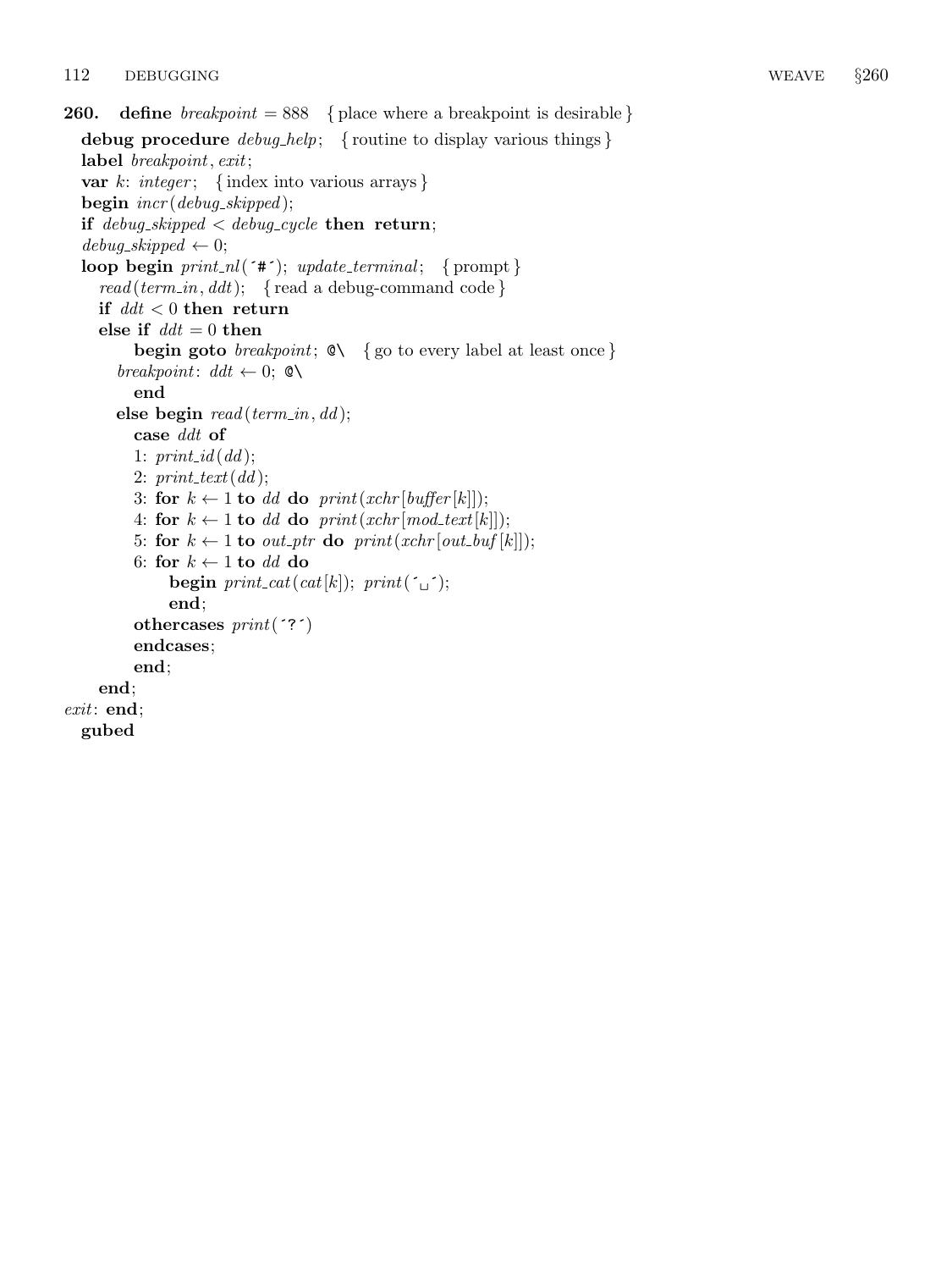**260.** **define** *breakpoint* = 888 { place where a breakpoint is desirable }

```
debug procedure debug_help; { routine to display various things }
label breakpoint, exit;
var k: integer; { index into various arrays }
begin incr(debug_skipped);
if debug_skipped < debug_cycle then return;
debug_skipped ← 0;
loop begin print_nl('#'); update_terminal; { prompt }
  read(term_in, ddt); { read a debug-command code }
  if ddt < 0 then return
  else if ddt = 0 then
      begin goto breakpoint; @\ { go to every label at least once }
    breakpoint: ddt ← 0; @\
      end
    else begin read(term_in, dd);
      case ddt of
      1: print_id(dd);
      2: print_text(dd);
      3: for k ← 1 to dd do print(xchr[buffer[k]]);
      4: for k ← 1 to dd do print(xchr[mod_text[k]]);
      5: for k ← 1 to out_ptr do print(xchr[out_buf[k]]);
      6: for k ← 1 to dd do
          begin print_cat(cat[k]); print('␣');
          end;
      othercases print('?')
      endcases;
      end;
  end;
exit: end;
  gubed
```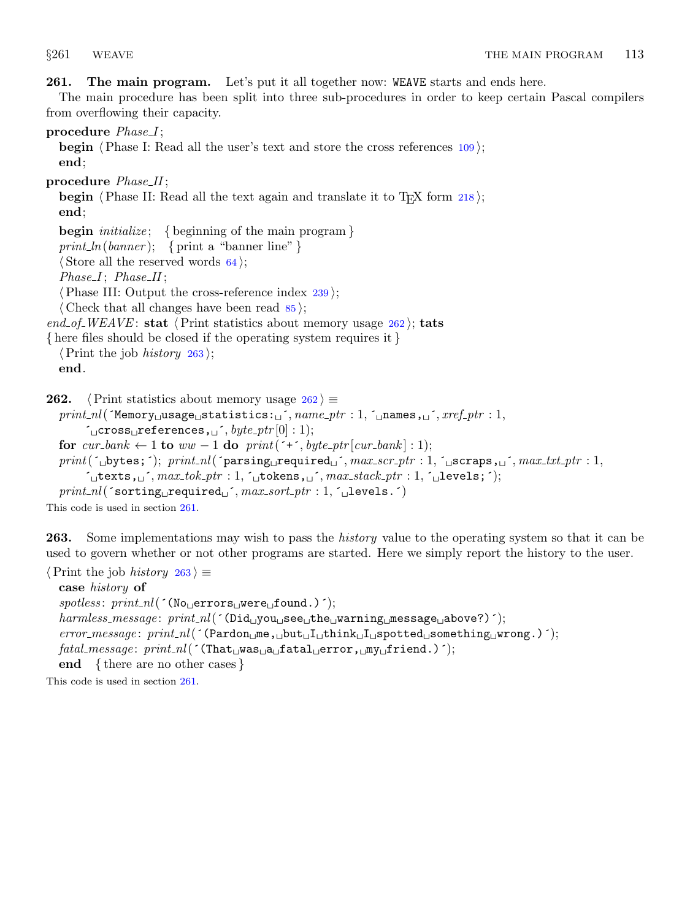**261. The main program.** Let's put it all together now: WEAVE starts and ends here.

The main procedure has been split into three sub-procedures in order to keep certain Pascal compilers from overflowing their capacity.

**procedure** *Phase_I*;
  **begin** ⟨ Phase I: Read all the user's text and store the cross references 109 ⟩;
  **end**;

**procedure** *Phase_II*;
  **begin** ⟨ Phase II: Read all the text again and translate it to TEX form 218 ⟩;
  **end**;

  **begin** *initialize*;  { beginning of the main program }
  *print_ln*(*banner*);  { print a "banner line" }
  ⟨ Store all the reserved words 64 ⟩;
  *Phase_I*; *Phase_II*;
  ⟨ Phase III: Output the cross-reference index 239 ⟩;
  ⟨ Check that all changes have been read 85 ⟩;
*end_of_WEAVE*: **stat** ⟨ Print statistics about memory usage 262 ⟩; **tats**
{ here files should be closed if the operating system requires it }
  ⟨ Print the job *history* 263 ⟩;
  **end**.

**262.** ⟨ Print statistics about memory usage 262 ⟩ ≡

```
print_nl('Memory␣usage␣statistics:␣', name_ptr : 1, '␣names,␣', xref_ptr : 1,
      '␣cross␣references,␣', byte_ptr[0] : 1);
for cur_bank ← 1 to ww − 1 do print('+', byte_ptr[cur_bank] : 1);
print('␣bytes;␣'); print_nl('parsing␣required␣', max_scr_ptr : 1, '␣scraps,␣', max_txt_ptr : 1,
      '␣texts,␣', max_tok_ptr : 1, '␣tokens,␣', max_stack_ptr : 1, '␣levels;␣');
print_nl('sorting␣required␣', max_sort_ptr : 1, '␣levels.␣')
```

This code is used in section 261.

**263.** Some implementations may wish to pass the *history* value to the operating system so that it can be used to govern whether or not other programs are started. Here we simply report the history to the user.

⟨ Print the job *history* 263 ⟩ ≡

```
case history of
spotless: print_nl('(No␣errors␣were␣found.)');
harmless_message: print_nl('(Did␣you␣see␣the␣warning␣message␣above?)');
error_message: print_nl('(Pardon␣me,␣but␣I␣think␣I␣spotted␣something␣wrong.)');
fatal_message: print_nl('(That␣was␣a␣fatal␣error,␣my␣friend.)');
end  { there are no other cases }
```

This code is used in section 261.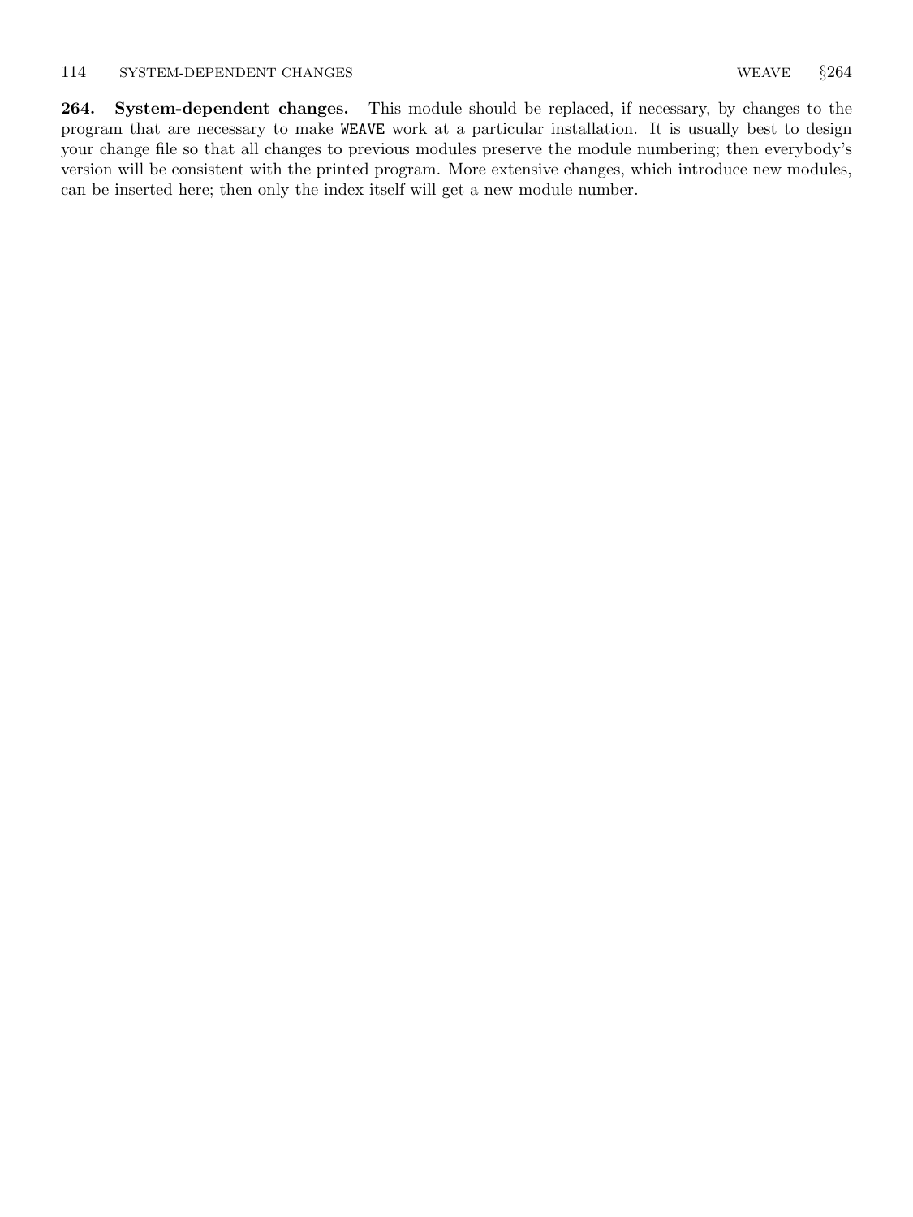**264. System-dependent changes.** This module should be replaced, if necessary, by changes to the program that are necessary to make `WEAVE` work at a particular installation. It is usually best to design your change file so that all changes to previous modules preserve the module numbering; then everybody's version will be consistent with the printed program. More extensive changes, which introduce new modules, can be inserted here; then only the index itself will get a new module number.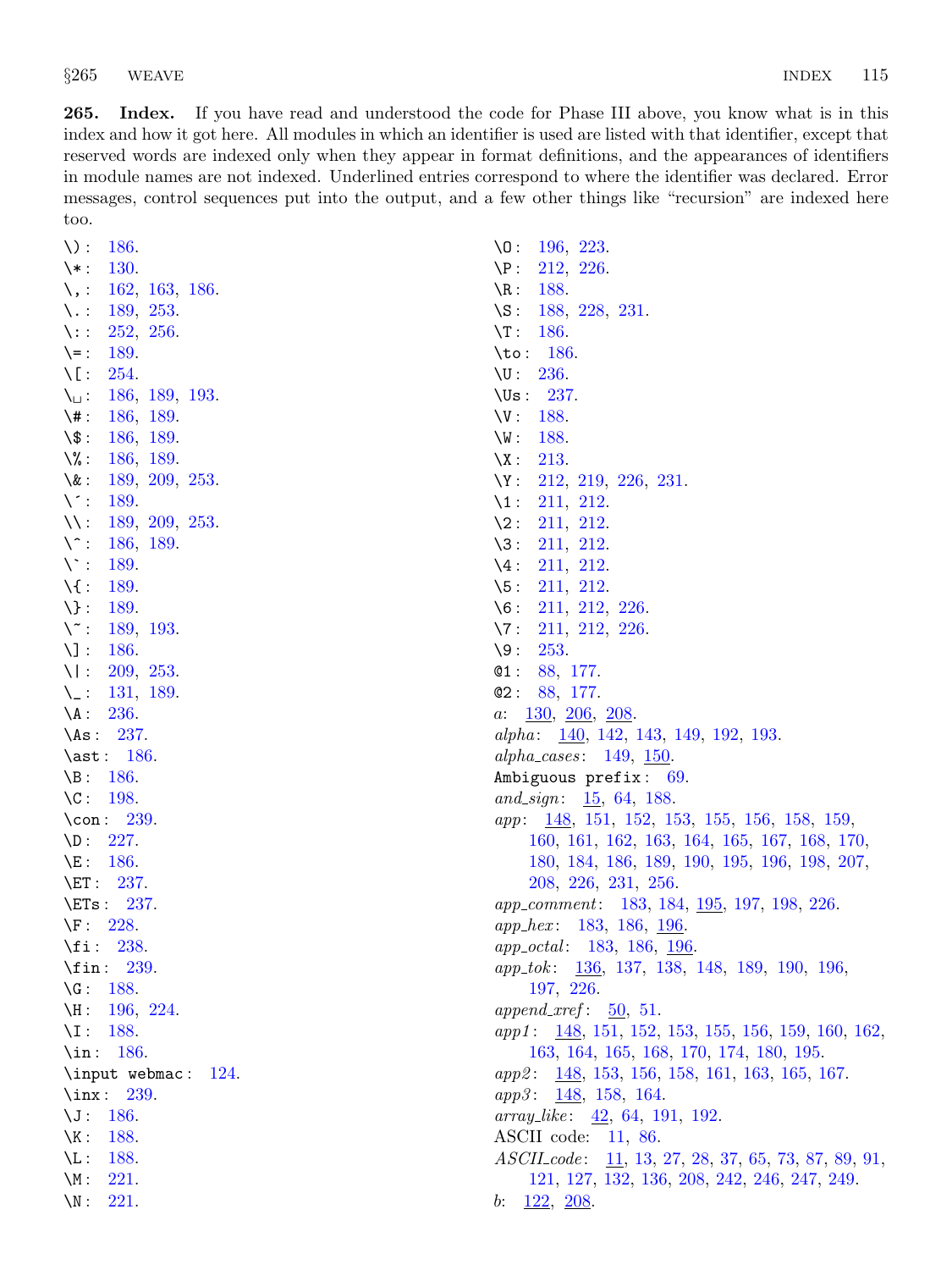**265. Index.** If you have read and understood the code for Phase III above, you know what is in this index and how it got here. All modules in which an identifier is used are listed with that identifier, except that reserved words are indexed only when they appear in format definitions, and the appearances of identifiers in module names are not indexed. Underlined entries correspond to where the identifier was declared. Error messages, control sequences put into the output, and a few other things like "recursion" are indexed here too.

`\)`: 186.
`\*`: 130.
`\,`: 162, 163, 186.
`\.`: 189, 253.
`\:`: 252, 256.
`\=`: 189.
`\[`: 254.
`\␣`: 186, 189, 193.
`\#`: 186, 189.
`\$`: 186, 189.
`\%`: 186, 189.
`\&`: 189, 209, 253.
`\'`: 189.
`\\`: 189, 209, 253.
`\^`: 186, 189.
`` \` ``: 189.
`\{`: 189.
`\}`: 189.
`\~`: 189, 193.
`\]`: 186.
`\|`: 209, 253.
`\_`: 131, 189.
`\A`: 236.
`\As`: 237.
`\ast`: 186.
`\B`: 186.
`\C`: 198.
`\con`: 239.
`\D`: 227.
`\E`: 186.
`\ET`: 237.
`\ETs`: 237.
`\F`: 228.
`\fi`: 238.
`\fin`: 239.
`\G`: 188.
`\H`: 196, 224.
`\I`: 188.
`\in`: 186.
`\input webmac`: 124.
`\inx`: 239.
`\J`: 186.
`\K`: 188.
`\L`: 188.
`\M`: 221.
`\N`: 221.
`\O`: 196, 223.
`\P`: 212, 226.
`\R`: 188.
`\S`: 188, 228, 231.
`\T`: 186.
`\to`: 186.
`\U`: 236.
`\Us`: 237.
`\V`: 188.
`\W`: 188.
`\X`: 213.
`\Y`: 212, 219, 226, 231.
`\1`: 211, 212.
`\2`: 211, 212.
`\3`: 211, 212.
`\4`: 211, 212.
`\5`: 211, 212.
`\6`: 211, 212, 226.
`\7`: 211, 212, 226.
`\9`: 253.
`@1`: 88, 177.
`@2`: 88, 177.
*a*: <u>130</u>, <u>206</u>, <u>208</u>.
*alpha*: <u>140</u>, 142, 143, 149, 192, 193.
*alpha_cases*: 149, <u>150</u>.
`Ambiguous prefix`: 69.
*and_sign*: <u>15</u>, 64, 188.
*app*: <u>148</u>, 151, 152, 153, 155, 156, 158, 159, 160, 161, 162, 163, 164, 165, 167, 168, 170, 180, 184, 186, 189, 190, 195, 196, 198, 207, 208, 226, 231, 256.
*app_comment*: 183, 184, <u>195</u>, 197, 198, 226.
*app_hex*: 183, 186, <u>196</u>.
*app_octal*: 183, 186, <u>196</u>.
*app_tok*: <u>136</u>, 137, 138, 148, 189, 190, 196, 197, 226.
*append_xref*: <u>50</u>, 51.
*app1*: <u>148</u>, 151, 152, 153, 155, 156, 159, 160, 162, 163, 164, 165, 168, 170, 174, 180, 195.
*app2*: <u>148</u>, 153, 156, 158, 161, 163, 165, 167.
*app3*: <u>148</u>, 158, 164.
*array_like*: <u>42</u>, 64, 191, 192.
ASCII code: 11, 86.
*ASCII_code*: <u>11</u>, 13, 27, 28, 37, 65, 73, 87, 89, 91, 121, 127, 132, 136, 208, 242, 246, 247, 249.
*b*: <u>122</u>, <u>208</u>.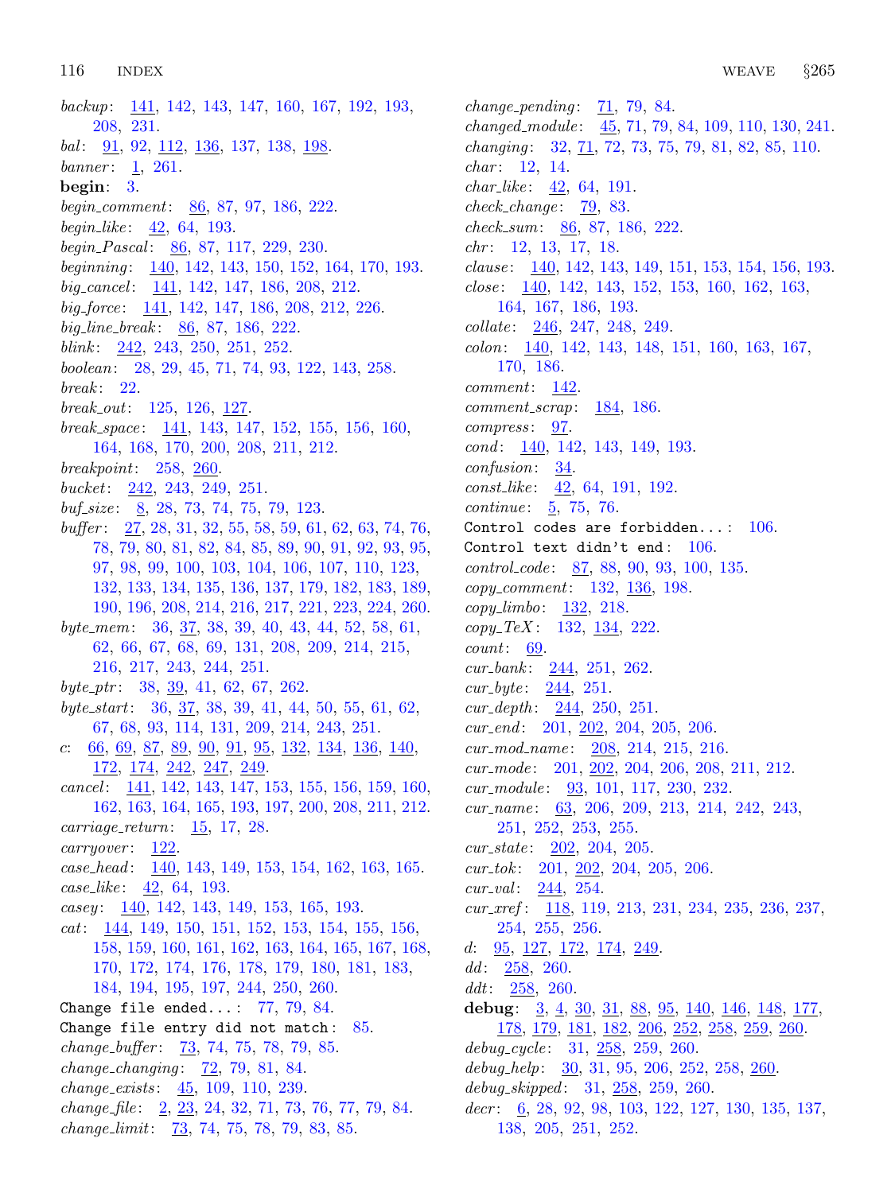*backup*: 141, 142, 143, 147, 160, 167, 192, 193, 208, 231.
*bal*: 91, 92, 112, 136, 137, 138, 198.
*banner*: 1, 261.
**begin**: 3.
*begin_comment*: 86, 87, 97, 186, 222.
*begin_like*: 42, 64, 193.
*begin_Pascal*: 86, 87, 117, 229, 230.
*beginning*: 140, 142, 143, 150, 152, 164, 170, 193.
*big_cancel*: 141, 142, 147, 186, 208, 212.
*big_force*: 141, 142, 147, 186, 208, 212, 226.
*big_line_break*: 86, 87, 186, 222.
*blink*: 242, 243, 250, 251, 252.
*boolean*: 28, 29, 45, 71, 74, 93, 122, 143, 258.
*break*: 22.
*break_out*: 125, 126, 127.
*break_space*: 141, 143, 147, 152, 155, 156, 160, 164, 168, 170, 200, 208, 211, 212.
*breakpoint*: 258, 260.
*bucket*: 242, 243, 249, 251.
*buf_size*: 8, 28, 73, 74, 75, 79, 123.
*buffer*: 27, 28, 31, 32, 55, 58, 59, 61, 62, 63, 74, 76, 78, 79, 80, 81, 82, 84, 85, 89, 90, 91, 92, 93, 95, 97, 98, 99, 100, 103, 104, 106, 107, 110, 123, 132, 133, 134, 135, 136, 137, 179, 182, 183, 189, 190, 196, 208, 214, 216, 217, 221, 223, 224, 260.
*byte_mem*: 36, 37, 38, 39, 40, 43, 44, 52, 58, 61, 62, 66, 67, 68, 69, 131, 208, 209, 214, 215, 216, 217, 243, 244, 251.
*byte_ptr*: 38, 39, 41, 62, 67, 262.
*byte_start*: 36, 37, 38, 39, 41, 44, 50, 55, 61, 62, 67, 68, 93, 114, 131, 209, 214, 243, 251.
*c*: 66, 69, 87, 89, 90, 91, 95, 132, 134, 136, 140, 172, 174, 242, 247, 249.
*cancel*: 141, 142, 143, 147, 153, 155, 156, 159, 160, 162, 163, 164, 165, 193, 197, 200, 208, 211, 212.
*carriage_return*: 15, 17, 28.
*carryover*: 122.
*case_head*: 140, 143, 149, 153, 154, 162, 163, 165.
*case_like*: 42, 64, 193.
*casey*: 140, 142, 143, 149, 153, 165, 193.
*cat*: 144, 149, 150, 151, 152, 153, 154, 155, 156, 158, 159, 160, 161, 162, 163, 164, 165, 167, 168, 170, 172, 174, 176, 178, 179, 180, 181, 183, 184, 194, 195, 197, 244, 250, 260.
`Change file ended...`: 77, 79, 84.
`Change file entry did not match`: 85.
*change_buffer*: 73, 74, 75, 78, 79, 85.
*change_changing*: 72, 79, 81, 84.
*change_exists*: 45, 109, 110, 239.
*change_file*: 2, 23, 24, 32, 71, 73, 76, 77, 79, 84.
*change_limit*: 73, 74, 75, 78, 79, 83, 85.
*change_pending*: 71, 79, 84.
*changed_module*: 45, 71, 79, 84, 109, 110, 130, 241.
*changing*: 32, 71, 72, 73, 75, 79, 81, 82, 85, 110.
*char*: 12, 14.
*char_like*: 42, 64, 191.
*check_change*: 79, 83.
*check_sum*: 86, 87, 186, 222.
*chr*: 12, 13, 17, 18.
*clause*: 140, 142, 143, 149, 151, 153, 154, 156, 193.
*close*: 140, 142, 143, 152, 153, 160, 162, 163, 164, 167, 186, 193.
*collate*: 246, 247, 248, 249.
*colon*: 140, 142, 143, 148, 151, 160, 163, 167, 170, 186.
*comment*: 142.
*comment_scrap*: 184, 186.
*compress*: 97.
*cond*: 140, 142, 143, 149, 193.
*confusion*: 34.
*const_like*: 42, 64, 191, 192.
*continue*: 5, 75, 76.
`Control codes are forbidden...`: 106.
`Control text didn't end`: 106.
*control_code*: 87, 88, 90, 93, 100, 135.
*copy_comment*: 132, 136, 198.
*copy_limbo*: 132, 218.
*copy_TeX*: 132, 134, 222.
*count*: 69.
*cur_bank*: 244, 251, 262.
*cur_byte*: 244, 251.
*cur_depth*: 244, 250, 251.
*cur_end*: 201, 202, 204, 205, 206.
*cur_mod_name*: 208, 214, 215, 216.
*cur_mode*: 201, 202, 204, 206, 208, 211, 212.
*cur_module*: 93, 101, 117, 230, 232.
*cur_name*: 63, 206, 209, 213, 214, 242, 243, 251, 252, 253, 255.
*cur_state*: 202, 204, 205.
*cur_tok*: 201, 202, 204, 205, 206.
*cur_val*: 244, 254.
*cur_xref*: 118, 119, 213, 231, 234, 235, 236, 237, 254, 255, 256.
*d*: 95, 127, 172, 174, 249.
*dd*: 258, 260.
*ddt*: 258, 260.
**debug**: 3, 4, 30, 31, 88, 95, 140, 146, 148, 177, 178, 179, 181, 182, 206, 252, 258, 259, 260.
*debug_cycle*: 31, 258, 259, 260.
*debug_help*: 30, 31, 95, 206, 252, 258, 260.
*debug_skipped*: 31, 258, 259, 260.
*decr*: 6, 28, 92, 98, 103, 122, 127, 130, 135, 137, 138, 205, 251, 252.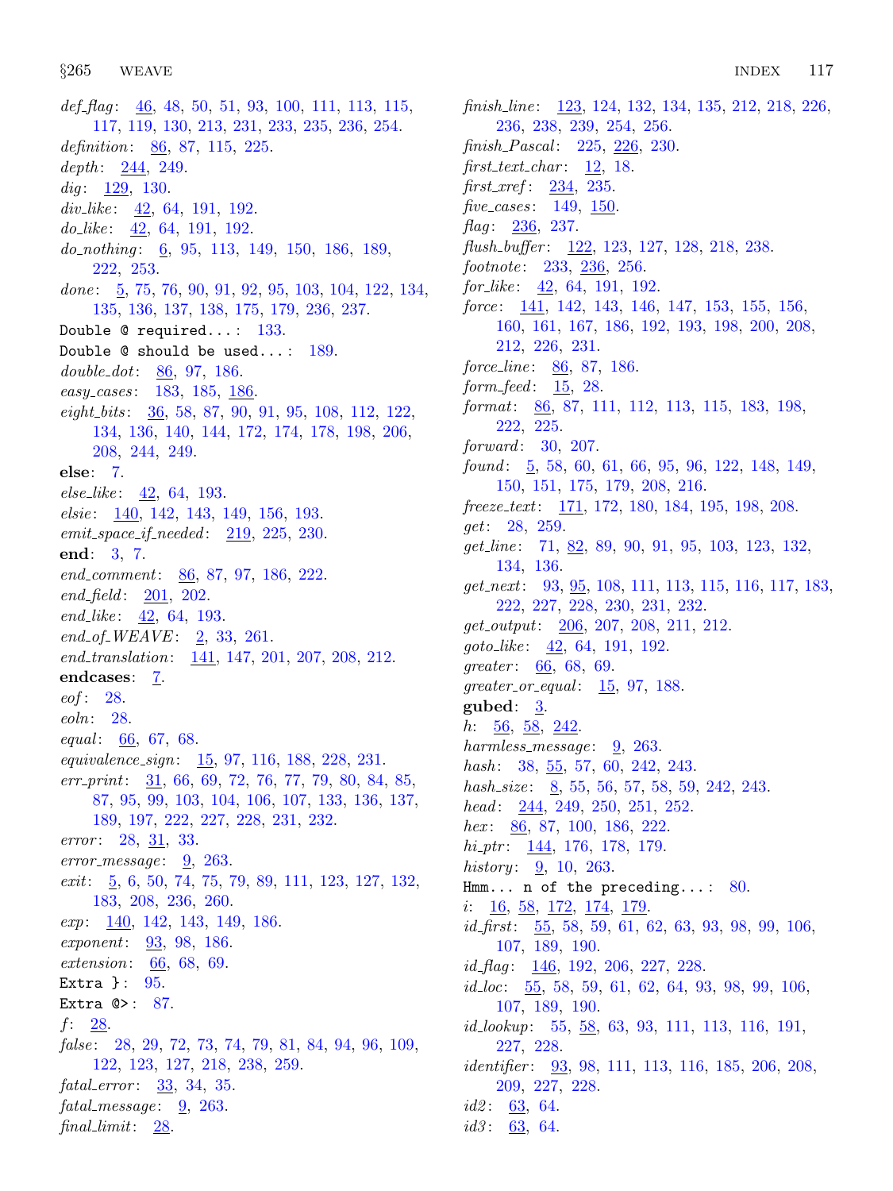*def_flag*: 46, 48, 50, 51, 93, 100, 111, 113, 115, 117, 119, 130, 213, 231, 233, 235, 236, 254.
*definition*: 86, 87, 115, 225.
*depth*: 244, 249.
*dig*: 129, 130.
*div_like*: 42, 64, 191, 192.
*do_like*: 42, 64, 191, 192.
*do_nothing*: 6, 95, 113, 149, 150, 186, 189, 222, 253.
*done*: 5, 75, 76, 90, 91, 92, 95, 103, 104, 122, 134, 135, 136, 137, 138, 175, 179, 236, 237.
`Double @ required...`: 133.
`Double @ should be used...`: 189.
*double_dot*: 86, 97, 186.
*easy_cases*: 183, 185, 186.
*eight_bits*: 36, 58, 87, 90, 91, 95, 108, 112, 122, 134, 136, 140, 144, 172, 174, 178, 198, 206, 208, 244, 249.
**else**: 7.
*else_like*: 42, 64, 193.
*elsie*: 140, 142, 143, 149, 156, 193.
*emit_space_if_needed*: 219, 225, 230.
**end**: 3, 7.
*end_comment*: 86, 87, 97, 186, 222.
*end_field*: 201, 202.
*end_like*: 42, 64, 193.
*end_of_WEAVE*: 2, 33, 261.
*end_translation*: 141, 147, 201, 207, 208, 212.
**endcases**: 7.
*eof*: 28.
*eoln*: 28.
*equal*: 66, 67, 68.
*equivalence_sign*: 15, 97, 116, 188, 228, 231.
*err_print*: 31, 66, 69, 72, 76, 77, 79, 80, 84, 85, 87, 95, 99, 103, 104, 106, 107, 133, 136, 137, 189, 197, 222, 227, 228, 231, 232.
*error*: 28, 31, 33.
*error_message*: 9, 263.
*exit*: 5, 6, 50, 74, 75, 79, 89, 111, 123, 127, 132, 183, 208, 236, 260.
*exp*: 140, 142, 143, 149, 186.
*exponent*: 93, 98, 186.
*extension*: 66, 68, 69.
`Extra }`: 95.
`Extra @>`: 87.
*f*: 28.
*false*: 28, 29, 72, 73, 74, 79, 81, 84, 94, 96, 109, 122, 123, 127, 218, 238, 259.
*fatal_error*: 33, 34, 35.
*fatal_message*: 9, 263.
*final_limit*: 28.
*finish_line*: 123, 124, 132, 134, 135, 212, 218, 226, 236, 238, 239, 254, 256.
*finish_Pascal*: 225, 226, 230.
*first_text_char*: 12, 18.
*first_xref*: 234, 235.
*five_cases*: 149, 150.
*flag*: 236, 237.
*flush_buffer*: 122, 123, 127, 128, 218, 238.
*footnote*: 233, 236, 256.
*for_like*: 42, 64, 191, 192.
*force*: 141, 142, 143, 146, 147, 153, 155, 156, 160, 161, 167, 186, 192, 193, 198, 200, 208, 212, 226, 231.
*force_line*: 86, 87, 186.
*form_feed*: 15, 28.
*format*: 86, 87, 111, 112, 113, 115, 183, 198, 222, 225.
*forward*: 30, 207.
*found*: 5, 58, 60, 61, 66, 95, 96, 122, 148, 149, 150, 151, 175, 179, 208, 216.
*freeze_text*: 171, 172, 180, 184, 195, 198, 208.
*get*: 28, 259.
*get_line*: 71, 82, 89, 90, 91, 95, 103, 123, 132, 134, 136.
*get_next*: 93, 95, 108, 111, 113, 115, 116, 117, 183, 222, 227, 228, 230, 231, 232.
*get_output*: 206, 207, 208, 211, 212.
*goto_like*: 42, 64, 191, 192.
*greater*: 66, 68, 69.
*greater_or_equal*: 15, 97, 188.
**gubed**: 3.
*h*: 56, 58, 242.
*harmless_message*: 9, 263.
*hash*: 38, 55, 57, 60, 242, 243.
*hash_size*: 8, 55, 56, 57, 58, 59, 242, 243.
*head*: 244, 249, 250, 251, 252.
*hex*: 86, 87, 100, 186, 222.
*hi_ptr*: 144, 176, 178, 179.
*history*: 9, 10, 263.
`Hmm... n of the preceding...`: 80.
*i*: 16, 58, 172, 174, 179.
*id_first*: 55, 58, 59, 61, 62, 63, 93, 98, 99, 106, 107, 189, 190.
*id_flag*: 146, 192, 206, 227, 228.
*id_loc*: 55, 58, 59, 61, 62, 64, 93, 98, 99, 106, 107, 189, 190.
*id_lookup*: 55, 58, 63, 93, 111, 113, 116, 191, 227, 228.
*identifier*: 93, 98, 111, 113, 116, 185, 206, 208, 209, 227, 228.
*id2*: 63, 64.
*id3*: 63, 64.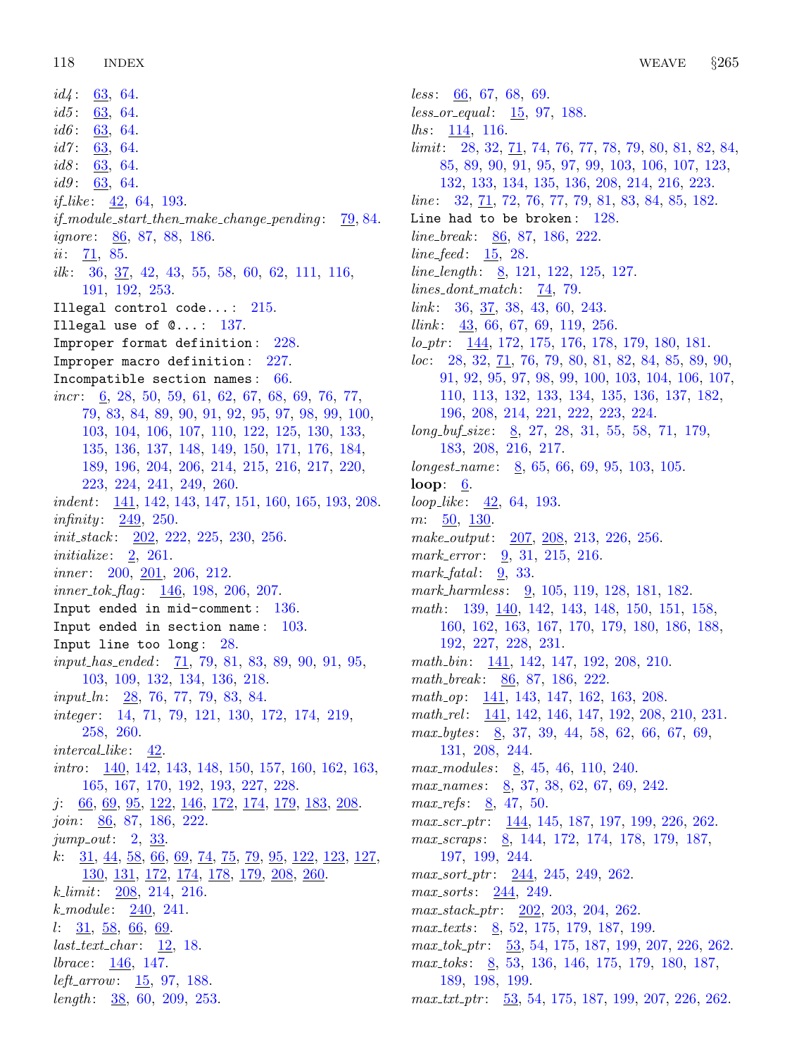*id4*: 63, 64.
*id5*: 63, 64.
*id6*: 63, 64.
*id7*: 63, 64.
*id8*: 63, 64.
*id9*: 63, 64.
*if_like*: 42, 64, 193.
*if_module_start_then_make_change_pending*: 79, 84.
*ignore*: 86, 87, 88, 186.
*ii*: 71, 85.
*ilk*: 36, 37, 42, 43, 55, 58, 60, 62, 111, 116, 191, 192, 253.
`Illegal control code...`: 215.
`Illegal use of @...`: 137.
`Improper format definition`: 228.
`Improper macro definition`: 227.
`Incompatible section names`: 66.
*incr*: 6, 28, 50, 59, 61, 62, 67, 68, 69, 76, 77, 79, 83, 84, 89, 90, 91, 92, 95, 97, 98, 99, 100, 103, 104, 106, 107, 110, 122, 125, 130, 133, 135, 136, 137, 148, 149, 150, 171, 176, 184, 189, 196, 204, 206, 214, 215, 216, 217, 220, 223, 224, 241, 249, 260.
*indent*: 141, 142, 143, 147, 151, 160, 165, 193, 208.
*infinity*: 249, 250.
*init_stack*: 202, 222, 225, 230, 256.
*initialize*: 2, 261.
*inner*: 200, 201, 206, 212.
*inner_tok_flag*: 146, 198, 206, 207.
`Input ended in mid-comment`: 136.
`Input ended in section name`: 103.
`Input line too long`: 28.
*input_has_ended*: 71, 79, 81, 83, 89, 90, 91, 95, 103, 109, 132, 134, 136, 218.
*input_ln*: 28, 76, 77, 79, 83, 84.
*integer*: 14, 71, 79, 121, 130, 172, 174, 219, 258, 260.
*intercal_like*: 42.
*intro*: 140, 142, 143, 148, 150, 157, 160, 162, 163, 165, 167, 170, 192, 193, 227, 228.
*j*: 66, 69, 95, 122, 146, 172, 174, 179, 183, 208.
*join*: 86, 87, 186, 222.
*jump_out*: 2, 33.
*k*: 31, 44, 58, 66, 69, 74, 75, 79, 95, 122, 123, 127, 130, 131, 172, 174, 178, 179, 208, 260.
*k_limit*: 208, 214, 216.
*k_module*: 240, 241.
*l*: 31, 58, 66, 69.
*last_text_char*: 12, 18.
*lbrace*: 146, 147.
*left_arrow*: 15, 97, 188.
*length*: 38, 60, 209, 253.
*less*: 66, 67, 68, 69.
*less_or_equal*: 15, 97, 188.
*lhs*: 114, 116.
*limit*: 28, 32, 71, 74, 76, 77, 78, 79, 80, 81, 82, 84, 85, 89, 90, 91, 95, 97, 99, 103, 106, 107, 123, 132, 133, 134, 135, 136, 208, 214, 216, 223.
*line*: 32, 71, 72, 76, 77, 79, 81, 83, 84, 85, 182.
`Line had to be broken`: 128.
*line_break*: 86, 87, 186, 222.
*line_feed*: 15, 28.
*line_length*: 8, 121, 122, 125, 127.
*lines_dont_match*: 74, 79.
*link*: 36, 37, 38, 43, 60, 243.
*llink*: 43, 66, 67, 69, 119, 256.
*lo_ptr*: 144, 172, 175, 176, 178, 179, 180, 181.
*loc*: 28, 32, 71, 76, 79, 80, 81, 82, 84, 85, 89, 90, 91, 92, 95, 97, 98, 99, 100, 103, 104, 106, 107, 110, 113, 132, 133, 134, 135, 136, 137, 182, 196, 208, 214, 221, 222, 223, 224.
*long_buf_size*: 8, 27, 28, 31, 55, 58, 71, 179, 183, 208, 216, 217.
*longest_name*: 8, 65, 66, 69, 95, 103, 105.
**loop**: 6.
*loop_like*: 42, 64, 193.
*m*: 50, 130.
*make_output*: 207, 208, 213, 226, 256.
*mark_error*: 9, 31, 215, 216.
*mark_fatal*: 9, 33.
*mark_harmless*: 9, 105, 119, 128, 181, 182.
*math*: 139, 140, 142, 143, 148, 150, 151, 158, 160, 162, 163, 167, 170, 179, 180, 186, 188, 192, 227, 228, 231.
*math_bin*: 141, 142, 147, 192, 208, 210.
*math_break*: 86, 87, 186, 222.
*math_op*: 141, 143, 147, 162, 163, 208.
*math_rel*: 141, 142, 146, 147, 192, 208, 210, 231.
*max_bytes*: 8, 37, 39, 44, 58, 62, 66, 67, 69, 131, 208, 244.
*max_modules*: 8, 45, 46, 110, 240.
*max_names*: 8, 37, 38, 62, 67, 69, 242.
*max_refs*: 8, 47, 50.
*max_scr_ptr*: 144, 145, 187, 197, 199, 226, 262.
*max_scraps*: 8, 144, 172, 174, 178, 179, 187, 197, 199, 244.
*max_sort_ptr*: 244, 245, 249, 262.
*max_sorts*: 244, 249.
*max_stack_ptr*: 202, 203, 204, 262.
*max_texts*: 8, 52, 175, 179, 187, 199.
*max_tok_ptr*: 53, 54, 175, 187, 199, 207, 226, 262.
*max_toks*: 8, 53, 136, 146, 175, 179, 180, 187, 189, 198, 199.
*max_txt_ptr*: 53, 54, 175, 187, 199, 207, 226, 262.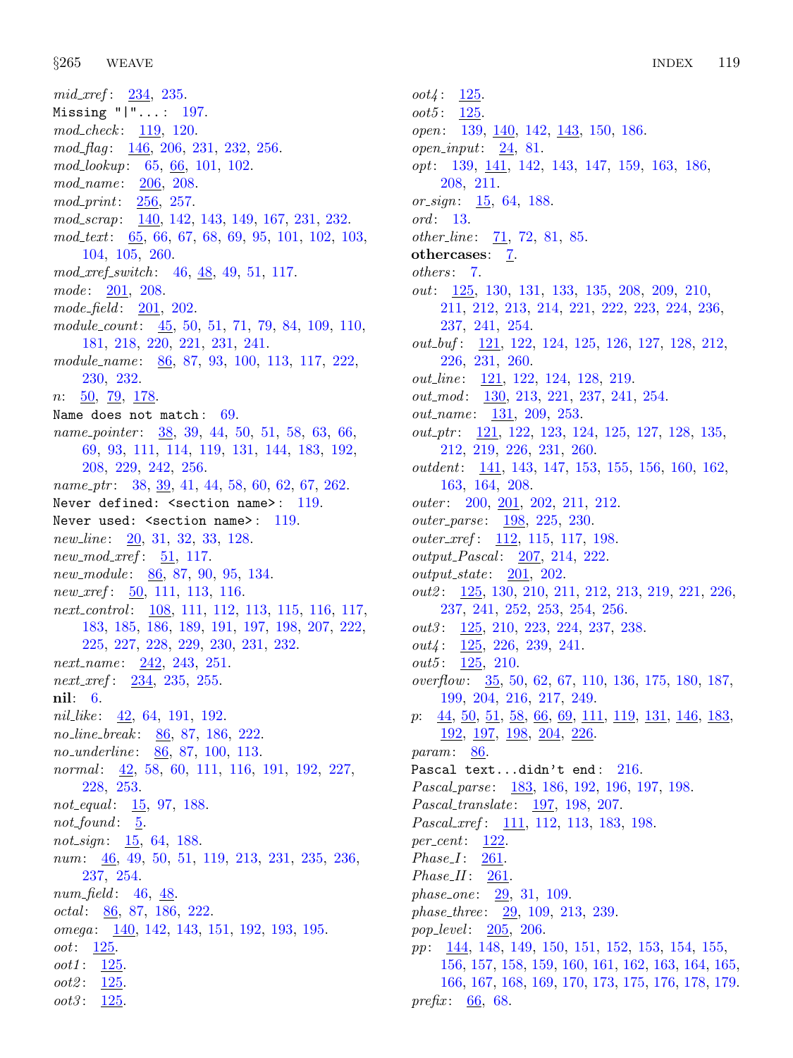*mid_xref*: 234, 235.
Missing "|"...: 197.
*mod_check*: 119, 120.
*mod_flag*: 146, 206, 231, 232, 256.
*mod_lookup*: 65, 66, 101, 102.
*mod_name*: 206, 208.
*mod_print*: 256, 257.
*mod_scrap*: 140, 142, 143, 149, 167, 231, 232.
*mod_text*: 65, 66, 67, 68, 69, 95, 101, 102, 103, 104, 105, 260.
*mod_xref_switch*: 46, 48, 49, 51, 117.
*mode*: 201, 208.
*mode_field*: 201, 202.
*module_count*: 45, 50, 51, 71, 79, 84, 109, 110, 181, 218, 220, 221, 231, 241.
*module_name*: 86, 87, 93, 100, 113, 117, 222, 230, 232.
*n*: 50, 79, 178.
Name does not match: 69.
*name_pointer*: 38, 39, 44, 50, 51, 58, 63, 66, 69, 93, 111, 114, 119, 131, 144, 183, 192, 208, 229, 242, 256.
*name_ptr*: 38, 39, 41, 44, 58, 60, 62, 67, 262.
Never defined: <section name>: 119.
Never used: <section name>: 119.
*new_line*: 20, 31, 32, 33, 128.
*new_mod_xref*: 51, 117.
*new_module*: 86, 87, 90, 95, 134.
*new_xref*: 50, 111, 113, 116.
*next_control*: 108, 111, 112, 113, 115, 116, 117, 183, 185, 186, 189, 191, 197, 198, 207, 222, 225, 227, 228, 229, 230, 231, 232.
*next_name*: 242, 243, 251.
*next_xref*: 234, 235, 255.
**nil**: 6.
*nil_like*: 42, 64, 191, 192.
*no_line_break*: 86, 87, 186, 222.
*no_underline*: 86, 87, 100, 113.
*normal*: 42, 58, 60, 111, 116, 191, 192, 227, 228, 253.
*not_equal*: 15, 97, 188.
*not_found*: 5.
*not_sign*: 15, 64, 188.
*num*: 46, 49, 50, 51, 119, 213, 231, 235, 236, 237, 254.
*num_field*: 46, 48.
*octal*: 86, 87, 186, 222.
*omega*: 140, 142, 143, 151, 192, 193, 195.
*oot*: 125.
*oot1*: 125.
*oot2*: 125.
*oot3*: 125.
*oot4*: 125.
*oot5*: 125.
*open*: 139, 140, 142, 143, 150, 186.
*open_input*: 24, 81.
*opt*: 139, 141, 142, 143, 147, 159, 163, 186, 208, 211.
*or_sign*: 15, 64, 188.
*ord*: 13.
*other_line*: 71, 72, 81, 85.
**othercases**: 7.
*others*: 7.
*out*: 125, 130, 131, 133, 135, 208, 209, 210, 211, 212, 213, 214, 221, 222, 223, 224, 236, 237, 241, 254.
*out_buf*: 121, 122, 124, 125, 126, 127, 128, 212, 226, 231, 260.
*out_line*: 121, 122, 124, 128, 219.
*out_mod*: 130, 213, 221, 237, 241, 254.
*out_name*: 131, 209, 253.
*out_ptr*: 121, 122, 123, 124, 125, 127, 128, 135, 212, 219, 226, 231, 260.
*outdent*: 141, 143, 147, 153, 155, 156, 160, 162, 163, 164, 208.
*outer*: 200, 201, 202, 211, 212.
*outer_parse*: 198, 225, 230.
*outer_xref*: 112, 115, 117, 198.
*output_Pascal*: 207, 214, 222.
*output_state*: 201, 202.
*out2*: 125, 130, 210, 211, 212, 213, 219, 221, 226, 237, 241, 252, 253, 254, 256.
*out3*: 125, 210, 223, 224, 237, 238.
*out4*: 125, 226, 239, 241.
*out5*: 125, 210.
*overflow*: 35, 50, 62, 67, 110, 136, 175, 180, 187, 199, 204, 216, 217, 249.
*p*: 44, 50, 51, 58, 66, 69, 111, 119, 131, 146, 183, 192, 197, 198, 204, 226.
*param*: 86.
Pascal text...didn't end: 216.
*Pascal_parse*: 183, 186, 192, 196, 197, 198.
*Pascal_translate*: 197, 198, 207.
*Pascal_xref*: 111, 112, 113, 183, 198.
*per_cent*: 122.
*Phase_I*: 261.
*Phase_II*: 261.
*phase_one*: 29, 31, 109.
*phase_three*: 29, 109, 213, 239.
*pop_level*: 205, 206.
*pp*: 144, 148, 149, 150, 151, 152, 153, 154, 155, 156, 157, 158, 159, 160, 161, 162, 163, 164, 165, 166, 167, 168, 169, 170, 173, 175, 176, 178, 179.
*prefix*: 66, 68.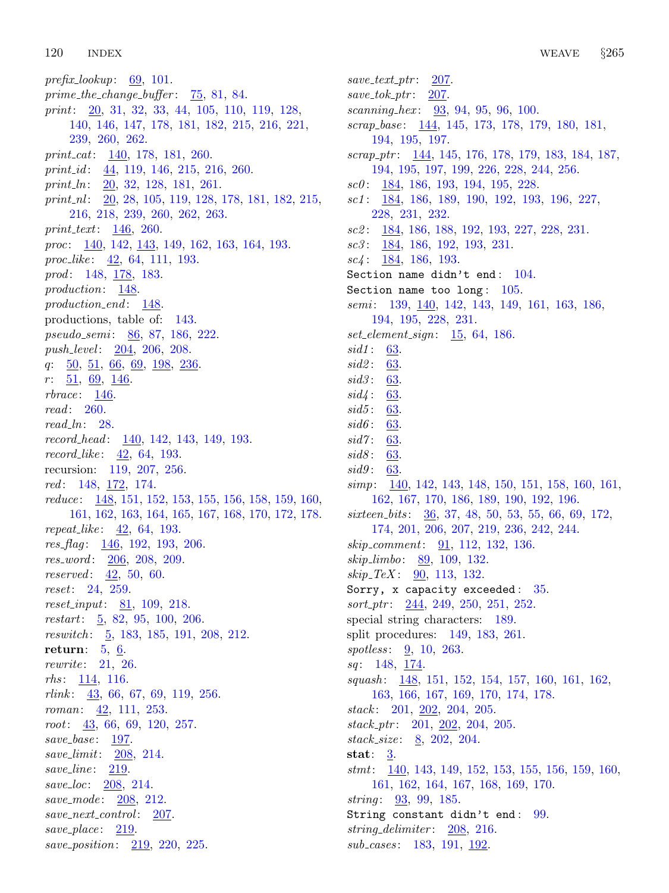*prefix_lookup*: 69, 101.
*prime_the_change_buffer*: 75, 81, 84.
*print*: 20, 31, 32, 33, 44, 105, 110, 119, 128, 140, 146, 147, 178, 181, 182, 215, 216, 221, 239, 260, 262.
*print_cat*: 140, 178, 181, 260.
*print_id*: 44, 119, 146, 215, 216, 260.
*print_ln*: 20, 32, 128, 181, 261.
*print_nl*: 20, 28, 105, 119, 128, 178, 181, 182, 215, 216, 218, 239, 260, 262, 263.
*print_text*: 146, 260.
*proc*: 140, 142, 143, 149, 162, 163, 164, 193.
*proc_like*: 42, 64, 111, 193.
*prod*: 148, 178, 183.
*production*: 148.
*production_end*: 148.
productions, table of: 143.
*pseudo_semi*: 86, 87, 186, 222.
*push_level*: 204, 206, 208.
*q*: 50, 51, 66, 69, 198, 236.
*r*: 51, 69, 146.
*rbrace*: 146.
*read*: 260.
*read_ln*: 28.
*record_head*: 140, 142, 143, 149, 193.
*record_like*: 42, 64, 193.
recursion: 119, 207, 256.
*red*: 148, 172, 174.
*reduce*: 148, 151, 152, 153, 155, 156, 158, 159, 160, 161, 162, 163, 164, 165, 167, 168, 170, 172, 178.
*repeat_like*: 42, 64, 193.
*res_flag*: 146, 192, 193, 206.
*res_word*: 206, 208, 209.
*reserved*: 42, 50, 60.
*reset*: 24, 259.
*reset_input*: 81, 109, 218.
*restart*: 5, 82, 95, 100, 206.
*reswitch*: 5, 183, 185, 191, 208, 212.
**return**: 5, 6.
*rewrite*: 21, 26.
*rhs*: 114, 116.
*rlink*: 43, 66, 67, 69, 119, 256.
*roman*: 42, 111, 253.
*root*: 43, 66, 69, 120, 257.
*save_base*: 197.
*save_limit*: 208, 214.
*save_line*: 219.
*save_loc*: 208, 214.
*save_mode*: 208, 212.
*save_next_control*: 207.
*save_place*: 219.
*save_position*: 219, 220, 225.
*save_text_ptr*: 207.
*save_tok_ptr*: 207.
*scanning_hex*: 93, 94, 95, 96, 100.
*scrap_base*: 144, 145, 173, 178, 179, 180, 181, 194, 195, 197.
*scrap_ptr*: 144, 145, 176, 178, 179, 183, 184, 187, 194, 195, 197, 199, 226, 228, 244, 256.
*sc0*: 184, 186, 193, 194, 195, 228.
*sc1*: 184, 186, 189, 190, 192, 193, 196, 227, 228, 231, 232.
*sc2*: 184, 186, 188, 192, 193, 227, 228, 231.
*sc3*: 184, 186, 192, 193, 231.
*sc4*: 184, 186, 193.
`Section name didn't end`: 104.
`Section name too long`: 105.
*semi*: 139, 140, 142, 143, 149, 161, 163, 186, 194, 195, 228, 231.
*set_element_sign*: 15, 64, 186.
*sid1*: 63.
*sid2*: 63.
*sid3*: 63.
*sid4*: 63.
*sid5*: 63.
*sid6*: 63.
*sid7*: 63.
*sid8*: 63.
*sid9*: 63.
*simp*: 140, 142, 143, 148, 150, 151, 158, 160, 161, 162, 167, 170, 186, 189, 190, 192, 196.
*sixteen_bits*: 36, 37, 48, 50, 53, 55, 66, 69, 172, 174, 201, 206, 207, 219, 236, 242, 244.
*skip_comment*: 91, 112, 132, 136.
*skip_limbo*: 89, 109, 132.
*skip_TeX*: 90, 113, 132.
`Sorry, x capacity exceeded`: 35.
*sort_ptr*: 244, 249, 250, 251, 252.
special string characters: 189.
split procedures: 149, 183, 261.
*spotless*: 9, 10, 263.
*sq*: 148, 174.
*squash*: 148, 151, 152, 154, 157, 160, 161, 162, 163, 166, 167, 169, 170, 174, 178.
*stack*: 201, 202, 204, 205.
*stack_ptr*: 201, 202, 204, 205.
*stack_size*: 8, 202, 204.
**stat**: 3.
*stmt*: 140, 143, 149, 152, 153, 155, 156, 159, 160, 161, 162, 164, 167, 168, 169, 170.
*string*: 93, 99, 185.
`String constant didn't end`: 99.
*string_delimiter*: 208, 216.
*sub_cases*: 183, 191, 192.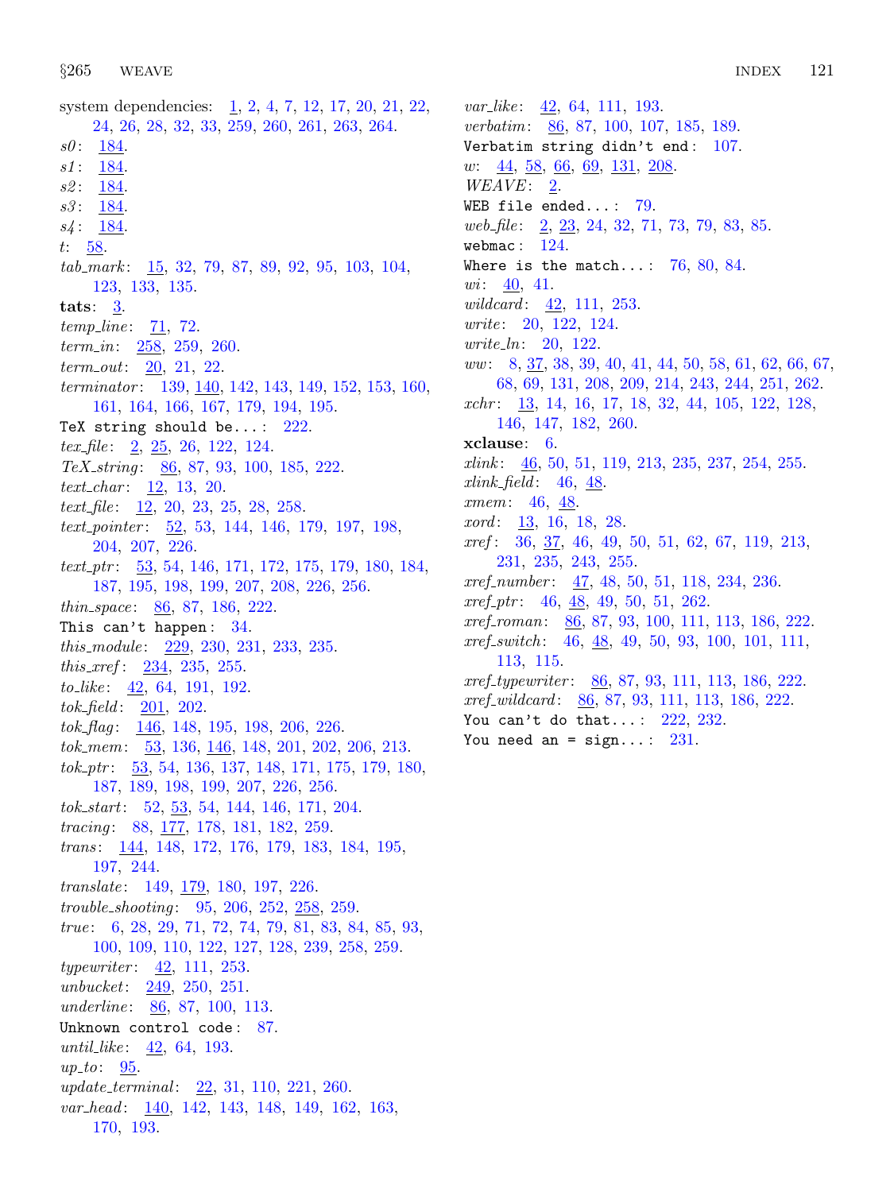system dependencies: 1, 2, 4, 7, 12, 17, 20, 21, 22, 24, 26, 28, 32, 33, 259, 260, 261, 263, 264.
*s0*: 184.
*s1*: 184.
*s2*: 184.
*s3*: 184.
*s4*: 184.
*t*: 58.
*tab_mark*: 15, 32, 79, 87, 89, 92, 95, 103, 104, 123, 133, 135.
**tats**: 3.
*temp_line*: 71, 72.
*term_in*: 258, 259, 260.
*term_out*: 20, 21, 22.
*terminator*: 139, 140, 142, 143, 149, 152, 153, 160, 161, 164, 166, 167, 179, 194, 195.
`TeX string should be...`: 222.
*tex_file*: 2, 25, 26, 122, 124.
*TeX_string*: 86, 87, 93, 100, 185, 222.
*text_char*: 12, 13, 20.
*text_file*: 12, 20, 23, 25, 28, 258.
*text_pointer*: 52, 53, 144, 146, 179, 197, 198, 204, 207, 226.
*text_ptr*: 53, 54, 146, 171, 172, 175, 179, 180, 184, 187, 195, 198, 199, 207, 208, 226, 256.
*thin_space*: 86, 87, 186, 222.
`This can't happen`: 34.
*this_module*: 229, 230, 231, 233, 235.
*this_xref*: 234, 235, 255.
*to_like*: 42, 64, 191, 192.
*tok_field*: 201, 202.
*tok_flag*: 146, 148, 195, 198, 206, 226.
*tok_mem*: 53, 136, 146, 148, 201, 202, 206, 213.
*tok_ptr*: 53, 54, 136, 137, 148, 171, 175, 179, 180, 187, 189, 198, 199, 207, 226, 256.
*tok_start*: 52, 53, 54, 144, 146, 171, 204.
*tracing*: 88, 177, 178, 181, 182, 259.
*trans*: 144, 148, 172, 176, 179, 183, 184, 195, 197, 244.
*translate*: 149, 179, 180, 197, 226.
*trouble_shooting*: 95, 206, 252, 258, 259.
*true*: 6, 28, 29, 71, 72, 74, 79, 81, 83, 84, 85, 93, 100, 109, 110, 122, 127, 128, 239, 258, 259.
*typewriter*: 42, 111, 253.
*unbucket*: 249, 250, 251.
*underline*: 86, 87, 100, 113.
`Unknown control code`: 87.
*until_like*: 42, 64, 193.
*up_to*: 95.
*update_terminal*: 22, 31, 110, 221, 260.
*var_head*: 140, 142, 143, 148, 149, 162, 163, 170, 193.
*var_like*: 42, 64, 111, 193.
*verbatim*: 86, 87, 100, 107, 185, 189.
`Verbatim string didn't end`: 107.
*w*: 44, 58, 66, 69, 131, 208.
*WEAVE*: 2.
`WEB file ended...`: 79.
*web_file*: 2, 23, 24, 32, 71, 73, 79, 83, 85.
`webmac`: 124.
`Where is the match...`: 76, 80, 84.
*wi*: 40, 41.
*wildcard*: 42, 111, 253.
*write*: 20, 122, 124.
*write_ln*: 20, 122.
*ww*: 8, 37, 38, 39, 40, 41, 44, 50, 58, 61, 62, 66, 67, 68, 69, 131, 208, 209, 214, 243, 244, 251, 262.
*xchr*: 13, 14, 16, 17, 18, 32, 44, 105, 122, 128, 146, 147, 182, 260.
**xclause**: 6.
*xlink*: 46, 50, 51, 119, 213, 235, 237, 254, 255.
*xlink_field*: 46, 48.
*xmem*: 46, 48.
*xord*: 13, 16, 18, 28.
*xref*: 36, 37, 46, 49, 50, 51, 62, 67, 119, 213, 231, 235, 243, 255.
*xref_number*: 47, 48, 50, 51, 118, 234, 236.
*xref_ptr*: 46, 48, 49, 50, 51, 262.
*xref_roman*: 86, 87, 93, 100, 111, 113, 186, 222.
*xref_switch*: 46, 48, 49, 50, 93, 100, 101, 111, 113, 115.
*xref_typewriter*: 86, 87, 93, 111, 113, 186, 222.
*xref_wildcard*: 86, 87, 93, 111, 113, 186, 222.
`You can't do that...`: 222, 232.
`You need an = sign...`: 231.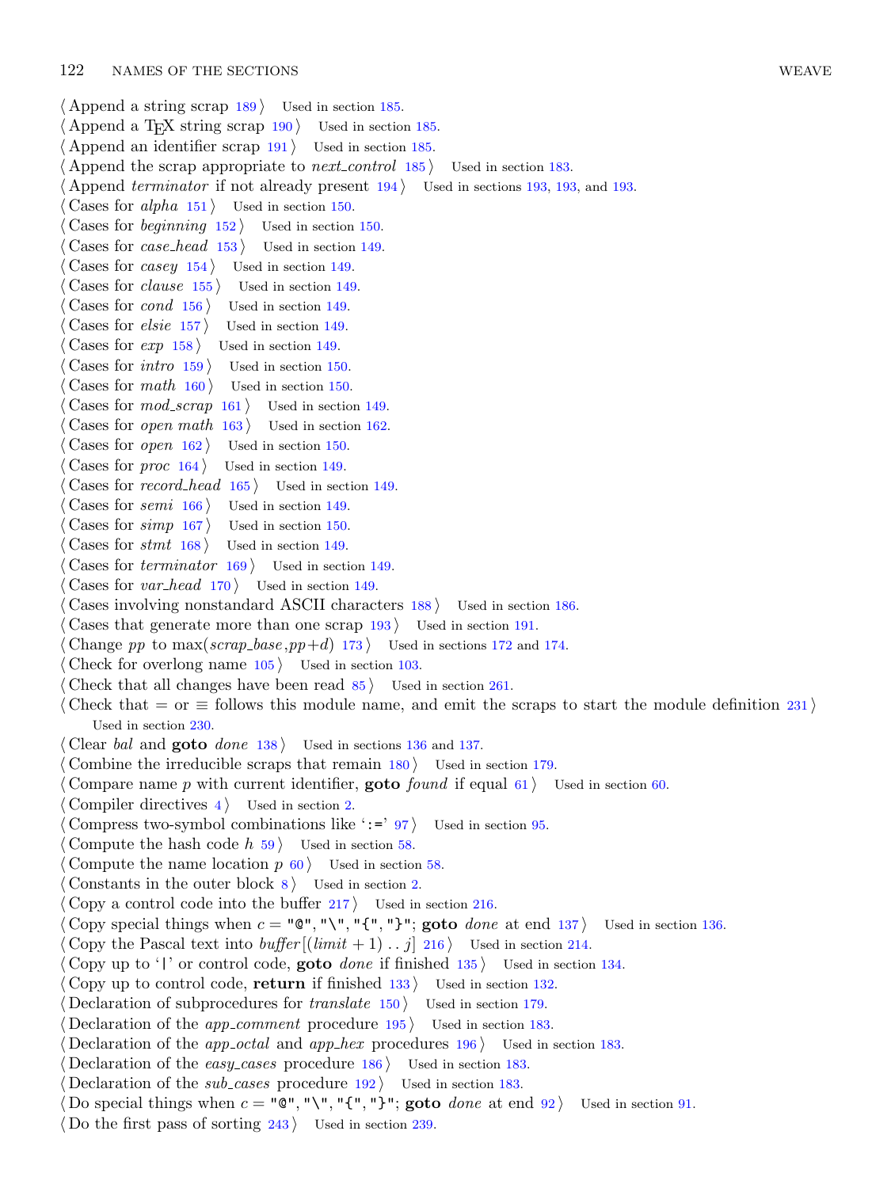⟨ Append a string scrap 189 ⟩ Used in section 185.
⟨ Append a TEX string scrap 190 ⟩ Used in section 185.
⟨ Append an identifier scrap 191 ⟩ Used in section 185.
⟨ Append the scrap appropriate to *next_control* 185 ⟩ Used in section 183.
⟨ Append *terminator* if not already present 194 ⟩ Used in sections 193, 193, and 193.
⟨ Cases for *alpha* 151 ⟩ Used in section 150.
⟨ Cases for *beginning* 152 ⟩ Used in section 150.
⟨ Cases for *case_head* 153 ⟩ Used in section 149.
⟨ Cases for *casey* 154 ⟩ Used in section 149.
⟨ Cases for *clause* 155 ⟩ Used in section 149.
⟨ Cases for *cond* 156 ⟩ Used in section 149.
⟨ Cases for *elsie* 157 ⟩ Used in section 149.
⟨ Cases for *exp* 158 ⟩ Used in section 149.
⟨ Cases for *intro* 159 ⟩ Used in section 150.
⟨ Cases for *math* 160 ⟩ Used in section 150.
⟨ Cases for *mod_scrap* 161 ⟩ Used in section 149.
⟨ Cases for *open math* 163 ⟩ Used in section 162.
⟨ Cases for *open* 162 ⟩ Used in section 150.
⟨ Cases for *proc* 164 ⟩ Used in section 149.
⟨ Cases for *record_head* 165 ⟩ Used in section 149.
⟨ Cases for *semi* 166 ⟩ Used in section 149.
⟨ Cases for *simp* 167 ⟩ Used in section 150.
⟨ Cases for *stmt* 168 ⟩ Used in section 149.
⟨ Cases for *terminator* 169 ⟩ Used in section 149.
⟨ Cases for *var_head* 170 ⟩ Used in section 149.
⟨ Cases involving nonstandard ASCII characters 188 ⟩ Used in section 186.
⟨ Cases that generate more than one scrap 193 ⟩ Used in section 191.
⟨ Change *pp* to max(*scrap_base*,*pp*+*d*) 173 ⟩ Used in sections 172 and 174.
⟨ Check for overlong name 105 ⟩ Used in section 103.
⟨ Check that all changes have been read 85 ⟩ Used in section 261.
⟨ Check that = or ≡ follows this module name, and emit the scraps to start the module definition 231 ⟩ Used in section 230.
⟨ Clear *bal* and **goto** *done* 138 ⟩ Used in sections 136 and 137.
⟨ Combine the irreducible scraps that remain 180 ⟩ Used in section 179.
⟨ Compare name *p* with current identifier, **goto** *found* if equal 61 ⟩ Used in section 60.
⟨ Compiler directives 4 ⟩ Used in section 2.
⟨ Compress two-symbol combinations like ':=' 97 ⟩ Used in section 95.
⟨ Compute the hash code *h* 59 ⟩ Used in section 58.
⟨ Compute the name location *p* 60 ⟩ Used in section 58.
⟨ Constants in the outer block 8 ⟩ Used in section 2.
⟨ Copy a control code into the buffer 217 ⟩ Used in section 216.
⟨ Copy special things when *c* = "@", "\", "{", "}"; **goto** *done* at end 137 ⟩ Used in section 136.
⟨ Copy the Pascal text into *buffer*[(*limit* + 1) .. *j*] 216 ⟩ Used in section 214.
⟨ Copy up to '|' or control code, **goto** *done* if finished 135 ⟩ Used in section 134.
⟨ Copy up to control code, **return** if finished 133 ⟩ Used in section 132.
⟨ Declaration of subprocedures for *translate* 150 ⟩ Used in section 179.
⟨ Declaration of the *app_comment* procedure 195 ⟩ Used in section 183.
⟨ Declaration of the *app_octal* and *app_hex* procedures 196 ⟩ Used in section 183.
⟨ Declaration of the *easy_cases* procedure 186 ⟩ Used in section 183.
⟨ Declaration of the *sub_cases* procedure 192 ⟩ Used in section 183.
⟨ Do special things when *c* = "@", "\", "{", "}"; **goto** *done* at end 92 ⟩ Used in section 91.
⟨ Do the first pass of sorting 243 ⟩ Used in section 239.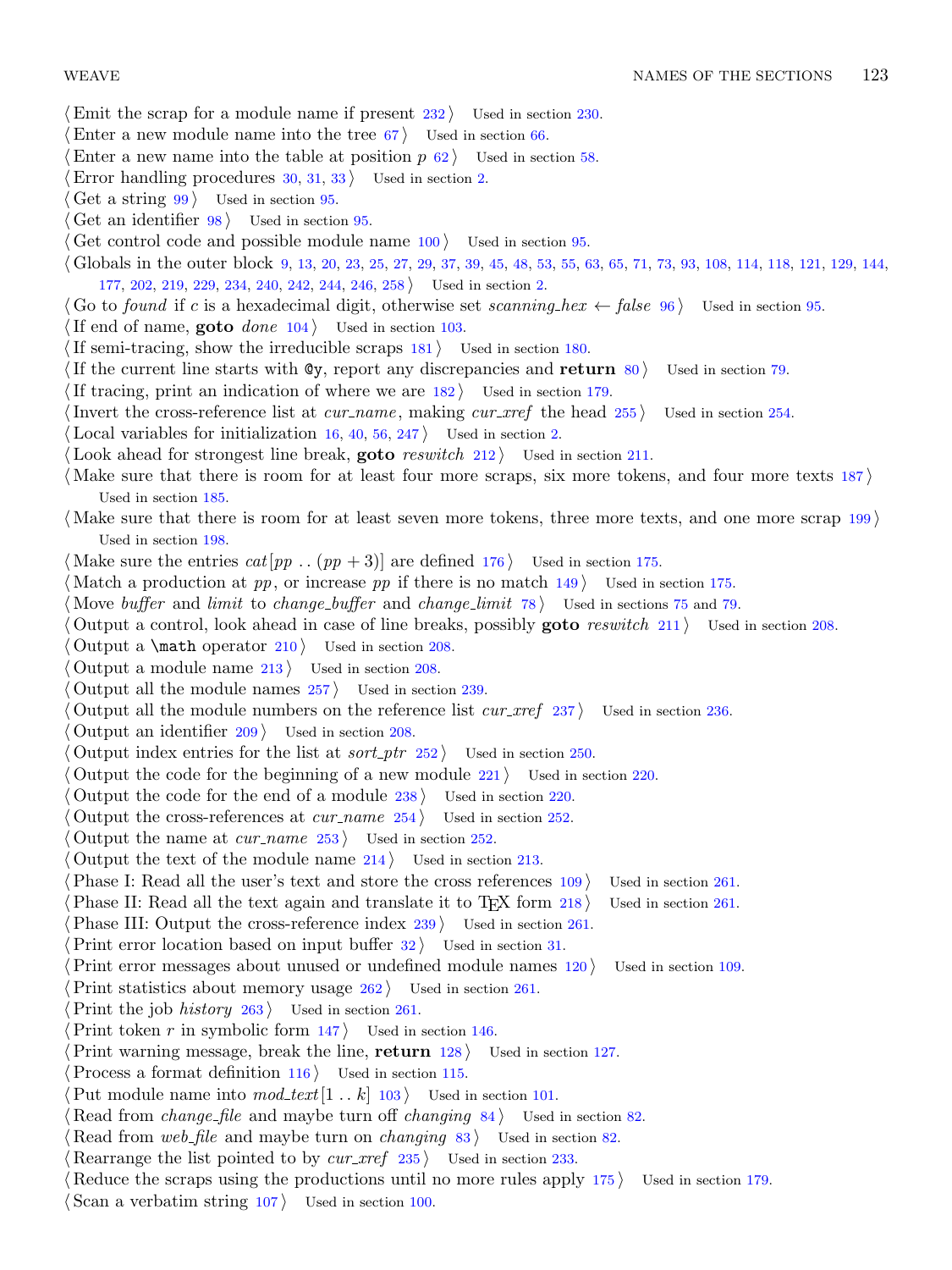⟨ Emit the scrap for a module name if present 232 ⟩ Used in section 230.
⟨ Enter a new module name into the tree 67 ⟩ Used in section 66.
⟨ Enter a new name into the table at position $p$ 62 ⟩ Used in section 58.
⟨ Error handling procedures 30, 31, 33 ⟩ Used in section 2.
⟨ Get a string 99 ⟩ Used in section 95.
⟨ Get an identifier 98 ⟩ Used in section 95.
⟨ Get control code and possible module name 100 ⟩ Used in section 95.
⟨ Globals in the outer block 9, 13, 20, 23, 25, 27, 29, 37, 39, 45, 48, 53, 55, 63, 65, 71, 73, 93, 108, 114, 118, 121, 129, 144, 177, 202, 219, 229, 234, 240, 242, 244, 246, 258 ⟩ Used in section 2.
⟨ Go to *found* if $c$ is a hexadecimal digit, otherwise set *scanning_hex* $\leftarrow$ *false* 96 ⟩ Used in section 95.
⟨ If end of name, **goto** *done* 104 ⟩ Used in section 103.
⟨ If semi-tracing, show the irreducible scraps 181 ⟩ Used in section 180.
⟨ If the current line starts with `@y`, report any discrepancies and **return** 80 ⟩ Used in section 79.
⟨ If tracing, print an indication of where we are 182 ⟩ Used in section 179.
⟨ Invert the cross-reference list at *cur_name*, making *cur_xref* the head 255 ⟩ Used in section 254.
⟨ Local variables for initialization 16, 40, 56, 247 ⟩ Used in section 2.
⟨ Look ahead for strongest line break, **goto** *reswitch* 212 ⟩ Used in section 211.
⟨ Make sure that there is room for at least four more scraps, six more tokens, and four more texts 187 ⟩ Used in section 185.
⟨ Make sure that there is room for at least seven more tokens, three more texts, and one more scrap 199 ⟩ Used in section 198.
⟨ Make sure the entries $cat[pp \mathrel{..} (pp+3)]$ are defined 176 ⟩ Used in section 175.
⟨ Match a production at $pp$, or increase $pp$ if there is no match 149 ⟩ Used in section 175.
⟨ Move *buffer* and *limit* to *change_buffer* and *change_limit* 78 ⟩ Used in sections 75 and 79.
⟨ Output a control, look ahead in case of line breaks, possibly **goto** *reswitch* 211 ⟩ Used in section 208.
⟨ Output a `\math` operator 210 ⟩ Used in section 208.
⟨ Output a module name 213 ⟩ Used in section 208.
⟨ Output all the module names 257 ⟩ Used in section 239.
⟨ Output all the module numbers on the reference list *cur_xref* 237 ⟩ Used in section 236.
⟨ Output an identifier 209 ⟩ Used in section 208.
⟨ Output index entries for the list at *sort_ptr* 252 ⟩ Used in section 250.
⟨ Output the code for the beginning of a new module 221 ⟩ Used in section 220.
⟨ Output the code for the end of a module 238 ⟩ Used in section 220.
⟨ Output the cross-references at *cur_name* 254 ⟩ Used in section 252.
⟨ Output the name at *cur_name* 253 ⟩ Used in section 252.
⟨ Output the text of the module name 214 ⟩ Used in section 213.
⟨ Phase I: Read all the user's text and store the cross references 109 ⟩ Used in section 261.
⟨ Phase II: Read all the text again and translate it to TeX form 218 ⟩ Used in section 261.
⟨ Phase III: Output the cross-reference index 239 ⟩ Used in section 261.
⟨ Print error location based on input buffer 32 ⟩ Used in section 31.
⟨ Print error messages about unused or undefined module names 120 ⟩ Used in section 109.
⟨ Print statistics about memory usage 262 ⟩ Used in section 261.
⟨ Print the job *history* 263 ⟩ Used in section 261.
⟨ Print token $r$ in symbolic form 147 ⟩ Used in section 146.
⟨ Print warning message, break the line, **return** 128 ⟩ Used in section 127.
⟨ Process a format definition 116 ⟩ Used in section 115.
⟨ Put module name into $mod\_text[1 \mathrel{..} k]$ 103 ⟩ Used in section 101.
⟨ Read from *change_file* and maybe turn off *changing* 84 ⟩ Used in section 82.
⟨ Read from *web_file* and maybe turn on *changing* 83 ⟩ Used in section 82.
⟨ Rearrange the list pointed to by *cur_xref* 235 ⟩ Used in section 233.
⟨ Reduce the scraps using the productions until no more rules apply 175 ⟩ Used in section 179.
⟨ Scan a verbatim string 107 ⟩ Used in section 100.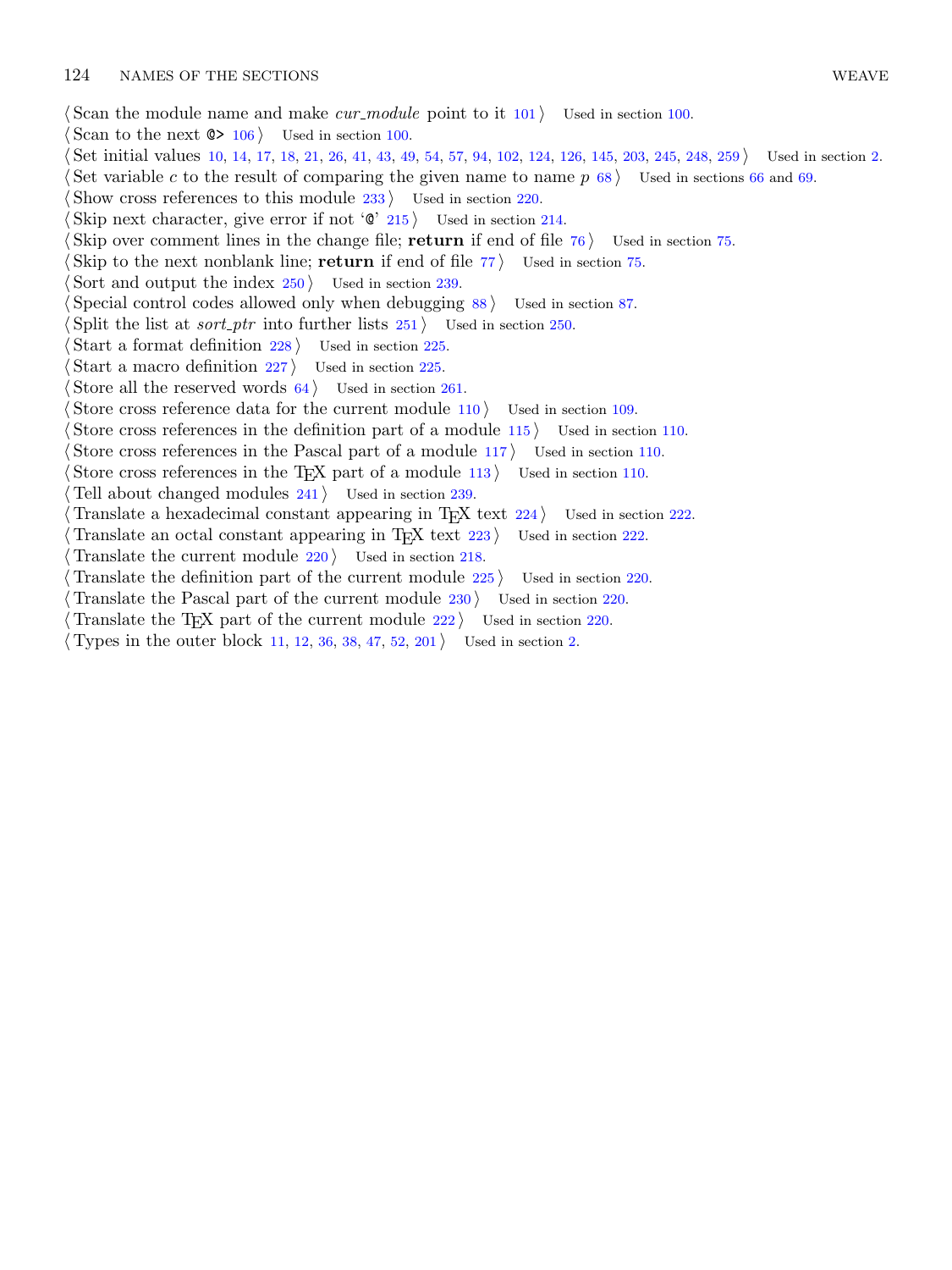⟨ Scan the module name and make *cur_module* point to it 101 ⟩ Used in section 100.
⟨ Scan to the next @> 106 ⟩ Used in section 100.
⟨ Set initial values 10, 14, 17, 18, 21, 26, 41, 43, 49, 54, 57, 94, 102, 124, 126, 145, 203, 245, 248, 259 ⟩ Used in section 2.
⟨ Set variable $c$ to the result of comparing the given name to name $p$ 68 ⟩ Used in sections 66 and 69.
⟨ Show cross references to this module 233 ⟩ Used in section 220.
⟨ Skip next character, give error if not '@' 215 ⟩ Used in section 214.
⟨ Skip over comment lines in the change file; **return** if end of file 76 ⟩ Used in section 75.
⟨ Skip to the next nonblank line; **return** if end of file 77 ⟩ Used in section 75.
⟨ Sort and output the index 250 ⟩ Used in section 239.
⟨ Special control codes allowed only when debugging 88 ⟩ Used in section 87.
⟨ Split the list at *sort_ptr* into further lists 251 ⟩ Used in section 250.
⟨ Start a format definition 228 ⟩ Used in section 225.
⟨ Start a macro definition 227 ⟩ Used in section 225.
⟨ Store all the reserved words 64 ⟩ Used in section 261.
⟨ Store cross reference data for the current module 110 ⟩ Used in section 109.
⟨ Store cross references in the definition part of a module 115 ⟩ Used in section 110.
⟨ Store cross references in the Pascal part of a module 117 ⟩ Used in section 110.
⟨ Store cross references in the TeX part of a module 113 ⟩ Used in section 110.
⟨ Tell about changed modules 241 ⟩ Used in section 239.
⟨ Translate a hexadecimal constant appearing in TeX text 224 ⟩ Used in section 222.
⟨ Translate an octal constant appearing in TeX text 223 ⟩ Used in section 222.
⟨ Translate the current module 220 ⟩ Used in section 218.
⟨ Translate the definition part of the current module 225 ⟩ Used in section 220.
⟨ Translate the Pascal part of the current module 230 ⟩ Used in section 220.
⟨ Translate the TeX part of the current module 222 ⟩ Used in section 220.
⟨ Types in the outer block 11, 12, 36, 38, 47, 52, 201 ⟩ Used in section 2.